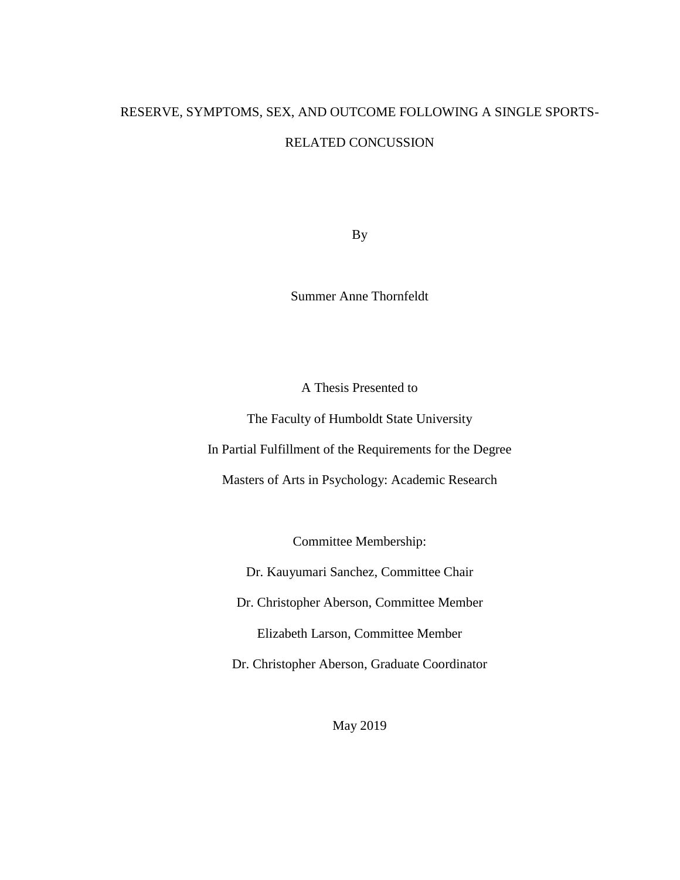# RESERVE, SYMPTOMS, SEX, AND OUTCOME FOLLOWING A SINGLE SPORTS-RELATED CONCUSSION

By

Summer Anne Thornfeldt

A Thesis Presented to

The Faculty of Humboldt State University

In Partial Fulfillment of the Requirements for the Degree

Masters of Arts in Psychology: Academic Research

Committee Membership:

Dr. Kauyumari Sanchez, Committee Chair

Dr. Christopher Aberson, Committee Member

Elizabeth Larson, Committee Member

Dr. Christopher Aberson, Graduate Coordinator

May 2019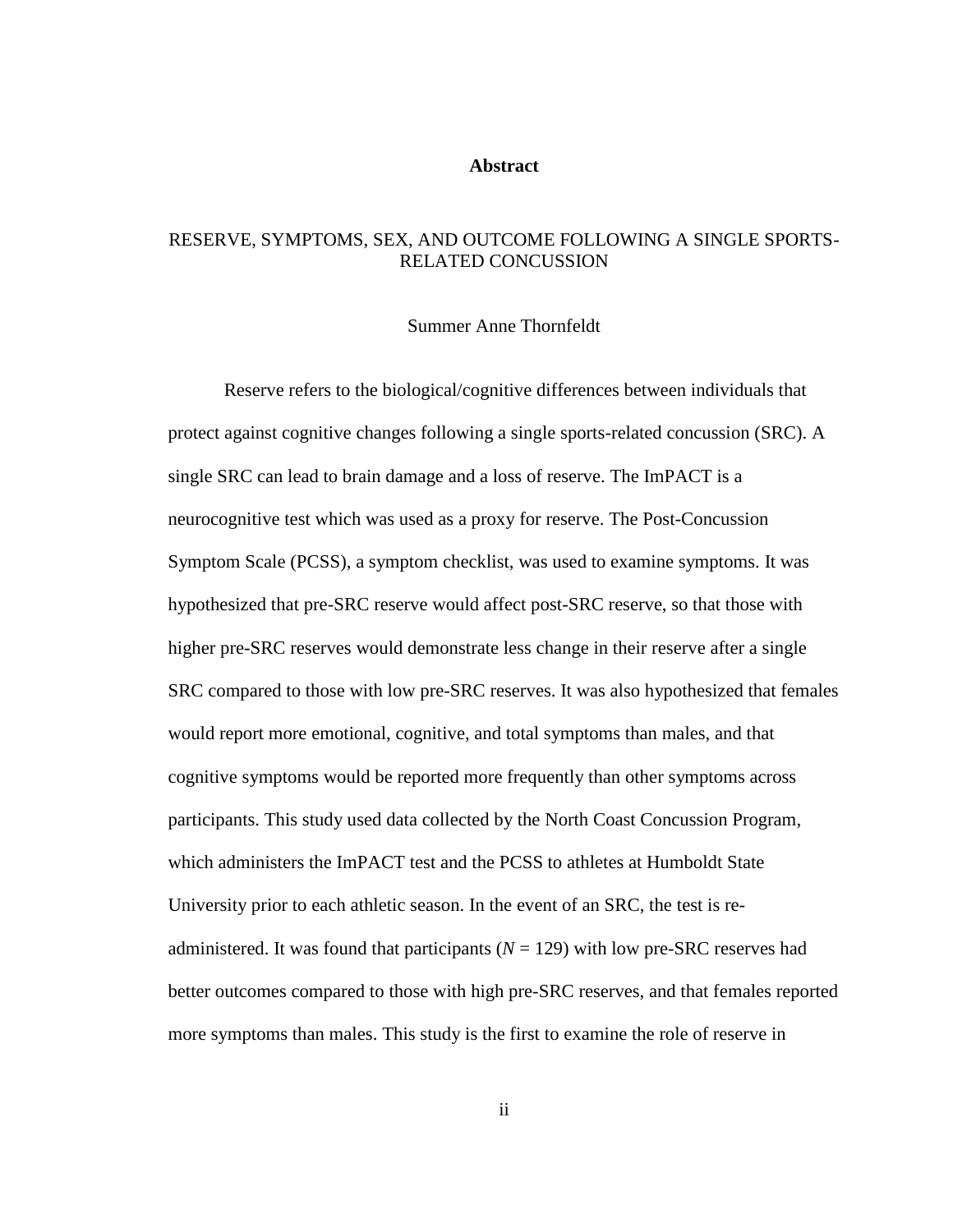## Abstract

RESERVE, SYMPTOMS, SEX, AND OUTCOME FOLLOWING A SINGLE SPORTS-RELATED CONCUSSION

Summer Anne Thornfeldt

Reserve refers to the biological/cognitive differences between individuals that protect against cognitive changes following a single sports-related concussion (SRC). A single SRC can lead to brain damage and a loss of reserve. The ImPACT is a neurocognitive test which was used as a proxy for reserve. The Post-Concussion Symptom Scale (PCSS), a symptom checklist, was used to examine symptoms. It was hypothesized that pre-SRC reserve would affect post-SRC reserve, so that those with higher pre-SRC reserves would demonstrate less change in their reserve after a single SRC compared to those with low pre-SRC reserves. It was also hypothesized that females would report more emotional, cognitive, and total symptoms than males, and that cognitive symptoms would be reported more frequently than other symptoms across participants. This study used data collected by the North Coast Concussion Program, which administers the ImPACT test and the PCSS to athletes at Humboldt State University prior to each athletic season. In the event of an SRC, the test is re-administered. It was found that participants ($N$ = 129) with low pre-SRC reserves had better outcomes compared to those with high pre-SRC reserves, and that females reported more symptoms than males. This study is the first to examine the role of reserve in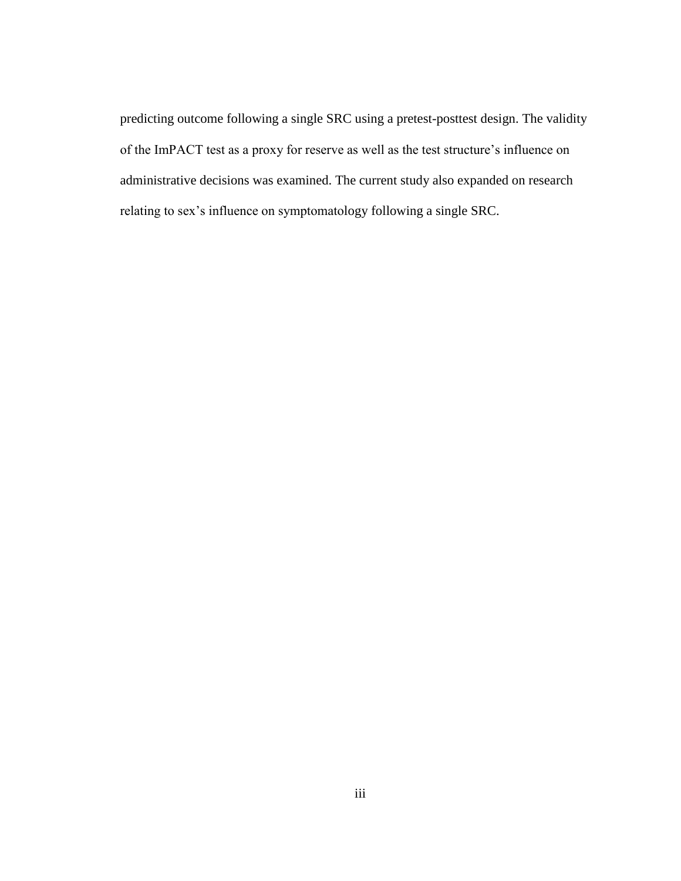predicting outcome following a single SRC using a pretest-posttest design. The validity of the ImPACT test as a proxy for reserve as well as the test structure's influence on administrative decisions was examined. The current study also expanded on research relating to sex's influence on symptomatology following a single SRC.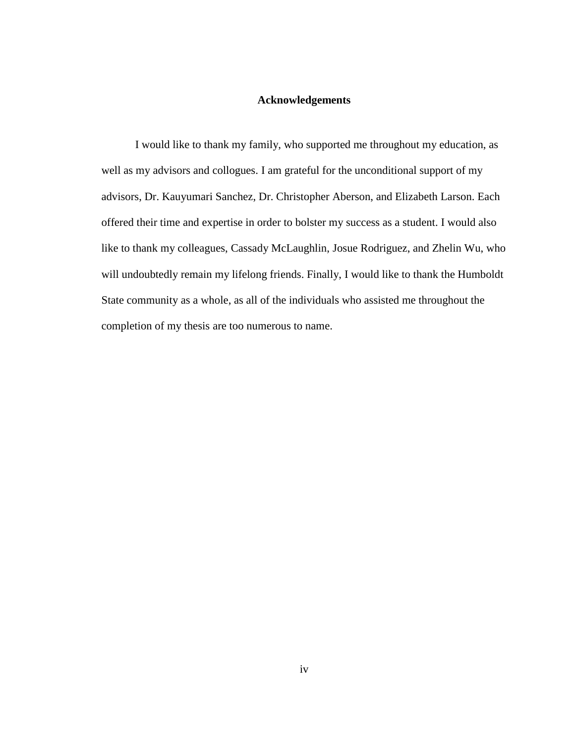# Acknowledgements

I would like to thank my family, who supported me throughout my education, as well as my advisors and collogues. I am grateful for the unconditional support of my advisors, Dr. Kauyumari Sanchez, Dr. Christopher Aberson, and Elizabeth Larson. Each offered their time and expertise in order to bolster my success as a student. I would also like to thank my colleagues, Cassady McLaughlin, Josue Rodriguez, and Zhelin Wu, who will undoubtedly remain my lifelong friends. Finally, I would like to thank the Humboldt State community as a whole, as all of the individuals who assisted me throughout the completion of my thesis are too numerous to name.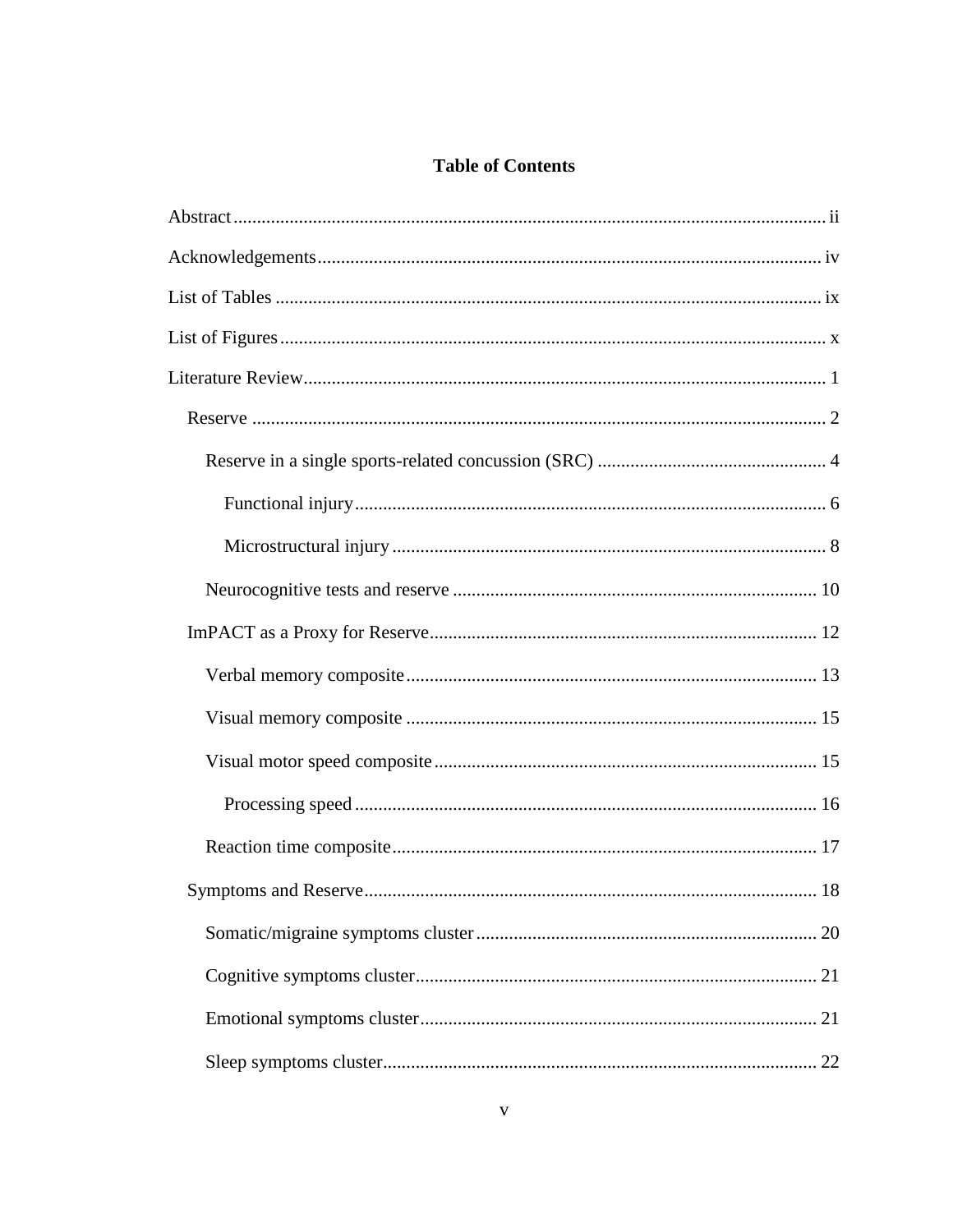# Table of Contents

Abstract ........ ii

Acknowledgements ........ iv

List of Tables ........ ix

List of Figures ........ x

Literature Review ........ 1

- Reserve ........ 2
  - Reserve in a single sports-related concussion (SRC) ........ 4
    - Functional injury ........ 6
    - Microstructural injury ........ 8
  - Neurocognitive tests and reserve ........ 10
- ImPACT as a Proxy for Reserve ........ 12
  - Verbal memory composite ........ 13
  - Visual memory composite ........ 15
  - Visual motor speed composite ........ 15
    - Processing speed ........ 16
  - Reaction time composite ........ 17
- Symptoms and Reserve ........ 18
  - Somatic/migraine symptoms cluster ........ 20
  - Cognitive symptoms cluster ........ 21
  - Emotional symptoms cluster ........ 21
  - Sleep symptoms cluster ........ 22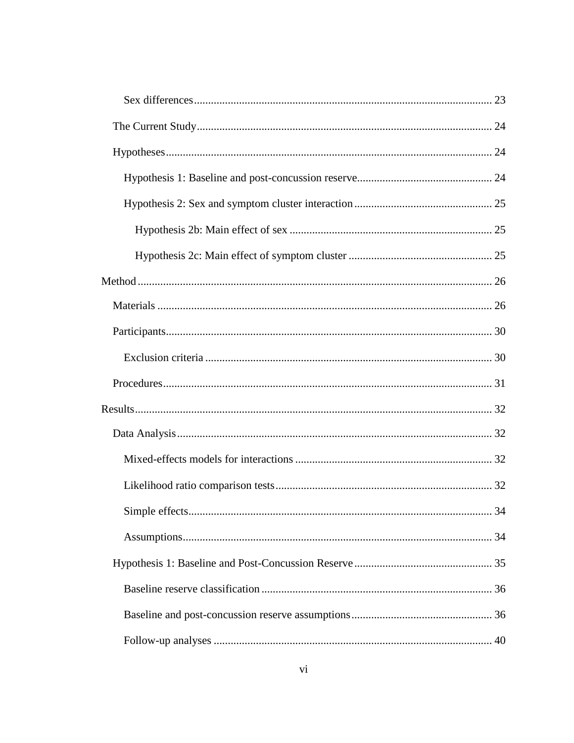Sex differences ........................................................................................................ 23

The Current Study ........................................................................................................ 24

Hypotheses ................................................................................................................... 24

Hypothesis 1: Baseline and post-concussion reserve ............................................... 24

Hypothesis 2: Sex and symptom cluster interaction ................................................ 25

Hypothesis 2b: Main effect of sex ....................................................................... 25

Hypothesis 2c: Main effect of symptom cluster .................................................. 25

Method ............................................................................................................................ 26

Materials ...................................................................................................................... 26

Participants ................................................................................................................... 30

Exclusion criteria ..................................................................................................... 30

Procedures .................................................................................................................... 31

Results ............................................................................................................................. 32

Data Analysis ............................................................................................................... 32

Mixed-effects models for interactions ..................................................................... 32

Likelihood ratio comparison tests ............................................................................ 32

Simple effects ........................................................................................................... 34

Assumptions ............................................................................................................. 34

Hypothesis 1: Baseline and Post-Concussion Reserve ................................................ 35

Baseline reserve classification ................................................................................. 36

Baseline and post-concussion reserve assumptions ................................................. 36

Follow-up analyses .................................................................................................. 40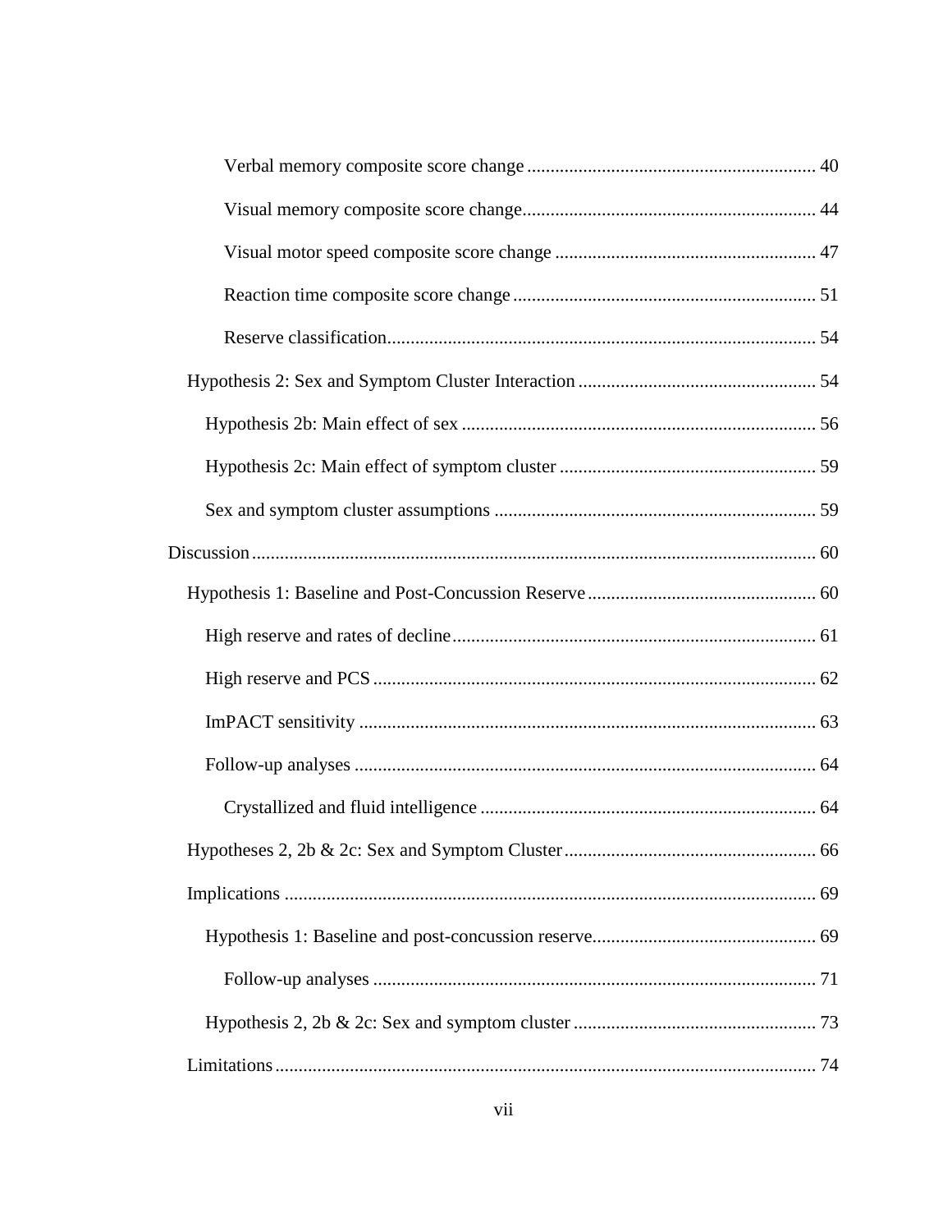Verbal memory composite score change ............................................................. 40

Visual memory composite score change.............................................................. 44

Visual motor speed composite score change ....................................................... 47

Reaction time composite score change ................................................................ 51

Reserve classification........................................................................................... 54

Hypothesis 2: Sex and Symptom Cluster Interaction .................................................. 54

Hypothesis 2b: Main effect of sex ........................................................................... 56

Hypothesis 2c: Main effect of symptom cluster ....................................................... 59

Sex and symptom cluster assumptions .................................................................... 59

Discussion ....................................................................................................................... 60

Hypothesis 1: Baseline and Post-Concussion Reserve ................................................. 60

High reserve and rates of decline............................................................................. 61

High reserve and PCS .............................................................................................. 62

ImPACT sensitivity ................................................................................................. 63

Follow-up analyses .................................................................................................. 64

Crystallized and fluid intelligence ....................................................................... 64

Hypotheses 2, 2b & 2c: Sex and Symptom Cluster...................................................... 66

Implications ................................................................................................................ 69

Hypothesis 1: Baseline and post-concussion reserve............................................... 69

Follow-up analyses .............................................................................................. 71

Hypothesis 2, 2b & 2c: Sex and symptom cluster .................................................... 73

Limitations ................................................................................................................... 74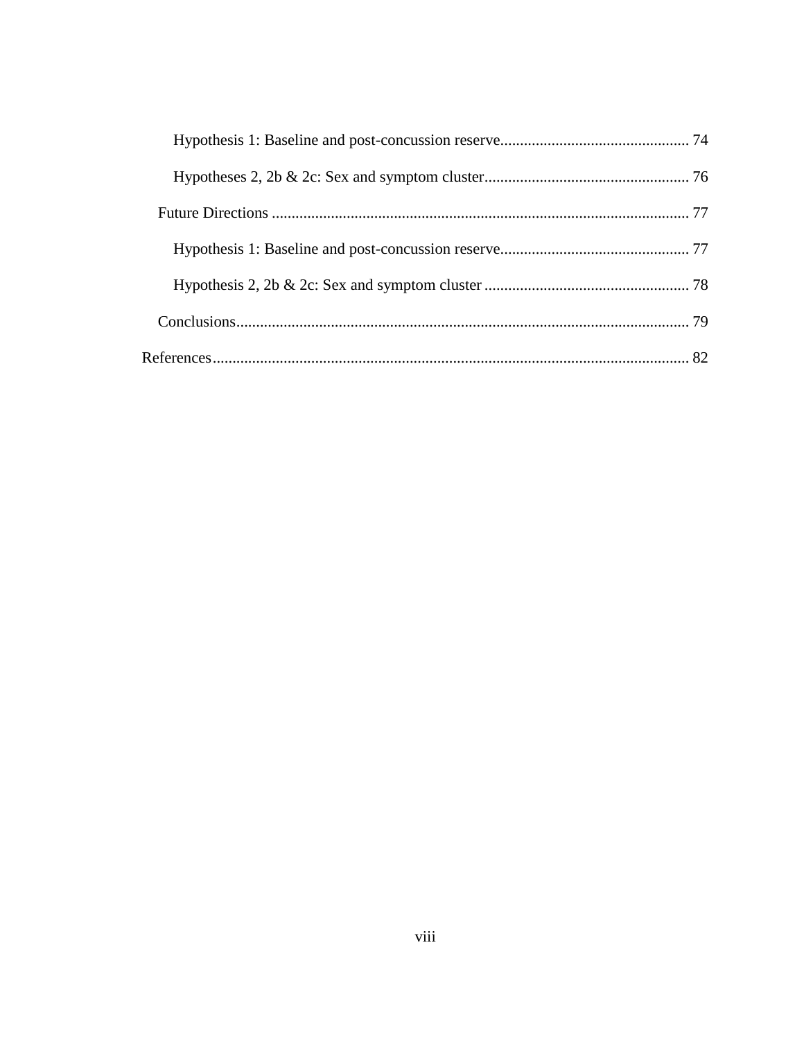Hypothesis 1: Baseline and post-concussion reserve ................................................ 74

Hypotheses 2, 2b & 2c: Sex and symptom cluster .................................................... 76

Future Directions ........................................................................................................ 77

Hypothesis 1: Baseline and post-concussion reserve ................................................ 77

Hypothesis 2, 2b & 2c: Sex and symptom cluster .................................................... 78

Conclusions ................................................................................................................. 79

References ....................................................................................................................... 82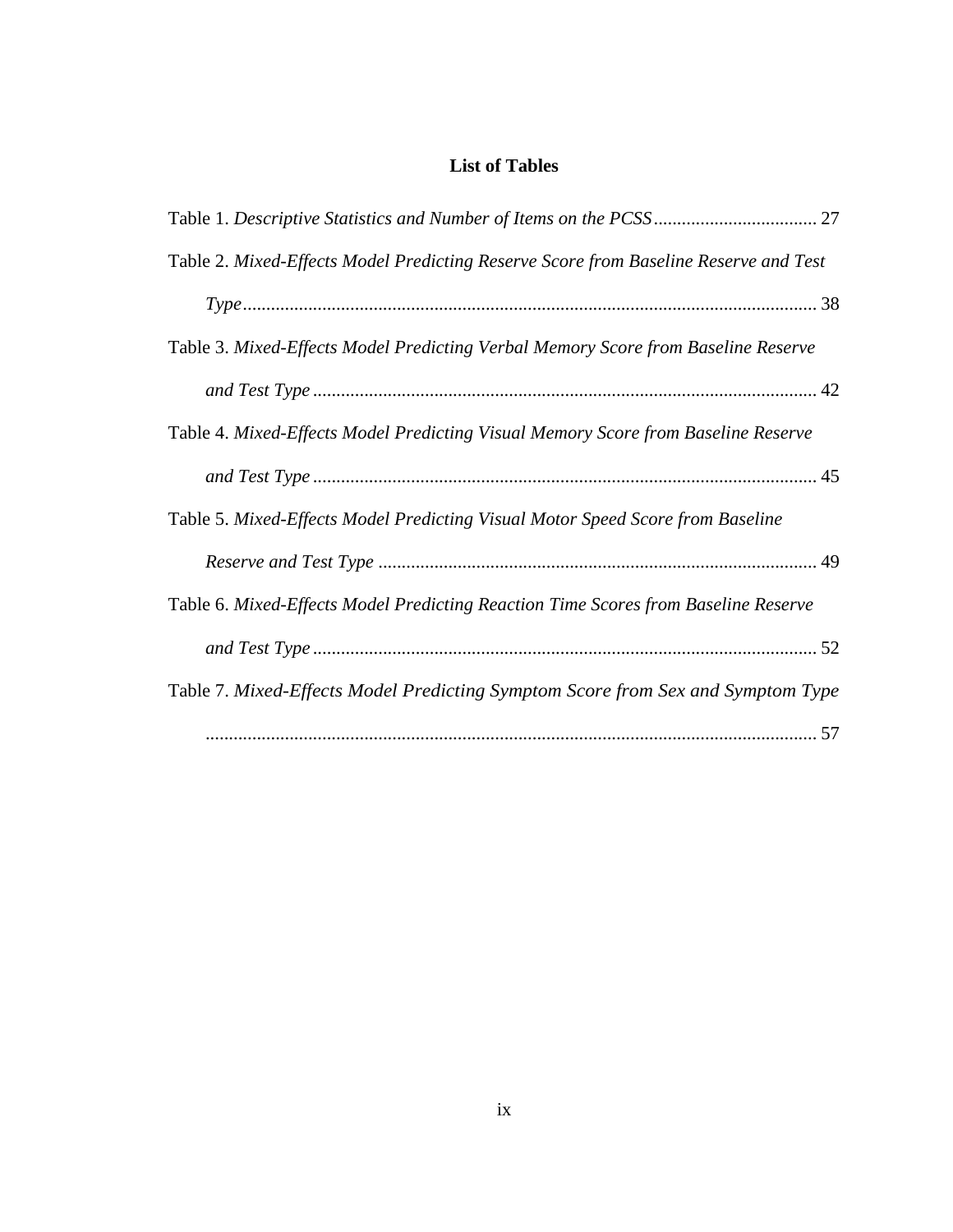## List of Tables

Table 1. *Descriptive Statistics and Number of Items on the PCSS* .................................. 27

Table 2. *Mixed-Effects Model Predicting Reserve Score from Baseline Reserve and Test Type* .......................................................................................................................... 38

Table 3. *Mixed-Effects Model Predicting Verbal Memory Score from Baseline Reserve and Test Type* ........................................................................................................... 42

Table 4. *Mixed-Effects Model Predicting Visual Memory Score from Baseline Reserve and Test Type* ........................................................................................................... 45

Table 5. *Mixed-Effects Model Predicting Visual Motor Speed Score from Baseline Reserve and Test Type* ............................................................................................. 49

Table 6. *Mixed-Effects Model Predicting Reaction Time Scores from Baseline Reserve and Test Type* ........................................................................................................... 52

Table 7. *Mixed-Effects Model Predicting Symptom Score from Sex and Symptom Type* ................................................................................................................................. 57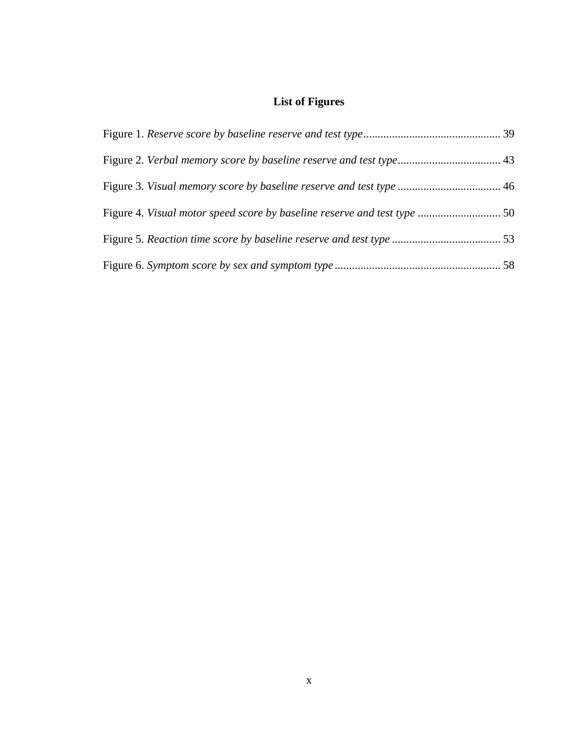## List of Figures

Figure 1. *Reserve score by baseline reserve and test type* ................................................ 39

Figure 2. *Verbal memory score by baseline reserve and test type* .................................... 43

Figure 3. *Visual memory score by baseline reserve and test type* .................................... 46

Figure 4. *Visual motor speed score by baseline reserve and test type* ............................. 50

Figure 5. *Reaction time score by baseline reserve and test type* ...................................... 53

Figure 6. *Symptom score by sex and symptom type* .......................................................... 58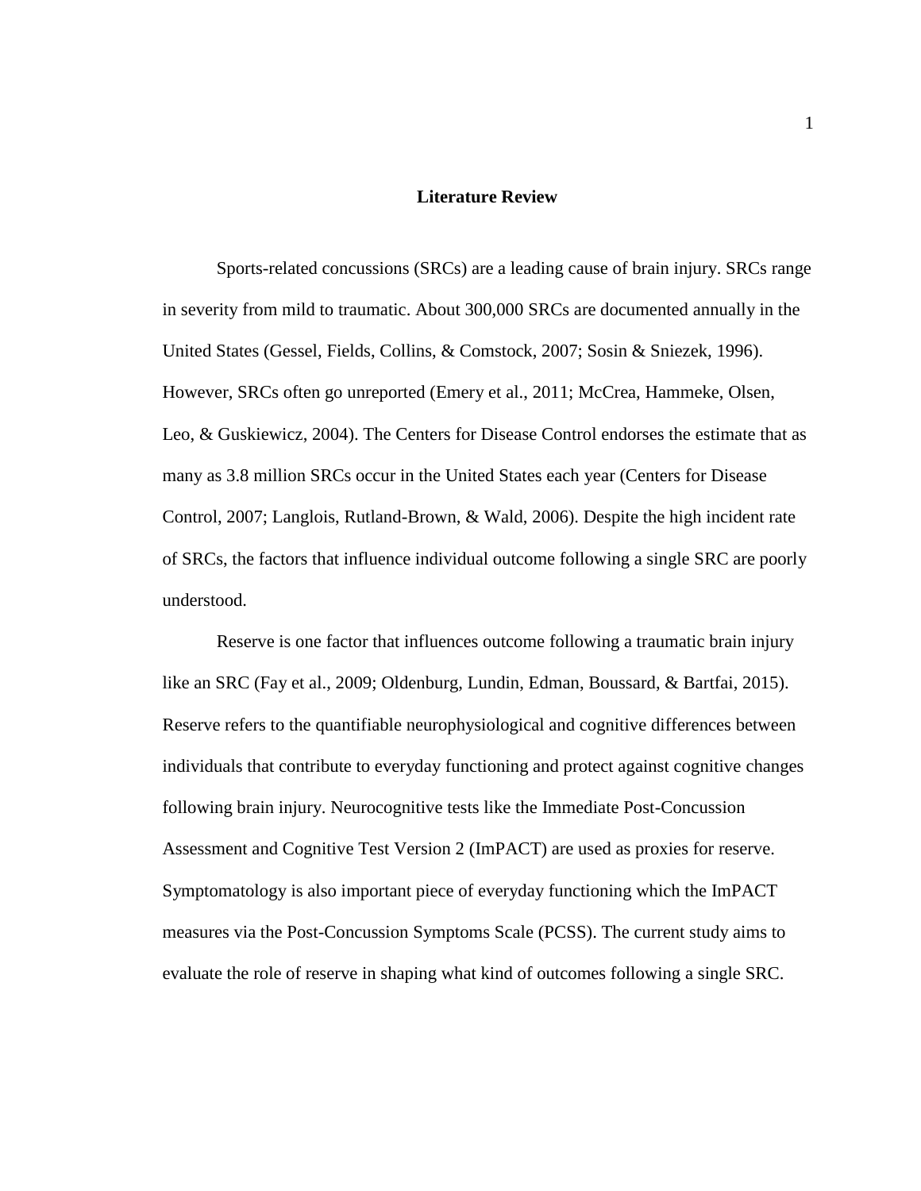# Literature Review

Sports-related concussions (SRCs) are a leading cause of brain injury. SRCs range in severity from mild to traumatic. About 300,000 SRCs are documented annually in the United States (Gessel, Fields, Collins, & Comstock, 2007; Sosin & Sniezek, 1996). However, SRCs often go unreported (Emery et al., 2011; McCrea, Hammeke, Olsen, Leo, & Guskiewicz, 2004). The Centers for Disease Control endorses the estimate that as many as 3.8 million SRCs occur in the United States each year (Centers for Disease Control, 2007; Langlois, Rutland-Brown, & Wald, 2006). Despite the high incident rate of SRCs, the factors that influence individual outcome following a single SRC are poorly understood.

Reserve is one factor that influences outcome following a traumatic brain injury like an SRC (Fay et al., 2009; Oldenburg, Lundin, Edman, Boussard, & Bartfai, 2015). Reserve refers to the quantifiable neurophysiological and cognitive differences between individuals that contribute to everyday functioning and protect against cognitive changes following brain injury. Neurocognitive tests like the Immediate Post-Concussion Assessment and Cognitive Test Version 2 (ImPACT) are used as proxies for reserve. Symptomatology is also important piece of everyday functioning which the ImPACT measures via the Post-Concussion Symptoms Scale (PCSS). The current study aims to evaluate the role of reserve in shaping what kind of outcomes following a single SRC.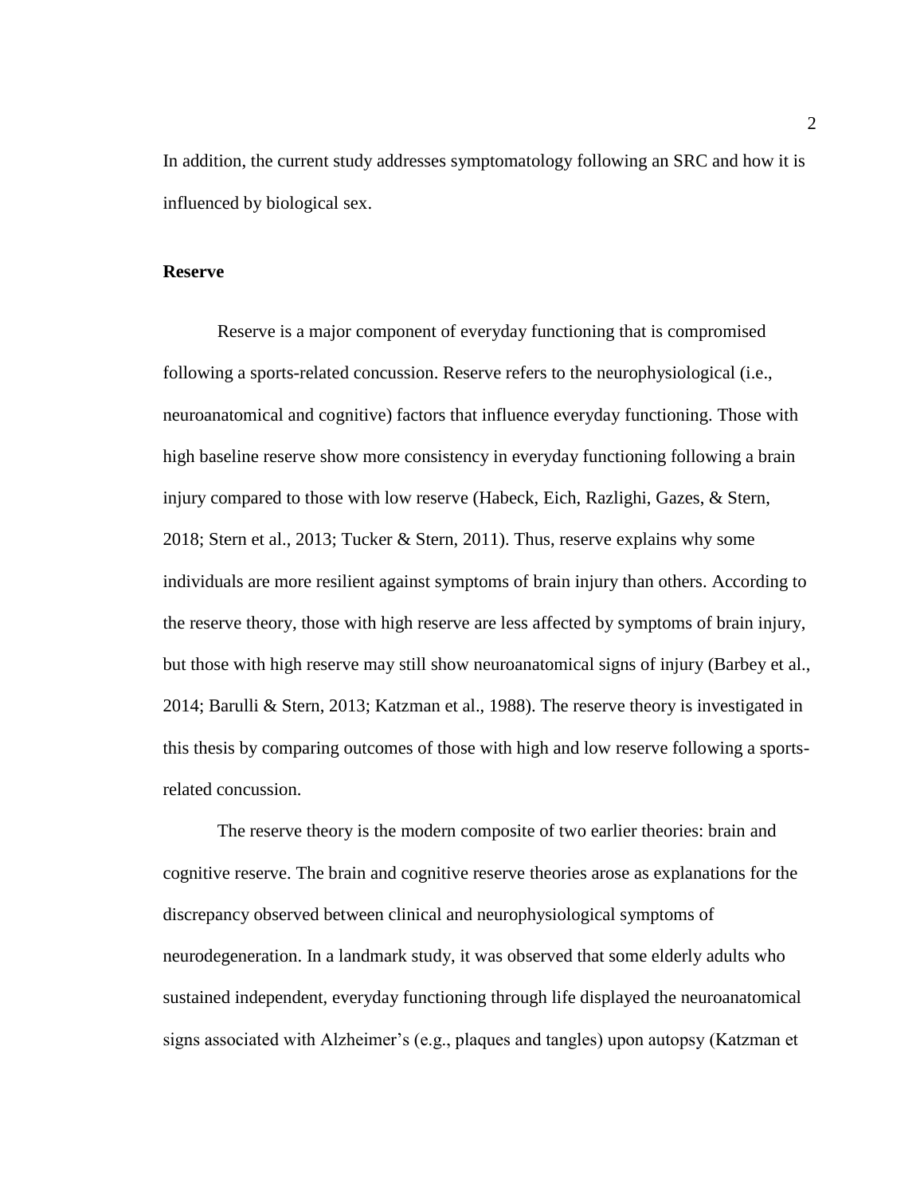In addition, the current study addresses symptomatology following an SRC and how it is influenced by biological sex.

**Reserve**

Reserve is a major component of everyday functioning that is compromised following a sports-related concussion. Reserve refers to the neurophysiological (i.e., neuroanatomical and cognitive) factors that influence everyday functioning. Those with high baseline reserve show more consistency in everyday functioning following a brain injury compared to those with low reserve (Habeck, Eich, Razlighi, Gazes, & Stern, 2018; Stern et al., 2013; Tucker & Stern, 2011). Thus, reserve explains why some individuals are more resilient against symptoms of brain injury than others. According to the reserve theory, those with high reserve are less affected by symptoms of brain injury, but those with high reserve may still show neuroanatomical signs of injury (Barbey et al., 2014; Barulli & Stern, 2013; Katzman et al., 1988). The reserve theory is investigated in this thesis by comparing outcomes of those with high and low reserve following a sports-related concussion.

The reserve theory is the modern composite of two earlier theories: brain and cognitive reserve. The brain and cognitive reserve theories arose as explanations for the discrepancy observed between clinical and neurophysiological symptoms of neurodegeneration. In a landmark study, it was observed that some elderly adults who sustained independent, everyday functioning through life displayed the neuroanatomical signs associated with Alzheimer's (e.g., plaques and tangles) upon autopsy (Katzman et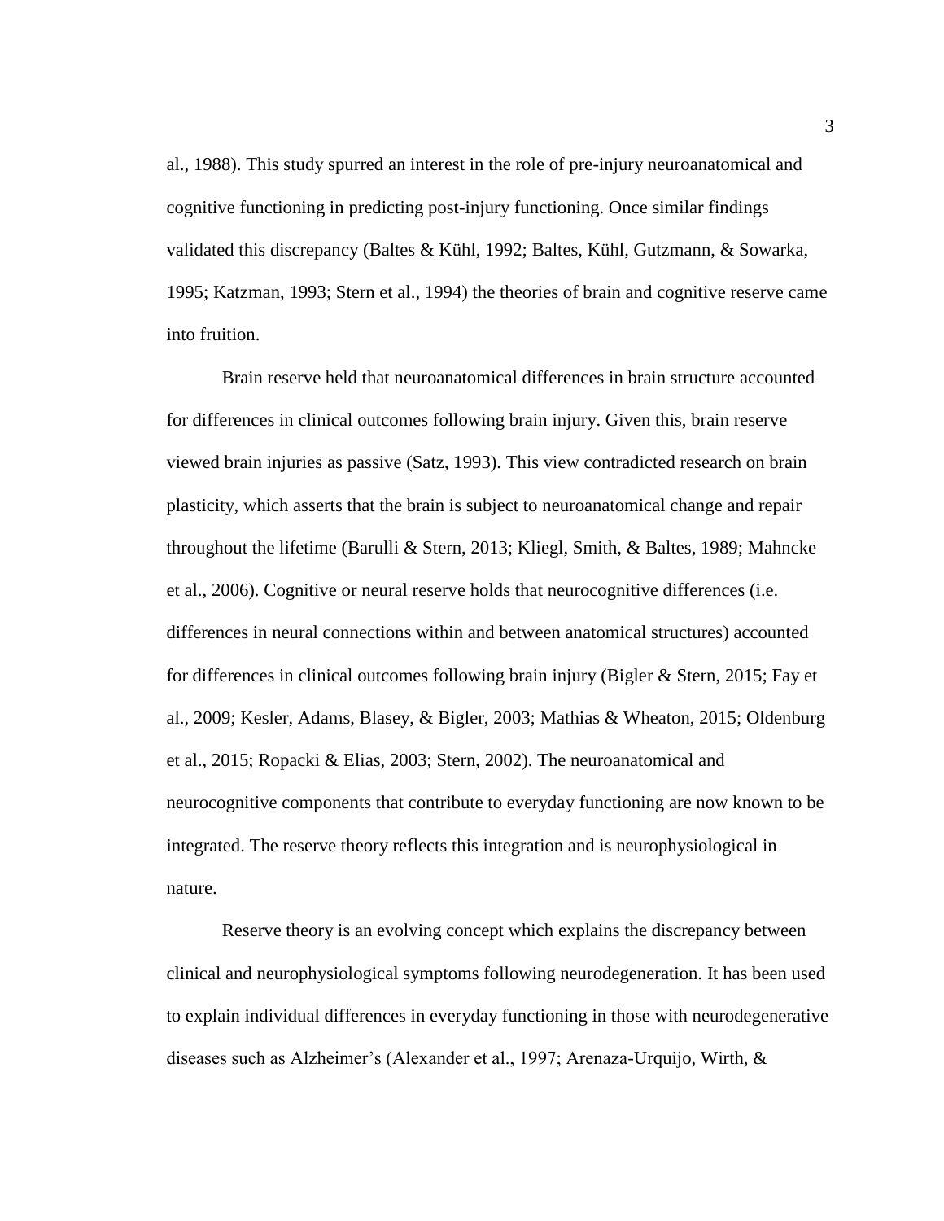al., 1988). This study spurred an interest in the role of pre-injury neuroanatomical and cognitive functioning in predicting post-injury functioning. Once similar findings validated this discrepancy (Baltes & Kühl, 1992; Baltes, Kühl, Gutzmann, & Sowarka, 1995; Katzman, 1993; Stern et al., 1994) the theories of brain and cognitive reserve came into fruition.

Brain reserve held that neuroanatomical differences in brain structure accounted for differences in clinical outcomes following brain injury. Given this, brain reserve viewed brain injuries as passive (Satz, 1993). This view contradicted research on brain plasticity, which asserts that the brain is subject to neuroanatomical change and repair throughout the lifetime (Barulli & Stern, 2013; Kliegl, Smith, & Baltes, 1989; Mahncke et al., 2006). Cognitive or neural reserve holds that neurocognitive differences (i.e. differences in neural connections within and between anatomical structures) accounted for differences in clinical outcomes following brain injury (Bigler & Stern, 2015; Fay et al., 2009; Kesler, Adams, Blasey, & Bigler, 2003; Mathias & Wheaton, 2015; Oldenburg et al., 2015; Ropacki & Elias, 2003; Stern, 2002). The neuroanatomical and neurocognitive components that contribute to everyday functioning are now known to be integrated. The reserve theory reflects this integration and is neurophysiological in nature.

Reserve theory is an evolving concept which explains the discrepancy between clinical and neurophysiological symptoms following neurodegeneration. It has been used to explain individual differences in everyday functioning in those with neurodegenerative diseases such as Alzheimer's (Alexander et al., 1997; Arenaza-Urquijo, Wirth, &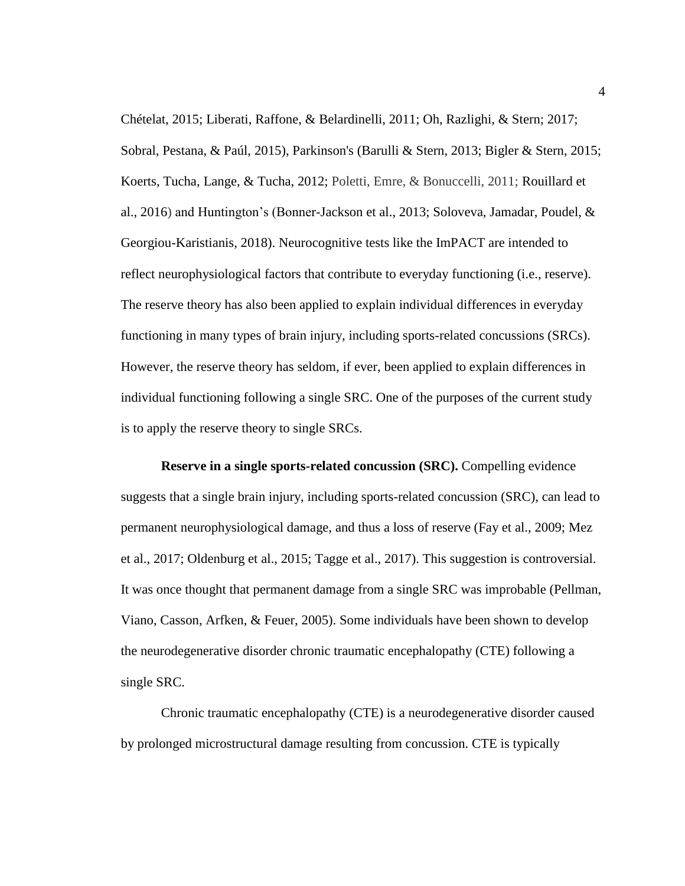Chételat, 2015; Liberati, Raffone, & Belardinelli, 2011; Oh, Razlighi, & Stern; 2017; Sobral, Pestana, & Paúl, 2015), Parkinson's (Barulli & Stern, 2013; Bigler & Stern, 2015; Koerts, Tucha, Lange, & Tucha, 2012; Poletti, Emre, & Bonuccelli, 2011; Rouillard et al., 2016) and Huntington's (Bonner-Jackson et al., 2013; Soloveva, Jamadar, Poudel, & Georgiou-Karistianis, 2018). Neurocognitive tests like the ImPACT are intended to reflect neurophysiological factors that contribute to everyday functioning (i.e., reserve). The reserve theory has also been applied to explain individual differences in everyday functioning in many types of brain injury, including sports-related concussions (SRCs). However, the reserve theory has seldom, if ever, been applied to explain differences in individual functioning following a single SRC. One of the purposes of the current study is to apply the reserve theory to single SRCs.

**Reserve in a single sports-related concussion (SRC).** Compelling evidence suggests that a single brain injury, including sports-related concussion (SRC), can lead to permanent neurophysiological damage, and thus a loss of reserve (Fay et al., 2009; Mez et al., 2017; Oldenburg et al., 2015; Tagge et al., 2017). This suggestion is controversial. It was once thought that permanent damage from a single SRC was improbable (Pellman, Viano, Casson, Arfken, & Feuer, 2005). Some individuals have been shown to develop the neurodegenerative disorder chronic traumatic encephalopathy (CTE) following a single SRC.

Chronic traumatic encephalopathy (CTE) is a neurodegenerative disorder caused by prolonged microstructural damage resulting from concussion. CTE is typically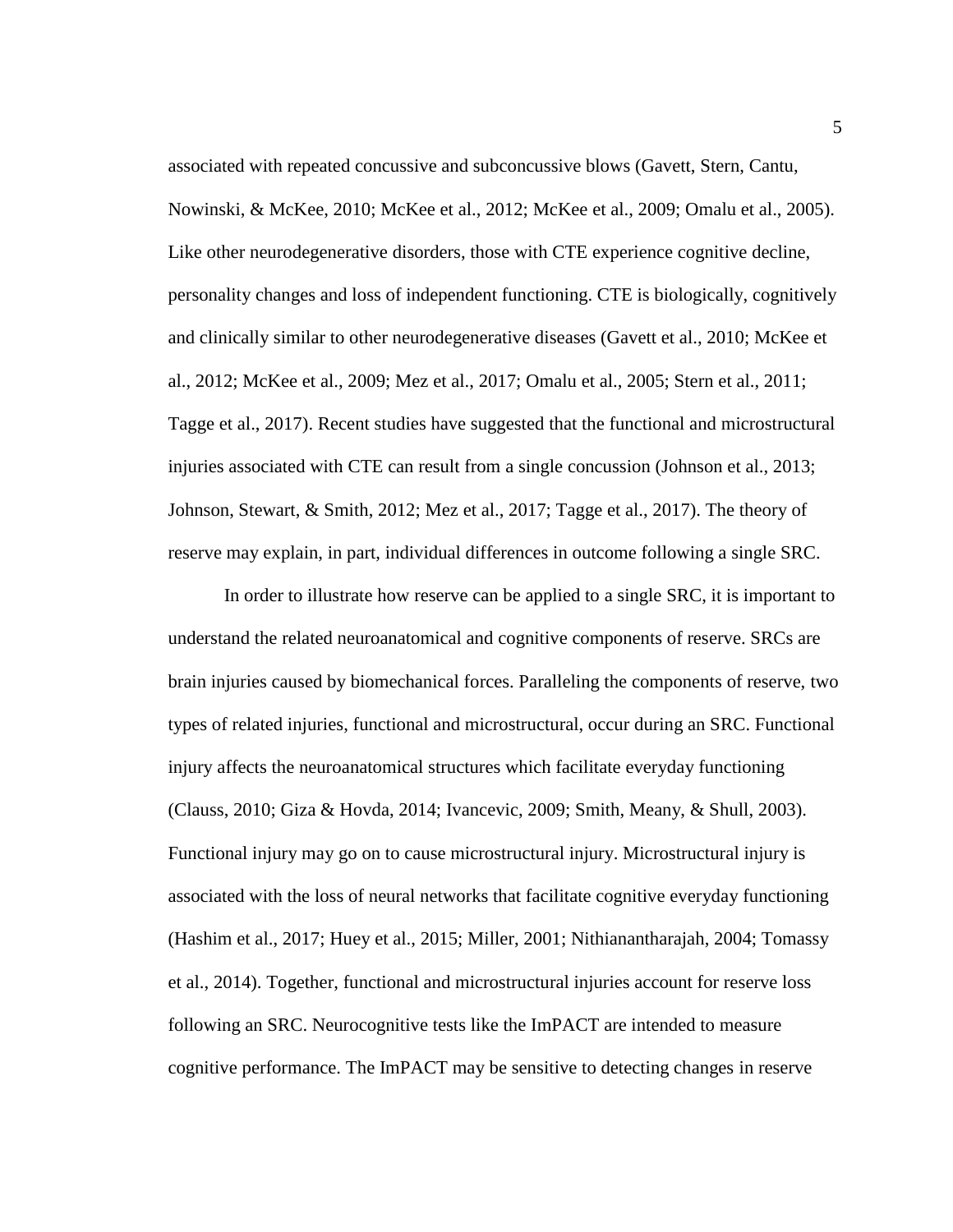associated with repeated concussive and subconcussive blows (Gavett, Stern, Cantu, Nowinski, & McKee, 2010; McKee et al., 2012; McKee et al., 2009; Omalu et al., 2005). Like other neurodegenerative disorders, those with CTE experience cognitive decline, personality changes and loss of independent functioning. CTE is biologically, cognitively and clinically similar to other neurodegenerative diseases (Gavett et al., 2010; McKee et al., 2012; McKee et al., 2009; Mez et al., 2017; Omalu et al., 2005; Stern et al., 2011; Tagge et al., 2017). Recent studies have suggested that the functional and microstructural injuries associated with CTE can result from a single concussion (Johnson et al., 2013; Johnson, Stewart, & Smith, 2012; Mez et al., 2017; Tagge et al., 2017). The theory of reserve may explain, in part, individual differences in outcome following a single SRC.

In order to illustrate how reserve can be applied to a single SRC, it is important to understand the related neuroanatomical and cognitive components of reserve. SRCs are brain injuries caused by biomechanical forces. Paralleling the components of reserve, two types of related injuries, functional and microstructural, occur during an SRC. Functional injury affects the neuroanatomical structures which facilitate everyday functioning (Clauss, 2010; Giza & Hovda, 2014; Ivancevic, 2009; Smith, Meany, & Shull, 2003). Functional injury may go on to cause microstructural injury. Microstructural injury is associated with the loss of neural networks that facilitate cognitive everyday functioning (Hashim et al., 2017; Huey et al., 2015; Miller, 2001; Nithianantharajah, 2004; Tomassy et al., 2014). Together, functional and microstructural injuries account for reserve loss following an SRC. Neurocognitive tests like the ImPACT are intended to measure cognitive performance. The ImPACT may be sensitive to detecting changes in reserve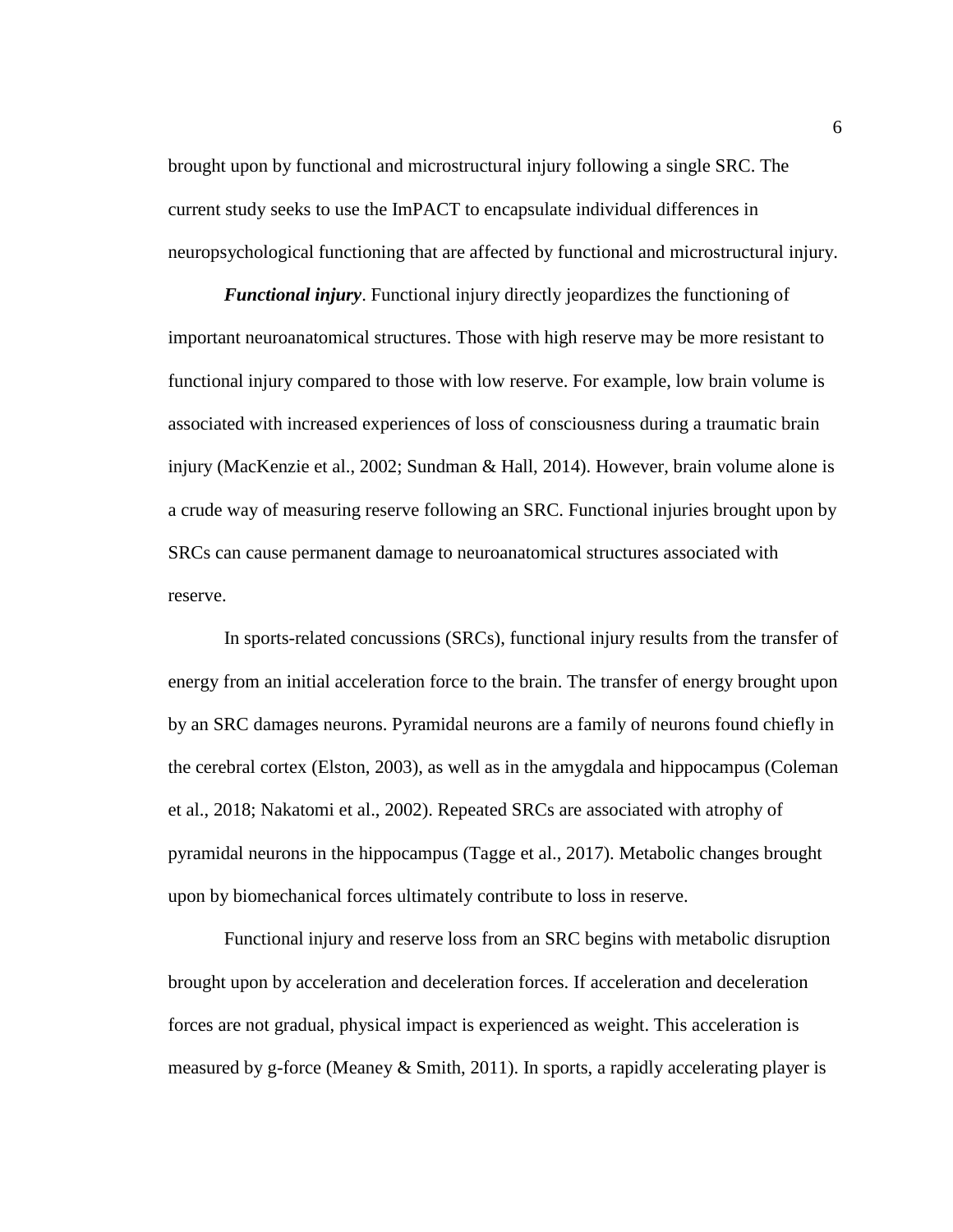brought upon by functional and microstructural injury following a single SRC. The current study seeks to use the ImPACT to encapsulate individual differences in neuropsychological functioning that are affected by functional and microstructural injury.

***Functional injury***. Functional injury directly jeopardizes the functioning of important neuroanatomical structures. Those with high reserve may be more resistant to functional injury compared to those with low reserve. For example, low brain volume is associated with increased experiences of loss of consciousness during a traumatic brain injury (MacKenzie et al., 2002; Sundman & Hall, 2014). However, brain volume alone is a crude way of measuring reserve following an SRC. Functional injuries brought upon by SRCs can cause permanent damage to neuroanatomical structures associated with reserve.

In sports-related concussions (SRCs), functional injury results from the transfer of energy from an initial acceleration force to the brain. The transfer of energy brought upon by an SRC damages neurons. Pyramidal neurons are a family of neurons found chiefly in the cerebral cortex (Elston, 2003), as well as in the amygdala and hippocampus (Coleman et al., 2018; Nakatomi et al., 2002). Repeated SRCs are associated with atrophy of pyramidal neurons in the hippocampus (Tagge et al., 2017). Metabolic changes brought upon by biomechanical forces ultimately contribute to loss in reserve.

Functional injury and reserve loss from an SRC begins with metabolic disruption brought upon by acceleration and deceleration forces. If acceleration and deceleration forces are not gradual, physical impact is experienced as weight. This acceleration is measured by g-force (Meaney & Smith, 2011). In sports, a rapidly accelerating player is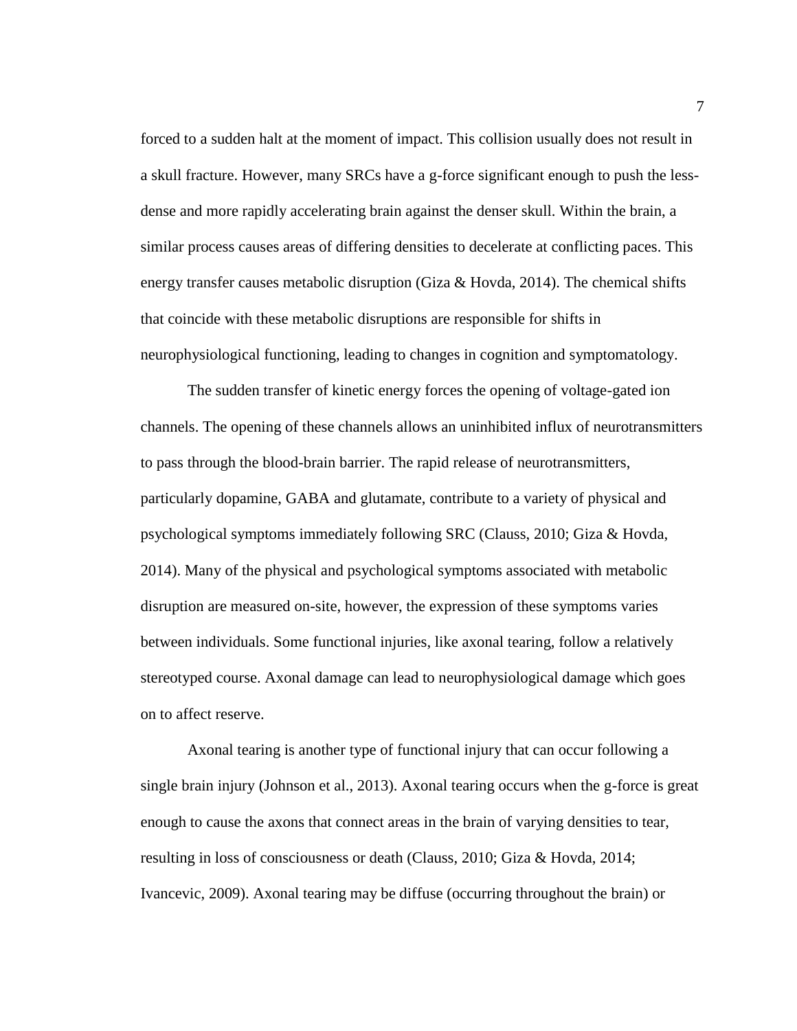forced to a sudden halt at the moment of impact. This collision usually does not result in a skull fracture. However, many SRCs have a g-force significant enough to push the less-dense and more rapidly accelerating brain against the denser skull. Within the brain, a similar process causes areas of differing densities to decelerate at conflicting paces. This energy transfer causes metabolic disruption (Giza & Hovda, 2014). The chemical shifts that coincide with these metabolic disruptions are responsible for shifts in neurophysiological functioning, leading to changes in cognition and symptomatology.

The sudden transfer of kinetic energy forces the opening of voltage-gated ion channels. The opening of these channels allows an uninhibited influx of neurotransmitters to pass through the blood-brain barrier. The rapid release of neurotransmitters, particularly dopamine, GABA and glutamate, contribute to a variety of physical and psychological symptoms immediately following SRC (Clauss, 2010; Giza & Hovda, 2014). Many of the physical and psychological symptoms associated with metabolic disruption are measured on-site, however, the expression of these symptoms varies between individuals. Some functional injuries, like axonal tearing, follow a relatively stereotyped course. Axonal damage can lead to neurophysiological damage which goes on to affect reserve.

Axonal tearing is another type of functional injury that can occur following a single brain injury (Johnson et al., 2013). Axonal tearing occurs when the g-force is great enough to cause the axons that connect areas in the brain of varying densities to tear, resulting in loss of consciousness or death (Clauss, 2010; Giza & Hovda, 2014; Ivancevic, 2009). Axonal tearing may be diffuse (occurring throughout the brain) or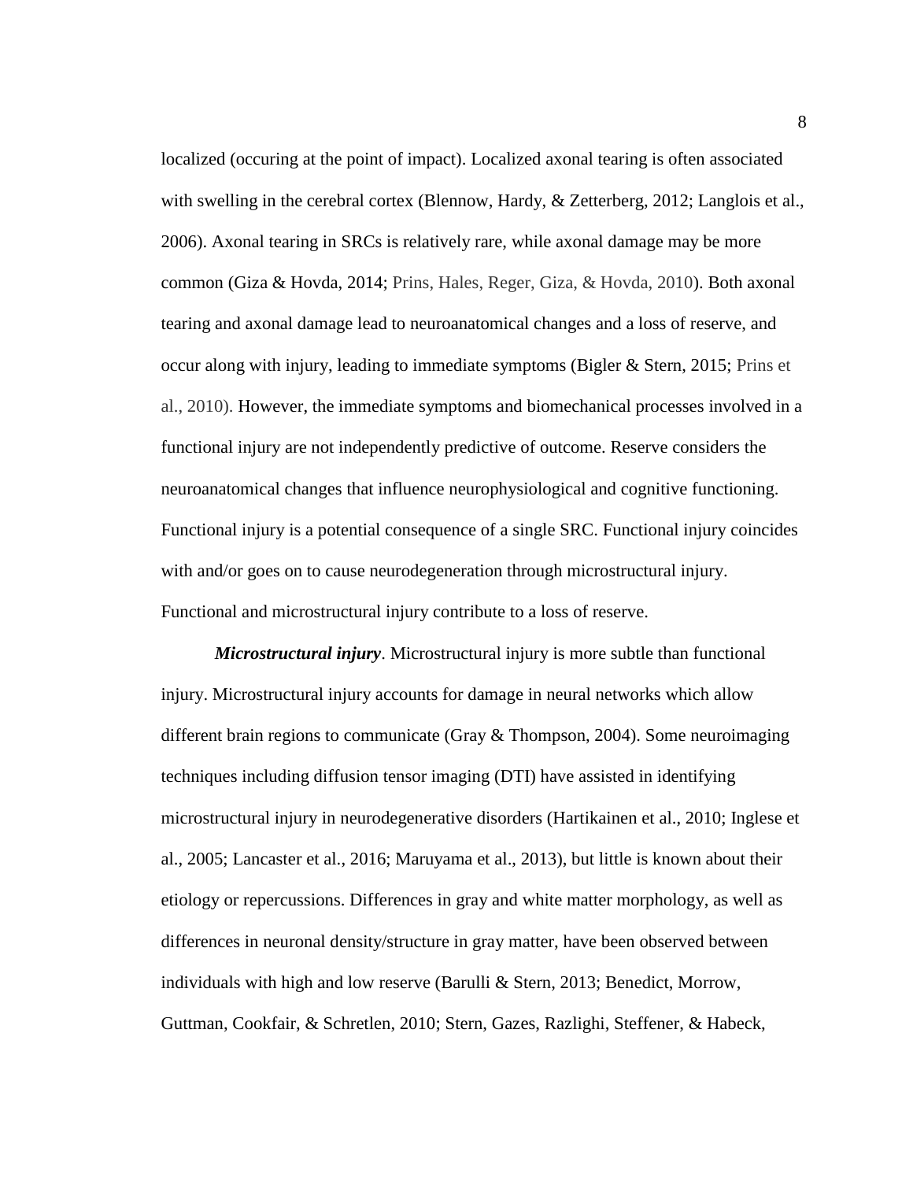localized (occuring at the point of impact). Localized axonal tearing is often associated with swelling in the cerebral cortex (Blennow, Hardy, & Zetterberg, 2012; Langlois et al., 2006). Axonal tearing in SRCs is relatively rare, while axonal damage may be more common (Giza & Hovda, 2014; Prins, Hales, Reger, Giza, & Hovda, 2010). Both axonal tearing and axonal damage lead to neuroanatomical changes and a loss of reserve, and occur along with injury, leading to immediate symptoms (Bigler & Stern, 2015; Prins et al., 2010). However, the immediate symptoms and biomechanical processes involved in a functional injury are not independently predictive of outcome. Reserve considers the neuroanatomical changes that influence neurophysiological and cognitive functioning. Functional injury is a potential consequence of a single SRC. Functional injury coincides with and/or goes on to cause neurodegeneration through microstructural injury. Functional and microstructural injury contribute to a loss of reserve.

***Microstructural injury***. Microstructural injury is more subtle than functional injury. Microstructural injury accounts for damage in neural networks which allow different brain regions to communicate (Gray & Thompson, 2004). Some neuroimaging techniques including diffusion tensor imaging (DTI) have assisted in identifying microstructural injury in neurodegenerative disorders (Hartikainen et al., 2010; Inglese et al., 2005; Lancaster et al., 2016; Maruyama et al., 2013), but little is known about their etiology or repercussions. Differences in gray and white matter morphology, as well as differences in neuronal density/structure in gray matter, have been observed between individuals with high and low reserve (Barulli & Stern, 2013; Benedict, Morrow, Guttman, Cookfair, & Schretlen, 2010; Stern, Gazes, Razlighi, Steffener, & Habeck,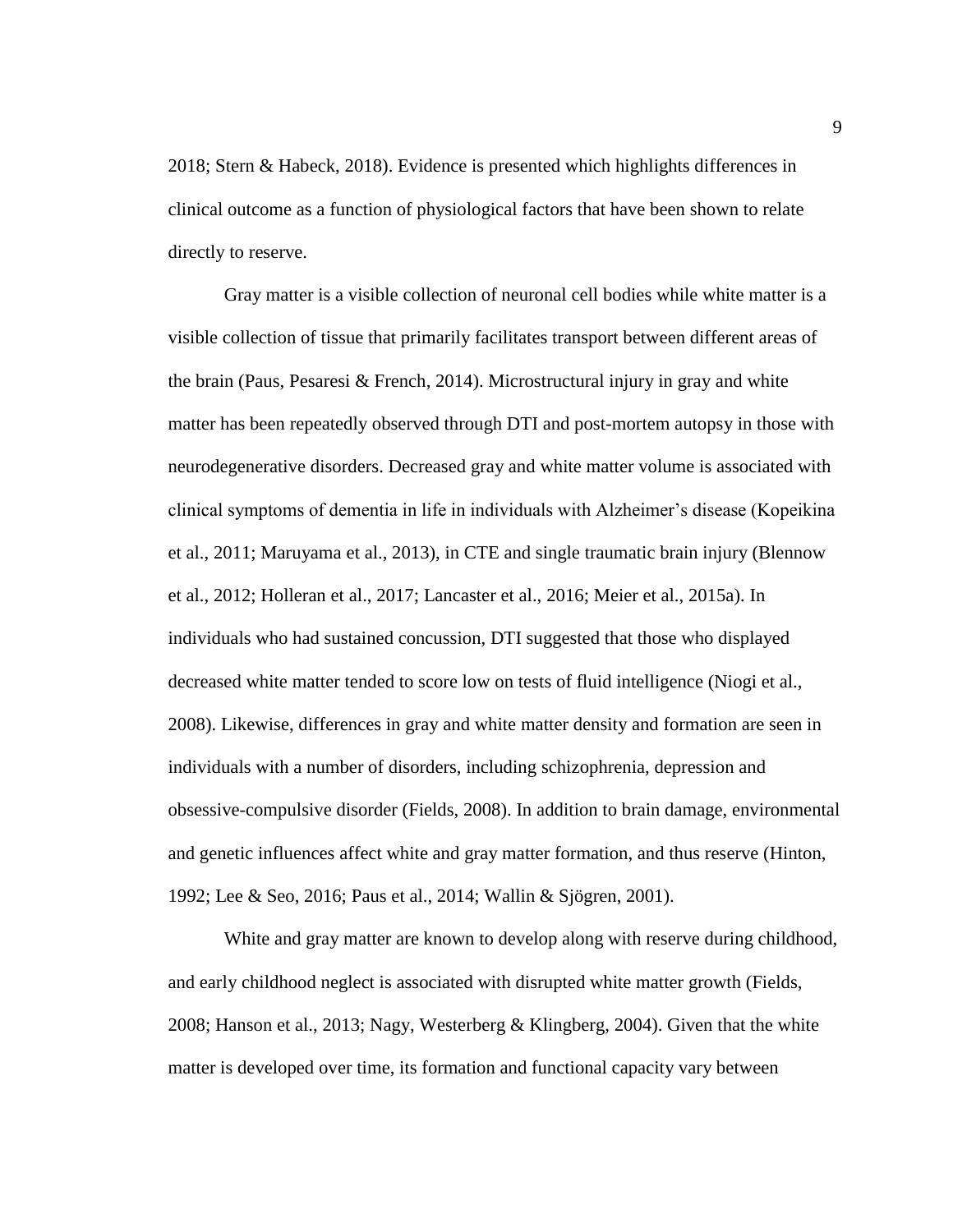2018; Stern & Habeck, 2018). Evidence is presented which highlights differences in clinical outcome as a function of physiological factors that have been shown to relate directly to reserve.

Gray matter is a visible collection of neuronal cell bodies while white matter is a visible collection of tissue that primarily facilitates transport between different areas of the brain (Paus, Pesaresi & French, 2014). Microstructural injury in gray and white matter has been repeatedly observed through DTI and post-mortem autopsy in those with neurodegenerative disorders. Decreased gray and white matter volume is associated with clinical symptoms of dementia in life in individuals with Alzheimer's disease (Kopeikina et al., 2011; Maruyama et al., 2013), in CTE and single traumatic brain injury (Blennow et al., 2012; Holleran et al., 2017; Lancaster et al., 2016; Meier et al., 2015a). In individuals who had sustained concussion, DTI suggested that those who displayed decreased white matter tended to score low on tests of fluid intelligence (Niogi et al., 2008). Likewise, differences in gray and white matter density and formation are seen in individuals with a number of disorders, including schizophrenia, depression and obsessive-compulsive disorder (Fields, 2008). In addition to brain damage, environmental and genetic influences affect white and gray matter formation, and thus reserve (Hinton, 1992; Lee & Seo, 2016; Paus et al., 2014; Wallin & Sjögren, 2001).

White and gray matter are known to develop along with reserve during childhood, and early childhood neglect is associated with disrupted white matter growth (Fields, 2008; Hanson et al., 2013; Nagy, Westerberg & Klingberg, 2004). Given that the white matter is developed over time, its formation and functional capacity vary between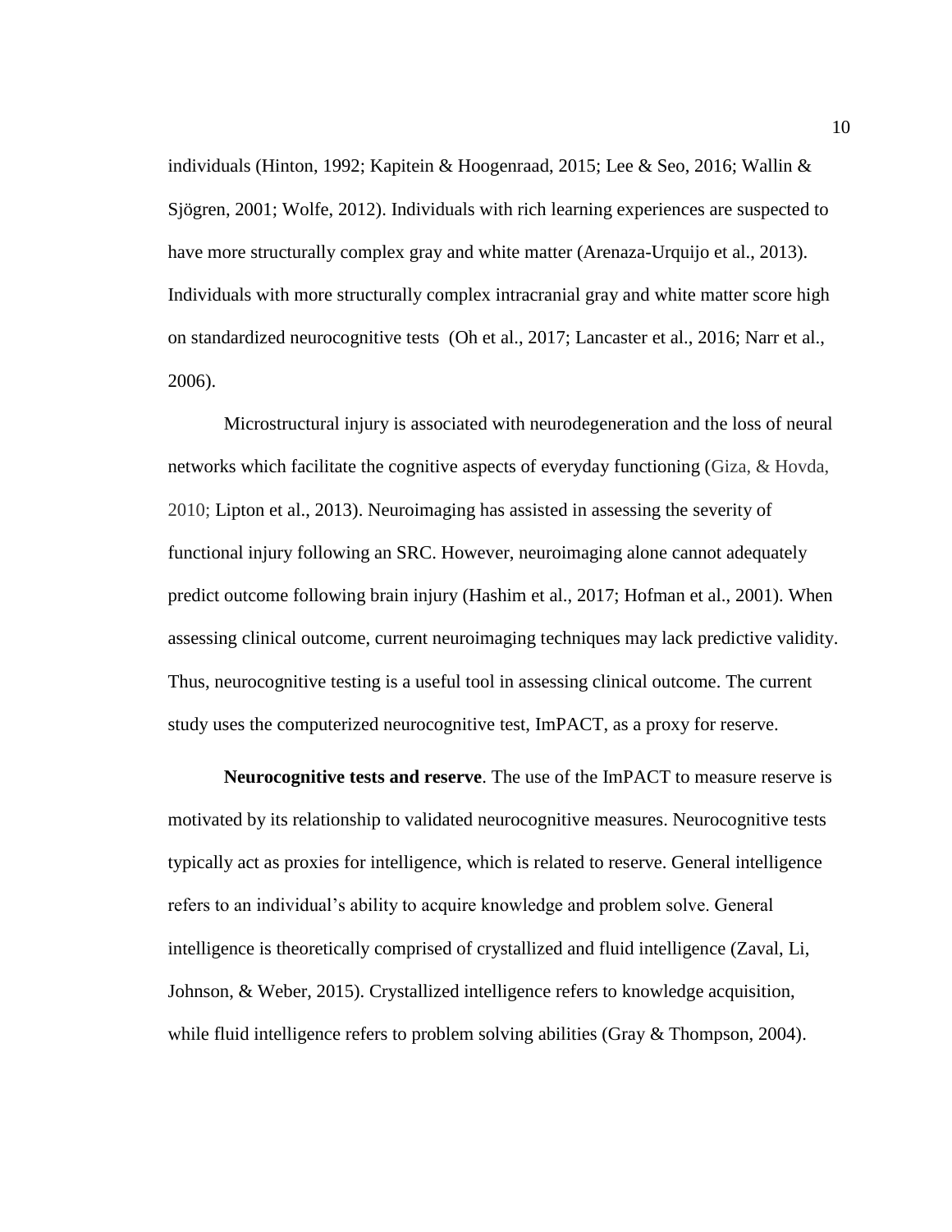individuals (Hinton, 1992; Kapitein & Hoogenraad, 2015; Lee & Seo, 2016; Wallin & Sjögren, 2001; Wolfe, 2012). Individuals with rich learning experiences are suspected to have more structurally complex gray and white matter (Arenaza-Urquijo et al., 2013). Individuals with more structurally complex intracranial gray and white matter score high on standardized neurocognitive tests (Oh et al., 2017; Lancaster et al., 2016; Narr et al., 2006).

Microstructural injury is associated with neurodegeneration and the loss of neural networks which facilitate the cognitive aspects of everyday functioning (Giza, & Hovda, 2010; Lipton et al., 2013). Neuroimaging has assisted in assessing the severity of functional injury following an SRC. However, neuroimaging alone cannot adequately predict outcome following brain injury (Hashim et al., 2017; Hofman et al., 2001). When assessing clinical outcome, current neuroimaging techniques may lack predictive validity. Thus, neurocognitive testing is a useful tool in assessing clinical outcome. The current study uses the computerized neurocognitive test, ImPACT, as a proxy for reserve.

**Neurocognitive tests and reserve**. The use of the ImPACT to measure reserve is motivated by its relationship to validated neurocognitive measures. Neurocognitive tests typically act as proxies for intelligence, which is related to reserve. General intelligence refers to an individual's ability to acquire knowledge and problem solve. General intelligence is theoretically comprised of crystallized and fluid intelligence (Zaval, Li, Johnson, & Weber, 2015). Crystallized intelligence refers to knowledge acquisition, while fluid intelligence refers to problem solving abilities (Gray & Thompson, 2004).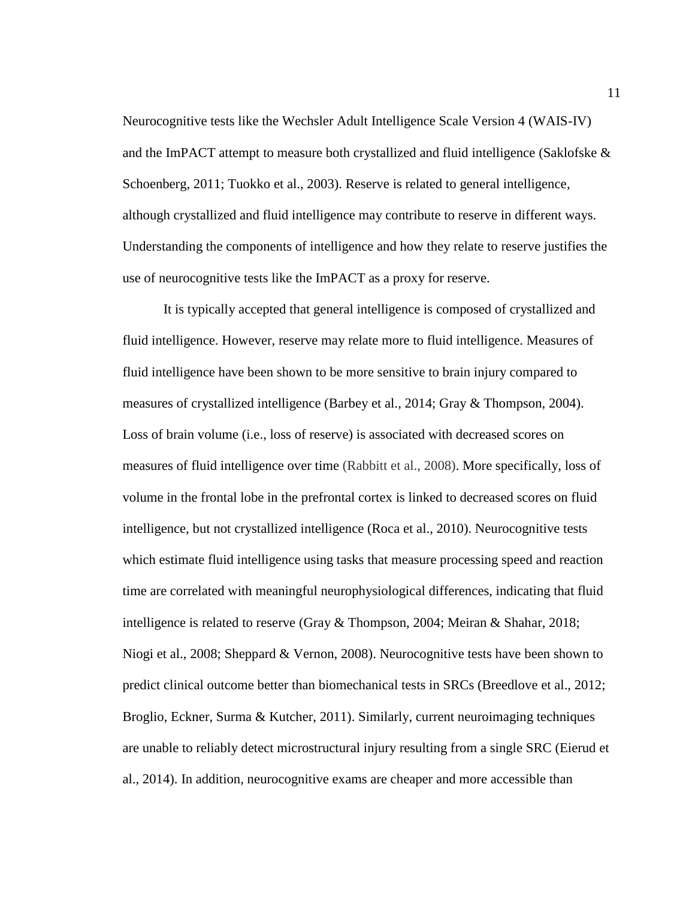Neurocognitive tests like the Wechsler Adult Intelligence Scale Version 4 (WAIS-IV) and the ImPACT attempt to measure both crystallized and fluid intelligence (Saklofske & Schoenberg, 2011; Tuokko et al., 2003). Reserve is related to general intelligence, although crystallized and fluid intelligence may contribute to reserve in different ways. Understanding the components of intelligence and how they relate to reserve justifies the use of neurocognitive tests like the ImPACT as a proxy for reserve.

It is typically accepted that general intelligence is composed of crystallized and fluid intelligence. However, reserve may relate more to fluid intelligence. Measures of fluid intelligence have been shown to be more sensitive to brain injury compared to measures of crystallized intelligence (Barbey et al., 2014; Gray & Thompson, 2004). Loss of brain volume (i.e., loss of reserve) is associated with decreased scores on measures of fluid intelligence over time (Rabbitt et al., 2008). More specifically, loss of volume in the frontal lobe in the prefrontal cortex is linked to decreased scores on fluid intelligence, but not crystallized intelligence (Roca et al., 2010). Neurocognitive tests which estimate fluid intelligence using tasks that measure processing speed and reaction time are correlated with meaningful neurophysiological differences, indicating that fluid intelligence is related to reserve (Gray & Thompson, 2004; Meiran & Shahar, 2018; Niogi et al., 2008; Sheppard & Vernon, 2008). Neurocognitive tests have been shown to predict clinical outcome better than biomechanical tests in SRCs (Breedlove et al., 2012; Broglio, Eckner, Surma & Kutcher, 2011). Similarly, current neuroimaging techniques are unable to reliably detect microstructural injury resulting from a single SRC (Eierud et al., 2014). In addition, neurocognitive exams are cheaper and more accessible than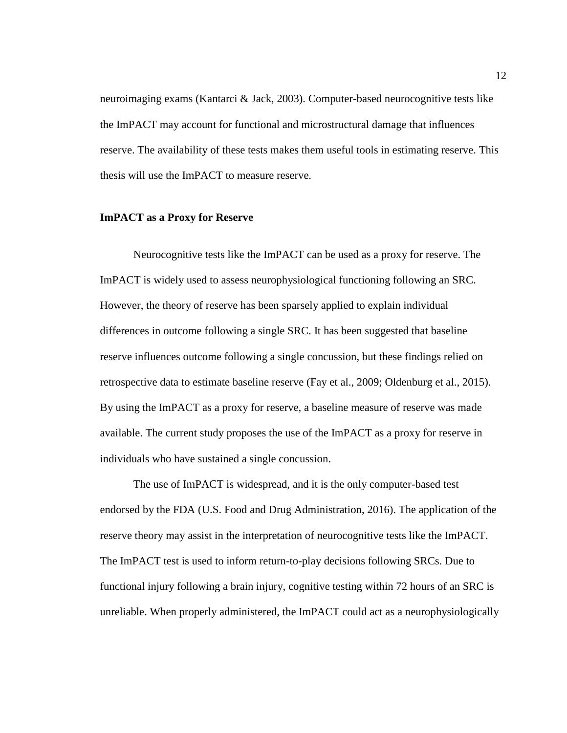neuroimaging exams (Kantarci & Jack, 2003). Computer-based neurocognitive tests like the ImPACT may account for functional and microstructural damage that influences reserve. The availability of these tests makes them useful tools in estimating reserve. This thesis will use the ImPACT to measure reserve.

### ImPACT as a Proxy for Reserve

Neurocognitive tests like the ImPACT can be used as a proxy for reserve. The ImPACT is widely used to assess neurophysiological functioning following an SRC. However, the theory of reserve has been sparsely applied to explain individual differences in outcome following a single SRC. It has been suggested that baseline reserve influences outcome following a single concussion, but these findings relied on retrospective data to estimate baseline reserve (Fay et al., 2009; Oldenburg et al., 2015). By using the ImPACT as a proxy for reserve, a baseline measure of reserve was made available. The current study proposes the use of the ImPACT as a proxy for reserve in individuals who have sustained a single concussion.

The use of ImPACT is widespread, and it is the only computer-based test endorsed by the FDA (U.S. Food and Drug Administration, 2016). The application of the reserve theory may assist in the interpretation of neurocognitive tests like the ImPACT. The ImPACT test is used to inform return-to-play decisions following SRCs. Due to functional injury following a brain injury, cognitive testing within 72 hours of an SRC is unreliable. When properly administered, the ImPACT could act as a neurophysiologically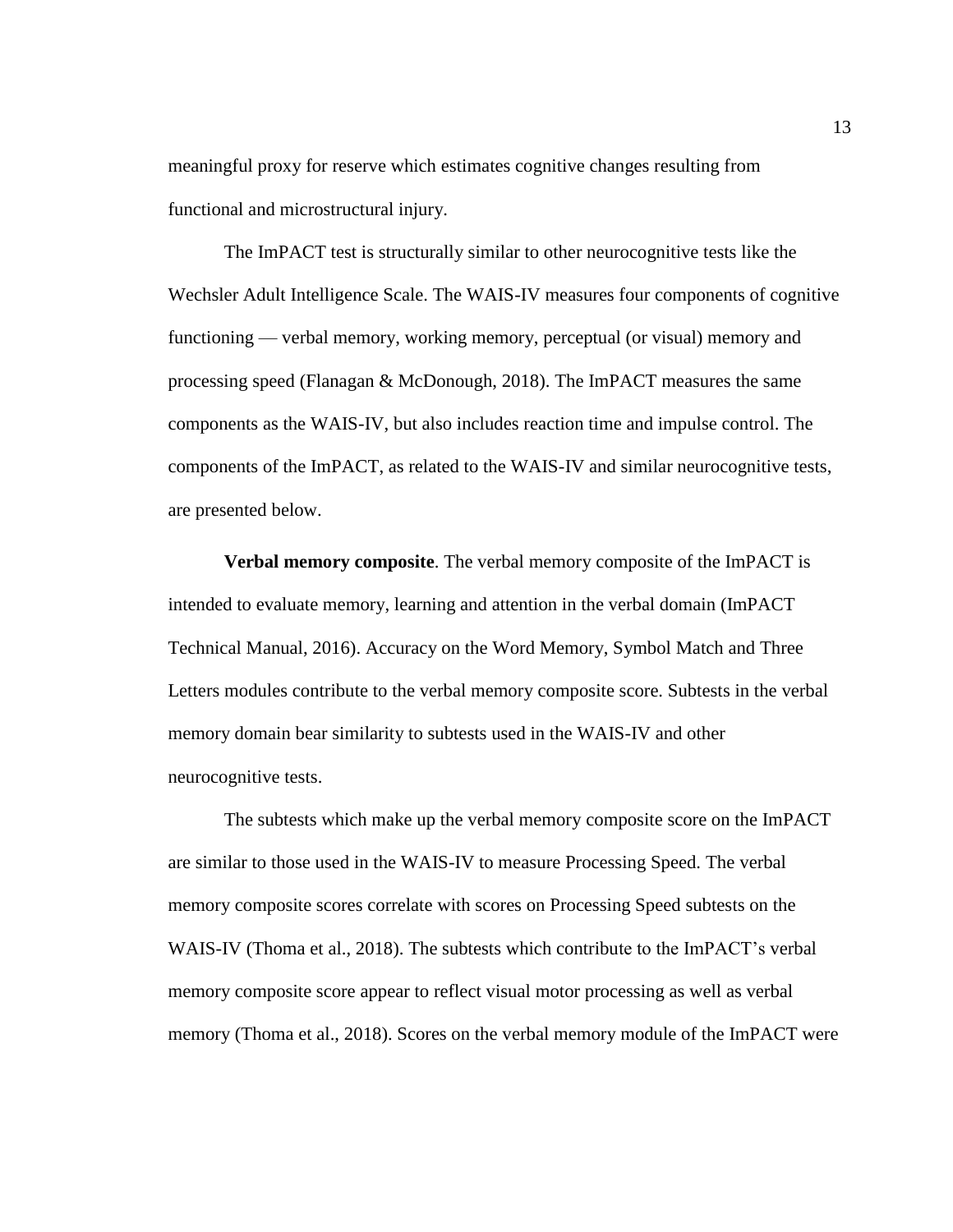meaningful proxy for reserve which estimates cognitive changes resulting from functional and microstructural injury.

The ImPACT test is structurally similar to other neurocognitive tests like the Wechsler Adult Intelligence Scale. The WAIS-IV measures four components of cognitive functioning — verbal memory, working memory, perceptual (or visual) memory and processing speed (Flanagan & McDonough, 2018). The ImPACT measures the same components as the WAIS-IV, but also includes reaction time and impulse control. The components of the ImPACT, as related to the WAIS-IV and similar neurocognitive tests, are presented below.

**Verbal memory composite**. The verbal memory composite of the ImPACT is intended to evaluate memory, learning and attention in the verbal domain (ImPACT Technical Manual, 2016). Accuracy on the Word Memory, Symbol Match and Three Letters modules contribute to the verbal memory composite score. Subtests in the verbal memory domain bear similarity to subtests used in the WAIS-IV and other neurocognitive tests.

The subtests which make up the verbal memory composite score on the ImPACT are similar to those used in the WAIS-IV to measure Processing Speed. The verbal memory composite scores correlate with scores on Processing Speed subtests on the WAIS-IV (Thoma et al., 2018). The subtests which contribute to the ImPACT's verbal memory composite score appear to reflect visual motor processing as well as verbal memory (Thoma et al., 2018). Scores on the verbal memory module of the ImPACT were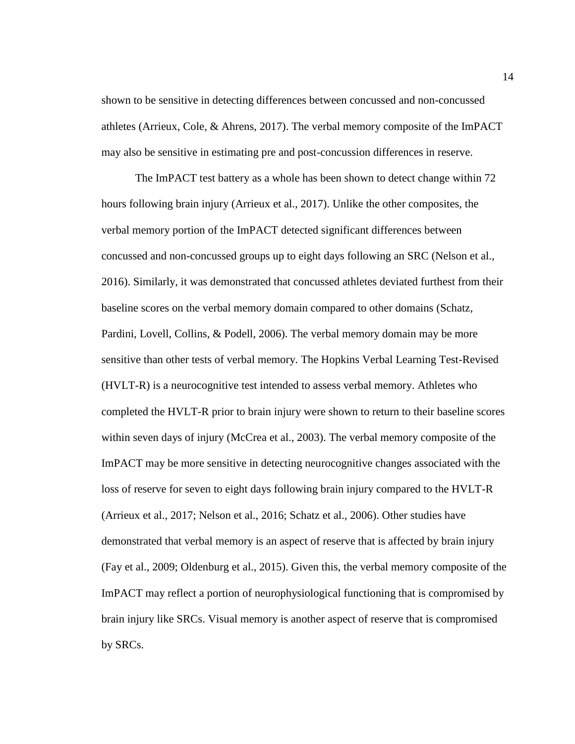shown to be sensitive in detecting differences between concussed and non-concussed athletes (Arrieux, Cole, & Ahrens, 2017). The verbal memory composite of the ImPACT may also be sensitive in estimating pre and post-concussion differences in reserve.

The ImPACT test battery as a whole has been shown to detect change within 72 hours following brain injury (Arrieux et al., 2017). Unlike the other composites, the verbal memory portion of the ImPACT detected significant differences between concussed and non-concussed groups up to eight days following an SRC (Nelson et al., 2016). Similarly, it was demonstrated that concussed athletes deviated furthest from their baseline scores on the verbal memory domain compared to other domains (Schatz, Pardini, Lovell, Collins, & Podell, 2006). The verbal memory domain may be more sensitive than other tests of verbal memory. The Hopkins Verbal Learning Test-Revised (HVLT-R) is a neurocognitive test intended to assess verbal memory. Athletes who completed the HVLT-R prior to brain injury were shown to return to their baseline scores within seven days of injury (McCrea et al., 2003). The verbal memory composite of the ImPACT may be more sensitive in detecting neurocognitive changes associated with the loss of reserve for seven to eight days following brain injury compared to the HVLT-R (Arrieux et al., 2017; Nelson et al., 2016; Schatz et al., 2006). Other studies have demonstrated that verbal memory is an aspect of reserve that is affected by brain injury (Fay et al., 2009; Oldenburg et al., 2015). Given this, the verbal memory composite of the ImPACT may reflect a portion of neurophysiological functioning that is compromised by brain injury like SRCs. Visual memory is another aspect of reserve that is compromised by SRCs.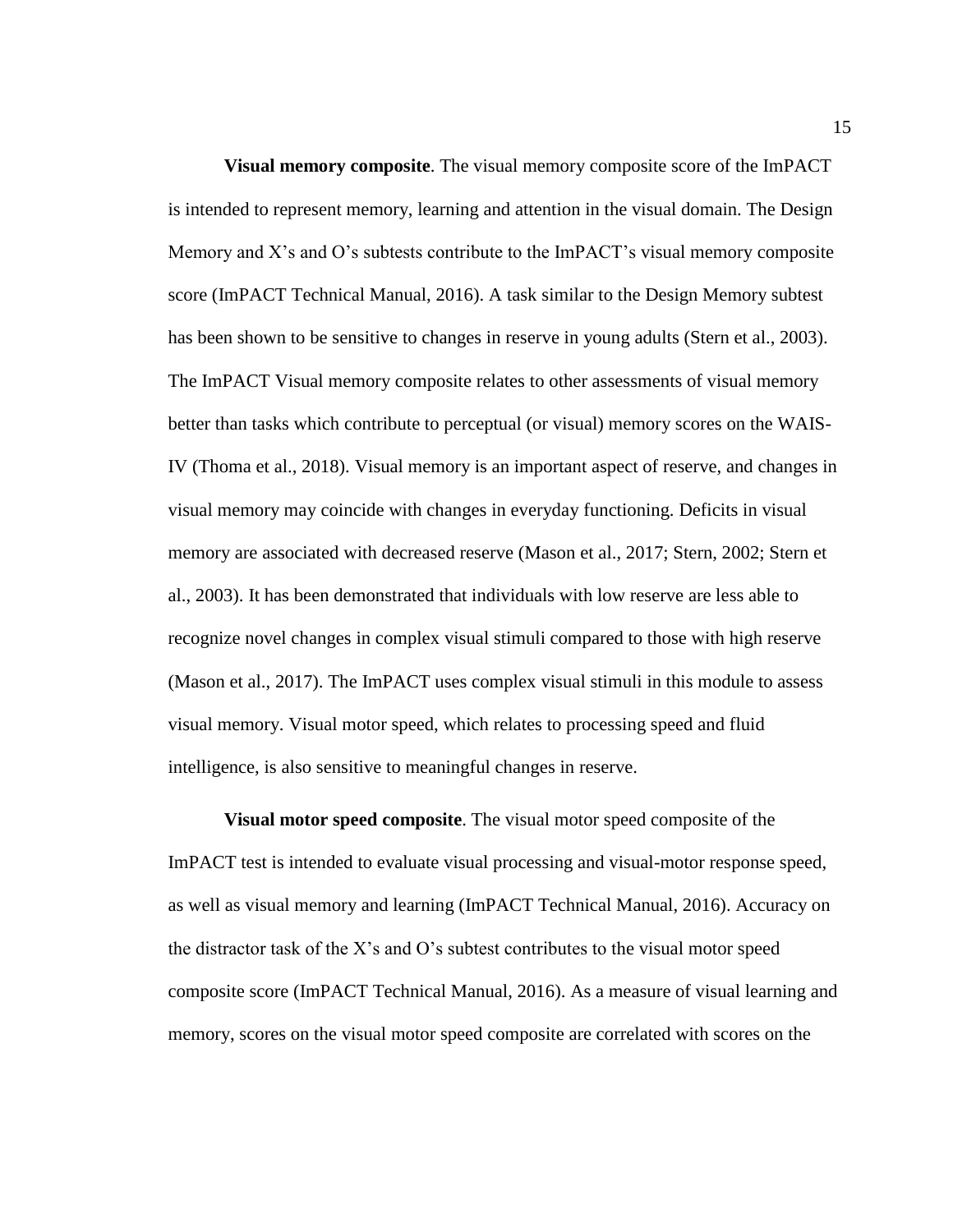**Visual memory composite**. The visual memory composite score of the ImPACT is intended to represent memory, learning and attention in the visual domain. The Design Memory and X's and O's subtests contribute to the ImPACT's visual memory composite score (ImPACT Technical Manual, 2016). A task similar to the Design Memory subtest has been shown to be sensitive to changes in reserve in young adults (Stern et al., 2003). The ImPACT Visual memory composite relates to other assessments of visual memory better than tasks which contribute to perceptual (or visual) memory scores on the WAIS-IV (Thoma et al., 2018). Visual memory is an important aspect of reserve, and changes in visual memory may coincide with changes in everyday functioning. Deficits in visual memory are associated with decreased reserve (Mason et al., 2017; Stern, 2002; Stern et al., 2003). It has been demonstrated that individuals with low reserve are less able to recognize novel changes in complex visual stimuli compared to those with high reserve (Mason et al., 2017). The ImPACT uses complex visual stimuli in this module to assess visual memory. Visual motor speed, which relates to processing speed and fluid intelligence, is also sensitive to meaningful changes in reserve.

**Visual motor speed composite**. The visual motor speed composite of the ImPACT test is intended to evaluate visual processing and visual-motor response speed, as well as visual memory and learning (ImPACT Technical Manual, 2016). Accuracy on the distractor task of the X's and O's subtest contributes to the visual motor speed composite score (ImPACT Technical Manual, 2016). As a measure of visual learning and memory, scores on the visual motor speed composite are correlated with scores on the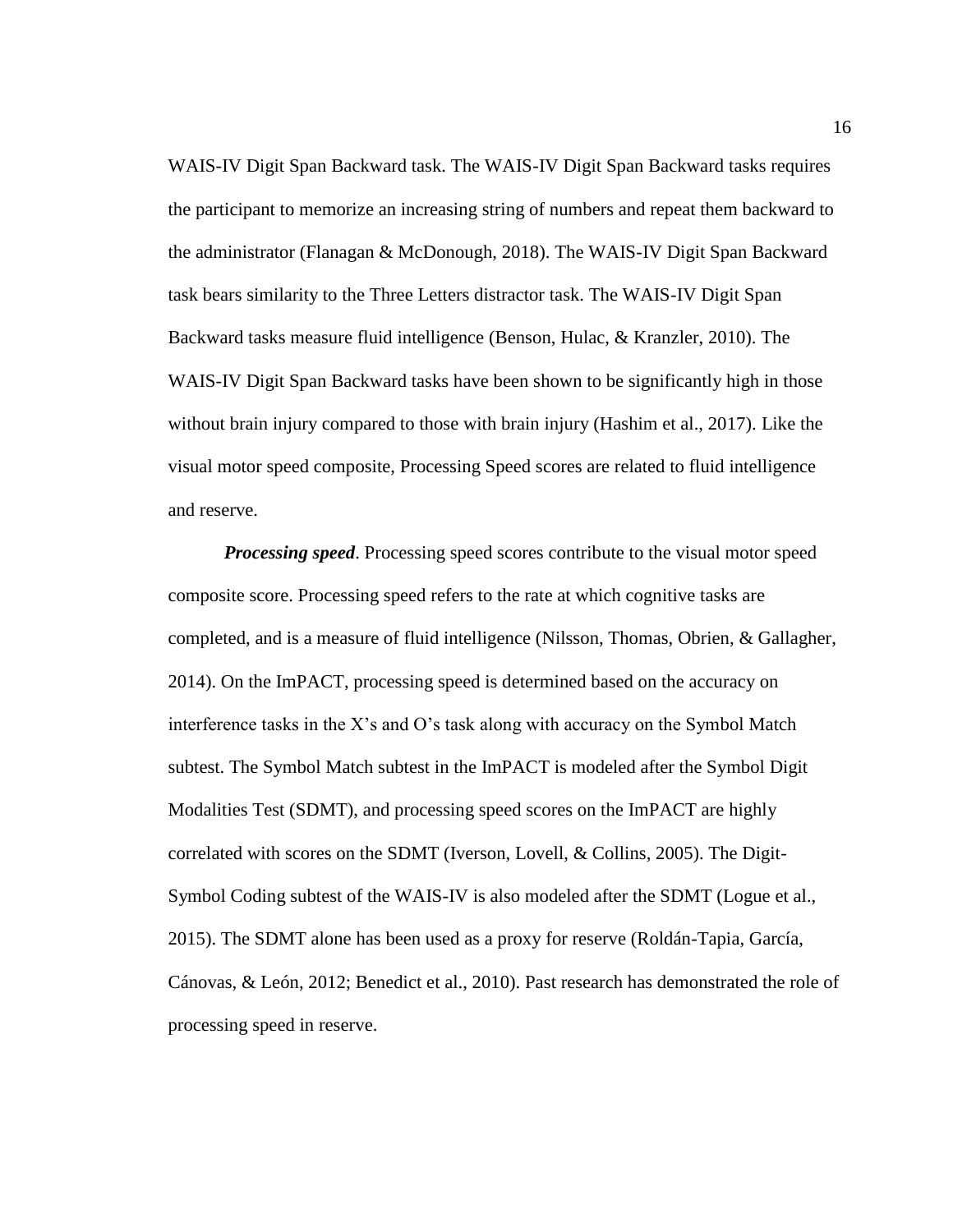WAIS-IV Digit Span Backward task. The WAIS-IV Digit Span Backward tasks requires the participant to memorize an increasing string of numbers and repeat them backward to the administrator (Flanagan & McDonough, 2018). The WAIS-IV Digit Span Backward task bears similarity to the Three Letters distractor task. The WAIS-IV Digit Span Backward tasks measure fluid intelligence (Benson, Hulac, & Kranzler, 2010). The WAIS-IV Digit Span Backward tasks have been shown to be significantly high in those without brain injury compared to those with brain injury (Hashim et al., 2017). Like the visual motor speed composite, Processing Speed scores are related to fluid intelligence and reserve.

***Processing speed***. Processing speed scores contribute to the visual motor speed composite score. Processing speed refers to the rate at which cognitive tasks are completed, and is a measure of fluid intelligence (Nilsson, Thomas, Obrien, & Gallagher, 2014). On the ImPACT, processing speed is determined based on the accuracy on interference tasks in the X's and O's task along with accuracy on the Symbol Match subtest. The Symbol Match subtest in the ImPACT is modeled after the Symbol Digit Modalities Test (SDMT), and processing speed scores on the ImPACT are highly correlated with scores on the SDMT (Iverson, Lovell, & Collins, 2005). The Digit-Symbol Coding subtest of the WAIS-IV is also modeled after the SDMT (Logue et al., 2015). The SDMT alone has been used as a proxy for reserve (Roldán-Tapia, García, Cánovas, & León, 2012; Benedict et al., 2010). Past research has demonstrated the role of processing speed in reserve.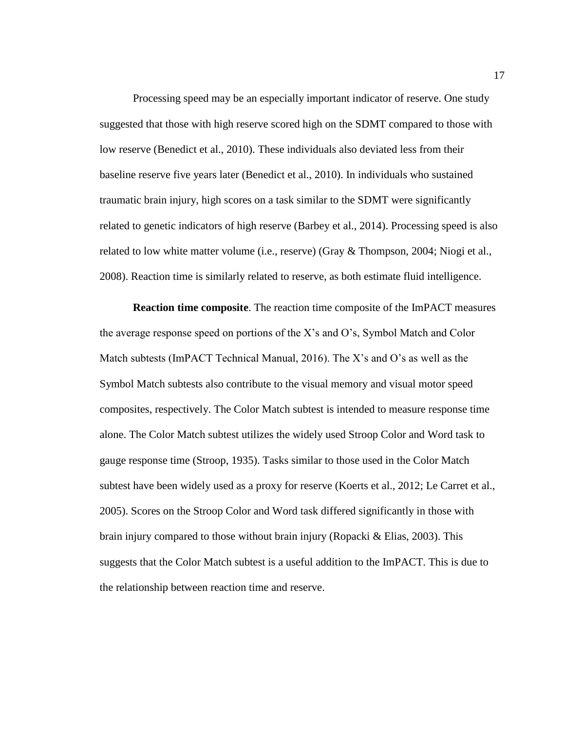Processing speed may be an especially important indicator of reserve. One study suggested that those with high reserve scored high on the SDMT compared to those with low reserve (Benedict et al., 2010). These individuals also deviated less from their baseline reserve five years later (Benedict et al., 2010). In individuals who sustained traumatic brain injury, high scores on a task similar to the SDMT were significantly related to genetic indicators of high reserve (Barbey et al., 2014). Processing speed is also related to low white matter volume (i.e., reserve) (Gray & Thompson, 2004; Niogi et al., 2008). Reaction time is similarly related to reserve, as both estimate fluid intelligence.

**Reaction time composite**. The reaction time composite of the ImPACT measures the average response speed on portions of the X's and O's, Symbol Match and Color Match subtests (ImPACT Technical Manual, 2016). The X's and O's as well as the Symbol Match subtests also contribute to the visual memory and visual motor speed composites, respectively. The Color Match subtest is intended to measure response time alone. The Color Match subtest utilizes the widely used Stroop Color and Word task to gauge response time (Stroop, 1935). Tasks similar to those used in the Color Match subtest have been widely used as a proxy for reserve (Koerts et al., 2012; Le Carret et al., 2005). Scores on the Stroop Color and Word task differed significantly in those with brain injury compared to those without brain injury (Ropacki & Elias, 2003). This suggests that the Color Match subtest is a useful addition to the ImPACT. This is due to the relationship between reaction time and reserve.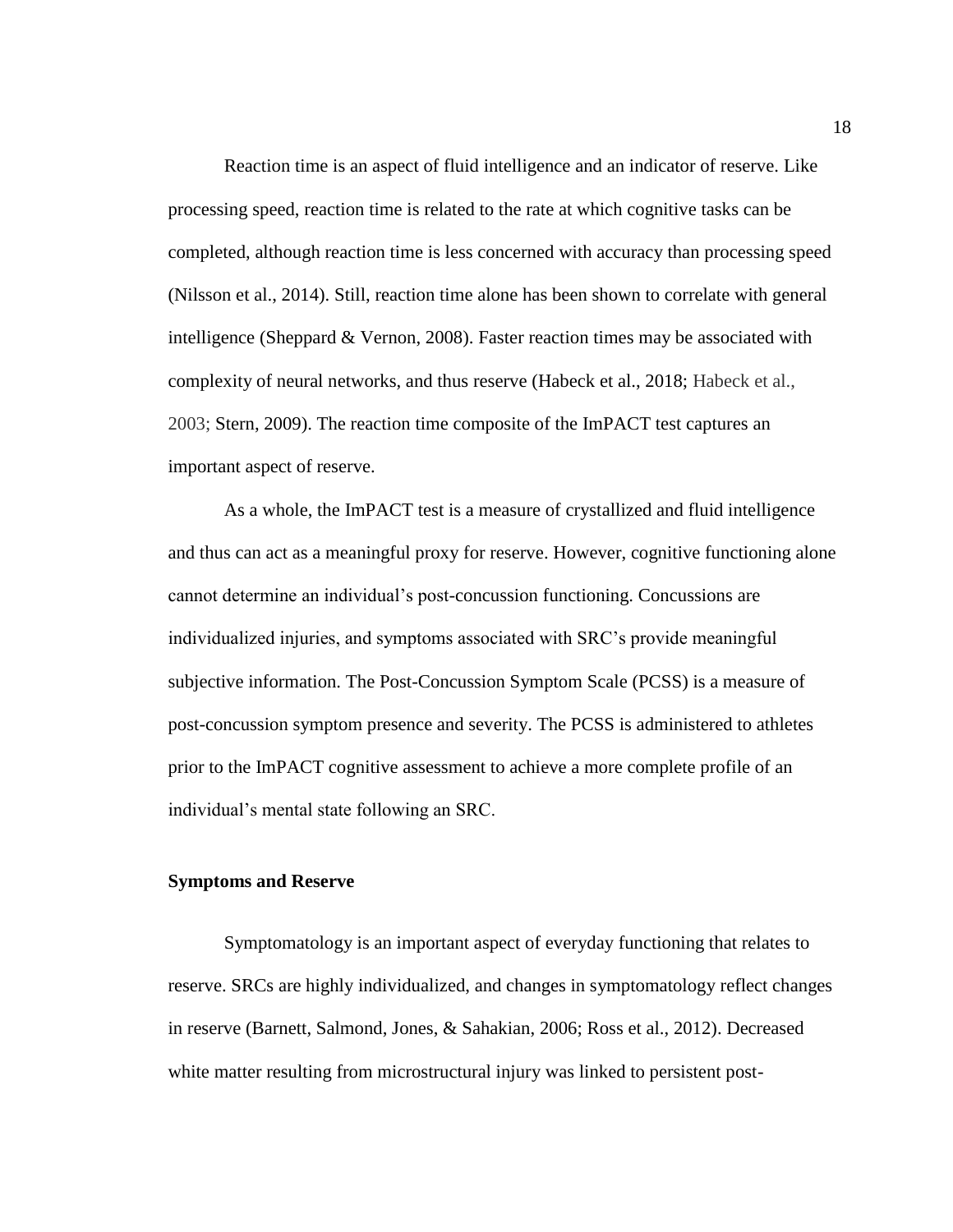Reaction time is an aspect of fluid intelligence and an indicator of reserve. Like processing speed, reaction time is related to the rate at which cognitive tasks can be completed, although reaction time is less concerned with accuracy than processing speed (Nilsson et al., 2014). Still, reaction time alone has been shown to correlate with general intelligence (Sheppard & Vernon, 2008). Faster reaction times may be associated with complexity of neural networks, and thus reserve (Habeck et al., 2018; Habeck et al., 2003; Stern, 2009). The reaction time composite of the ImPACT test captures an important aspect of reserve.

As a whole, the ImPACT test is a measure of crystallized and fluid intelligence and thus can act as a meaningful proxy for reserve. However, cognitive functioning alone cannot determine an individual's post-concussion functioning. Concussions are individualized injuries, and symptoms associated with SRC's provide meaningful subjective information. The Post-Concussion Symptom Scale (PCSS) is a measure of post-concussion symptom presence and severity. The PCSS is administered to athletes prior to the ImPACT cognitive assessment to achieve a more complete profile of an individual's mental state following an SRC.

### Symptoms and Reserve

Symptomatology is an important aspect of everyday functioning that relates to reserve. SRCs are highly individualized, and changes in symptomatology reflect changes in reserve (Barnett, Salmond, Jones, & Sahakian, 2006; Ross et al., 2012). Decreased white matter resulting from microstructural injury was linked to persistent post-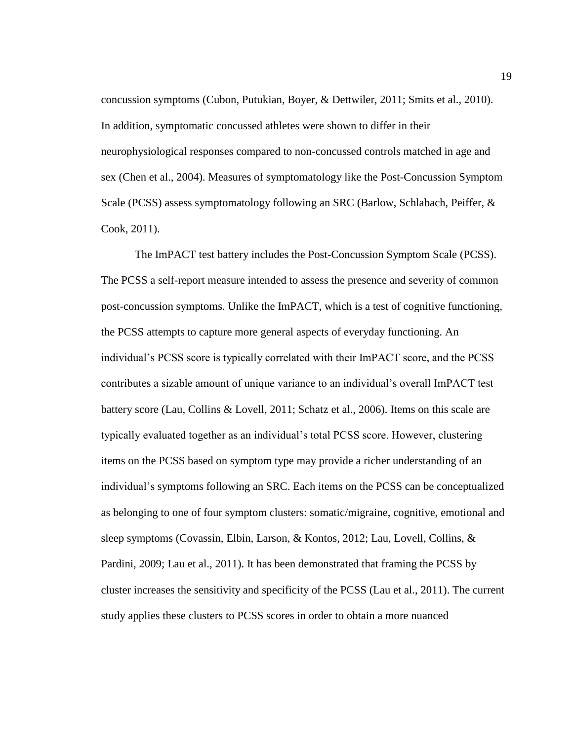concussion symptoms (Cubon, Putukian, Boyer, & Dettwiler, 2011; Smits et al., 2010). In addition, symptomatic concussed athletes were shown to differ in their neurophysiological responses compared to non-concussed controls matched in age and sex (Chen et al., 2004). Measures of symptomatology like the Post-Concussion Symptom Scale (PCSS) assess symptomatology following an SRC (Barlow, Schlabach, Peiffer, & Cook, 2011).

The ImPACT test battery includes the Post-Concussion Symptom Scale (PCSS). The PCSS a self-report measure intended to assess the presence and severity of common post-concussion symptoms. Unlike the ImPACT, which is a test of cognitive functioning, the PCSS attempts to capture more general aspects of everyday functioning. An individual's PCSS score is typically correlated with their ImPACT score, and the PCSS contributes a sizable amount of unique variance to an individual's overall ImPACT test battery score (Lau, Collins & Lovell, 2011; Schatz et al., 2006). Items on this scale are typically evaluated together as an individual's total PCSS score. However, clustering items on the PCSS based on symptom type may provide a richer understanding of an individual's symptoms following an SRC. Each items on the PCSS can be conceptualized as belonging to one of four symptom clusters: somatic/migraine, cognitive, emotional and sleep symptoms (Covassin, Elbin, Larson, & Kontos, 2012; Lau, Lovell, Collins, & Pardini, 2009; Lau et al., 2011). It has been demonstrated that framing the PCSS by cluster increases the sensitivity and specificity of the PCSS (Lau et al., 2011). The current study applies these clusters to PCSS scores in order to obtain a more nuanced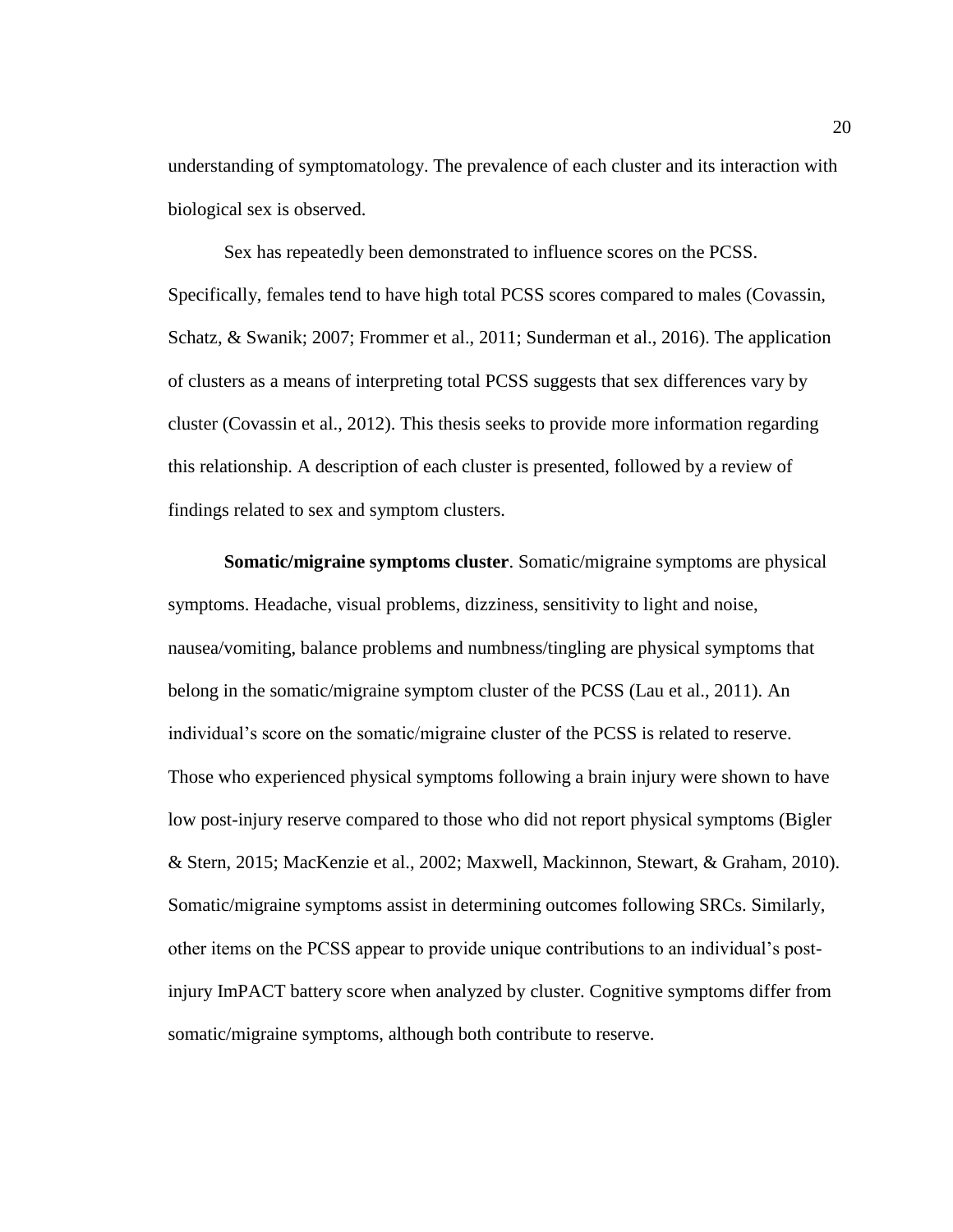understanding of symptomatology. The prevalence of each cluster and its interaction with biological sex is observed.

Sex has repeatedly been demonstrated to influence scores on the PCSS. Specifically, females tend to have high total PCSS scores compared to males (Covassin, Schatz, & Swanik; 2007; Frommer et al., 2011; Sunderman et al., 2016). The application of clusters as a means of interpreting total PCSS suggests that sex differences vary by cluster (Covassin et al., 2012). This thesis seeks to provide more information regarding this relationship. A description of each cluster is presented, followed by a review of findings related to sex and symptom clusters.

**Somatic/migraine symptoms cluster**. Somatic/migraine symptoms are physical symptoms. Headache, visual problems, dizziness, sensitivity to light and noise, nausea/vomiting, balance problems and numbness/tingling are physical symptoms that belong in the somatic/migraine symptom cluster of the PCSS (Lau et al., 2011). An individual's score on the somatic/migraine cluster of the PCSS is related to reserve. Those who experienced physical symptoms following a brain injury were shown to have low post-injury reserve compared to those who did not report physical symptoms (Bigler & Stern, 2015; MacKenzie et al., 2002; Maxwell, Mackinnon, Stewart, & Graham, 2010). Somatic/migraine symptoms assist in determining outcomes following SRCs. Similarly, other items on the PCSS appear to provide unique contributions to an individual's post-injury ImPACT battery score when analyzed by cluster. Cognitive symptoms differ from somatic/migraine symptoms, although both contribute to reserve.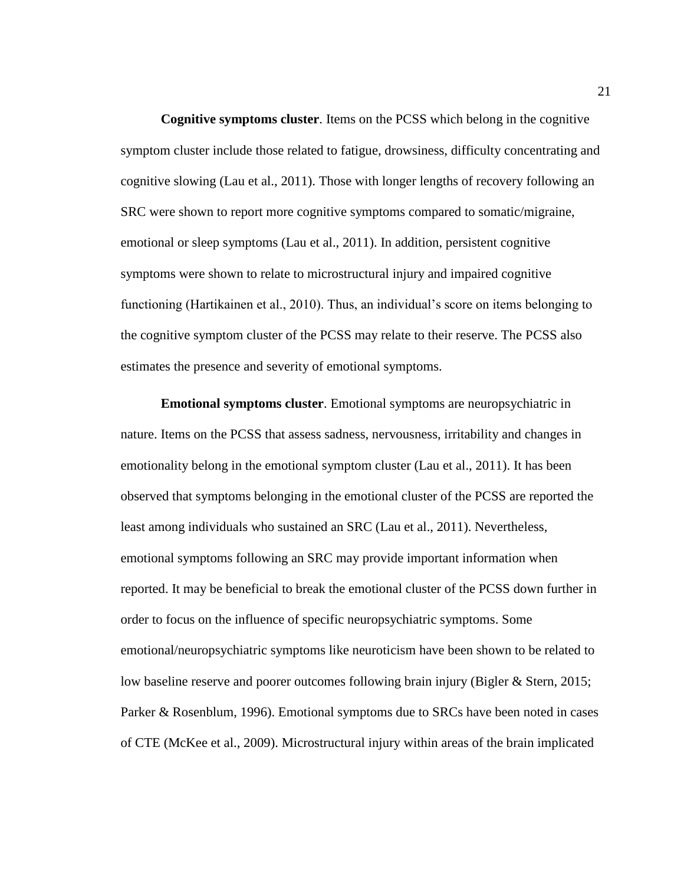**Cognitive symptoms cluster**. Items on the PCSS which belong in the cognitive symptom cluster include those related to fatigue, drowsiness, difficulty concentrating and cognitive slowing (Lau et al., 2011). Those with longer lengths of recovery following an SRC were shown to report more cognitive symptoms compared to somatic/migraine, emotional or sleep symptoms (Lau et al., 2011). In addition, persistent cognitive symptoms were shown to relate to microstructural injury and impaired cognitive functioning (Hartikainen et al., 2010). Thus, an individual's score on items belonging to the cognitive symptom cluster of the PCSS may relate to their reserve. The PCSS also estimates the presence and severity of emotional symptoms.

**Emotional symptoms cluster**. Emotional symptoms are neuropsychiatric in nature. Items on the PCSS that assess sadness, nervousness, irritability and changes in emotionality belong in the emotional symptom cluster (Lau et al., 2011). It has been observed that symptoms belonging in the emotional cluster of the PCSS are reported the least among individuals who sustained an SRC (Lau et al., 2011). Nevertheless, emotional symptoms following an SRC may provide important information when reported. It may be beneficial to break the emotional cluster of the PCSS down further in order to focus on the influence of specific neuropsychiatric symptoms. Some emotional/neuropsychiatric symptoms like neuroticism have been shown to be related to low baseline reserve and poorer outcomes following brain injury (Bigler & Stern, 2015; Parker & Rosenblum, 1996). Emotional symptoms due to SRCs have been noted in cases of CTE (McKee et al., 2009). Microstructural injury within areas of the brain implicated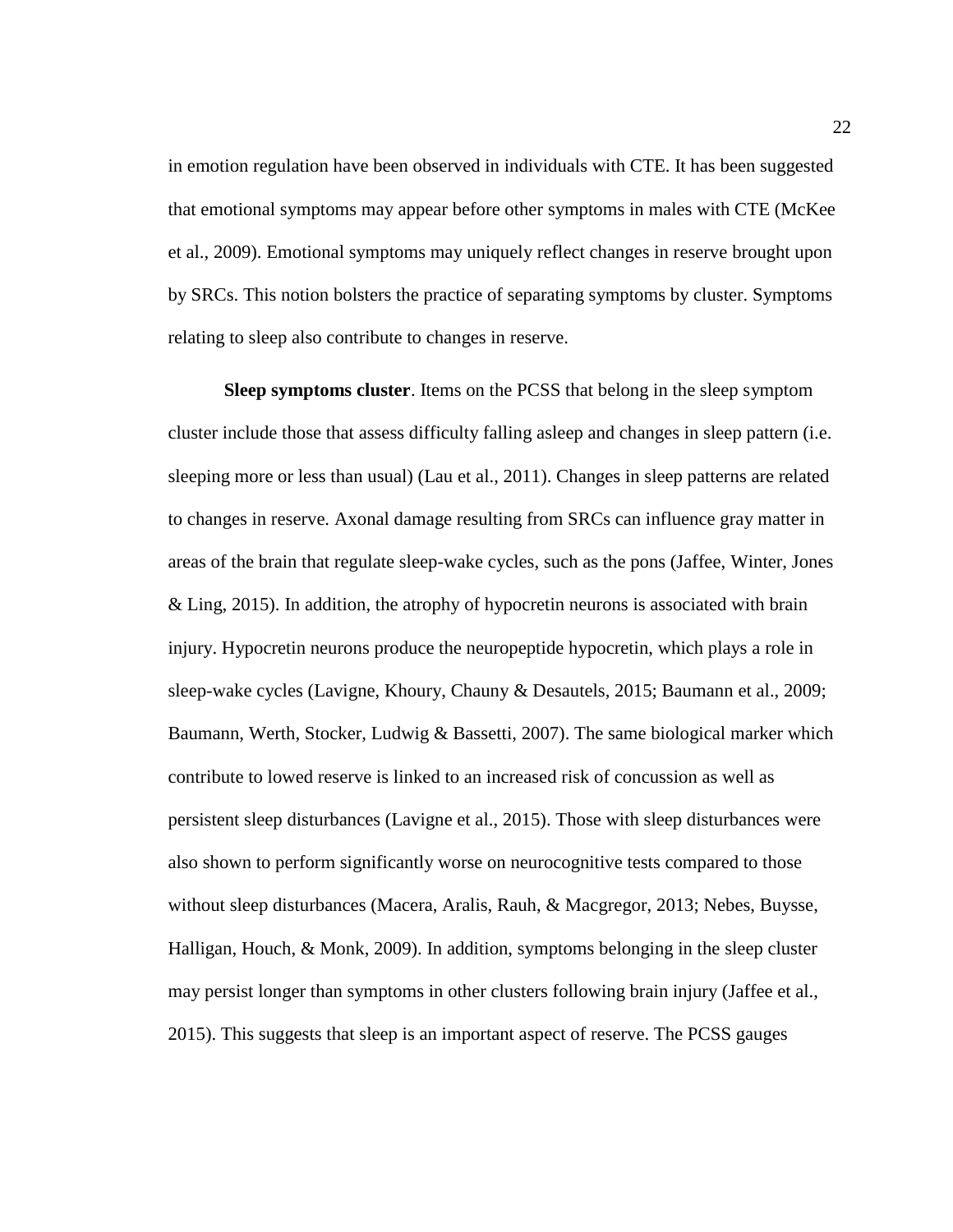in emotion regulation have been observed in individuals with CTE. It has been suggested that emotional symptoms may appear before other symptoms in males with CTE (McKee et al., 2009). Emotional symptoms may uniquely reflect changes in reserve brought upon by SRCs. This notion bolsters the practice of separating symptoms by cluster. Symptoms relating to sleep also contribute to changes in reserve.

**Sleep symptoms cluster**. Items on the PCSS that belong in the sleep symptom cluster include those that assess difficulty falling asleep and changes in sleep pattern (i.e. sleeping more or less than usual) (Lau et al., 2011). Changes in sleep patterns are related to changes in reserve. Axonal damage resulting from SRCs can influence gray matter in areas of the brain that regulate sleep-wake cycles, such as the pons (Jaffee, Winter, Jones & Ling, 2015). In addition, the atrophy of hypocretin neurons is associated with brain injury. Hypocretin neurons produce the neuropeptide hypocretin, which plays a role in sleep-wake cycles (Lavigne, Khoury, Chauny & Desautels, 2015; Baumann et al., 2009; Baumann, Werth, Stocker, Ludwig & Bassetti, 2007). The same biological marker which contribute to lowed reserve is linked to an increased risk of concussion as well as persistent sleep disturbances (Lavigne et al., 2015). Those with sleep disturbances were also shown to perform significantly worse on neurocognitive tests compared to those without sleep disturbances (Macera, Aralis, Rauh, & Macgregor, 2013; Nebes, Buysse, Halligan, Houch, & Monk, 2009). In addition, symptoms belonging in the sleep cluster may persist longer than symptoms in other clusters following brain injury (Jaffee et al., 2015). This suggests that sleep is an important aspect of reserve. The PCSS gauges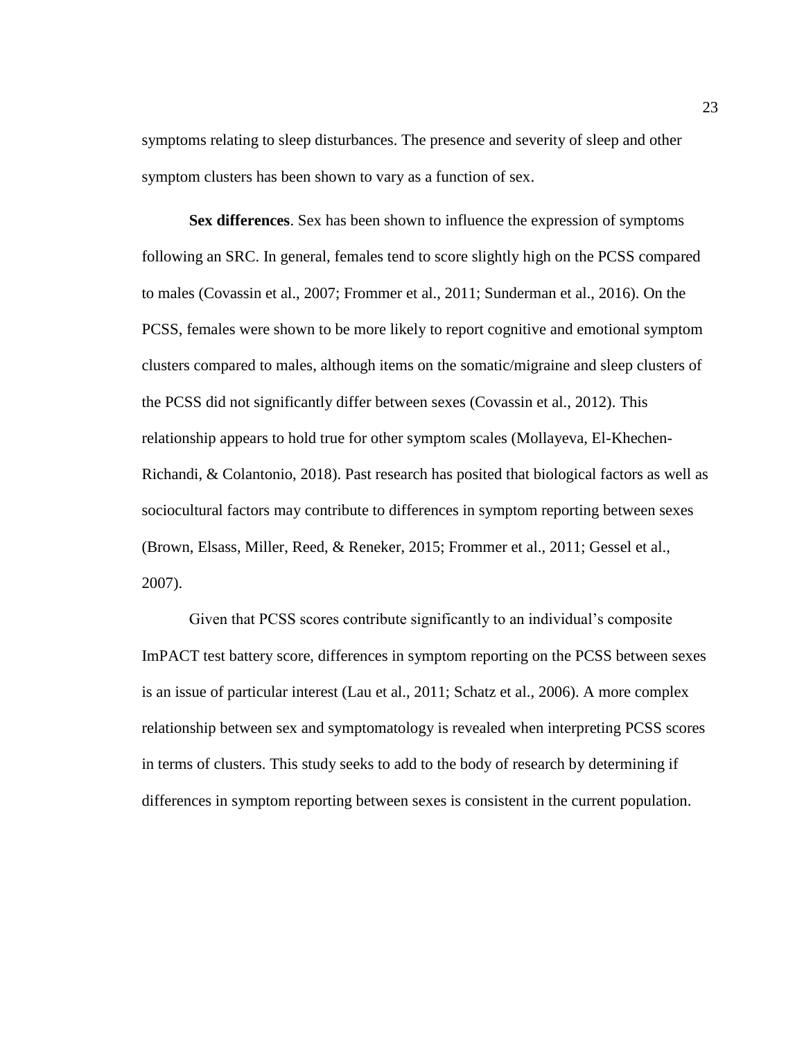symptoms relating to sleep disturbances. The presence and severity of sleep and other symptom clusters has been shown to vary as a function of sex.

**Sex differences**. Sex has been shown to influence the expression of symptoms following an SRC. In general, females tend to score slightly high on the PCSS compared to males (Covassin et al., 2007; Frommer et al., 2011; Sunderman et al., 2016). On the PCSS, females were shown to be more likely to report cognitive and emotional symptom clusters compared to males, although items on the somatic/migraine and sleep clusters of the PCSS did not significantly differ between sexes (Covassin et al., 2012). This relationship appears to hold true for other symptom scales (Mollayeva, El-Khechen-Richandi, & Colantonio, 2018). Past research has posited that biological factors as well as sociocultural factors may contribute to differences in symptom reporting between sexes (Brown, Elsass, Miller, Reed, & Reneker, 2015; Frommer et al., 2011; Gessel et al., 2007).

Given that PCSS scores contribute significantly to an individual's composite ImPACT test battery score, differences in symptom reporting on the PCSS between sexes is an issue of particular interest (Lau et al., 2011; Schatz et al., 2006). A more complex relationship between sex and symptomatology is revealed when interpreting PCSS scores in terms of clusters. This study seeks to add to the body of research by determining if differences in symptom reporting between sexes is consistent in the current population.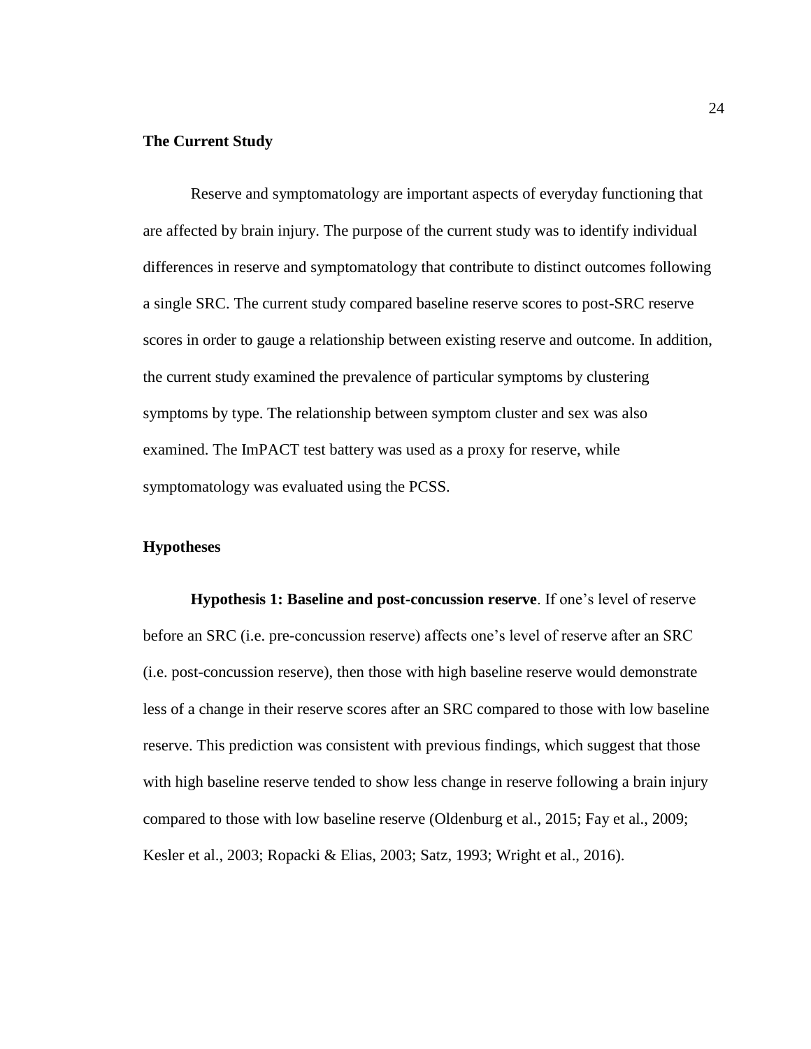## The Current Study

Reserve and symptomatology are important aspects of everyday functioning that are affected by brain injury. The purpose of the current study was to identify individual differences in reserve and symptomatology that contribute to distinct outcomes following a single SRC. The current study compared baseline reserve scores to post-SRC reserve scores in order to gauge a relationship between existing reserve and outcome. In addition, the current study examined the prevalence of particular symptoms by clustering symptoms by type. The relationship between symptom cluster and sex was also examined. The ImPACT test battery was used as a proxy for reserve, while symptomatology was evaluated using the PCSS.

## Hypotheses

**Hypothesis 1: Baseline and post-concussion reserve**. If one's level of reserve before an SRC (i.e. pre-concussion reserve) affects one's level of reserve after an SRC (i.e. post-concussion reserve), then those with high baseline reserve would demonstrate less of a change in their reserve scores after an SRC compared to those with low baseline reserve. This prediction was consistent with previous findings, which suggest that those with high baseline reserve tended to show less change in reserve following a brain injury compared to those with low baseline reserve (Oldenburg et al., 2015; Fay et al., 2009; Kesler et al., 2003; Ropacki & Elias, 2003; Satz, 1993; Wright et al., 2016).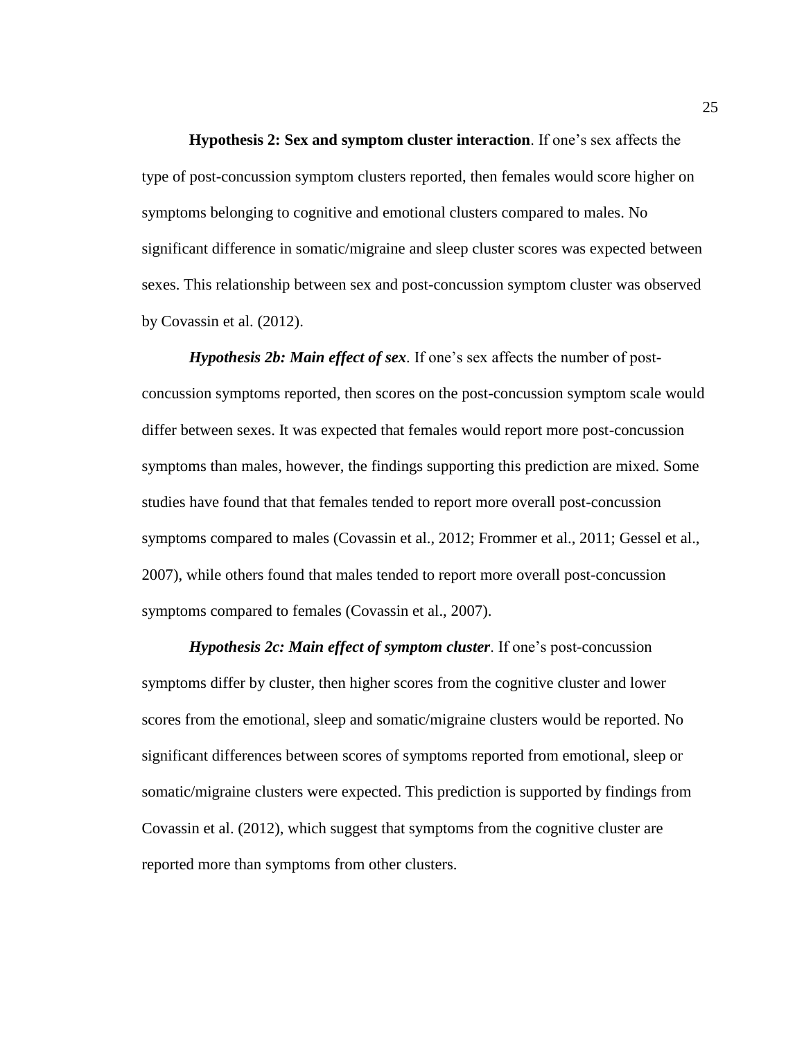**Hypothesis 2: Sex and symptom cluster interaction**. If one's sex affects the type of post-concussion symptom clusters reported, then females would score higher on symptoms belonging to cognitive and emotional clusters compared to males. No significant difference in somatic/migraine and sleep cluster scores was expected between sexes. This relationship between sex and post-concussion symptom cluster was observed by Covassin et al. (2012).

***Hypothesis 2b: Main effect of sex***. If one's sex affects the number of post-concussion symptoms reported, then scores on the post-concussion symptom scale would differ between sexes. It was expected that females would report more post-concussion symptoms than males, however, the findings supporting this prediction are mixed. Some studies have found that that females tended to report more overall post-concussion symptoms compared to males (Covassin et al., 2012; Frommer et al., 2011; Gessel et al., 2007), while others found that males tended to report more overall post-concussion symptoms compared to females (Covassin et al., 2007).

***Hypothesis 2c: Main effect of symptom cluster***. If one's post-concussion symptoms differ by cluster, then higher scores from the cognitive cluster and lower scores from the emotional, sleep and somatic/migraine clusters would be reported. No significant differences between scores of symptoms reported from emotional, sleep or somatic/migraine clusters were expected. This prediction is supported by findings from Covassin et al. (2012), which suggest that symptoms from the cognitive cluster are reported more than symptoms from other clusters.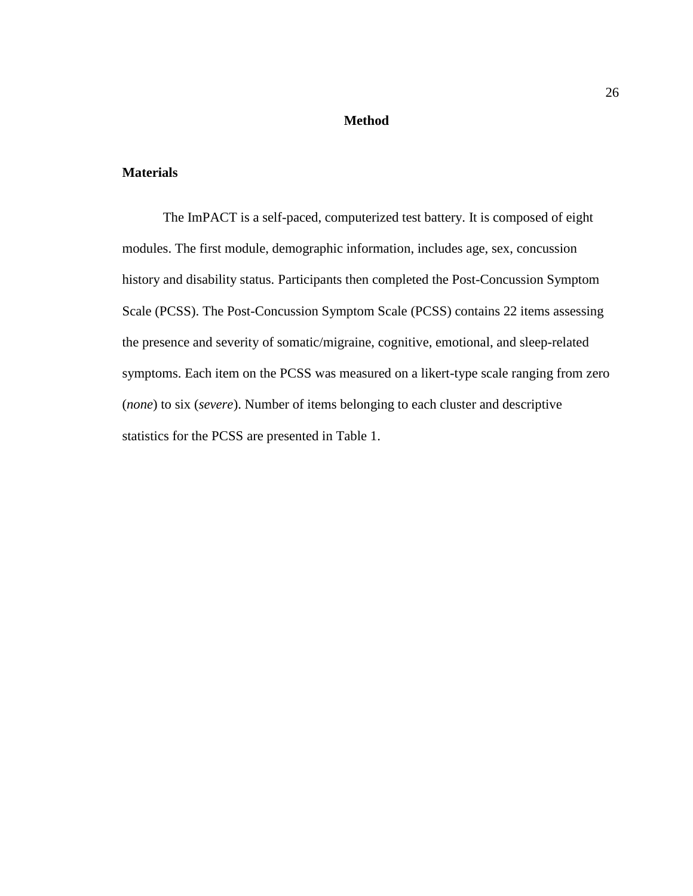# Method

## Materials

The ImPACT is a self-paced, computerized test battery. It is composed of eight modules. The first module, demographic information, includes age, sex, concussion history and disability status. Participants then completed the Post-Concussion Symptom Scale (PCSS). The Post-Concussion Symptom Scale (PCSS) contains 22 items assessing the presence and severity of somatic/migraine, cognitive, emotional, and sleep-related symptoms. Each item on the PCSS was measured on a likert-type scale ranging from zero (*none*) to six (*severe*). Number of items belonging to each cluster and descriptive statistics for the PCSS are presented in Table 1.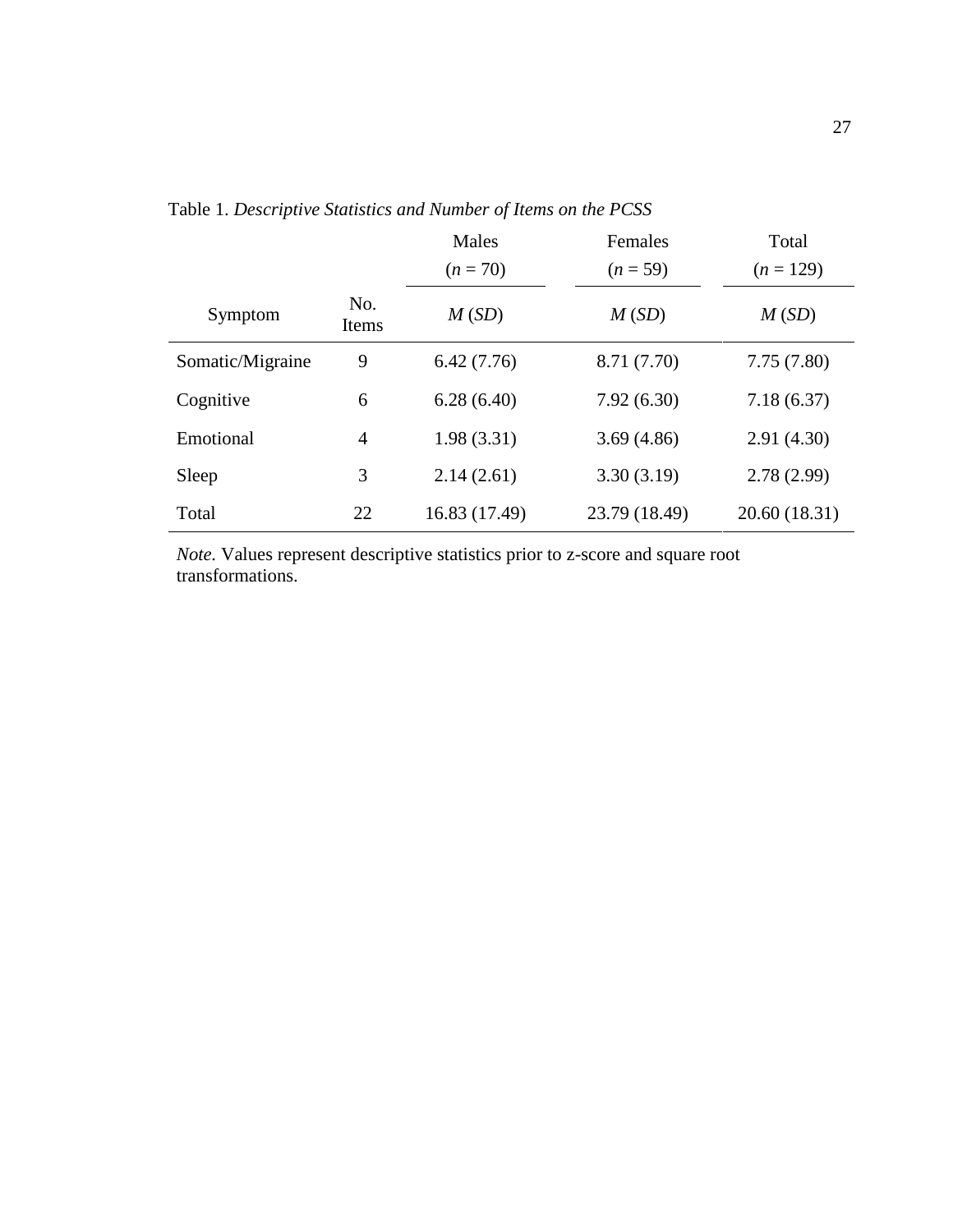Table 1. *Descriptive Statistics and Number of Items on the PCSS*

| | | Males ($n$ = 70) | Females ($n$ = 59) | Total ($n$ = 129) |
|---|---|---|---|---|
| Symptom | No. Items | *M* (*SD*) | *M* (*SD*) | *M* (*SD*) |
| Somatic/Migraine | 9 | 6.42 (7.76) | 8.71 (7.70) | 7.75 (7.80) |
| Cognitive | 6 | 6.28 (6.40) | 7.92 (6.30) | 7.18 (6.37) |
| Emotional | 4 | 1.98 (3.31) | 3.69 (4.86) | 2.91 (4.30) |
| Sleep | 3 | 2.14 (2.61) | 3.30 (3.19) | 2.78 (2.99) |
| Total | 22 | 16.83 (17.49) | 23.79 (18.49) | 20.60 (18.31) |

*Note.* Values represent descriptive statistics prior to z-score and square root transformations.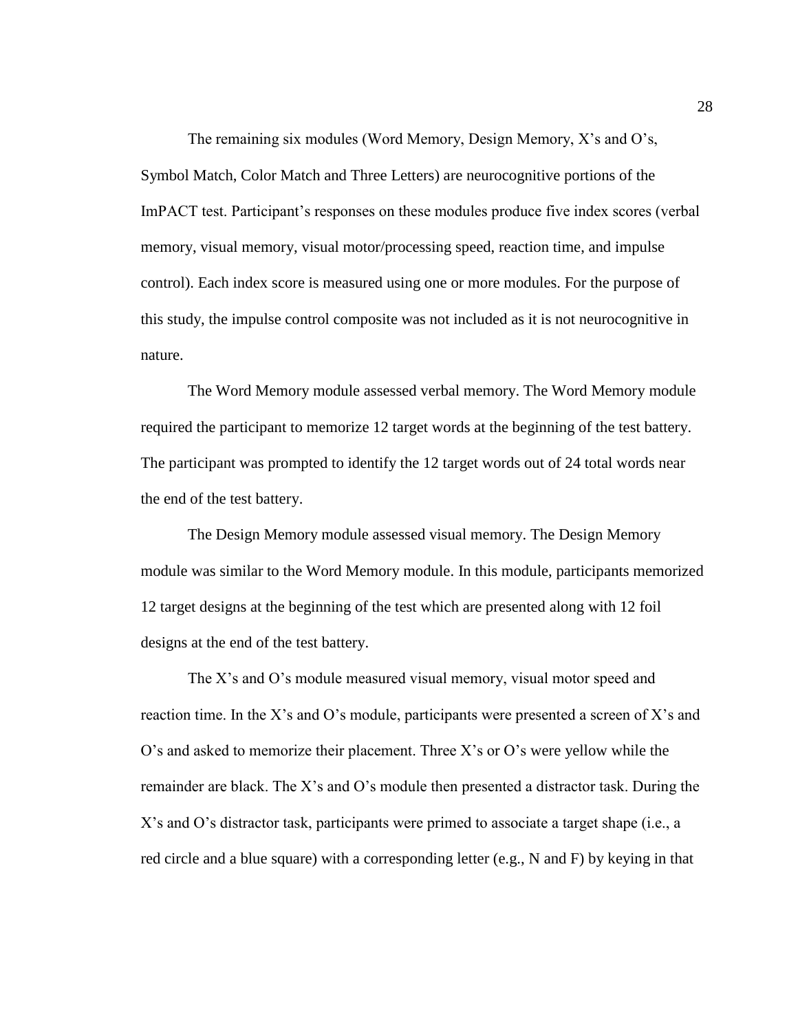The remaining six modules (Word Memory, Design Memory, X's and O's, Symbol Match, Color Match and Three Letters) are neurocognitive portions of the ImPACT test. Participant's responses on these modules produce five index scores (verbal memory, visual memory, visual motor/processing speed, reaction time, and impulse control). Each index score is measured using one or more modules. For the purpose of this study, the impulse control composite was not included as it is not neurocognitive in nature.

The Word Memory module assessed verbal memory. The Word Memory module required the participant to memorize 12 target words at the beginning of the test battery. The participant was prompted to identify the 12 target words out of 24 total words near the end of the test battery.

The Design Memory module assessed visual memory. The Design Memory module was similar to the Word Memory module. In this module, participants memorized 12 target designs at the beginning of the test which are presented along with 12 foil designs at the end of the test battery.

The X's and O's module measured visual memory, visual motor speed and reaction time. In the X's and O's module, participants were presented a screen of X's and O's and asked to memorize their placement. Three X's or O's were yellow while the remainder are black. The X's and O's module then presented a distractor task. During the X's and O's distractor task, participants were primed to associate a target shape (i.e., a red circle and a blue square) with a corresponding letter (e.g., N and F) by keying in that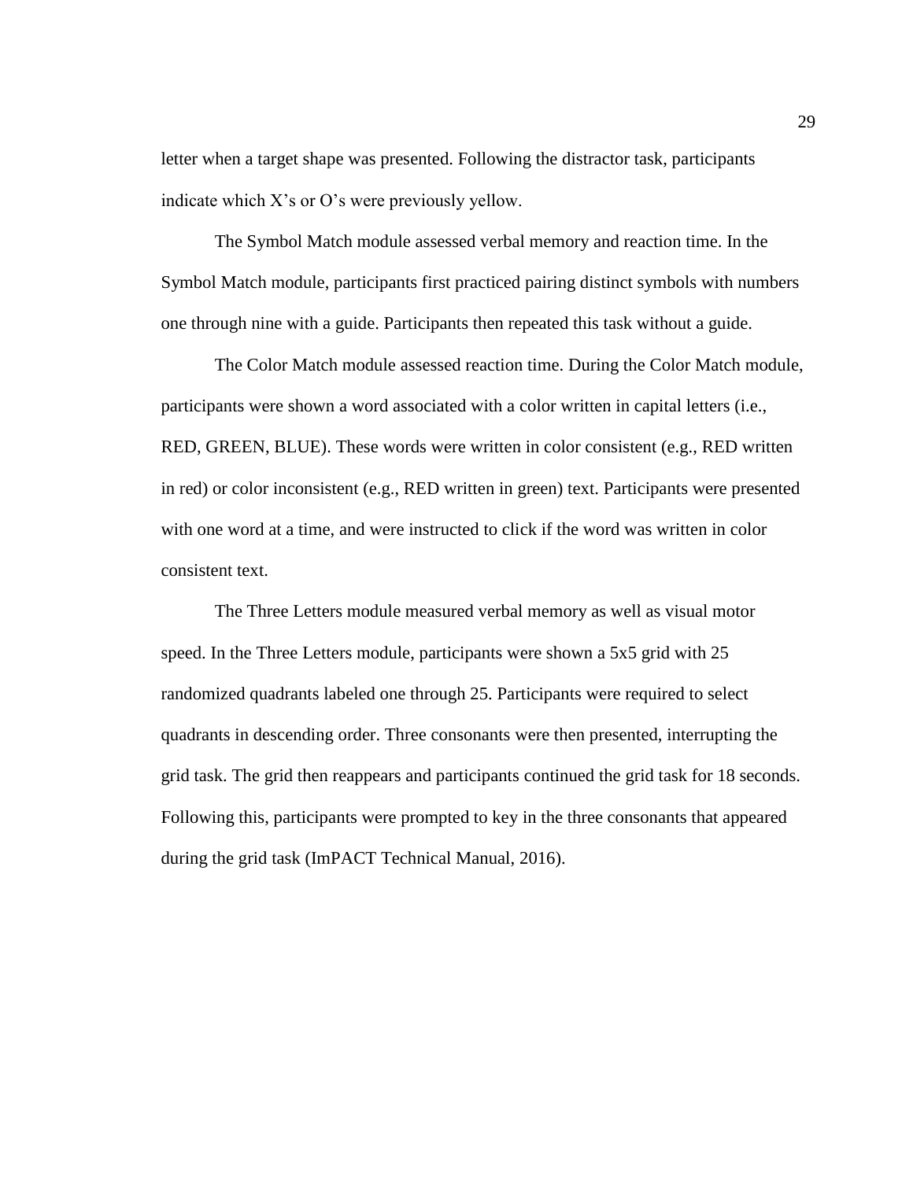letter when a target shape was presented. Following the distractor task, participants indicate which X's or O's were previously yellow.

The Symbol Match module assessed verbal memory and reaction time. In the Symbol Match module, participants first practiced pairing distinct symbols with numbers one through nine with a guide. Participants then repeated this task without a guide.

The Color Match module assessed reaction time. During the Color Match module, participants were shown a word associated with a color written in capital letters (i.e., RED, GREEN, BLUE). These words were written in color consistent (e.g., RED written in red) or color inconsistent (e.g., RED written in green) text. Participants were presented with one word at a time, and were instructed to click if the word was written in color consistent text.

The Three Letters module measured verbal memory as well as visual motor speed. In the Three Letters module, participants were shown a 5x5 grid with 25 randomized quadrants labeled one through 25. Participants were required to select quadrants in descending order. Three consonants were then presented, interrupting the grid task. The grid then reappears and participants continued the grid task for 18 seconds. Following this, participants were prompted to key in the three consonants that appeared during the grid task (ImPACT Technical Manual, 2016).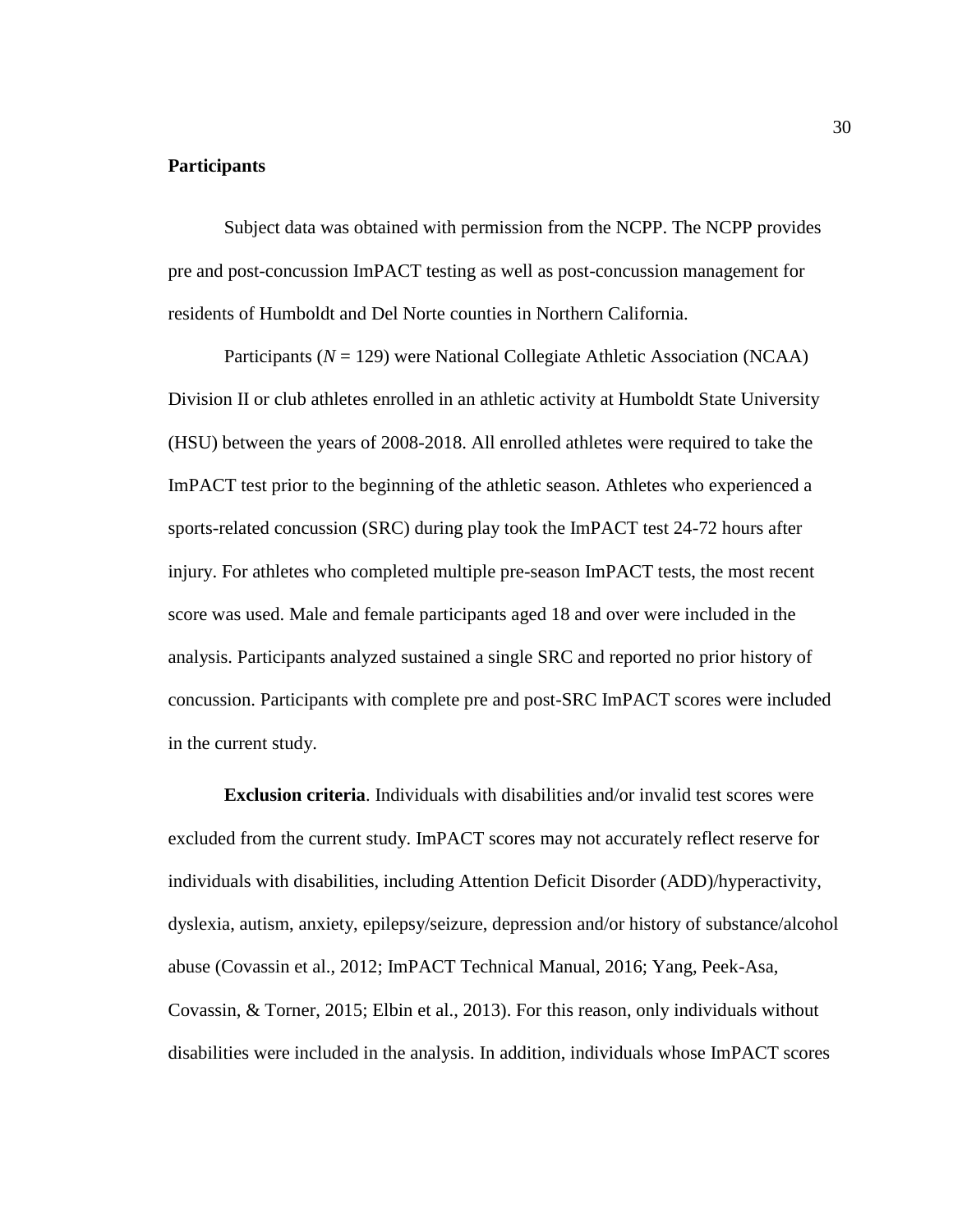## Participants

Subject data was obtained with permission from the NCPP. The NCPP provides pre and post-concussion ImPACT testing as well as post-concussion management for residents of Humboldt and Del Norte counties in Northern California.

Participants ($N$ = 129) were National Collegiate Athletic Association (NCAA) Division II or club athletes enrolled in an athletic activity at Humboldt State University (HSU) between the years of 2008-2018. All enrolled athletes were required to take the ImPACT test prior to the beginning of the athletic season. Athletes who experienced a sports-related concussion (SRC) during play took the ImPACT test 24-72 hours after injury. For athletes who completed multiple pre-season ImPACT tests, the most recent score was used. Male and female participants aged 18 and over were included in the analysis. Participants analyzed sustained a single SRC and reported no prior history of concussion. Participants with complete pre and post-SRC ImPACT scores were included in the current study.

**Exclusion criteria**. Individuals with disabilities and/or invalid test scores were excluded from the current study. ImPACT scores may not accurately reflect reserve for individuals with disabilities, including Attention Deficit Disorder (ADD)/hyperactivity, dyslexia, autism, anxiety, epilepsy/seizure, depression and/or history of substance/alcohol abuse (Covassin et al., 2012; ImPACT Technical Manual, 2016; Yang, Peek-Asa, Covassin, & Torner, 2015; Elbin et al., 2013). For this reason, only individuals without disabilities were included in the analysis. In addition, individuals whose ImPACT scores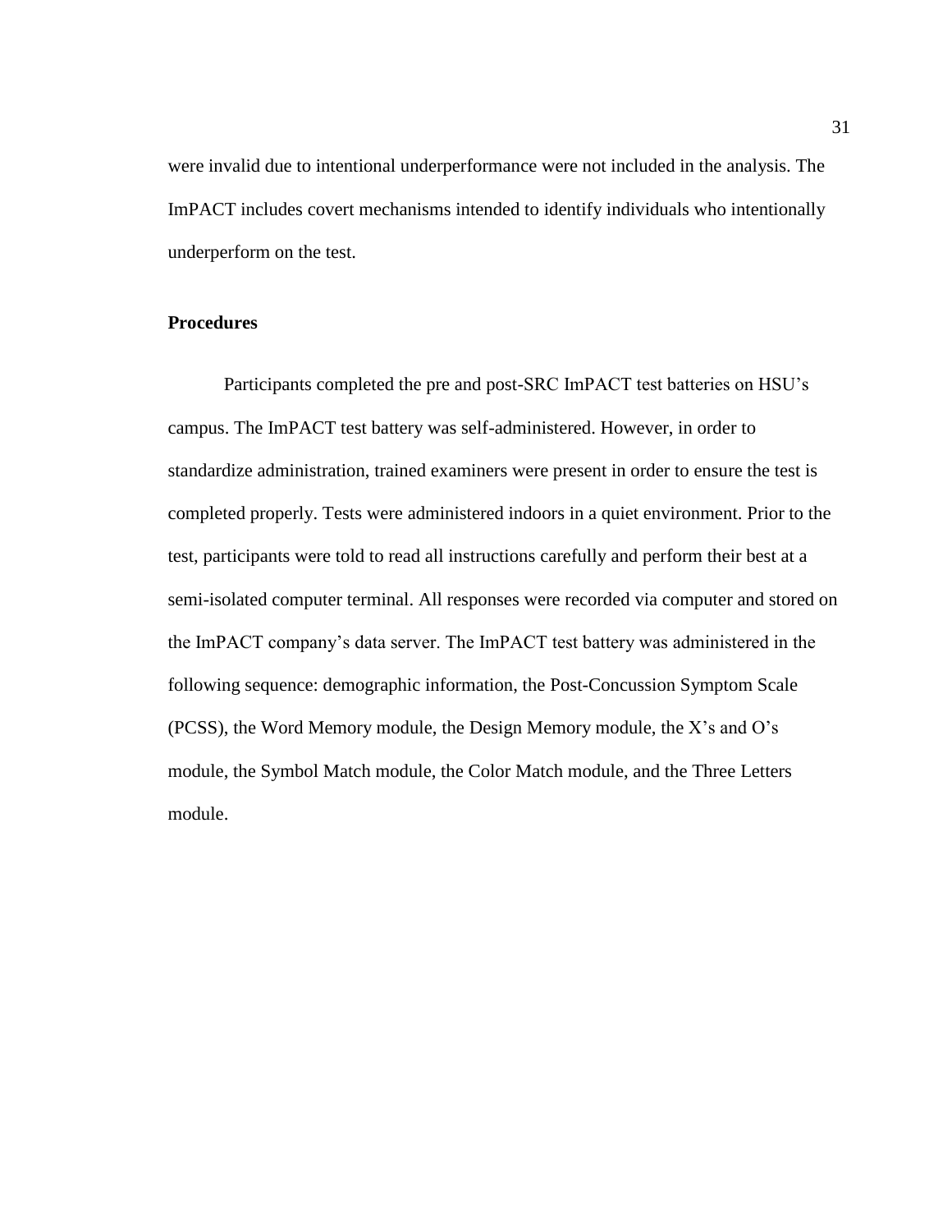were invalid due to intentional underperformance were not included in the analysis. The ImPACT includes covert mechanisms intended to identify individuals who intentionally underperform on the test.

## Procedures

Participants completed the pre and post-SRC ImPACT test batteries on HSU's campus. The ImPACT test battery was self-administered. However, in order to standardize administration, trained examiners were present in order to ensure the test is completed properly. Tests were administered indoors in a quiet environment. Prior to the test, participants were told to read all instructions carefully and perform their best at a semi-isolated computer terminal. All responses were recorded via computer and stored on the ImPACT company's data server. The ImPACT test battery was administered in the following sequence: demographic information, the Post-Concussion Symptom Scale (PCSS), the Word Memory module, the Design Memory module, the X's and O's module, the Symbol Match module, the Color Match module, and the Three Letters module.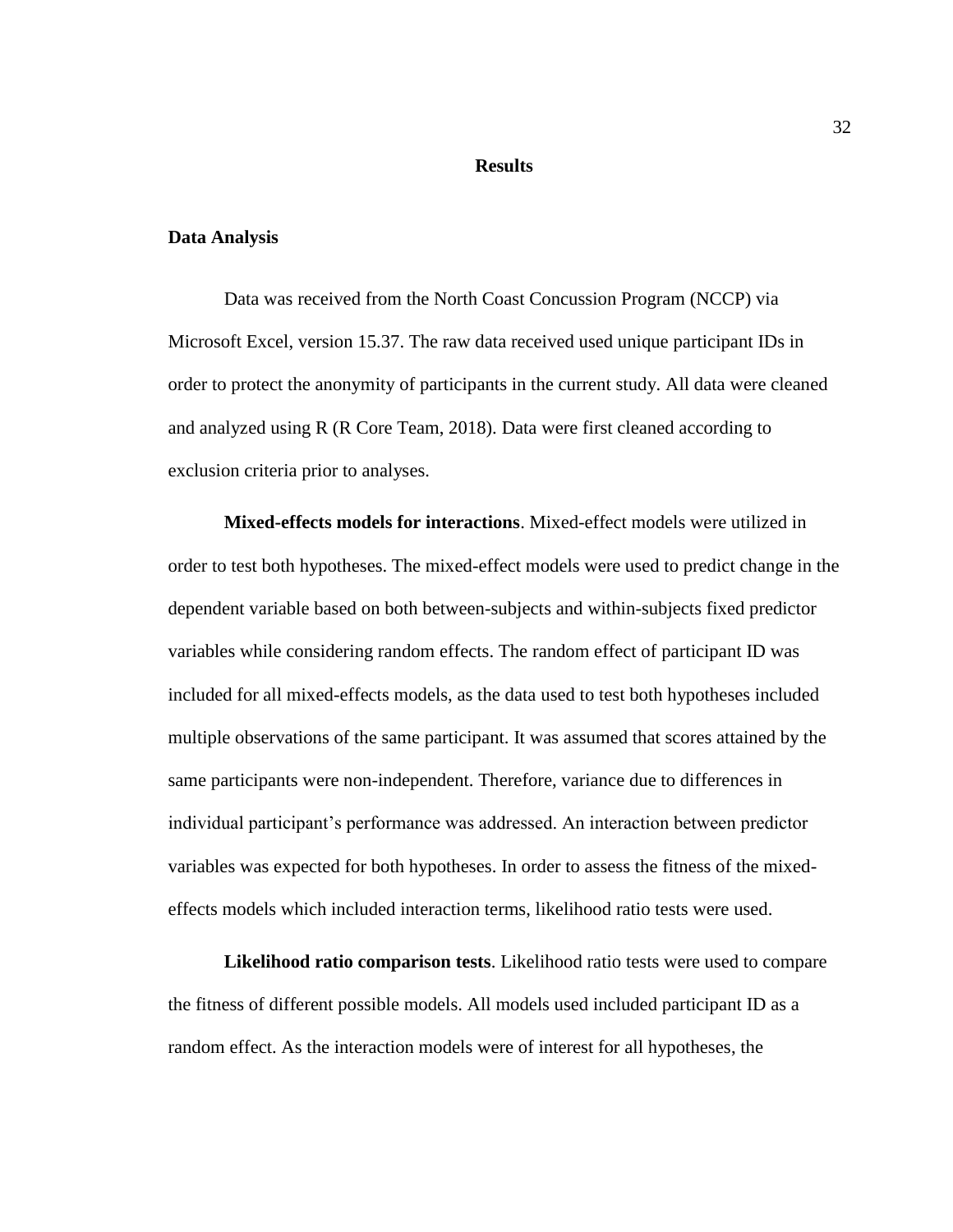# Results

## Data Analysis

Data was received from the North Coast Concussion Program (NCCP) via Microsoft Excel, version 15.37. The raw data received used unique participant IDs in order to protect the anonymity of participants in the current study. All data were cleaned and analyzed using R (R Core Team, 2018). Data were first cleaned according to exclusion criteria prior to analyses.

**Mixed-effects models for interactions**. Mixed-effect models were utilized in order to test both hypotheses. The mixed-effect models were used to predict change in the dependent variable based on both between-subjects and within-subjects fixed predictor variables while considering random effects. The random effect of participant ID was included for all mixed-effects models, as the data used to test both hypotheses included multiple observations of the same participant. It was assumed that scores attained by the same participants were non-independent. Therefore, variance due to differences in individual participant's performance was addressed. An interaction between predictor variables was expected for both hypotheses. In order to assess the fitness of the mixed-effects models which included interaction terms, likelihood ratio tests were used.

**Likelihood ratio comparison tests**. Likelihood ratio tests were used to compare the fitness of different possible models. All models used included participant ID as a random effect. As the interaction models were of interest for all hypotheses, the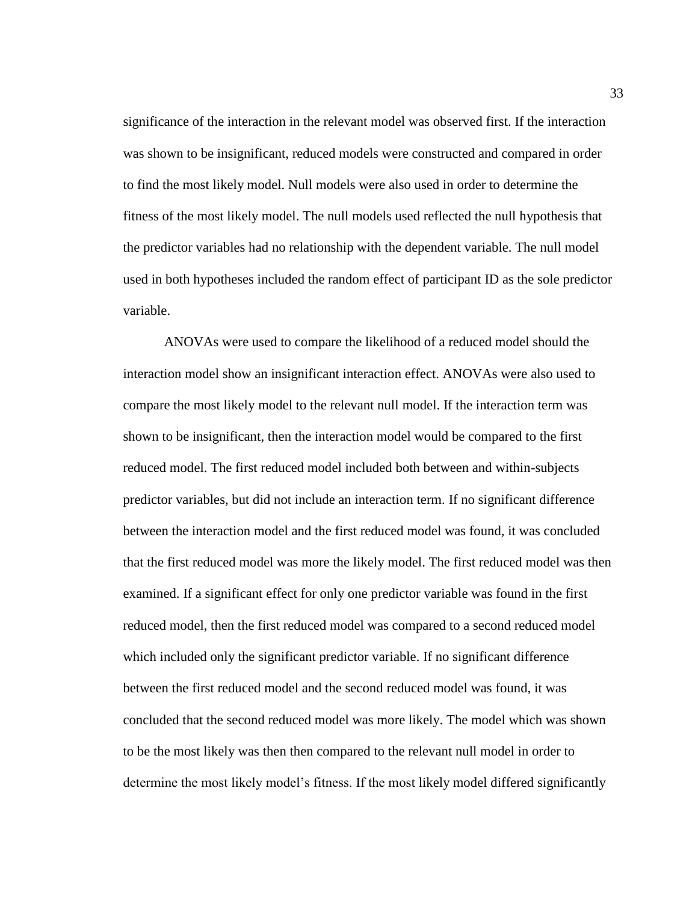significance of the interaction in the relevant model was observed first. If the interaction was shown to be insignificant, reduced models were constructed and compared in order to find the most likely model. Null models were also used in order to determine the fitness of the most likely model. The null models used reflected the null hypothesis that the predictor variables had no relationship with the dependent variable. The null model used in both hypotheses included the random effect of participant ID as the sole predictor variable.

ANOVAs were used to compare the likelihood of a reduced model should the interaction model show an insignificant interaction effect. ANOVAs were also used to compare the most likely model to the relevant null model. If the interaction term was shown to be insignificant, then the interaction model would be compared to the first reduced model. The first reduced model included both between and within-subjects predictor variables, but did not include an interaction term. If no significant difference between the interaction model and the first reduced model was found, it was concluded that the first reduced model was more the likely model. The first reduced model was then examined. If a significant effect for only one predictor variable was found in the first reduced model, then the first reduced model was compared to a second reduced model which included only the significant predictor variable. If no significant difference between the first reduced model and the second reduced model was found, it was concluded that the second reduced model was more likely. The model which was shown to be the most likely was then then compared to the relevant null model in order to determine the most likely model's fitness. If the most likely model differed significantly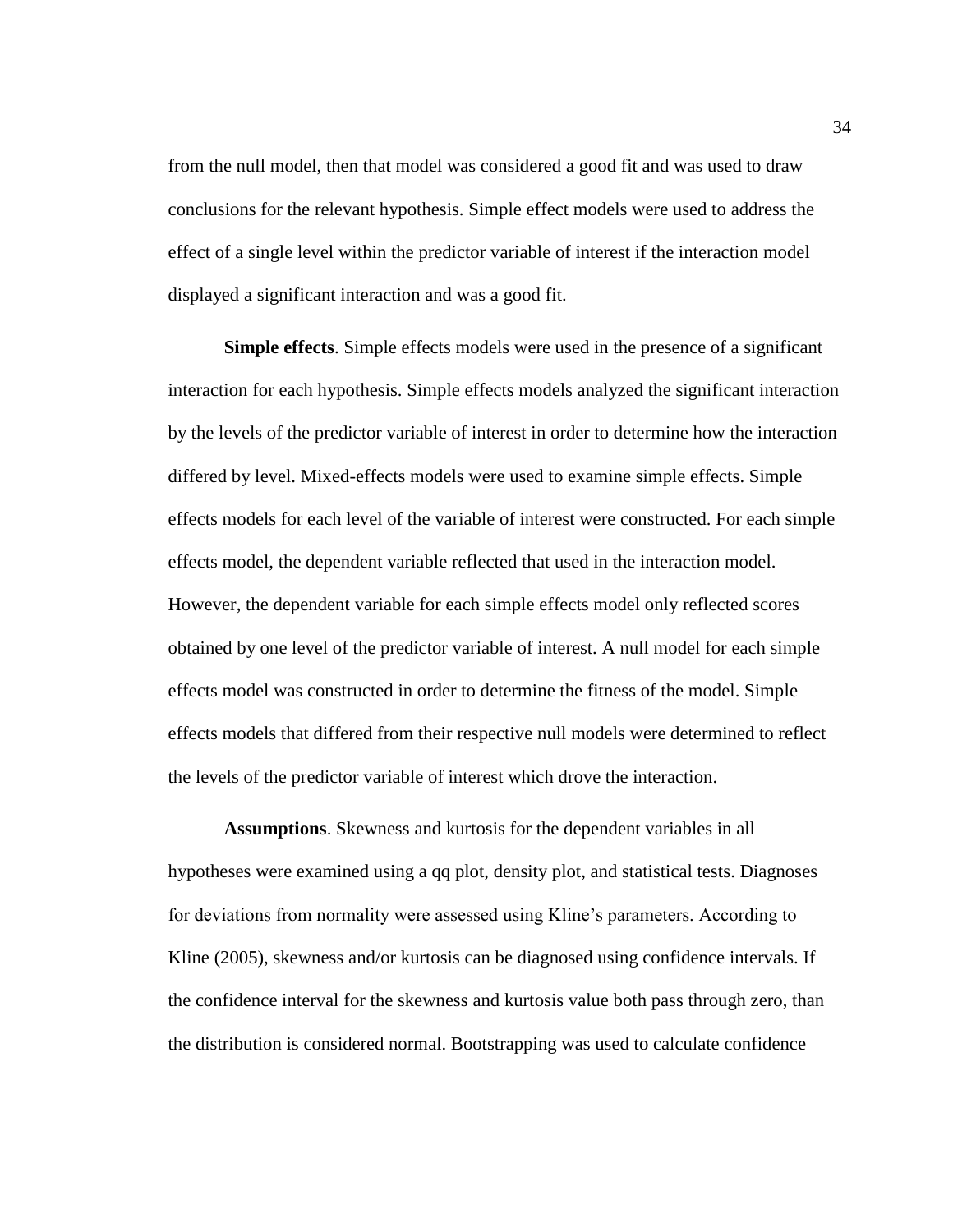from the null model, then that model was considered a good fit and was used to draw conclusions for the relevant hypothesis. Simple effect models were used to address the effect of a single level within the predictor variable of interest if the interaction model displayed a significant interaction and was a good fit.

**Simple effects**. Simple effects models were used in the presence of a significant interaction for each hypothesis. Simple effects models analyzed the significant interaction by the levels of the predictor variable of interest in order to determine how the interaction differed by level. Mixed-effects models were used to examine simple effects. Simple effects models for each level of the variable of interest were constructed. For each simple effects model, the dependent variable reflected that used in the interaction model. However, the dependent variable for each simple effects model only reflected scores obtained by one level of the predictor variable of interest. A null model for each simple effects model was constructed in order to determine the fitness of the model. Simple effects models that differed from their respective null models were determined to reflect the levels of the predictor variable of interest which drove the interaction.

**Assumptions**. Skewness and kurtosis for the dependent variables in all hypotheses were examined using a qq plot, density plot, and statistical tests. Diagnoses for deviations from normality were assessed using Kline's parameters. According to Kline (2005), skewness and/or kurtosis can be diagnosed using confidence intervals. If the confidence interval for the skewness and kurtosis value both pass through zero, than the distribution is considered normal. Bootstrapping was used to calculate confidence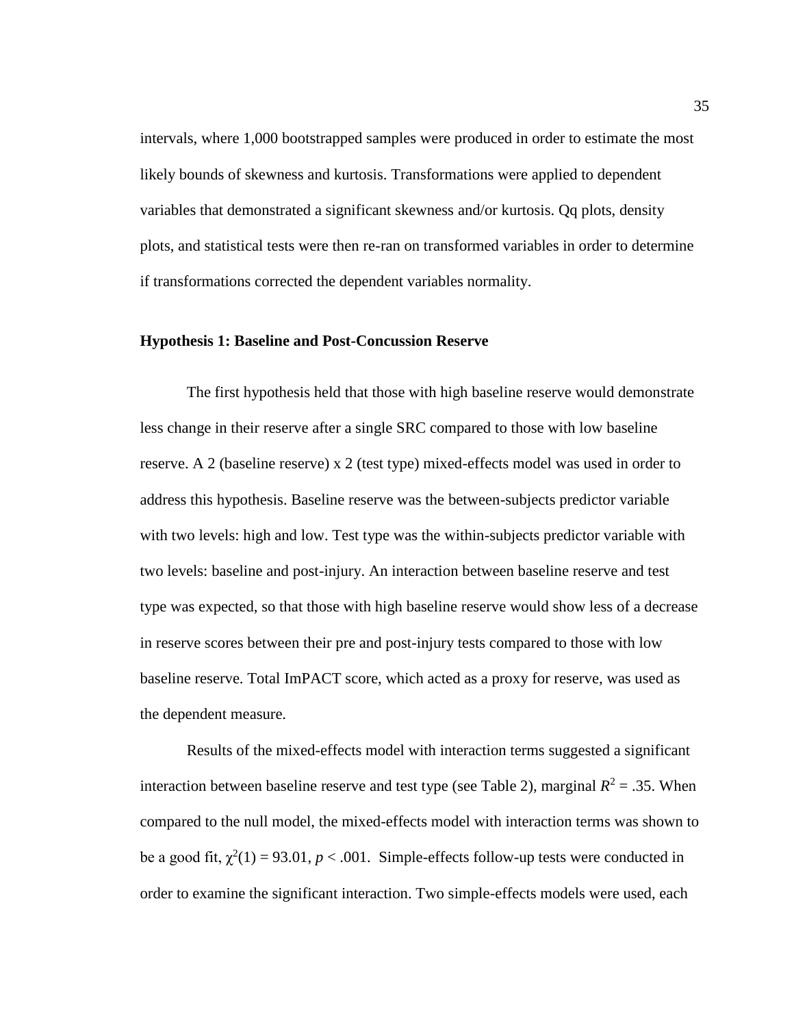intervals, where 1,000 bootstrapped samples were produced in order to estimate the most likely bounds of skewness and kurtosis. Transformations were applied to dependent variables that demonstrated a significant skewness and/or kurtosis. Qq plots, density plots, and statistical tests were then re-ran on transformed variables in order to determine if transformations corrected the dependent variables normality.

### Hypothesis 1: Baseline and Post-Concussion Reserve

The first hypothesis held that those with high baseline reserve would demonstrate less change in their reserve after a single SRC compared to those with low baseline reserve. A 2 (baseline reserve) x 2 (test type) mixed-effects model was used in order to address this hypothesis. Baseline reserve was the between-subjects predictor variable with two levels: high and low. Test type was the within-subjects predictor variable with two levels: baseline and post-injury. An interaction between baseline reserve and test type was expected, so that those with high baseline reserve would show less of a decrease in reserve scores between their pre and post-injury tests compared to those with low baseline reserve. Total ImPACT score, which acted as a proxy for reserve, was used as the dependent measure.

Results of the mixed-effects model with interaction terms suggested a significant interaction between baseline reserve and test type (see Table 2), marginal $R^2 = .35$. When compared to the null model, the mixed-effects model with interaction terms was shown to be a good fit, $\chi^2(1) = 93.01$, $p < .001$. Simple-effects follow-up tests were conducted in order to examine the significant interaction. Two simple-effects models were used, each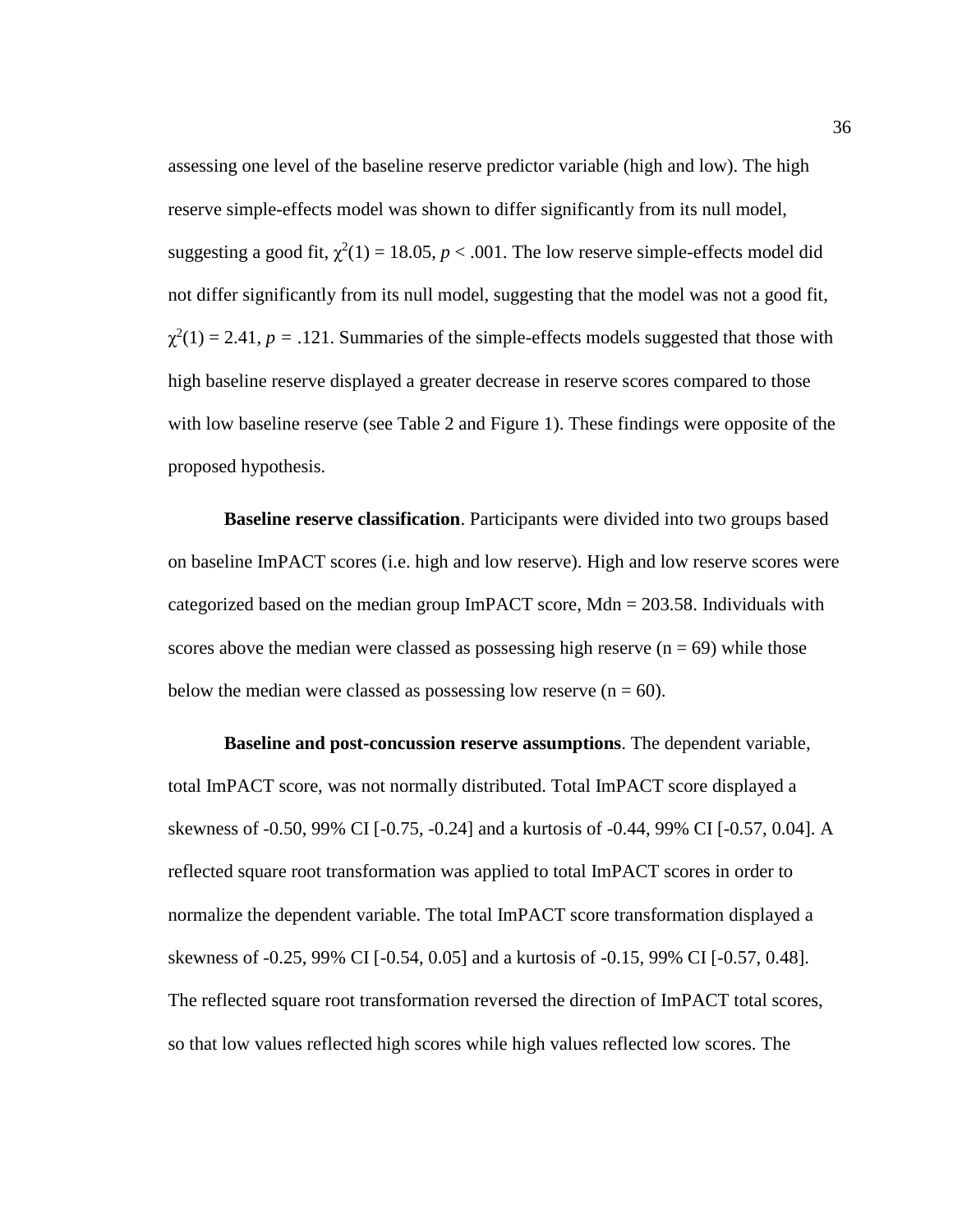assessing one level of the baseline reserve predictor variable (high and low). The high reserve simple-effects model was shown to differ significantly from its null model, suggesting a good fit, $\chi^2(1) = 18.05$, $p < .001$. The low reserve simple-effects model did not differ significantly from its null model, suggesting that the model was not a good fit, $\chi^2(1) = 2.41$, $p = .121$. Summaries of the simple-effects models suggested that those with high baseline reserve displayed a greater decrease in reserve scores compared to those with low baseline reserve (see Table 2 and Figure 1). These findings were opposite of the proposed hypothesis.

**Baseline reserve classification**. Participants were divided into two groups based on baseline ImPACT scores (i.e. high and low reserve). High and low reserve scores were categorized based on the median group ImPACT score, Mdn = 203.58. Individuals with scores above the median were classed as possessing high reserve (n = 69) while those below the median were classed as possessing low reserve (n = 60).

**Baseline and post-concussion reserve assumptions**. The dependent variable, total ImPACT score, was not normally distributed. Total ImPACT score displayed a skewness of -0.50, 99% CI [-0.75, -0.24] and a kurtosis of -0.44, 99% CI [-0.57, 0.04]. A reflected square root transformation was applied to total ImPACT scores in order to normalize the dependent variable. The total ImPACT score transformation displayed a skewness of -0.25, 99% CI [-0.54, 0.05] and a kurtosis of -0.15, 99% CI [-0.57, 0.48]. The reflected square root transformation reversed the direction of ImPACT total scores, so that low values reflected high scores while high values reflected low scores. The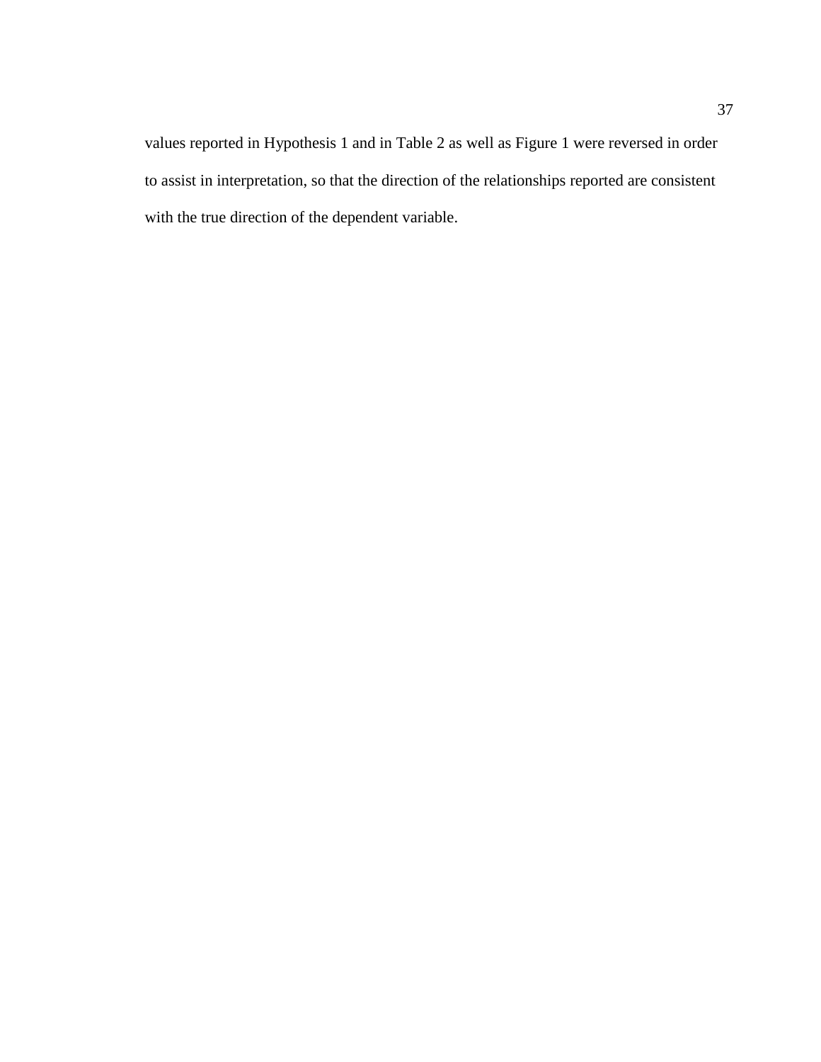values reported in Hypothesis 1 and in Table 2 as well as Figure 1 were reversed in order to assist in interpretation, so that the direction of the relationships reported are consistent with the true direction of the dependent variable.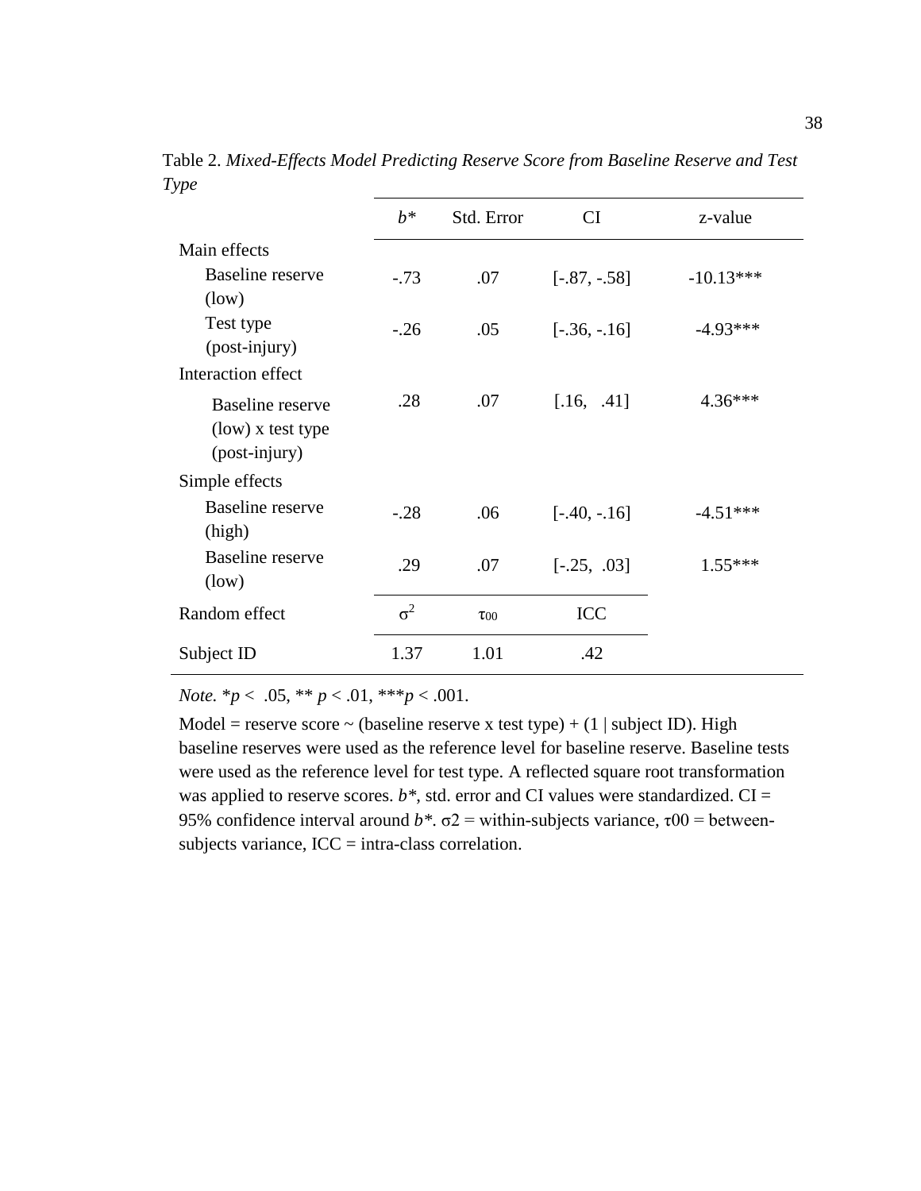Table 2. *Mixed-Effects Model Predicting Reserve Score from Baseline Reserve and Test Type*

| | $b$* | Std. Error | CI | z-value |
|---|---|---|---|---|
| Main effects | | | | |
| Baseline reserve (low) | -.73 | .07 | [-.87, -.58] | -10.13*** |
| Test type (post-injury) | -.26 | .05 | [-.36, -.16] | -4.93*** |
| Interaction effect | | | | |
| Baseline reserve (low) x test type (post-injury) | .28 | .07 | [.16, .41] | 4.36*** |
| Simple effects | | | | |
| Baseline reserve (high) | -.28 | .06 | [-.40, -.16] | -4.51*** |
| Baseline reserve (low) | .29 | .07 | [-.25, .03] | 1.55*** |
| Random effect | $\sigma^2$ | $\tau_{00}$ | ICC | |
| Subject ID | 1.37 | 1.01 | .42 | |

*Note.* *$p$ < .05, ** $p$ < .01, ***$p$ < .001.

Model = reserve score ~ (baseline reserve x test type) + (1 | subject ID). High baseline reserves were used as the reference level for baseline reserve. Baseline tests were used as the reference level for test type. A reflected square root transformation was applied to reserve scores. $b$*, std. error and CI values were standardized. CI = 95% confidence interval around $b$*. $\sigma 2$ = within-subjects variance, $\tau 00$ = between-subjects variance, ICC = intra-class correlation.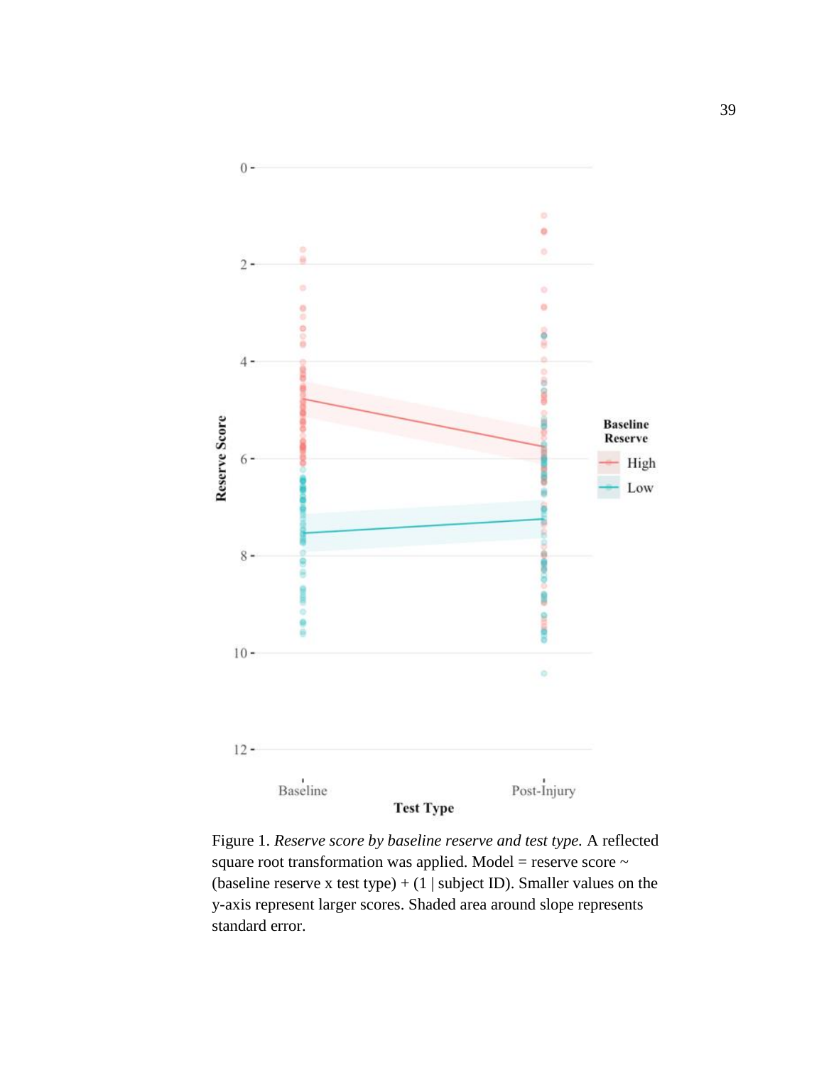Figure 1. *Reserve score by baseline reserve and test type.* A reflected square root transformation was applied. Model = reserve score ~ (baseline reserve x test type) + (1 | subject ID). Smaller values on the y-axis represent larger scores. Shaded area around slope represents standard error.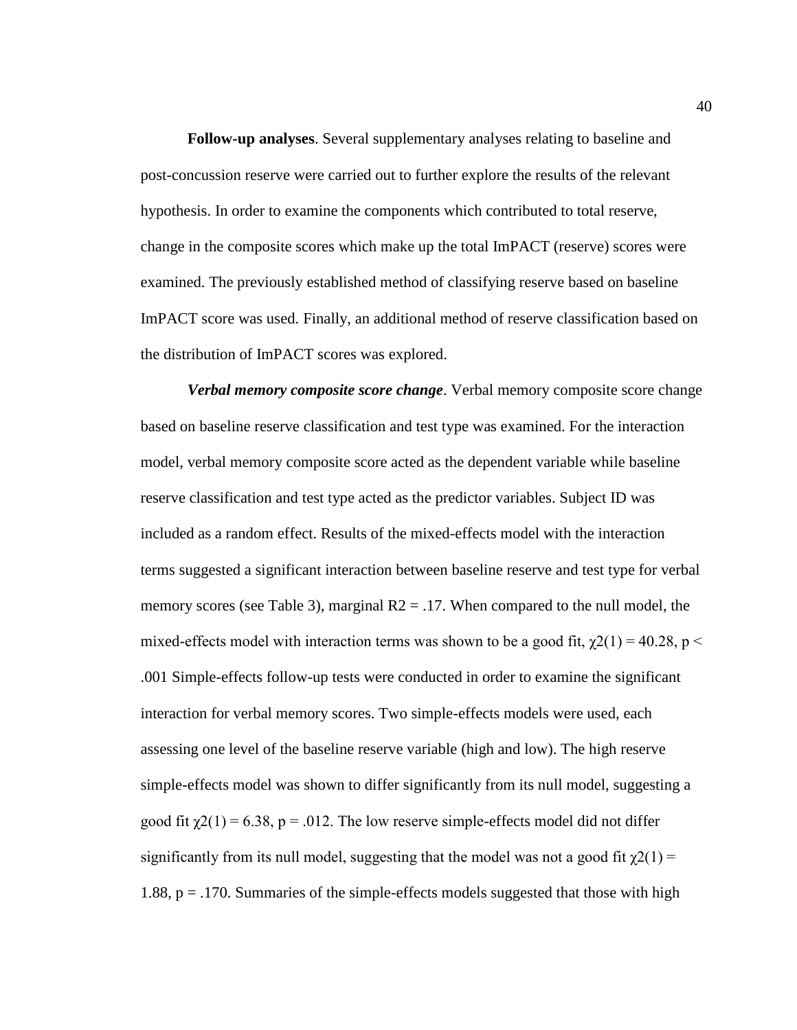**Follow-up analyses**. Several supplementary analyses relating to baseline and post-concussion reserve were carried out to further explore the results of the relevant hypothesis. In order to examine the components which contributed to total reserve, change in the composite scores which make up the total ImPACT (reserve) scores were examined. The previously established method of classifying reserve based on baseline ImPACT score was used. Finally, an additional method of reserve classification based on the distribution of ImPACT scores was explored.

***Verbal memory composite score change***. Verbal memory composite score change based on baseline reserve classification and test type was examined. For the interaction model, verbal memory composite score acted as the dependent variable while baseline reserve classification and test type acted as the predictor variables. Subject ID was included as a random effect. Results of the mixed-effects model with the interaction terms suggested a significant interaction between baseline reserve and test type for verbal memory scores (see Table 3), marginal $R2 = .17$. When compared to the null model, the mixed-effects model with interaction terms was shown to be a good fit, $\chi 2(1) = 40.28$, $p < .001$ Simple-effects follow-up tests were conducted in order to examine the significant interaction for verbal memory scores. Two simple-effects models were used, each assessing one level of the baseline reserve variable (high and low). The high reserve simple-effects model was shown to differ significantly from its null model, suggesting a good fit $\chi 2(1) = 6.38$, $p = .012$. The low reserve simple-effects model did not differ significantly from its null model, suggesting that the model was not a good fit $\chi 2(1) = 1.88$, $p = .170$. Summaries of the simple-effects models suggested that those with high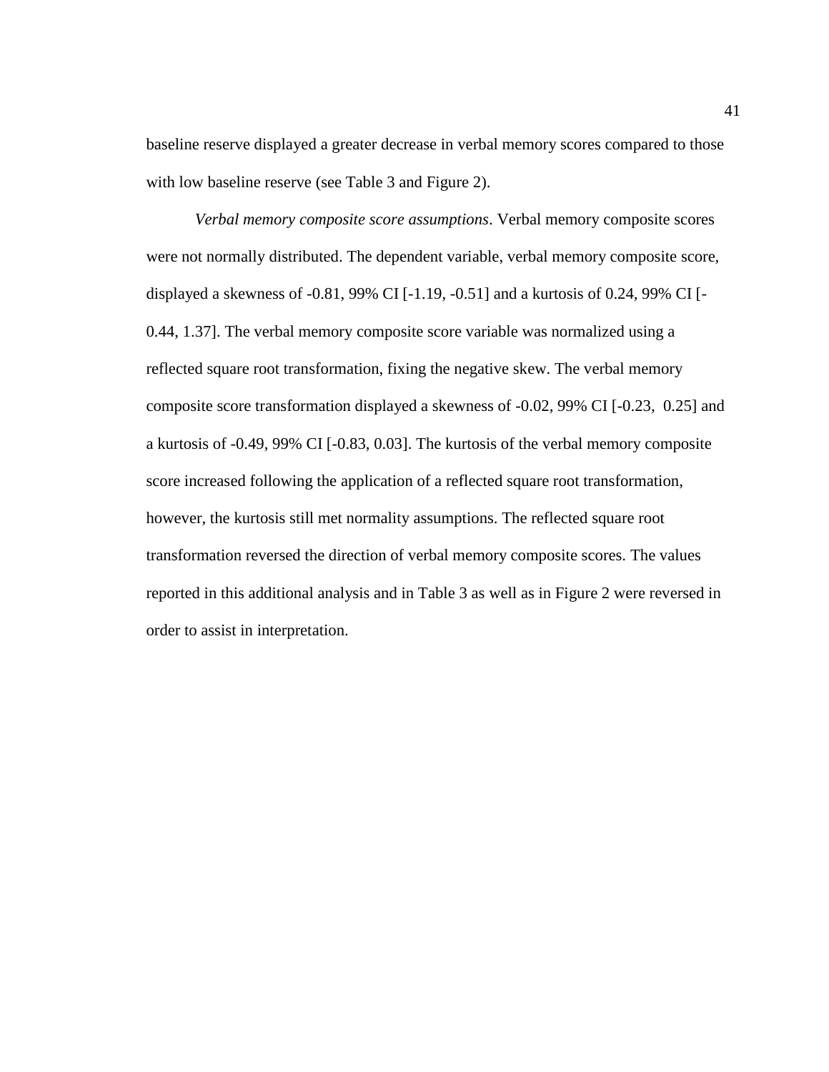baseline reserve displayed a greater decrease in verbal memory scores compared to those with low baseline reserve (see Table 3 and Figure 2).

*Verbal memory composite score assumptions*. Verbal memory composite scores were not normally distributed. The dependent variable, verbal memory composite score, displayed a skewness of -0.81, 99% CI [-1.19, -0.51] and a kurtosis of 0.24, 99% CI [-0.44, 1.37]. The verbal memory composite score variable was normalized using a reflected square root transformation, fixing the negative skew. The verbal memory composite score transformation displayed a skewness of -0.02, 99% CI [-0.23, 0.25] and a kurtosis of -0.49, 99% CI [-0.83, 0.03]. The kurtosis of the verbal memory composite score increased following the application of a reflected square root transformation, however, the kurtosis still met normality assumptions. The reflected square root transformation reversed the direction of verbal memory composite scores. The values reported in this additional analysis and in Table 3 as well as in Figure 2 were reversed in order to assist in interpretation.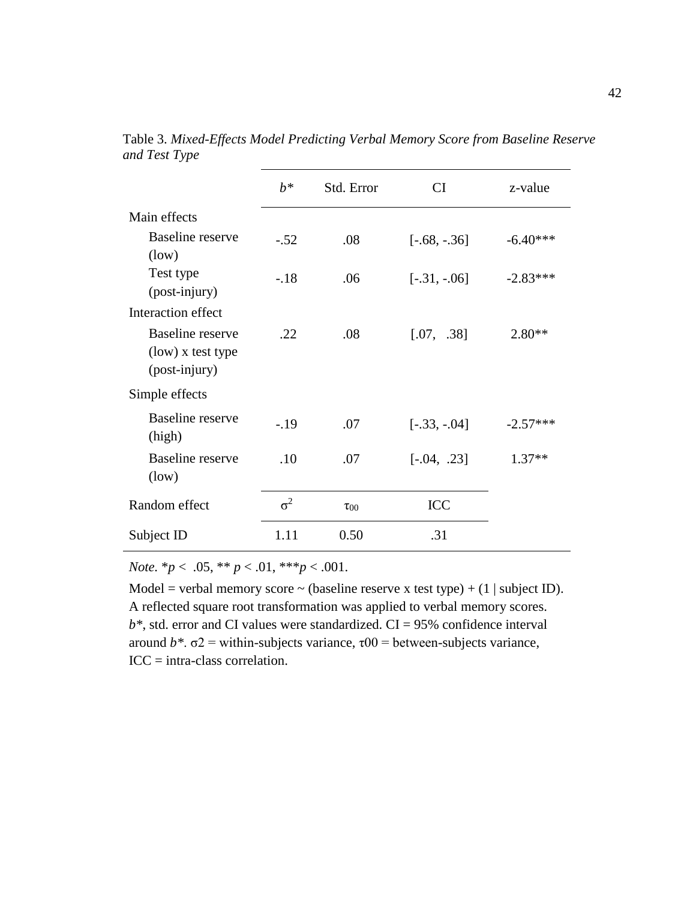Table 3. *Mixed-Effects Model Predicting Verbal Memory Score from Baseline Reserve and Test Type*

| | $b^*$ | Std. Error | CI | z-value |
|---|---|---|---|---|
| Main effects | | | | |
| Baseline reserve (low) | -.52 | .08 | [-.68, -.36] | -6.40*** |
| Test type (post-injury) | -.18 | .06 | [-.31, -.06] | -2.83*** |
| Interaction effect | | | | |
| Baseline reserve (low) x test type (post-injury) | .22 | .08 | [.07, .38] | 2.80** |
| Simple effects | | | | |
| Baseline reserve (high) | -.19 | .07 | [-.33, -.04] | -2.57*** |
| Baseline reserve (low) | .10 | .07 | [-.04, .23] | 1.37** |
| Random effect | $\sigma^2$ | $\tau_{00}$ | ICC | |
| Subject ID | 1.11 | 0.50 | .31 | |

*Note*. \**p* < .05, \*\* *p* < .01, \*\*\**p* < .001.

Model = verbal memory score ~ (baseline reserve x test type) + (1 | subject ID). A reflected square root transformation was applied to verbal memory scores. $b^*$, std. error and CI values were standardized. CI = 95% confidence interval around $b^*$. $\sigma2$ = within-subjects variance, $\tau00$ = between-subjects variance, ICC = intra-class correlation.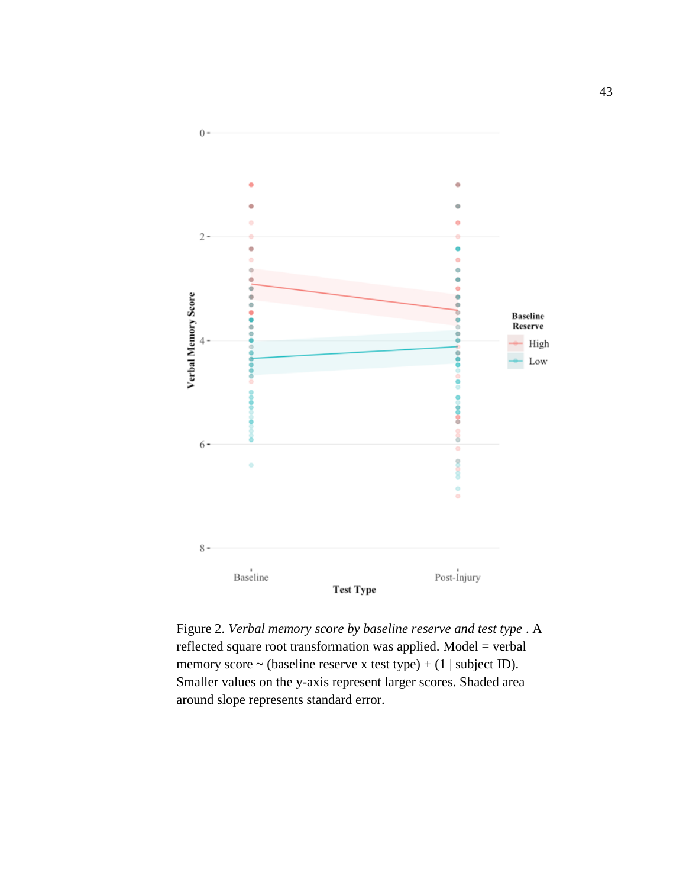Figure 2. *Verbal memory score by baseline reserve and test type* . A reflected square root transformation was applied. Model = verbal memory score ~ (baseline reserve x test type) + (1 | subject ID). Smaller values on the y-axis represent larger scores. Shaded area around slope represents standard error.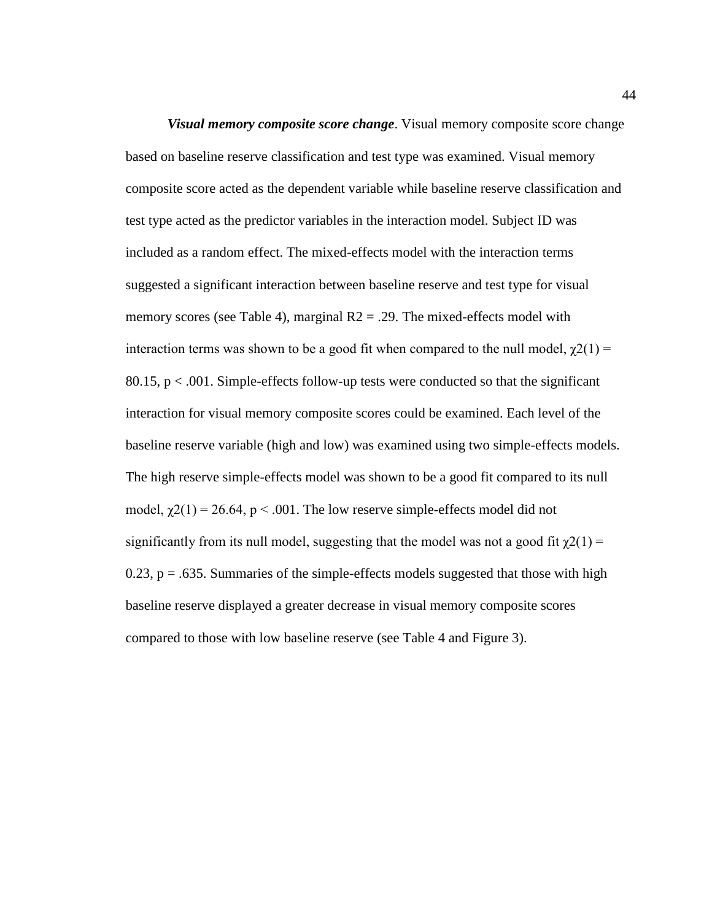***Visual memory composite score change***. Visual memory composite score change based on baseline reserve classification and test type was examined. Visual memory composite score acted as the dependent variable while baseline reserve classification and test type acted as the predictor variables in the interaction model. Subject ID was included as a random effect. The mixed-effects model with the interaction terms suggested a significant interaction between baseline reserve and test type for visual memory scores (see Table 4), marginal $R2 = .29$. The mixed-effects model with interaction terms was shown to be a good fit when compared to the null model, $\chi 2(1) = 80.15$, $p < .001$. Simple-effects follow-up tests were conducted so that the significant interaction for visual memory composite scores could be examined. Each level of the baseline reserve variable (high and low) was examined using two simple-effects models. The high reserve simple-effects model was shown to be a good fit compared to its null model, $\chi 2(1) = 26.64$, $p < .001$. The low reserve simple-effects model did not significantly from its null model, suggesting that the model was not a good fit $\chi 2(1) = 0.23$, $p = .635$. Summaries of the simple-effects models suggested that those with high baseline reserve displayed a greater decrease in visual memory composite scores compared to those with low baseline reserve (see Table 4 and Figure 3).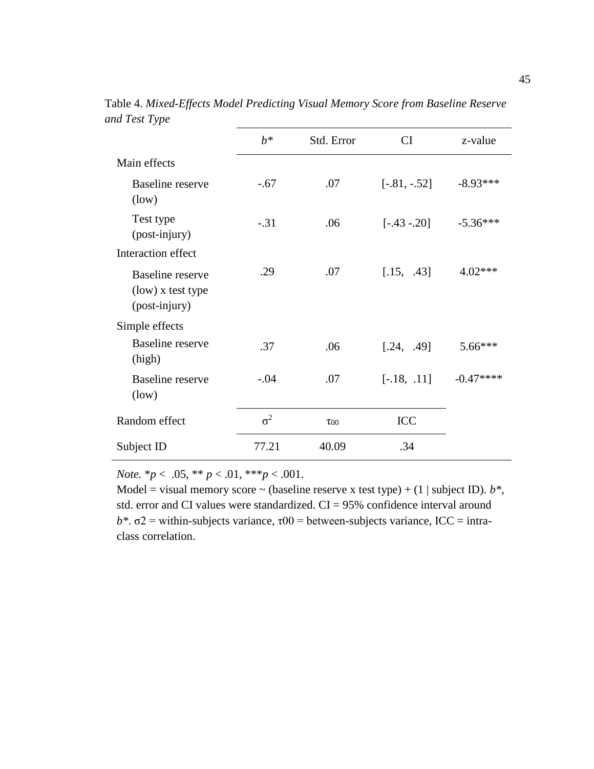Table 4. *Mixed-Effects Model Predicting Visual Memory Score from Baseline Reserve and Test Type*

| | *b\** | Std. Error | CI | z-value |
|---|---|---|---|---|
| Main effects | | | | |
| Baseline reserve (low) | -.67 | .07 | [-.81, -.52] | -8.93*** |
| Test type (post-injury) | -.31 | .06 | [-.43 -.20] | -5.36*** |
| Interaction effect | | | | |
| Baseline reserve (low) x test type (post-injury) | .29 | .07 | [.15, .43] | 4.02*** |
| Simple effects | | | | |
| Baseline reserve (high) | .37 | .06 | [.24, .49] | 5.66*** |
| Baseline reserve (low) | -.04 | .07 | [-.18, .11] | -0.47**** |
| Random effect | $\sigma^2$ | $\tau_{00}$ | ICC | |
| Subject ID | 77.21 | 40.09 | .34 | |

*Note.* \*$p < .05$, \*\* $p < .01$, \*\*\*$p < .001$.

Model = visual memory score ~ (baseline reserve x test type) + (1 | subject ID). *b\**, std. error and CI values were standardized. CI = 95% confidence interval around *b\**. $\sigma2$ = within-subjects variance, $\tau00$ = between-subjects variance, ICC = intra-class correlation.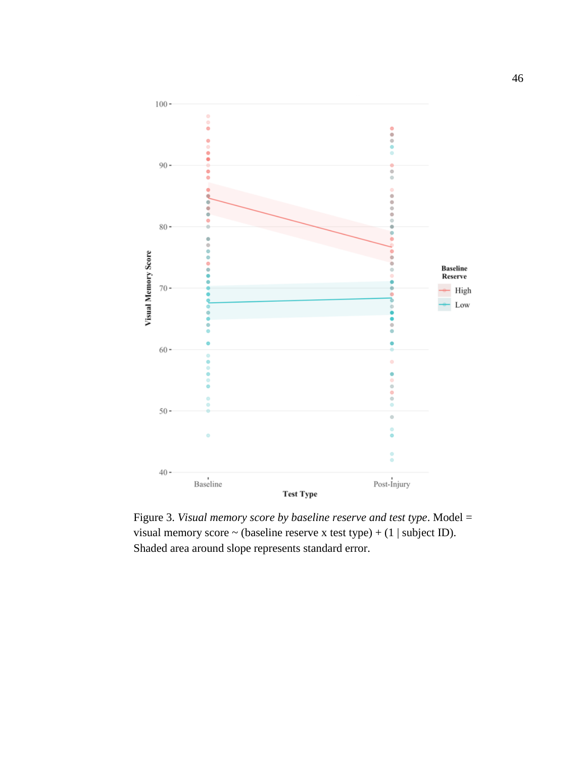Figure 3. *Visual memory score by baseline reserve and test type*. Model = visual memory score ~ (baseline reserve x test type) + (1 | subject ID). Shaded area around slope represents standard error.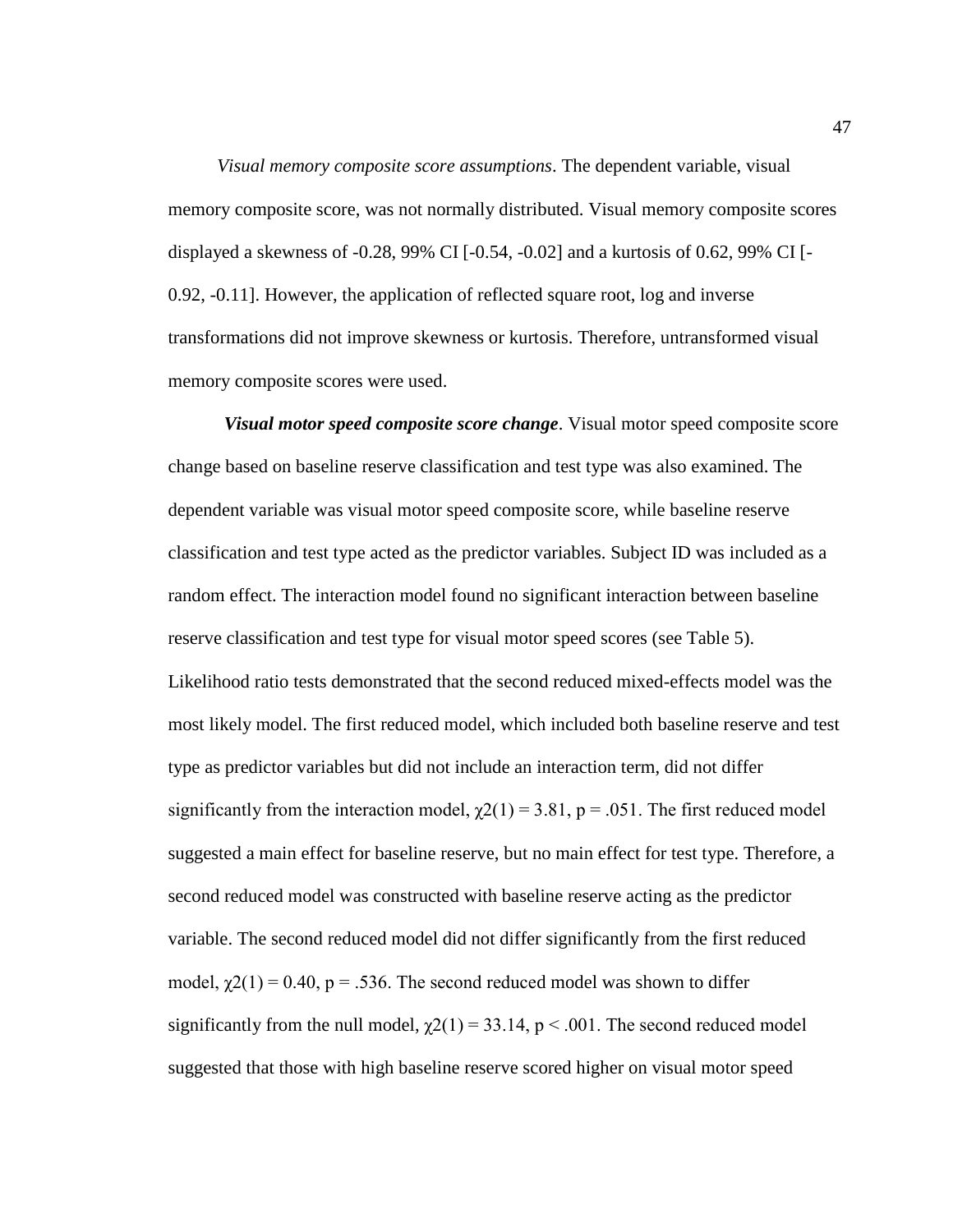*Visual memory composite score assumptions*. The dependent variable, visual memory composite score, was not normally distributed. Visual memory composite scores displayed a skewness of -0.28, 99% CI [-0.54, -0.02] and a kurtosis of 0.62, 99% CI [-0.92, -0.11]. However, the application of reflected square root, log and inverse transformations did not improve skewness or kurtosis. Therefore, untransformed visual memory composite scores were used.

***Visual motor speed composite score change***. Visual motor speed composite score change based on baseline reserve classification and test type was also examined. The dependent variable was visual motor speed composite score, while baseline reserve classification and test type acted as the predictor variables. Subject ID was included as a random effect. The interaction model found no significant interaction between baseline reserve classification and test type for visual motor speed scores (see Table 5). Likelihood ratio tests demonstrated that the second reduced mixed-effects model was the most likely model. The first reduced model, which included both baseline reserve and test type as predictor variables but did not include an interaction term, did not differ significantly from the interaction model, $\chi2(1) = 3.81$, $p = .051$. The first reduced model suggested a main effect for baseline reserve, but no main effect for test type. Therefore, a second reduced model was constructed with baseline reserve acting as the predictor variable. The second reduced model did not differ significantly from the first reduced model, $\chi2(1) = 0.40$, $p = .536$. The second reduced model was shown to differ significantly from the null model, $\chi2(1) = 33.14$, $p < .001$. The second reduced model suggested that those with high baseline reserve scored higher on visual motor speed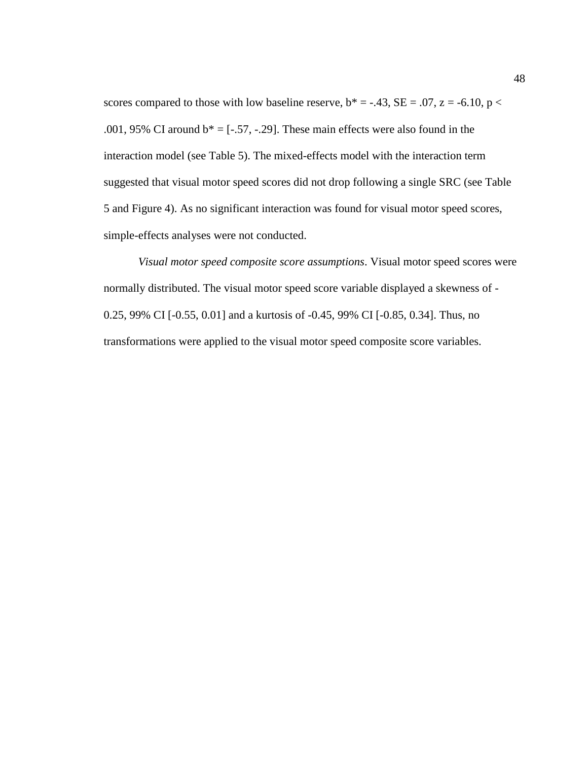scores compared to those with low baseline reserve, $b^* = -.43$, $SE = .07$, $z = -6.10$, $p < .001$, 95% CI around $b^* = [-.57, -.29]$. These main effects were also found in the interaction model (see Table 5). The mixed-effects model with the interaction term suggested that visual motor speed scores did not drop following a single SRC (see Table 5 and Figure 4). As no significant interaction was found for visual motor speed scores, simple-effects analyses were not conducted.

*Visual motor speed composite score assumptions*. Visual motor speed scores were normally distributed. The visual motor speed score variable displayed a skewness of -0.25, 99% CI [-0.55, 0.01] and a kurtosis of -0.45, 99% CI [-0.85, 0.34]. Thus, no transformations were applied to the visual motor speed composite score variables.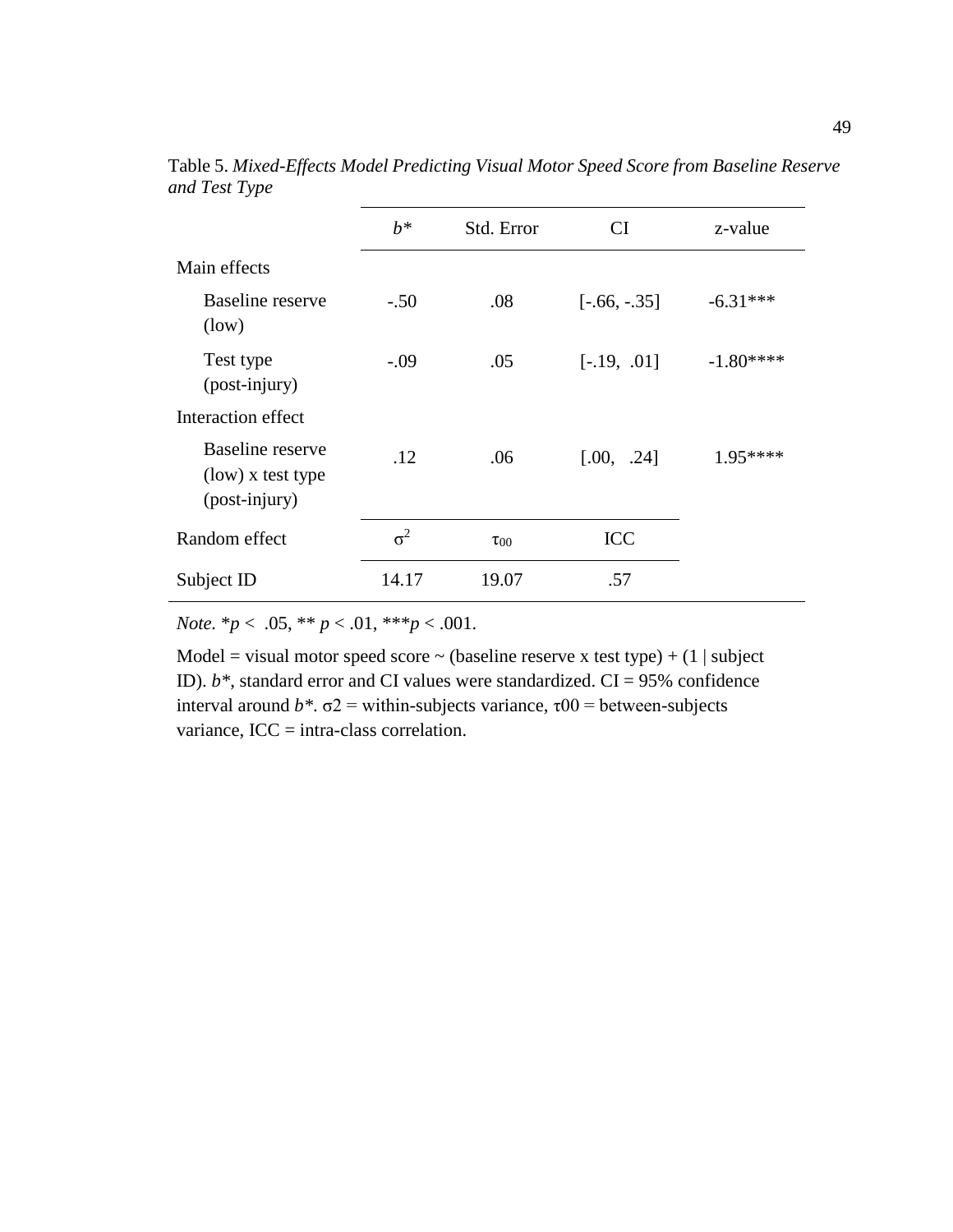Table 5. *Mixed-Effects Model Predicting Visual Motor Speed Score from Baseline Reserve and Test Type*

| | *b*\* | Std. Error | CI | z-value |
|---|---|---|---|---|
| Main effects | | | | |
| Baseline reserve (low) | -.50 | .08 | [-.66, -.35] | -6.31*** |
| Test type (post-injury) | -.09 | .05 | [-.19, .01] | -1.80**** |
| Interaction effect | | | | |
| Baseline reserve (low) x test type (post-injury) | .12 | .06 | [.00, .24] | 1.95**** |
| Random effect | $\sigma^2$ | $\tau_{00}$ | ICC | |
| Subject ID | 14.17 | 19.07 | .57 | |

*Note*. *$p < .05$, ** $p < .01$, ***$p < .001$.

Model = visual motor speed score ~ (baseline reserve x test type) + (1 | subject ID). *b*\*, standard error and CI values were standardized. CI = 95% confidence interval around *b*\*. $\sigma2$ = within-subjects variance, $\tau00$ = between-subjects variance, ICC = intra-class correlation.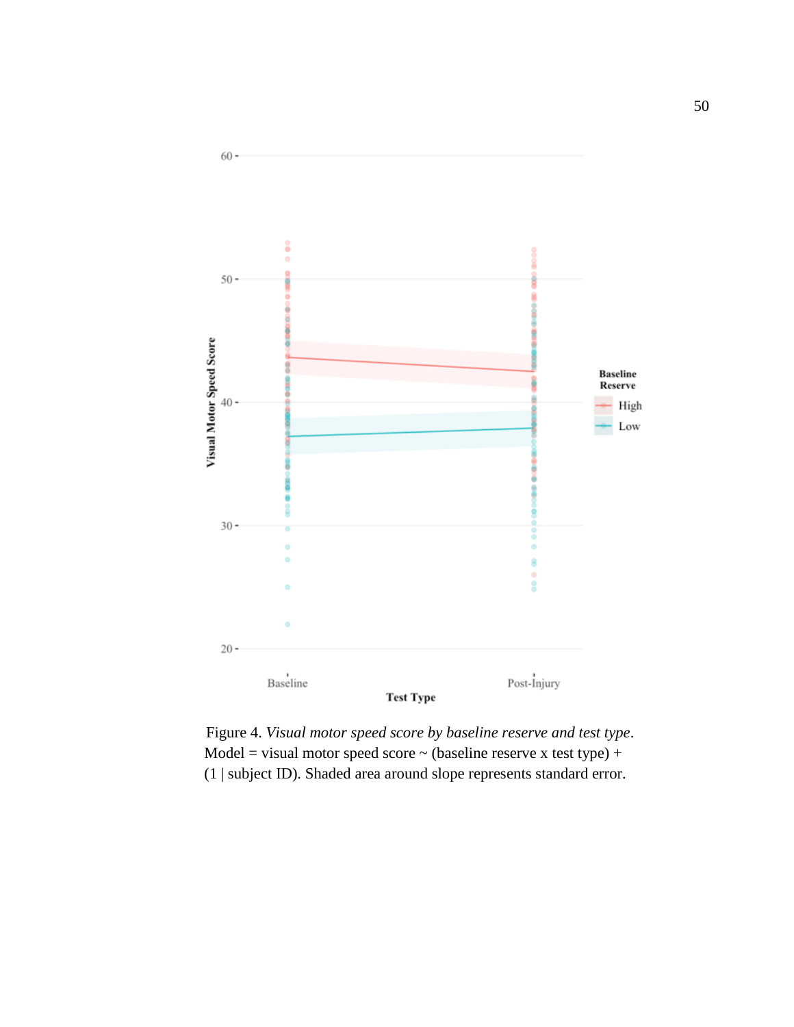Figure 4. *Visual motor speed score by baseline reserve and test type*. Model = visual motor speed score ~ (baseline reserve x test type) + (1 | subject ID). Shaded area around slope represents standard error.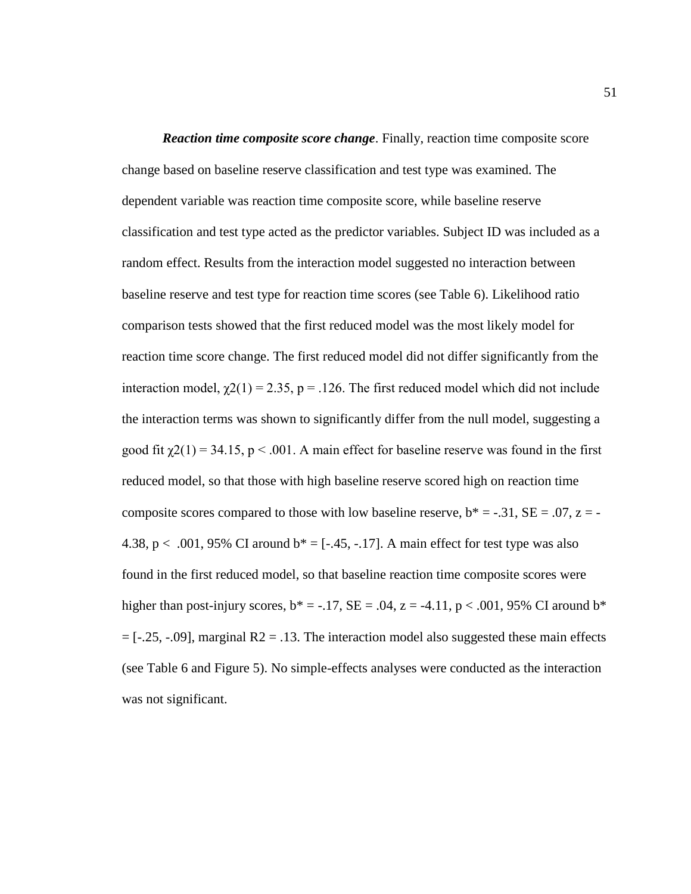***Reaction time composite score change***. Finally, reaction time composite score change based on baseline reserve classification and test type was examined. The dependent variable was reaction time composite score, while baseline reserve classification and test type acted as the predictor variables. Subject ID was included as a random effect. Results from the interaction model suggested no interaction between baseline reserve and test type for reaction time scores (see Table 6). Likelihood ratio comparison tests showed that the first reduced model was the most likely model for reaction time score change. The first reduced model did not differ significantly from the interaction model, $\chi2(1) = 2.35$, $p = .126$. The first reduced model which did not include the interaction terms was shown to significantly differ from the null model, suggesting a good fit $\chi2(1) = 34.15$, $p < .001$. A main effect for baseline reserve was found in the first reduced model, so that those with high baseline reserve scored high on reaction time composite scores compared to those with low baseline reserve, $b^* = -.31$, $SE = .07$, $z = -4.38$, $p < .001$, 95% CI around $b^* = [-.45, -.17]$. A main effect for test type was also found in the first reduced model, so that baseline reaction time composite scores were higher than post-injury scores, $b^* = -.17$, $SE = .04$, $z = -4.11$, $p < .001$, 95% CI around $b^* = [-.25, -.09]$, marginal $R2 = .13$. The interaction model also suggested these main effects (see Table 6 and Figure 5). No simple-effects analyses were conducted as the interaction was not significant.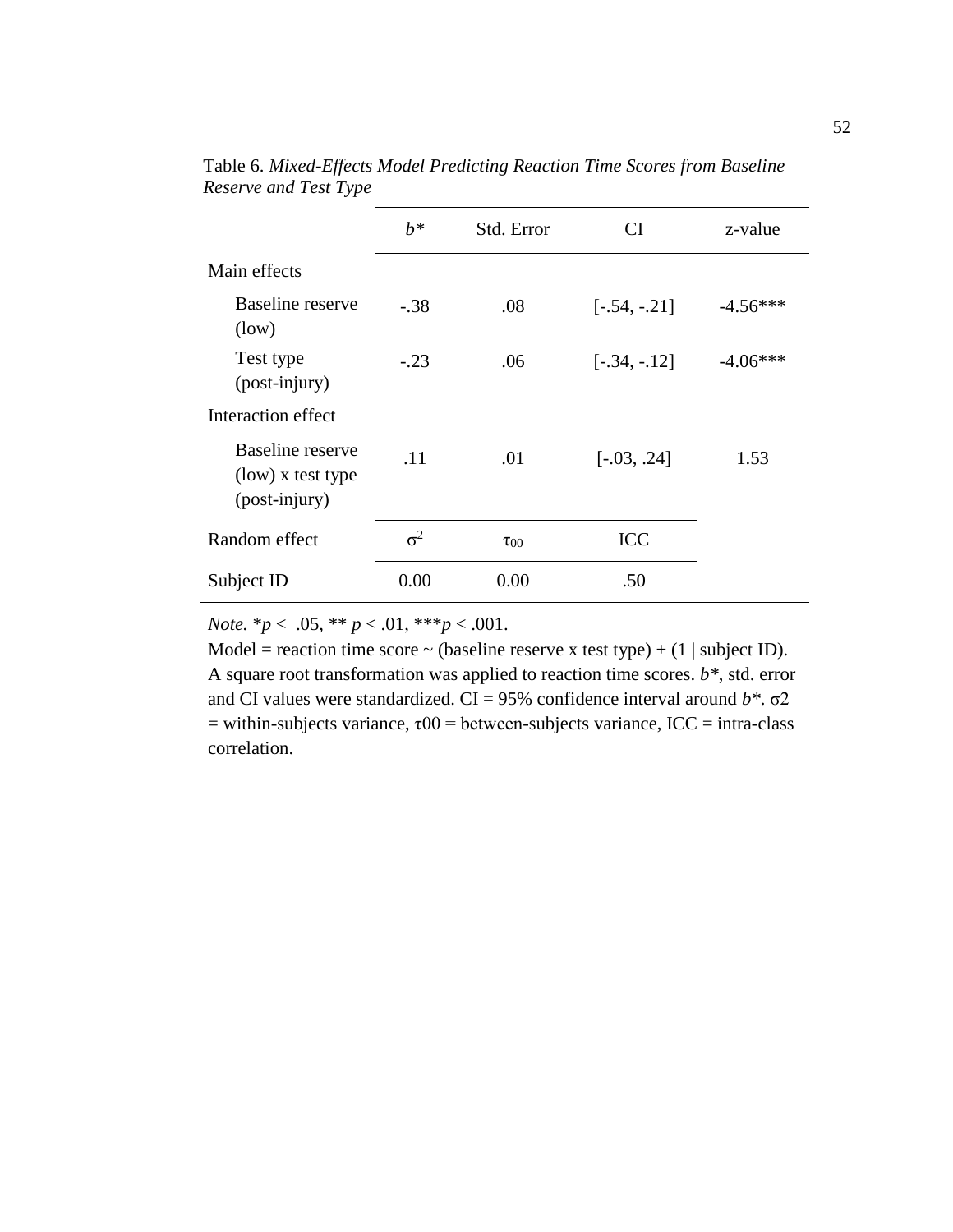Table 6. *Mixed-Effects Model Predicting Reaction Time Scores from Baseline Reserve and Test Type*

| | *b** | Std. Error | CI | z-value |
|---|---|---|---|---|
| Main effects | | | | |
| Baseline reserve (low) | -.38 | .08 | [-.54, -.21] | -4.56*** |
| Test type (post-injury) | -.23 | .06 | [-.34, -.12] | -4.06*** |
| Interaction effect | | | | |
| Baseline reserve (low) x test type (post-injury) | .11 | .01 | [-.03, .24] | 1.53 |
| Random effect | $\sigma^2$ | $\tau_{00}$ | ICC | |
| Subject ID | 0.00 | 0.00 | .50 | |

*Note.* *$p < .05$, ** $p < .01$, ***$p < .001$.

Model = reaction time score ~ (baseline reserve x test type) + (1 | subject ID). A square root transformation was applied to reaction time scores. *b**, std. error and CI values were standardized. CI = 95% confidence interval around *b**. $\sigma 2$ = within-subjects variance, $\tau 00$ = between-subjects variance, ICC = intra-class correlation.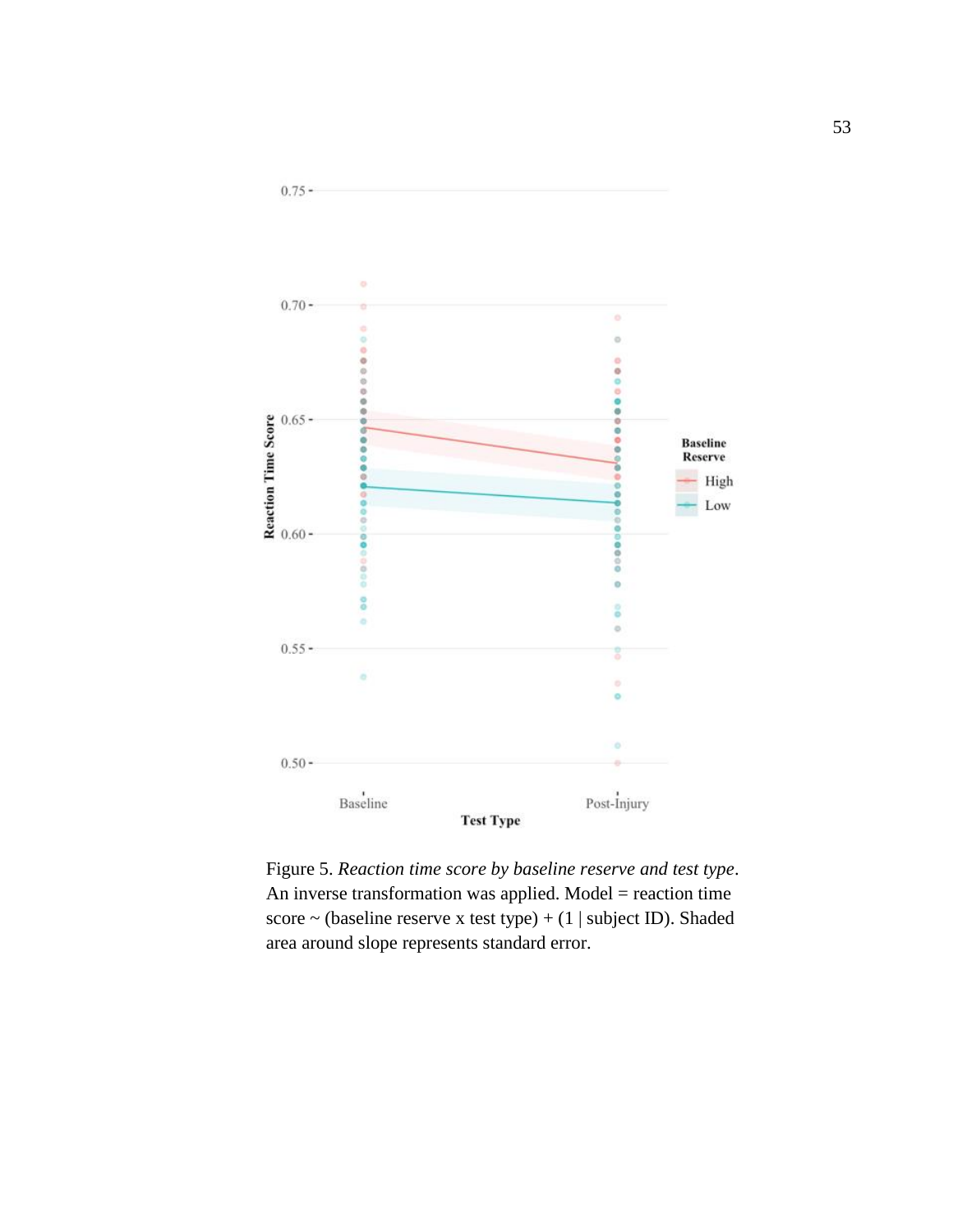Figure 5. *Reaction time score by baseline reserve and test type*. An inverse transformation was applied. Model = reaction time score ~ (baseline reserve x test type) + (1 | subject ID). Shaded area around slope represents standard error.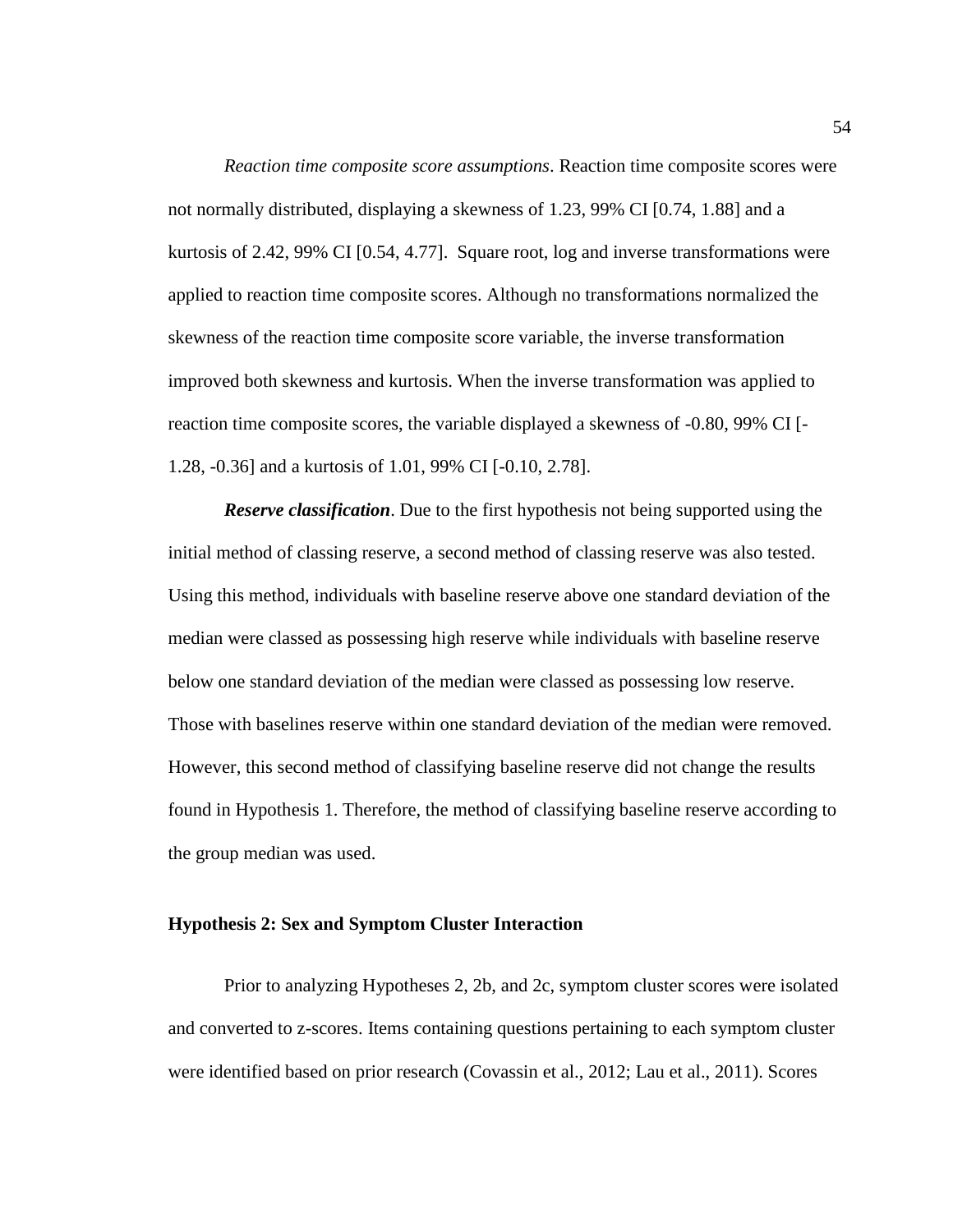*Reaction time composite score assumptions*. Reaction time composite scores were not normally distributed, displaying a skewness of 1.23, 99% CI [0.74, 1.88] and a kurtosis of 2.42, 99% CI [0.54, 4.77]. Square root, log and inverse transformations were applied to reaction time composite scores. Although no transformations normalized the skewness of the reaction time composite score variable, the inverse transformation improved both skewness and kurtosis. When the inverse transformation was applied to reaction time composite scores, the variable displayed a skewness of -0.80, 99% CI [-1.28, -0.36] and a kurtosis of 1.01, 99% CI [-0.10, 2.78].

***Reserve classification***. Due to the first hypothesis not being supported using the initial method of classing reserve, a second method of classing reserve was also tested. Using this method, individuals with baseline reserve above one standard deviation of the median were classed as possessing high reserve while individuals with baseline reserve below one standard deviation of the median were classed as possessing low reserve. Those with baselines reserve within one standard deviation of the median were removed. However, this second method of classifying baseline reserve did not change the results found in Hypothesis 1. Therefore, the method of classifying baseline reserve according to the group median was used.

## Hypothesis 2: Sex and Symptom Cluster Interaction

Prior to analyzing Hypotheses 2, 2b, and 2c, symptom cluster scores were isolated and converted to z-scores. Items containing questions pertaining to each symptom cluster were identified based on prior research (Covassin et al., 2012; Lau et al., 2011). Scores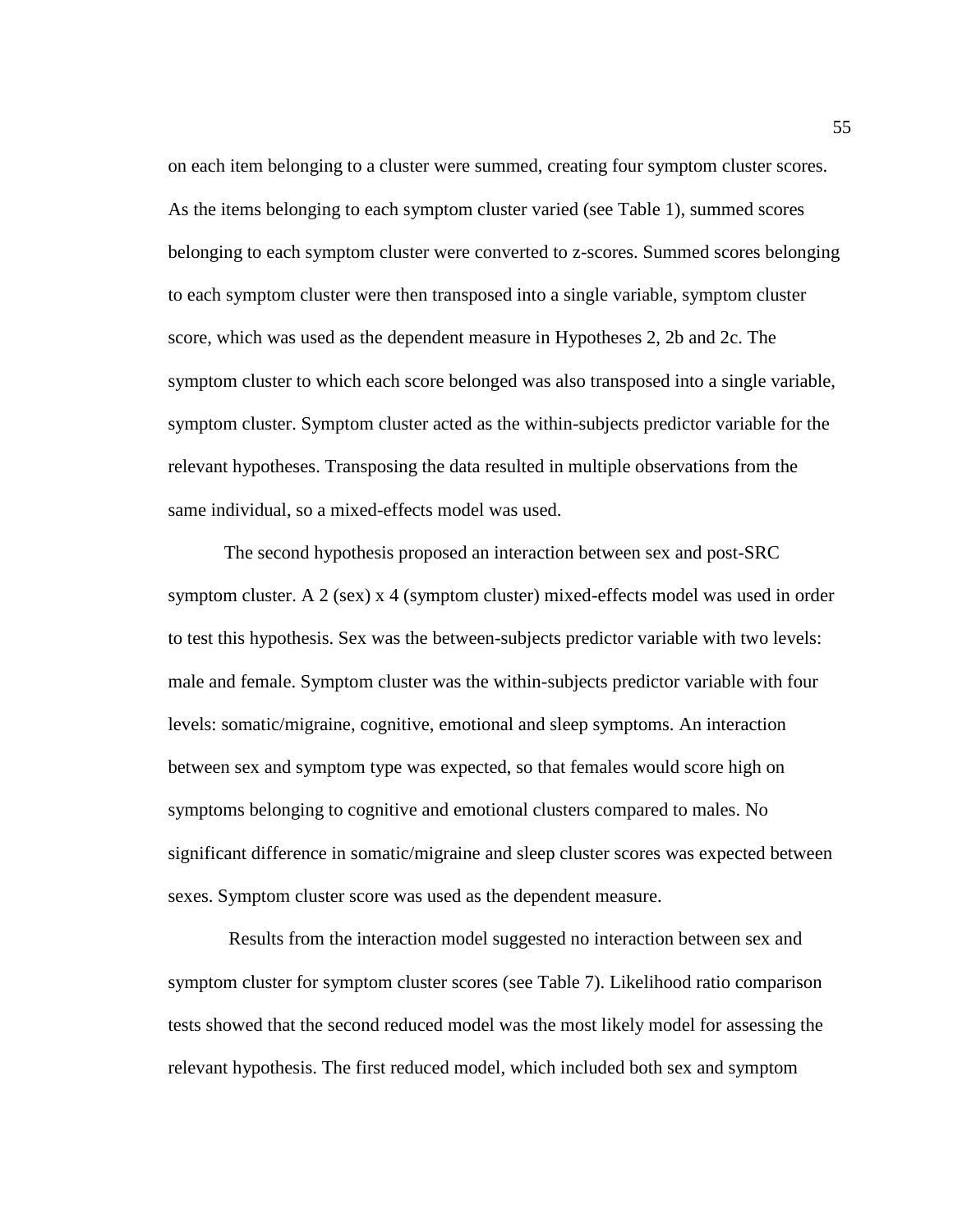on each item belonging to a cluster were summed, creating four symptom cluster scores. As the items belonging to each symptom cluster varied (see Table 1), summed scores belonging to each symptom cluster were converted to z-scores. Summed scores belonging to each symptom cluster were then transposed into a single variable, symptom cluster score, which was used as the dependent measure in Hypotheses 2, 2b and 2c. The symptom cluster to which each score belonged was also transposed into a single variable, symptom cluster. Symptom cluster acted as the within-subjects predictor variable for the relevant hypotheses. Transposing the data resulted in multiple observations from the same individual, so a mixed-effects model was used.

The second hypothesis proposed an interaction between sex and post-SRC symptom cluster. A 2 (sex) x 4 (symptom cluster) mixed-effects model was used in order to test this hypothesis. Sex was the between-subjects predictor variable with two levels: male and female. Symptom cluster was the within-subjects predictor variable with four levels: somatic/migraine, cognitive, emotional and sleep symptoms. An interaction between sex and symptom type was expected, so that females would score high on symptoms belonging to cognitive and emotional clusters compared to males. No significant difference in somatic/migraine and sleep cluster scores was expected between sexes. Symptom cluster score was used as the dependent measure.

Results from the interaction model suggested no interaction between sex and symptom cluster for symptom cluster scores (see Table 7). Likelihood ratio comparison tests showed that the second reduced model was the most likely model for assessing the relevant hypothesis. The first reduced model, which included both sex and symptom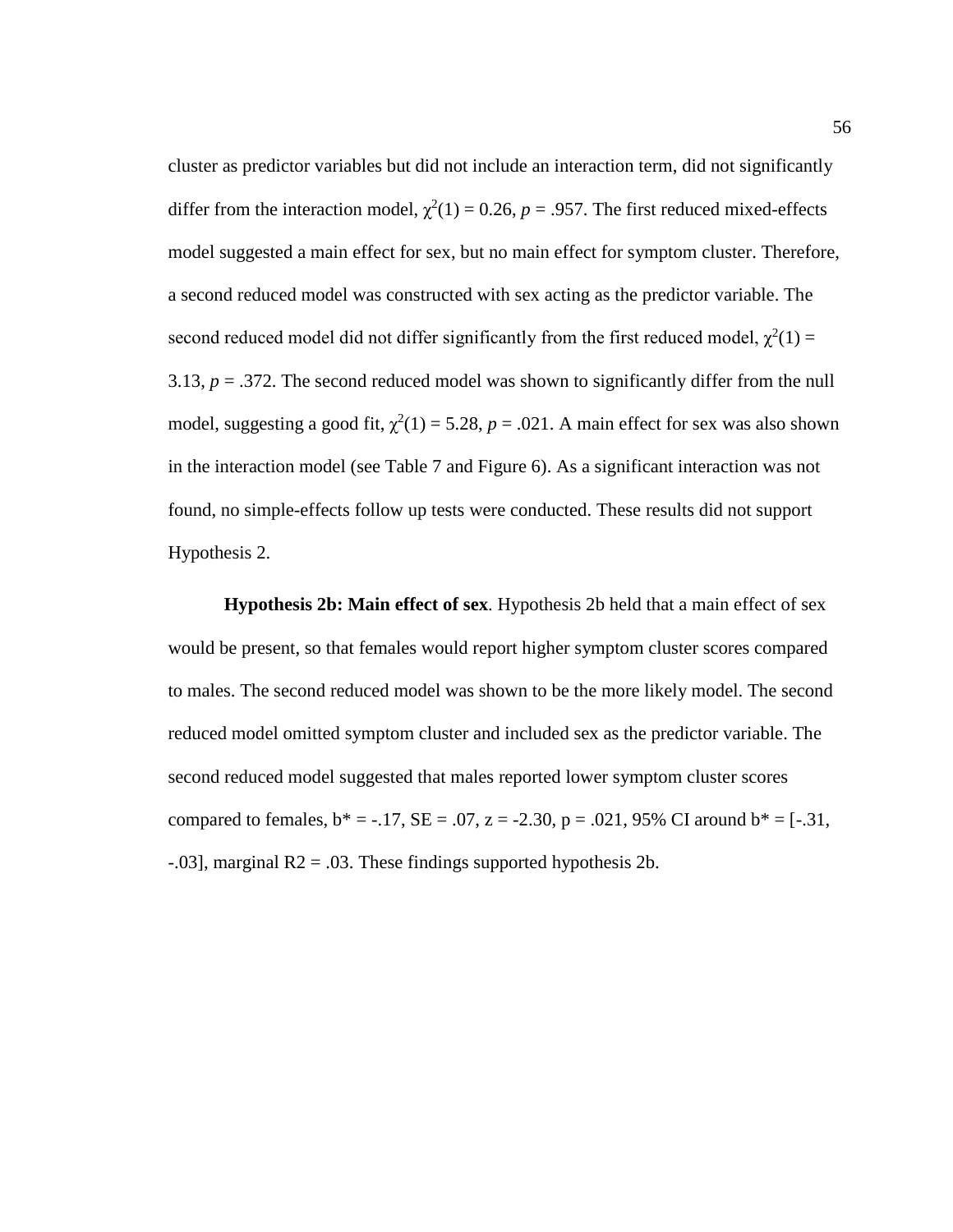cluster as predictor variables but did not include an interaction term, did not significantly differ from the interaction model, $\chi^2(1) = 0.26$, $p = .957$. The first reduced mixed-effects model suggested a main effect for sex, but no main effect for symptom cluster. Therefore, a second reduced model was constructed with sex acting as the predictor variable. The second reduced model did not differ significantly from the first reduced model, $\chi^2(1) = 3.13$, $p = .372$. The second reduced model was shown to significantly differ from the null model, suggesting a good fit, $\chi^2(1) = 5.28$, $p = .021$. A main effect for sex was also shown in the interaction model (see Table 7 and Figure 6). As a significant interaction was not found, no simple-effects follow up tests were conducted. These results did not support Hypothesis 2.

**Hypothesis 2b: Main effect of sex**. Hypothesis 2b held that a main effect of sex would be present, so that females would report higher symptom cluster scores compared to males. The second reduced model was shown to be the more likely model. The second reduced model omitted symptom cluster and included sex as the predictor variable. The second reduced model suggested that males reported lower symptom cluster scores compared to females, $b^* = -.17$, $SE = .07$, $z = -2.30$, $p = .021$, 95% CI around $b^* = [-.31, -.03]$, marginal $R^2 = .03$. These findings supported hypothesis 2b.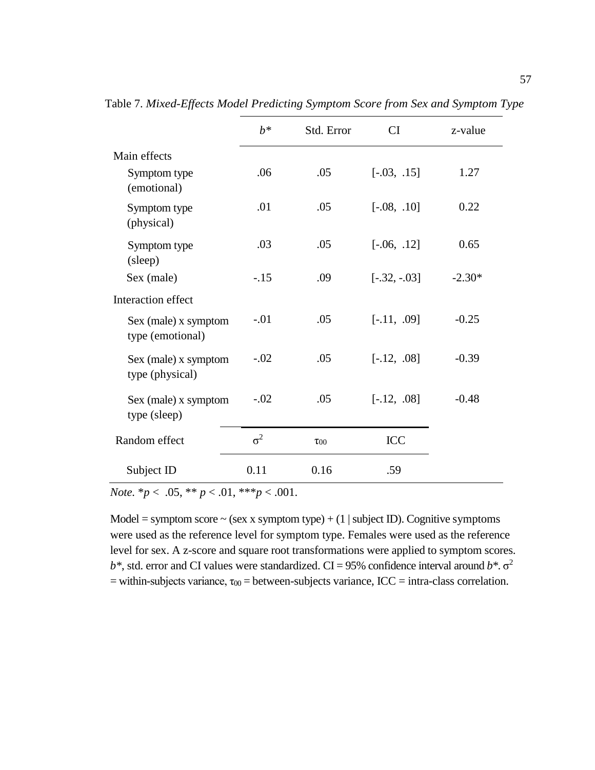Table 7. *Mixed-Effects Model Predicting Symptom Score from Sex and Symptom Type*

| | $b^*$ | Std. Error | CI | z-value |
|---|---|---|---|---|
| Main effects | | | | |
| Symptom type (emotional) | .06 | .05 | [-.03, .15] | 1.27 |
| Symptom type (physical) | .01 | .05 | [-.08, .10] | 0.22 |
| Symptom type (sleep) | .03 | .05 | [-.06, .12] | 0.65 |
| Sex (male) | -.15 | .09 | [-.32, -.03] | -2.30* |
| Interaction effect | | | | |
| Sex (male) x symptom type (emotional) | -.01 | .05 | [-.11, .09] | -0.25 |
| Sex (male) x symptom type (physical) | -.02 | .05 | [-.12, .08] | -0.39 |
| Sex (male) x symptom type (sleep) | -.02 | .05 | [-.12, .08] | -0.48 |
| Random effect | $\sigma^2$ | $\tau_{00}$ | ICC | |
| Subject ID | 0.11 | 0.16 | .59 | |

*Note*. $^*p < .05$, $^{**}p < .01$, $^{***}p < .001$.

Model = symptom score ~ (sex x symptom type) + (1 | subject ID). Cognitive symptoms were used as the reference level for symptom type. Females were used as the reference level for sex. A z-score and square root transformations were applied to symptom scores. $b^*$, std. error and CI values were standardized. CI = 95% confidence interval around $b^*$. $\sigma^2$ = within-subjects variance, $\tau_{00}$ = between-subjects variance, ICC = intra-class correlation.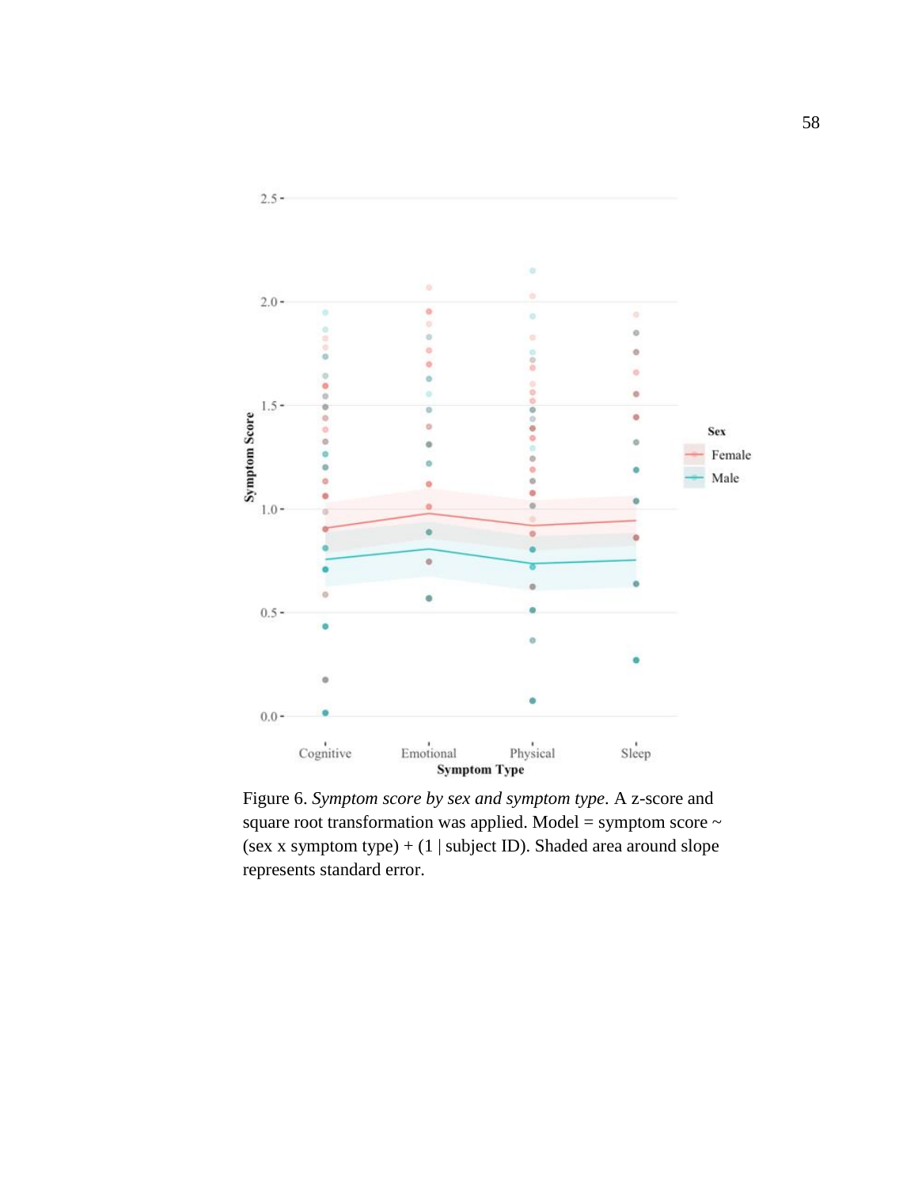Figure 6. *Symptom score by sex and symptom type*. A z-score and square root transformation was applied. Model = symptom score ~ (sex x symptom type) + (1 | subject ID). Shaded area around slope represents standard error.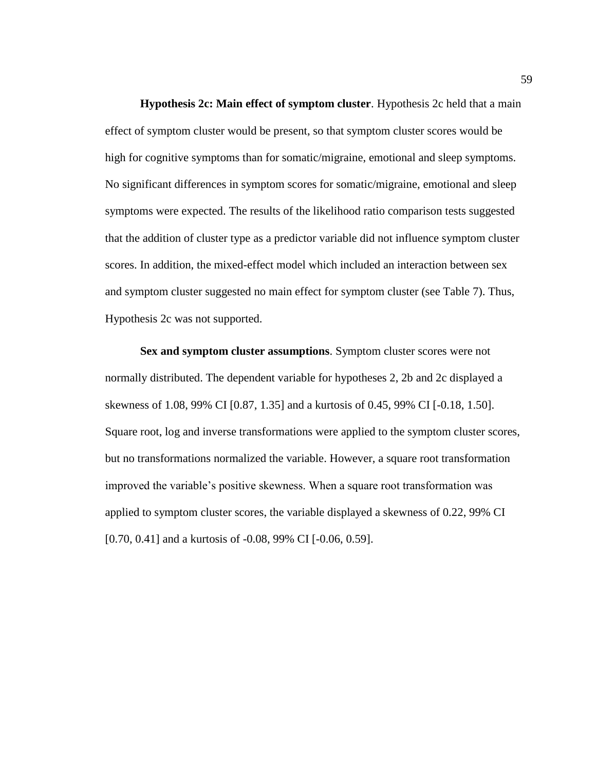**Hypothesis 2c: Main effect of symptom cluster**. Hypothesis 2c held that a main effect of symptom cluster would be present, so that symptom cluster scores would be high for cognitive symptoms than for somatic/migraine, emotional and sleep symptoms. No significant differences in symptom scores for somatic/migraine, emotional and sleep symptoms were expected. The results of the likelihood ratio comparison tests suggested that the addition of cluster type as a predictor variable did not influence symptom cluster scores. In addition, the mixed-effect model which included an interaction between sex and symptom cluster suggested no main effect for symptom cluster (see Table 7). Thus, Hypothesis 2c was not supported.

**Sex and symptom cluster assumptions**. Symptom cluster scores were not normally distributed. The dependent variable for hypotheses 2, 2b and 2c displayed a skewness of 1.08, 99% CI [0.87, 1.35] and a kurtosis of 0.45, 99% CI [-0.18, 1.50]. Square root, log and inverse transformations were applied to the symptom cluster scores, but no transformations normalized the variable. However, a square root transformation improved the variable's positive skewness. When a square root transformation was applied to symptom cluster scores, the variable displayed a skewness of 0.22, 99% CI [0.70, 0.41] and a kurtosis of -0.08, 99% CI [-0.06, 0.59].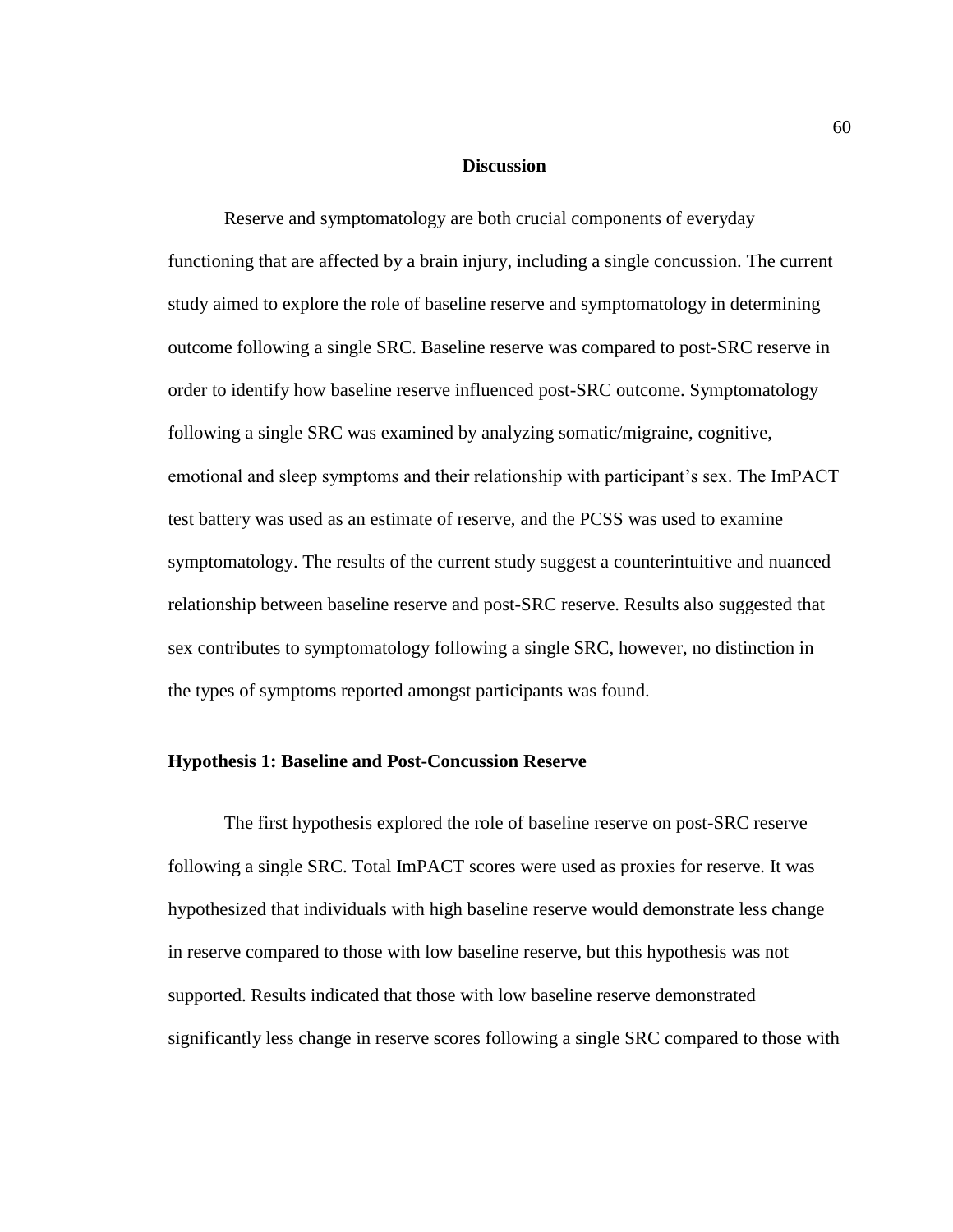## Discussion

Reserve and symptomatology are both crucial components of everyday functioning that are affected by a brain injury, including a single concussion. The current study aimed to explore the role of baseline reserve and symptomatology in determining outcome following a single SRC. Baseline reserve was compared to post-SRC reserve in order to identify how baseline reserve influenced post-SRC outcome. Symptomatology following a single SRC was examined by analyzing somatic/migraine, cognitive, emotional and sleep symptoms and their relationship with participant's sex. The ImPACT test battery was used as an estimate of reserve, and the PCSS was used to examine symptomatology. The results of the current study suggest a counterintuitive and nuanced relationship between baseline reserve and post-SRC reserve. Results also suggested that sex contributes to symptomatology following a single SRC, however, no distinction in the types of symptoms reported amongst participants was found.

### Hypothesis 1: Baseline and Post-Concussion Reserve

The first hypothesis explored the role of baseline reserve on post-SRC reserve following a single SRC. Total ImPACT scores were used as proxies for reserve. It was hypothesized that individuals with high baseline reserve would demonstrate less change in reserve compared to those with low baseline reserve, but this hypothesis was not supported. Results indicated that those with low baseline reserve demonstrated significantly less change in reserve scores following a single SRC compared to those with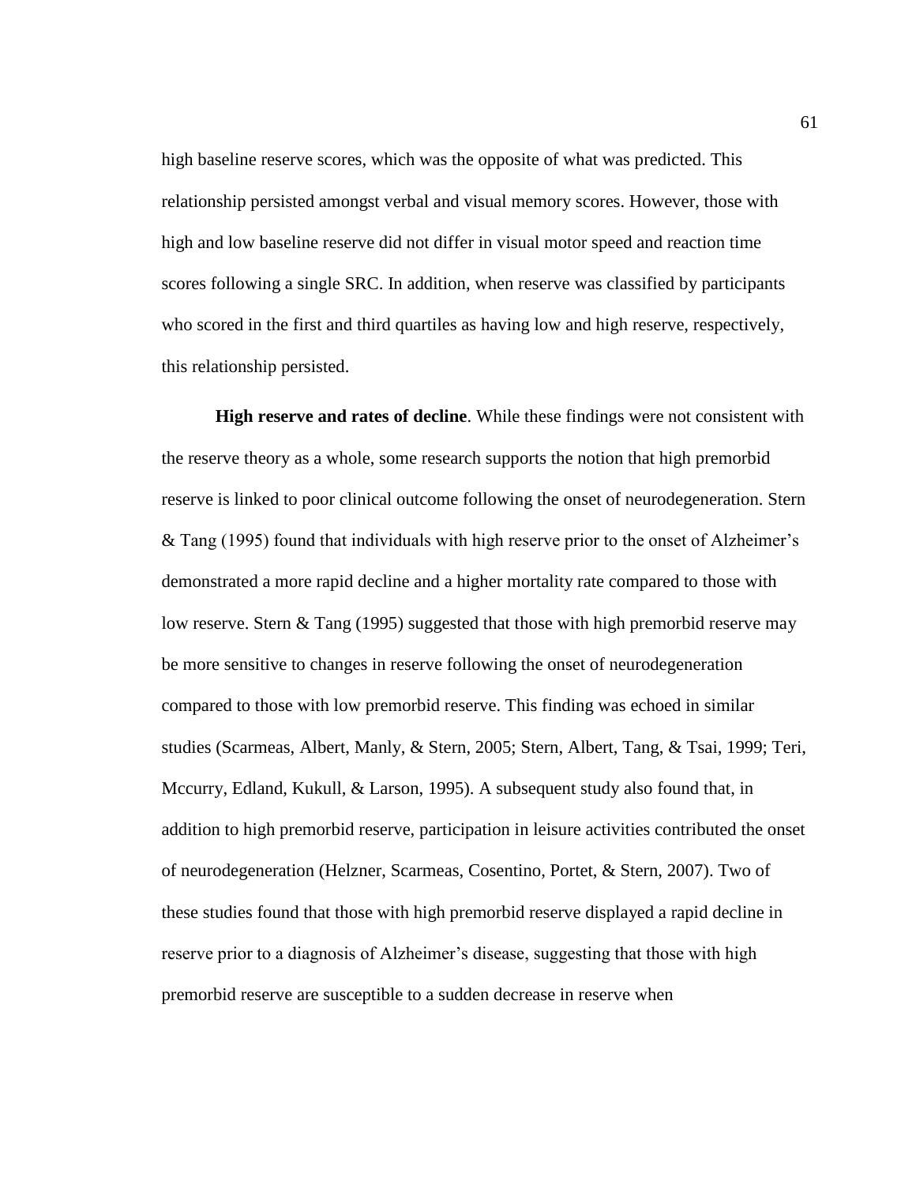high baseline reserve scores, which was the opposite of what was predicted. This relationship persisted amongst verbal and visual memory scores. However, those with high and low baseline reserve did not differ in visual motor speed and reaction time scores following a single SRC. In addition, when reserve was classified by participants who scored in the first and third quartiles as having low and high reserve, respectively, this relationship persisted.

**High reserve and rates of decline**. While these findings were not consistent with the reserve theory as a whole, some research supports the notion that high premorbid reserve is linked to poor clinical outcome following the onset of neurodegeneration. Stern & Tang (1995) found that individuals with high reserve prior to the onset of Alzheimer's demonstrated a more rapid decline and a higher mortality rate compared to those with low reserve. Stern & Tang (1995) suggested that those with high premorbid reserve may be more sensitive to changes in reserve following the onset of neurodegeneration compared to those with low premorbid reserve. This finding was echoed in similar studies (Scarmeas, Albert, Manly, & Stern, 2005; Stern, Albert, Tang, & Tsai, 1999; Teri, Mccurry, Edland, Kukull, & Larson, 1995). A subsequent study also found that, in addition to high premorbid reserve, participation in leisure activities contributed the onset of neurodegeneration (Helzner, Scarmeas, Cosentino, Portet, & Stern, 2007). Two of these studies found that those with high premorbid reserve displayed a rapid decline in reserve prior to a diagnosis of Alzheimer's disease, suggesting that those with high premorbid reserve are susceptible to a sudden decrease in reserve when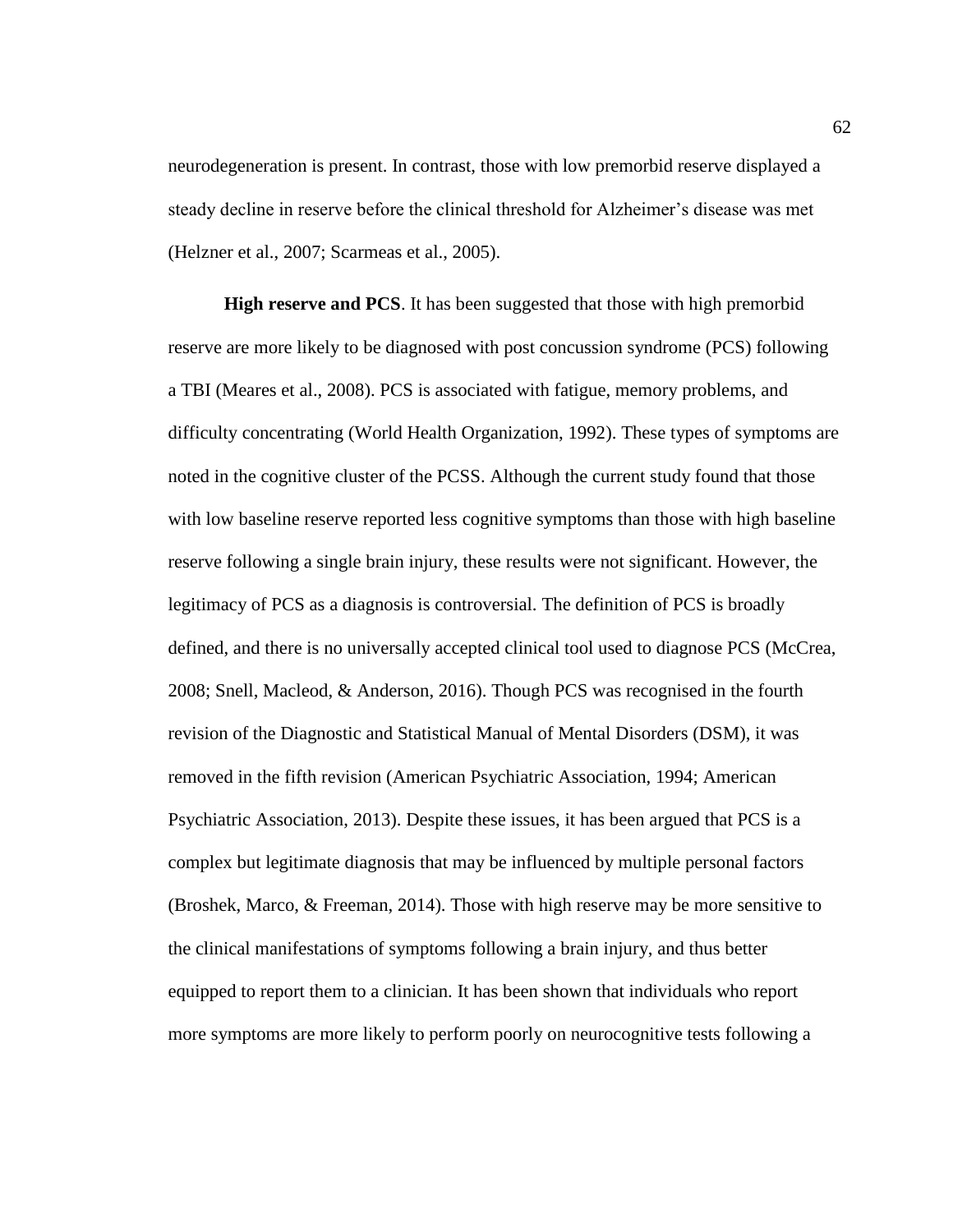neurodegeneration is present. In contrast, those with low premorbid reserve displayed a steady decline in reserve before the clinical threshold for Alzheimer's disease was met (Helzner et al., 2007; Scarmeas et al., 2005).

**High reserve and PCS**. It has been suggested that those with high premorbid reserve are more likely to be diagnosed with post concussion syndrome (PCS) following a TBI (Meares et al., 2008). PCS is associated with fatigue, memory problems, and difficulty concentrating (World Health Organization, 1992). These types of symptoms are noted in the cognitive cluster of the PCSS. Although the current study found that those with low baseline reserve reported less cognitive symptoms than those with high baseline reserve following a single brain injury, these results were not significant. However, the legitimacy of PCS as a diagnosis is controversial. The definition of PCS is broadly defined, and there is no universally accepted clinical tool used to diagnose PCS (McCrea, 2008; Snell, Macleod, & Anderson, 2016). Though PCS was recognised in the fourth revision of the Diagnostic and Statistical Manual of Mental Disorders (DSM), it was removed in the fifth revision (American Psychiatric Association, 1994; American Psychiatric Association, 2013). Despite these issues, it has been argued that PCS is a complex but legitimate diagnosis that may be influenced by multiple personal factors (Broshek, Marco, & Freeman, 2014). Those with high reserve may be more sensitive to the clinical manifestations of symptoms following a brain injury, and thus better equipped to report them to a clinician. It has been shown that individuals who report more symptoms are more likely to perform poorly on neurocognitive tests following a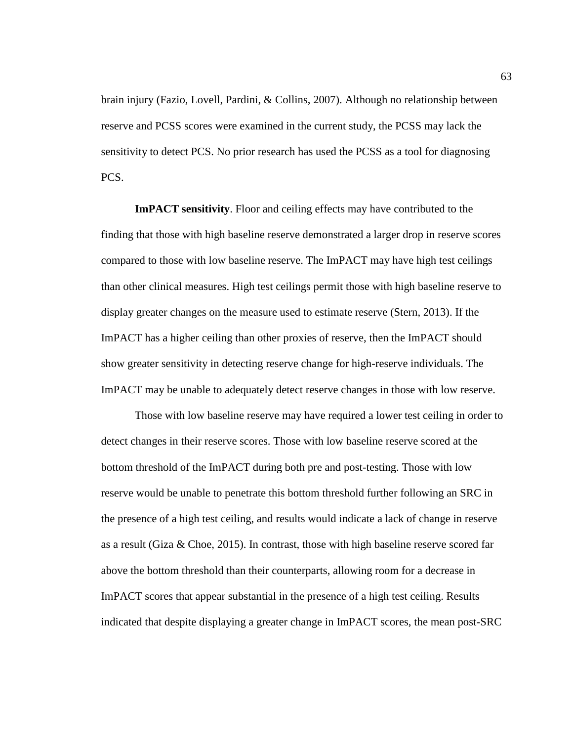brain injury (Fazio, Lovell, Pardini, & Collins, 2007). Although no relationship between reserve and PCSS scores were examined in the current study, the PCSS may lack the sensitivity to detect PCS. No prior research has used the PCSS as a tool for diagnosing PCS.

**ImPACT sensitivity**. Floor and ceiling effects may have contributed to the finding that those with high baseline reserve demonstrated a larger drop in reserve scores compared to those with low baseline reserve. The ImPACT may have high test ceilings than other clinical measures. High test ceilings permit those with high baseline reserve to display greater changes on the measure used to estimate reserve (Stern, 2013). If the ImPACT has a higher ceiling than other proxies of reserve, then the ImPACT should show greater sensitivity in detecting reserve change for high-reserve individuals. The ImPACT may be unable to adequately detect reserve changes in those with low reserve.

Those with low baseline reserve may have required a lower test ceiling in order to detect changes in their reserve scores. Those with low baseline reserve scored at the bottom threshold of the ImPACT during both pre and post-testing. Those with low reserve would be unable to penetrate this bottom threshold further following an SRC in the presence of a high test ceiling, and results would indicate a lack of change in reserve as a result (Giza & Choe, 2015). In contrast, those with high baseline reserve scored far above the bottom threshold than their counterparts, allowing room for a decrease in ImPACT scores that appear substantial in the presence of a high test ceiling. Results indicated that despite displaying a greater change in ImPACT scores, the mean post-SRC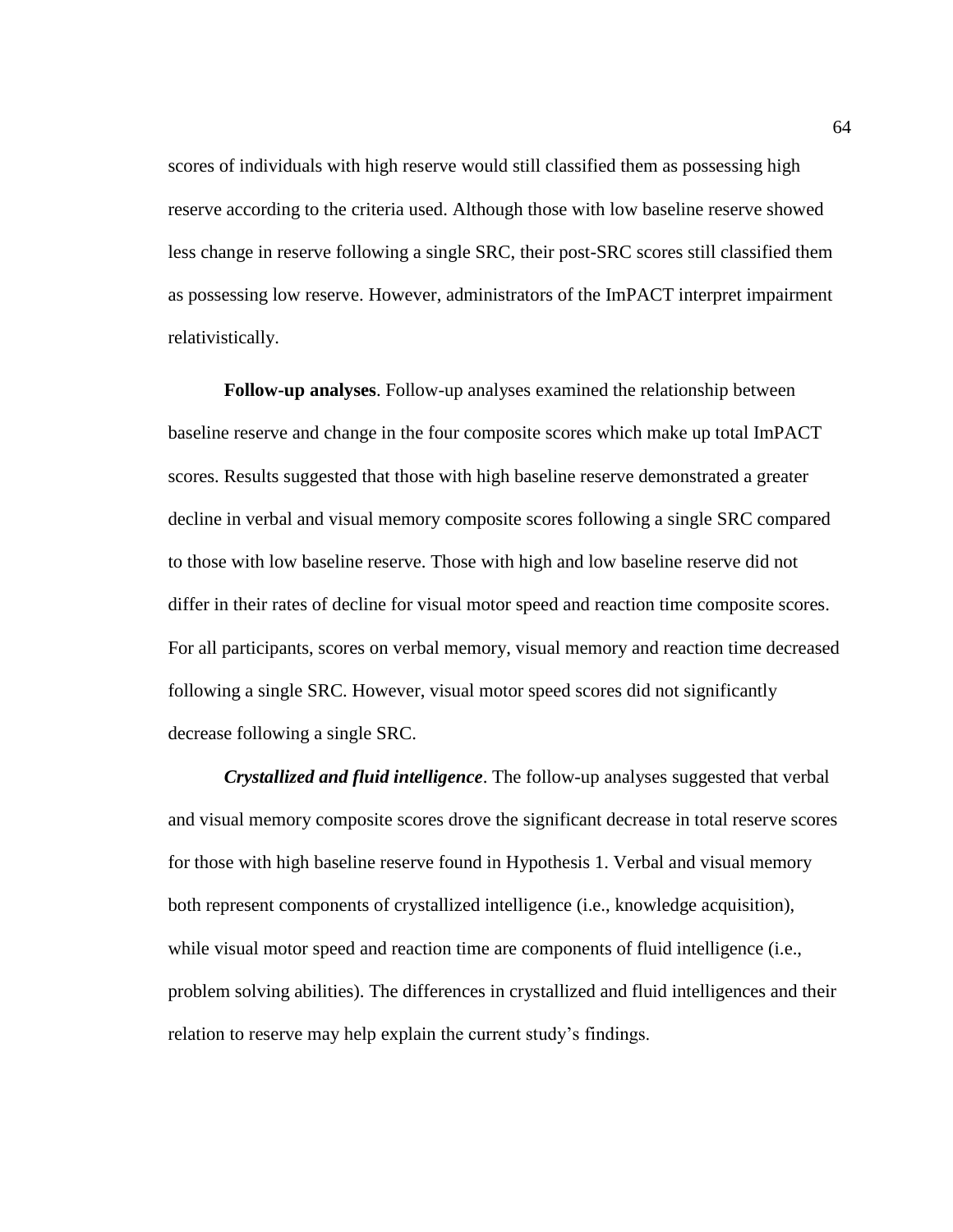scores of individuals with high reserve would still classified them as possessing high reserve according to the criteria used. Although those with low baseline reserve showed less change in reserve following a single SRC, their post-SRC scores still classified them as possessing low reserve. However, administrators of the ImPACT interpret impairment relativistically.

**Follow-up analyses**. Follow-up analyses examined the relationship between baseline reserve and change in the four composite scores which make up total ImPACT scores. Results suggested that those with high baseline reserve demonstrated a greater decline in verbal and visual memory composite scores following a single SRC compared to those with low baseline reserve. Those with high and low baseline reserve did not differ in their rates of decline for visual motor speed and reaction time composite scores. For all participants, scores on verbal memory, visual memory and reaction time decreased following a single SRC. However, visual motor speed scores did not significantly decrease following a single SRC.

***Crystallized and fluid intelligence***. The follow-up analyses suggested that verbal and visual memory composite scores drove the significant decrease in total reserve scores for those with high baseline reserve found in Hypothesis 1. Verbal and visual memory both represent components of crystallized intelligence (i.e., knowledge acquisition), while visual motor speed and reaction time are components of fluid intelligence (i.e., problem solving abilities). The differences in crystallized and fluid intelligences and their relation to reserve may help explain the current study's findings.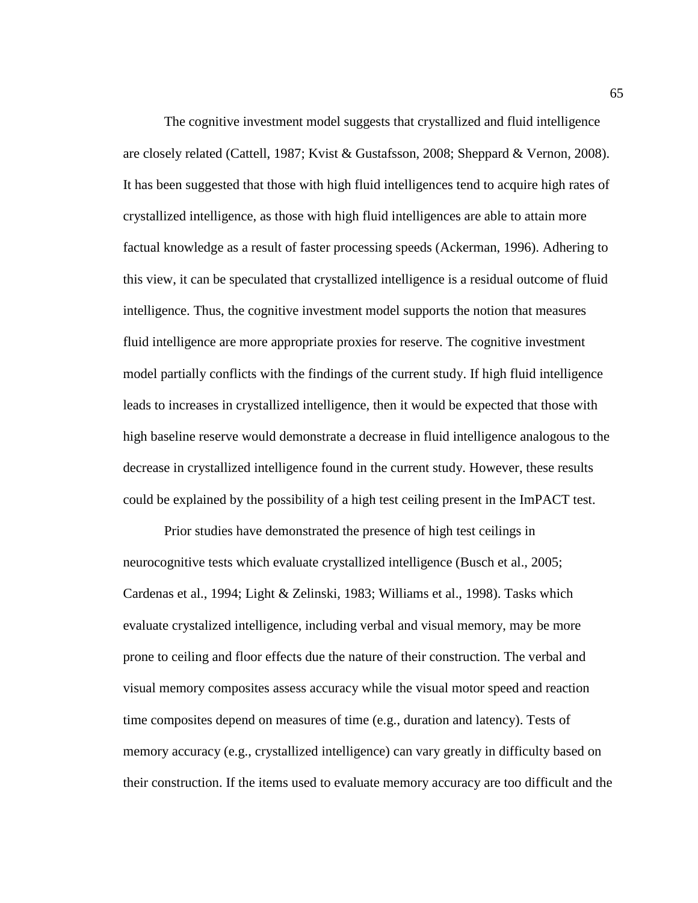The cognitive investment model suggests that crystallized and fluid intelligence are closely related (Cattell, 1987; Kvist & Gustafsson, 2008; Sheppard & Vernon, 2008). It has been suggested that those with high fluid intelligences tend to acquire high rates of crystallized intelligence, as those with high fluid intelligences are able to attain more factual knowledge as a result of faster processing speeds (Ackerman, 1996). Adhering to this view, it can be speculated that crystallized intelligence is a residual outcome of fluid intelligence. Thus, the cognitive investment model supports the notion that measures fluid intelligence are more appropriate proxies for reserve. The cognitive investment model partially conflicts with the findings of the current study. If high fluid intelligence leads to increases in crystallized intelligence, then it would be expected that those with high baseline reserve would demonstrate a decrease in fluid intelligence analogous to the decrease in crystallized intelligence found in the current study. However, these results could be explained by the possibility of a high test ceiling present in the ImPACT test.

Prior studies have demonstrated the presence of high test ceilings in neurocognitive tests which evaluate crystallized intelligence (Busch et al., 2005; Cardenas et al., 1994; Light & Zelinski, 1983; Williams et al., 1998). Tasks which evaluate crystalized intelligence, including verbal and visual memory, may be more prone to ceiling and floor effects due the nature of their construction. The verbal and visual memory composites assess accuracy while the visual motor speed and reaction time composites depend on measures of time (e.g., duration and latency). Tests of memory accuracy (e.g., crystallized intelligence) can vary greatly in difficulty based on their construction. If the items used to evaluate memory accuracy are too difficult and the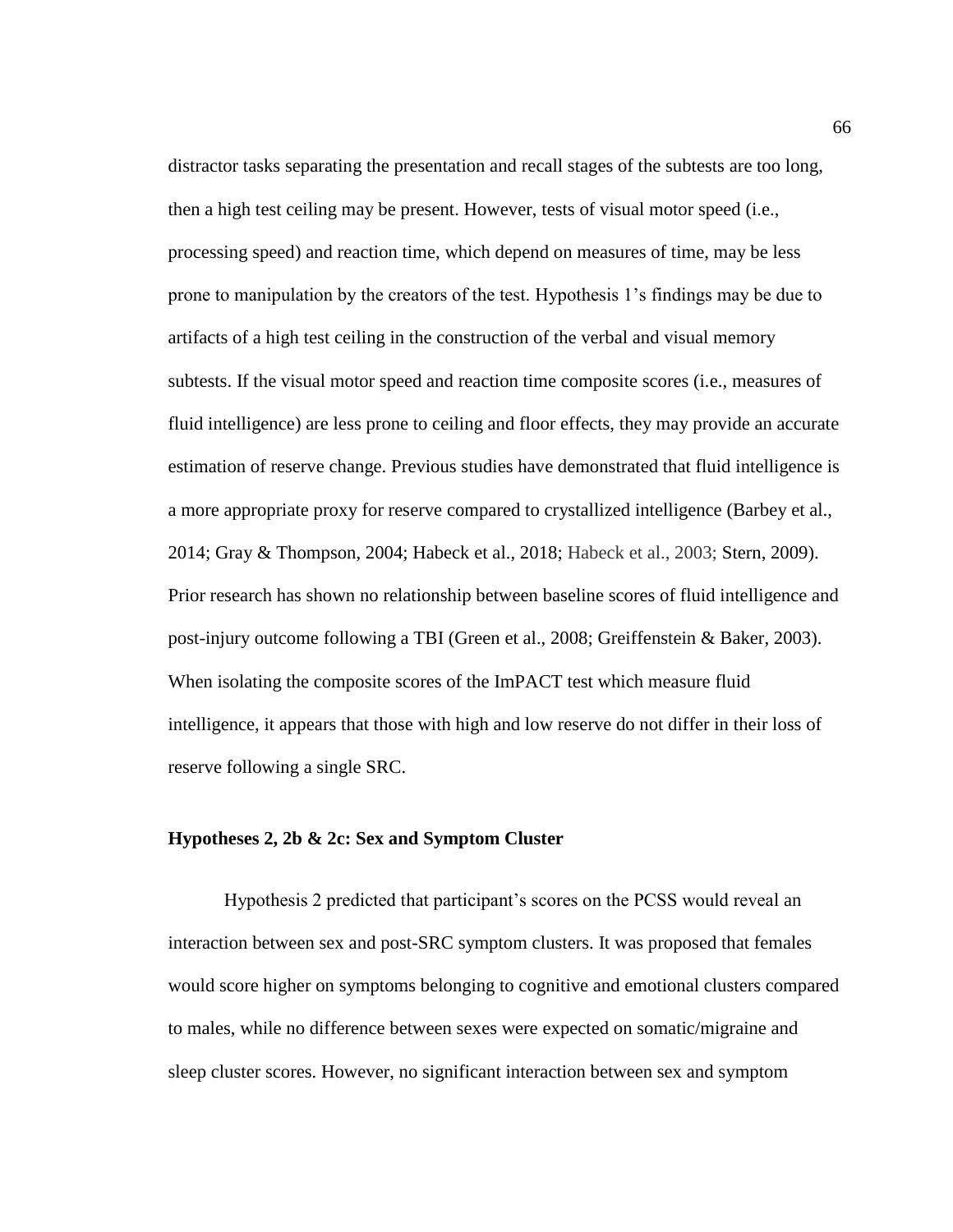distractor tasks separating the presentation and recall stages of the subtests are too long, then a high test ceiling may be present. However, tests of visual motor speed (i.e., processing speed) and reaction time, which depend on measures of time, may be less prone to manipulation by the creators of the test. Hypothesis 1's findings may be due to artifacts of a high test ceiling in the construction of the verbal and visual memory subtests. If the visual motor speed and reaction time composite scores (i.e., measures of fluid intelligence) are less prone to ceiling and floor effects, they may provide an accurate estimation of reserve change. Previous studies have demonstrated that fluid intelligence is a more appropriate proxy for reserve compared to crystallized intelligence (Barbey et al., 2014; Gray & Thompson, 2004; Habeck et al., 2018; Habeck et al., 2003; Stern, 2009). Prior research has shown no relationship between baseline scores of fluid intelligence and post-injury outcome following a TBI (Green et al., 2008; Greiffenstein & Baker, 2003). When isolating the composite scores of the ImPACT test which measure fluid intelligence, it appears that those with high and low reserve do not differ in their loss of reserve following a single SRC.

### Hypotheses 2, 2b & 2c: Sex and Symptom Cluster

Hypothesis 2 predicted that participant's scores on the PCSS would reveal an interaction between sex and post-SRC symptom clusters. It was proposed that females would score higher on symptoms belonging to cognitive and emotional clusters compared to males, while no difference between sexes were expected on somatic/migraine and sleep cluster scores. However, no significant interaction between sex and symptom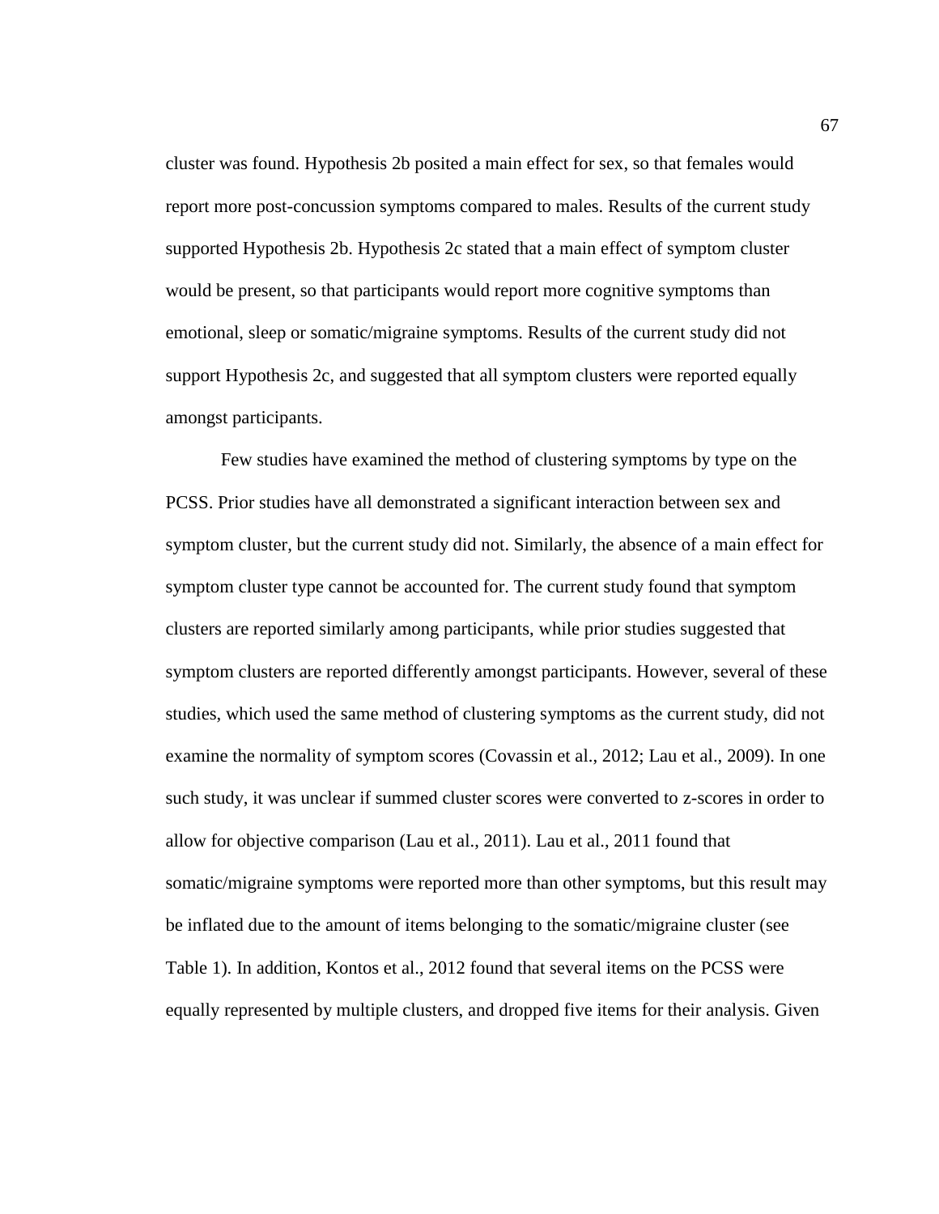cluster was found. Hypothesis 2b posited a main effect for sex, so that females would report more post-concussion symptoms compared to males. Results of the current study supported Hypothesis 2b. Hypothesis 2c stated that a main effect of symptom cluster would be present, so that participants would report more cognitive symptoms than emotional, sleep or somatic/migraine symptoms. Results of the current study did not support Hypothesis 2c, and suggested that all symptom clusters were reported equally amongst participants.

Few studies have examined the method of clustering symptoms by type on the PCSS. Prior studies have all demonstrated a significant interaction between sex and symptom cluster, but the current study did not. Similarly, the absence of a main effect for symptom cluster type cannot be accounted for. The current study found that symptom clusters are reported similarly among participants, while prior studies suggested that symptom clusters are reported differently amongst participants. However, several of these studies, which used the same method of clustering symptoms as the current study, did not examine the normality of symptom scores (Covassin et al., 2012; Lau et al., 2009). In one such study, it was unclear if summed cluster scores were converted to z-scores in order to allow for objective comparison (Lau et al., 2011). Lau et al., 2011 found that somatic/migraine symptoms were reported more than other symptoms, but this result may be inflated due to the amount of items belonging to the somatic/migraine cluster (see Table 1). In addition, Kontos et al., 2012 found that several items on the PCSS were equally represented by multiple clusters, and dropped five items for their analysis. Given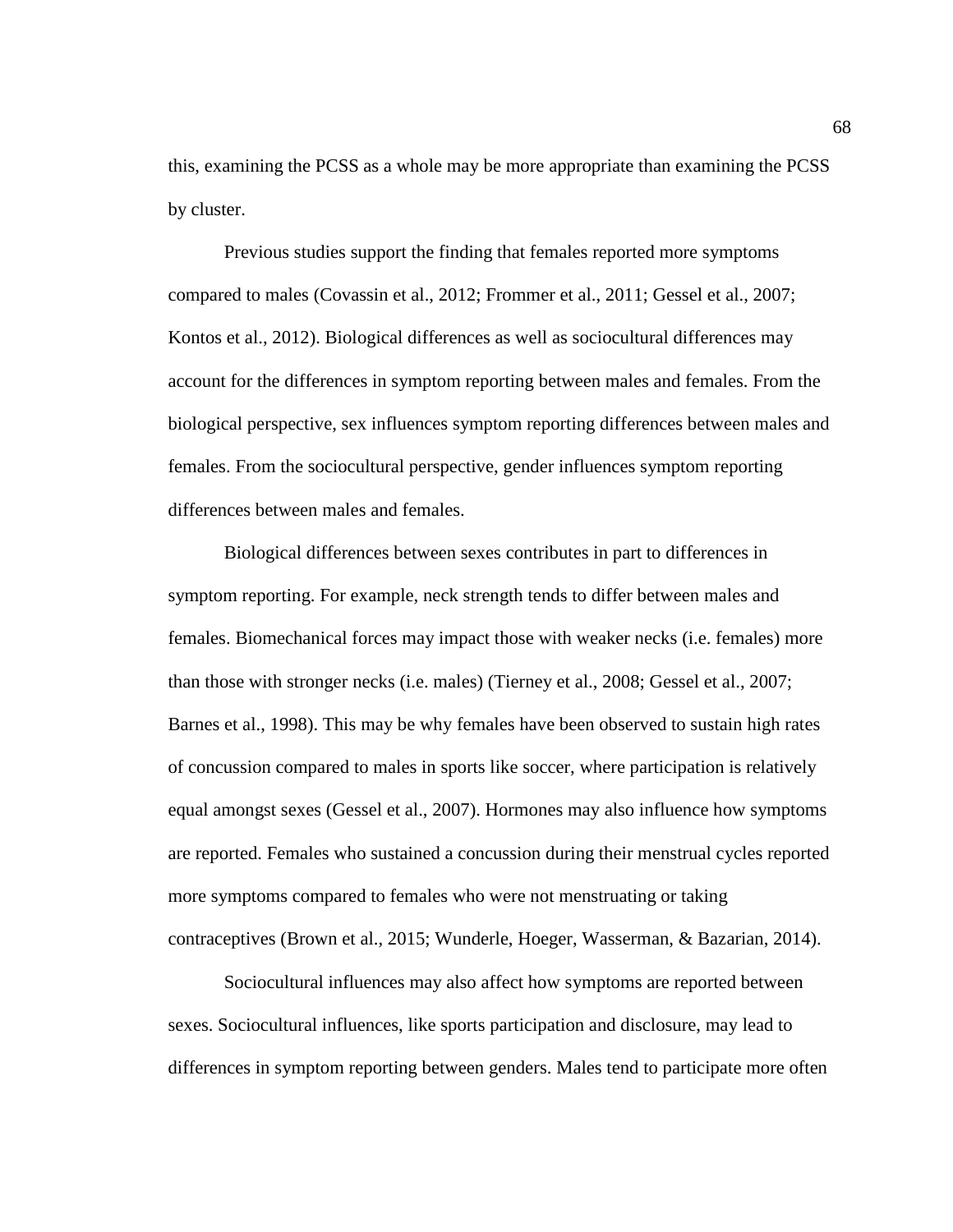this, examining the PCSS as a whole may be more appropriate than examining the PCSS by cluster.

Previous studies support the finding that females reported more symptoms compared to males (Covassin et al., 2012; Frommer et al., 2011; Gessel et al., 2007; Kontos et al., 2012). Biological differences as well as sociocultural differences may account for the differences in symptom reporting between males and females. From the biological perspective, sex influences symptom reporting differences between males and females. From the sociocultural perspective, gender influences symptom reporting differences between males and females.

Biological differences between sexes contributes in part to differences in symptom reporting. For example, neck strength tends to differ between males and females. Biomechanical forces may impact those with weaker necks (i.e. females) more than those with stronger necks (i.e. males) (Tierney et al., 2008; Gessel et al., 2007; Barnes et al., 1998). This may be why females have been observed to sustain high rates of concussion compared to males in sports like soccer, where participation is relatively equal amongst sexes (Gessel et al., 2007). Hormones may also influence how symptoms are reported. Females who sustained a concussion during their menstrual cycles reported more symptoms compared to females who were not menstruating or taking contraceptives (Brown et al., 2015; Wunderle, Hoeger, Wasserman, & Bazarian, 2014).

Sociocultural influences may also affect how symptoms are reported between sexes. Sociocultural influences, like sports participation and disclosure, may lead to differences in symptom reporting between genders. Males tend to participate more often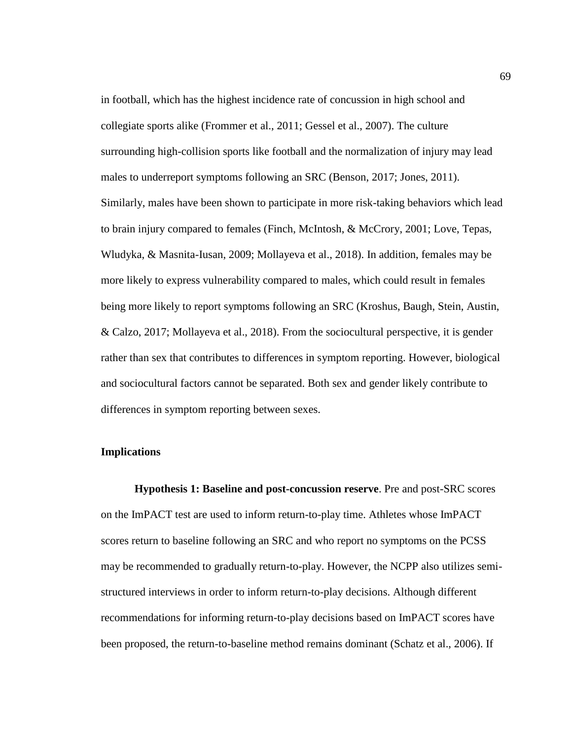in football, which has the highest incidence rate of concussion in high school and collegiate sports alike (Frommer et al., 2011; Gessel et al., 2007). The culture surrounding high-collision sports like football and the normalization of injury may lead males to underreport symptoms following an SRC (Benson, 2017; Jones, 2011). Similarly, males have been shown to participate in more risk-taking behaviors which lead to brain injury compared to females (Finch, McIntosh, & McCrory, 2001; Love, Tepas, Wludyka, & Masnita-Iusan, 2009; Mollayeva et al., 2018). In addition, females may be more likely to express vulnerability compared to males, which could result in females being more likely to report symptoms following an SRC (Kroshus, Baugh, Stein, Austin, & Calzo, 2017; Mollayeva et al., 2018). From the sociocultural perspective, it is gender rather than sex that contributes to differences in symptom reporting. However, biological and sociocultural factors cannot be separated. Both sex and gender likely contribute to differences in symptom reporting between sexes.

## Implications

**Hypothesis 1: Baseline and post-concussion reserve**. Pre and post-SRC scores on the ImPACT test are used to inform return-to-play time. Athletes whose ImPACT scores return to baseline following an SRC and who report no symptoms on the PCSS may be recommended to gradually return-to-play. However, the NCPP also utilizes semi-structured interviews in order to inform return-to-play decisions. Although different recommendations for informing return-to-play decisions based on ImPACT scores have been proposed, the return-to-baseline method remains dominant (Schatz et al., 2006). If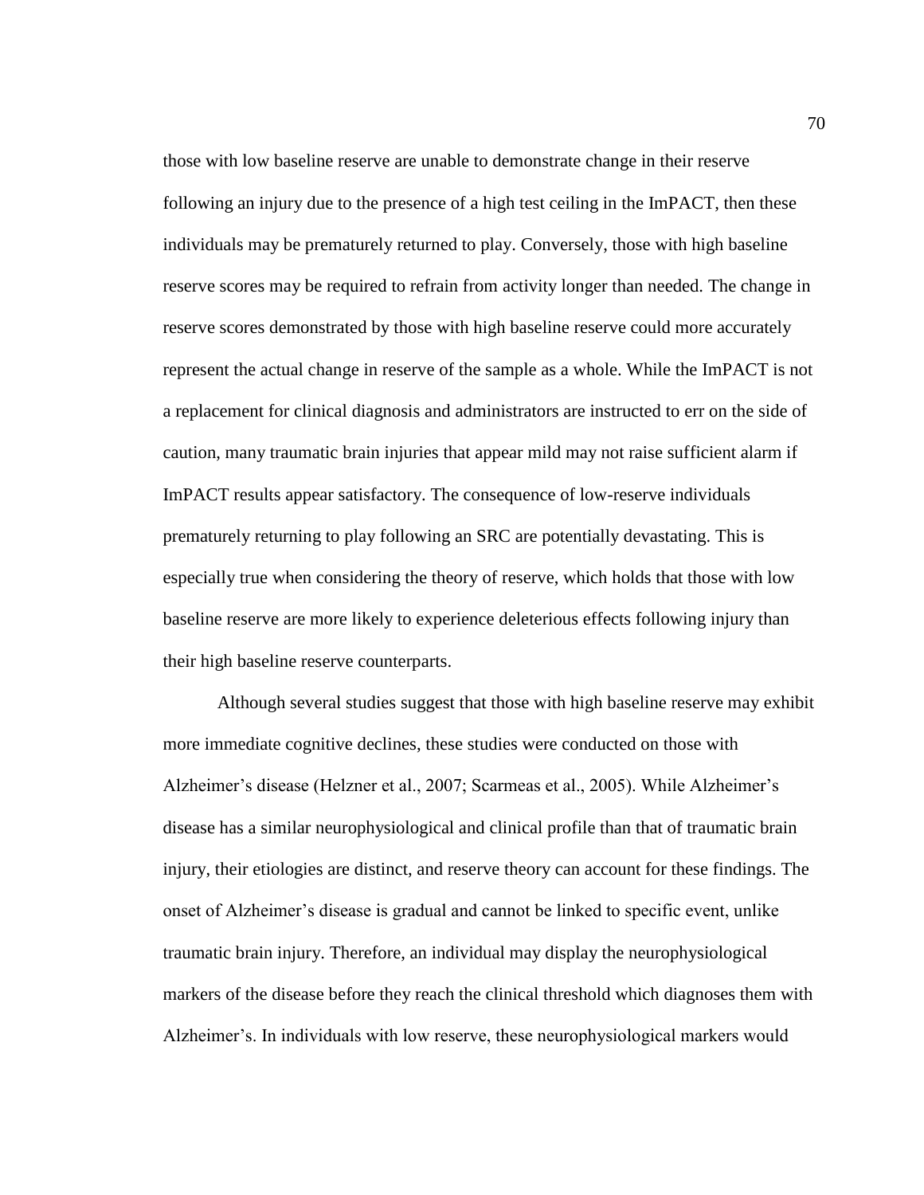those with low baseline reserve are unable to demonstrate change in their reserve following an injury due to the presence of a high test ceiling in the ImPACT, then these individuals may be prematurely returned to play. Conversely, those with high baseline reserve scores may be required to refrain from activity longer than needed. The change in reserve scores demonstrated by those with high baseline reserve could more accurately represent the actual change in reserve of the sample as a whole. While the ImPACT is not a replacement for clinical diagnosis and administrators are instructed to err on the side of caution, many traumatic brain injuries that appear mild may not raise sufficient alarm if ImPACT results appear satisfactory. The consequence of low-reserve individuals prematurely returning to play following an SRC are potentially devastating. This is especially true when considering the theory of reserve, which holds that those with low baseline reserve are more likely to experience deleterious effects following injury than their high baseline reserve counterparts.

Although several studies suggest that those with high baseline reserve may exhibit more immediate cognitive declines, these studies were conducted on those with Alzheimer's disease (Helzner et al., 2007; Scarmeas et al., 2005). While Alzheimer's disease has a similar neurophysiological and clinical profile than that of traumatic brain injury, their etiologies are distinct, and reserve theory can account for these findings. The onset of Alzheimer's disease is gradual and cannot be linked to specific event, unlike traumatic brain injury. Therefore, an individual may display the neurophysiological markers of the disease before they reach the clinical threshold which diagnoses them with Alzheimer's. In individuals with low reserve, these neurophysiological markers would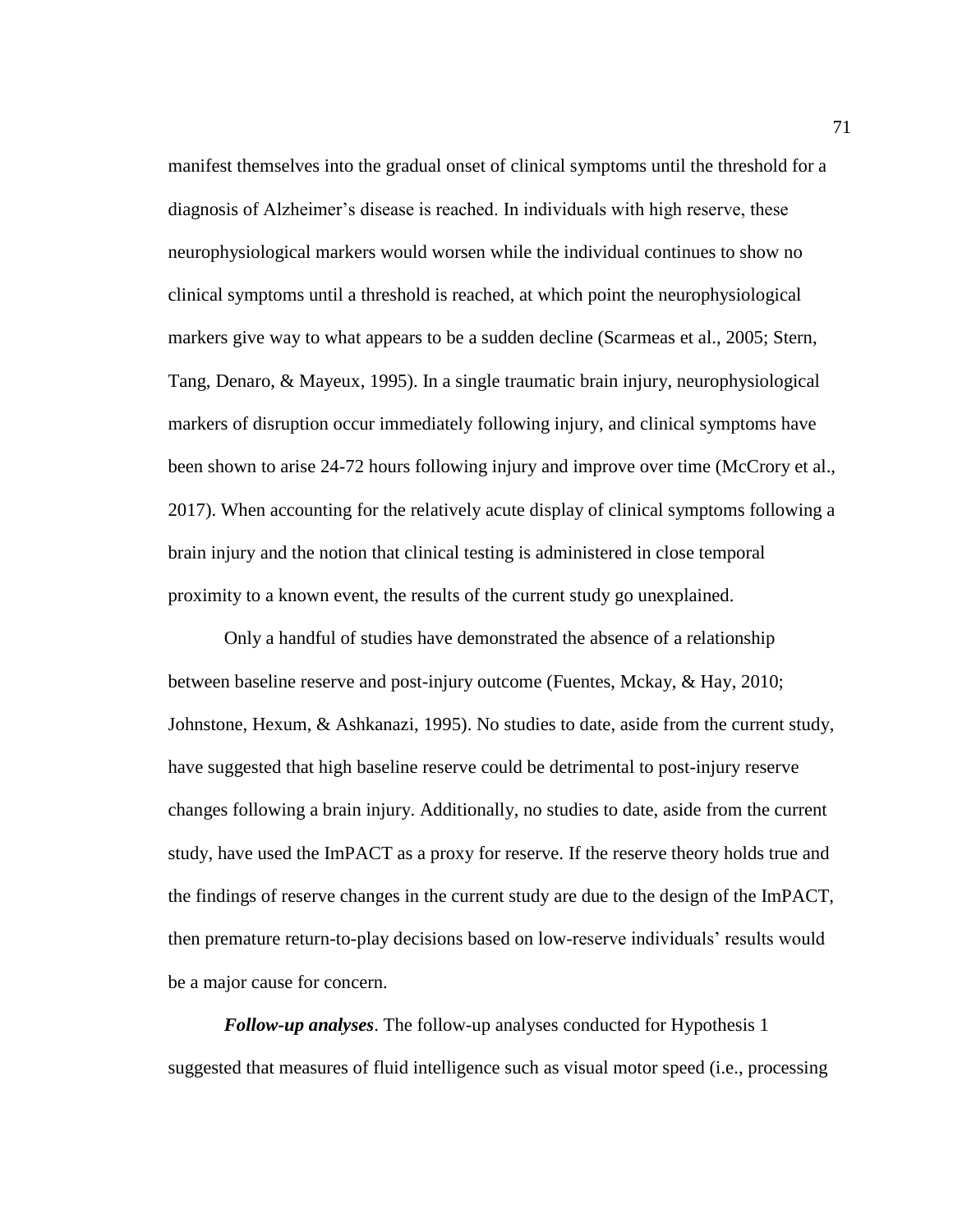manifest themselves into the gradual onset of clinical symptoms until the threshold for a diagnosis of Alzheimer's disease is reached. In individuals with high reserve, these neurophysiological markers would worsen while the individual continues to show no clinical symptoms until a threshold is reached, at which point the neurophysiological markers give way to what appears to be a sudden decline (Scarmeas et al., 2005; Stern, Tang, Denaro, & Mayeux, 1995). In a single traumatic brain injury, neurophysiological markers of disruption occur immediately following injury, and clinical symptoms have been shown to arise 24-72 hours following injury and improve over time (McCrory et al., 2017). When accounting for the relatively acute display of clinical symptoms following a brain injury and the notion that clinical testing is administered in close temporal proximity to a known event, the results of the current study go unexplained.

Only a handful of studies have demonstrated the absence of a relationship between baseline reserve and post-injury outcome (Fuentes, Mckay, & Hay, 2010; Johnstone, Hexum, & Ashkanazi, 1995). No studies to date, aside from the current study, have suggested that high baseline reserve could be detrimental to post-injury reserve changes following a brain injury. Additionally, no studies to date, aside from the current study, have used the ImPACT as a proxy for reserve. If the reserve theory holds true and the findings of reserve changes in the current study are due to the design of the ImPACT, then premature return-to-play decisions based on low-reserve individuals' results would be a major cause for concern.

***Follow-up analyses***. The follow-up analyses conducted for Hypothesis 1 suggested that measures of fluid intelligence such as visual motor speed (i.e., processing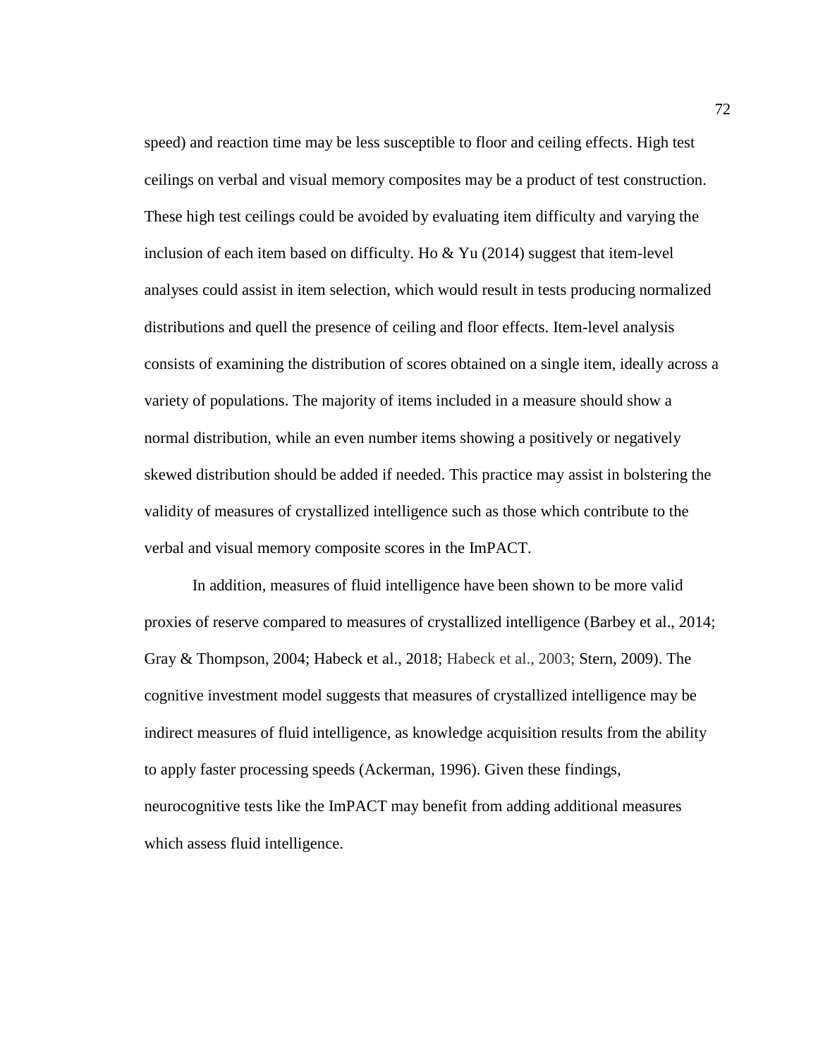speed) and reaction time may be less susceptible to floor and ceiling effects. High test ceilings on verbal and visual memory composites may be a product of test construction. These high test ceilings could be avoided by evaluating item difficulty and varying the inclusion of each item based on difficulty. Ho & Yu (2014) suggest that item-level analyses could assist in item selection, which would result in tests producing normalized distributions and quell the presence of ceiling and floor effects. Item-level analysis consists of examining the distribution of scores obtained on a single item, ideally across a variety of populations. The majority of items included in a measure should show a normal distribution, while an even number items showing a positively or negatively skewed distribution should be added if needed. This practice may assist in bolstering the validity of measures of crystallized intelligence such as those which contribute to the verbal and visual memory composite scores in the ImPACT.

In addition, measures of fluid intelligence have been shown to be more valid proxies of reserve compared to measures of crystallized intelligence (Barbey et al., 2014; Gray & Thompson, 2004; Habeck et al., 2018; Habeck et al., 2003; Stern, 2009). The cognitive investment model suggests that measures of crystallized intelligence may be indirect measures of fluid intelligence, as knowledge acquisition results from the ability to apply faster processing speeds (Ackerman, 1996). Given these findings, neurocognitive tests like the ImPACT may benefit from adding additional measures which assess fluid intelligence.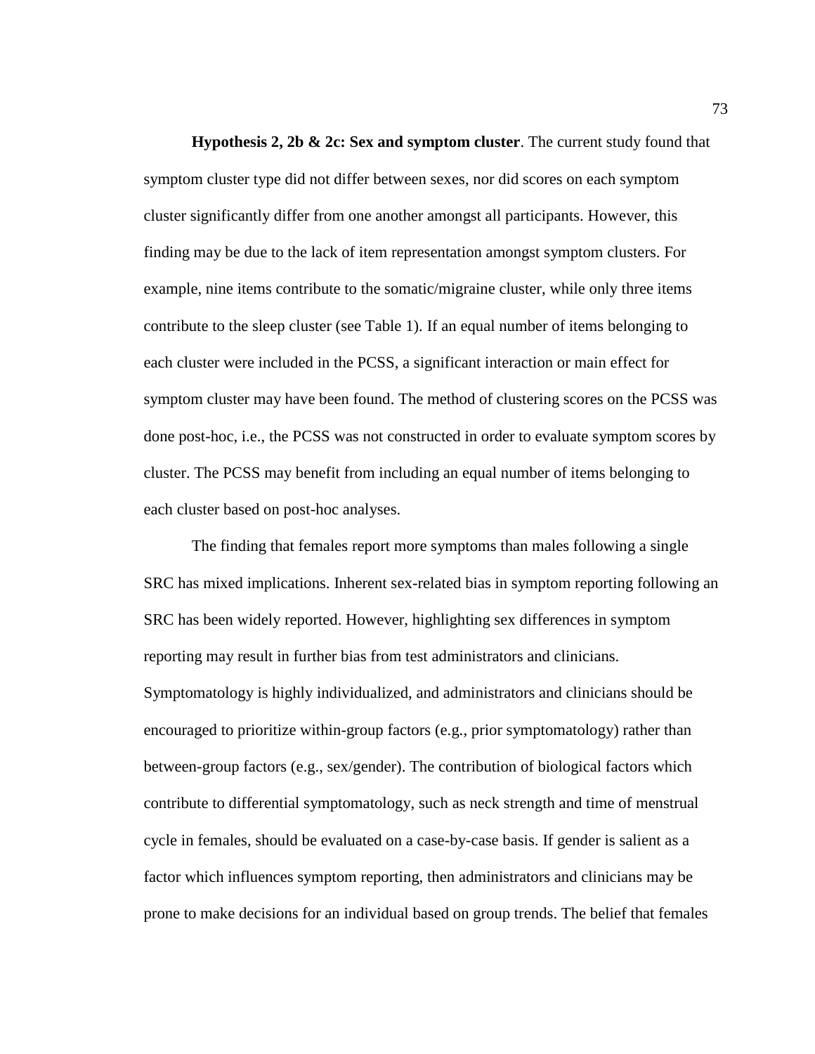**Hypothesis 2, 2b & 2c: Sex and symptom cluster**. The current study found that symptom cluster type did not differ between sexes, nor did scores on each symptom cluster significantly differ from one another amongst all participants. However, this finding may be due to the lack of item representation amongst symptom clusters. For example, nine items contribute to the somatic/migraine cluster, while only three items contribute to the sleep cluster (see Table 1). If an equal number of items belonging to each cluster were included in the PCSS, a significant interaction or main effect for symptom cluster may have been found. The method of clustering scores on the PCSS was done post-hoc, i.e., the PCSS was not constructed in order to evaluate symptom scores by cluster. The PCSS may benefit from including an equal number of items belonging to each cluster based on post-hoc analyses.

The finding that females report more symptoms than males following a single SRC has mixed implications. Inherent sex-related bias in symptom reporting following an SRC has been widely reported. However, highlighting sex differences in symptom reporting may result in further bias from test administrators and clinicians. Symptomatology is highly individualized, and administrators and clinicians should be encouraged to prioritize within-group factors (e.g., prior symptomatology) rather than between-group factors (e.g., sex/gender). The contribution of biological factors which contribute to differential symptomatology, such as neck strength and time of menstrual cycle in females, should be evaluated on a case-by-case basis. If gender is salient as a factor which influences symptom reporting, then administrators and clinicians may be prone to make decisions for an individual based on group trends. The belief that females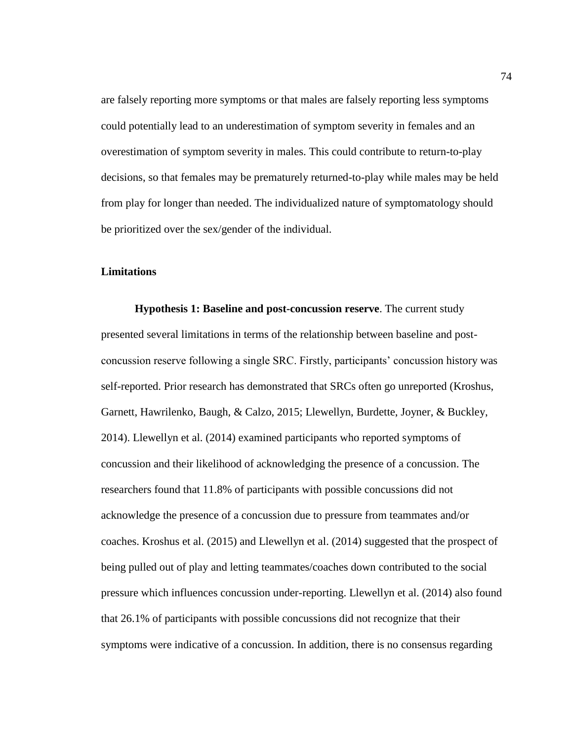are falsely reporting more symptoms or that males are falsely reporting less symptoms could potentially lead to an underestimation of symptom severity in females and an overestimation of symptom severity in males. This could contribute to return-to-play decisions, so that females may be prematurely returned-to-play while males may be held from play for longer than needed. The individualized nature of symptomatology should be prioritized over the sex/gender of the individual.

## Limitations

**Hypothesis 1: Baseline and post-concussion reserve**. The current study presented several limitations in terms of the relationship between baseline and post-concussion reserve following a single SRC. Firstly, participants' concussion history was self-reported. Prior research has demonstrated that SRCs often go unreported (Kroshus, Garnett, Hawrilenko, Baugh, & Calzo, 2015; Llewellyn, Burdette, Joyner, & Buckley, 2014). Llewellyn et al. (2014) examined participants who reported symptoms of concussion and their likelihood of acknowledging the presence of a concussion. The researchers found that 11.8% of participants with possible concussions did not acknowledge the presence of a concussion due to pressure from teammates and/or coaches. Kroshus et al. (2015) and Llewellyn et al. (2014) suggested that the prospect of being pulled out of play and letting teammates/coaches down contributed to the social pressure which influences concussion under-reporting. Llewellyn et al. (2014) also found that 26.1% of participants with possible concussions did not recognize that their symptoms were indicative of a concussion. In addition, there is no consensus regarding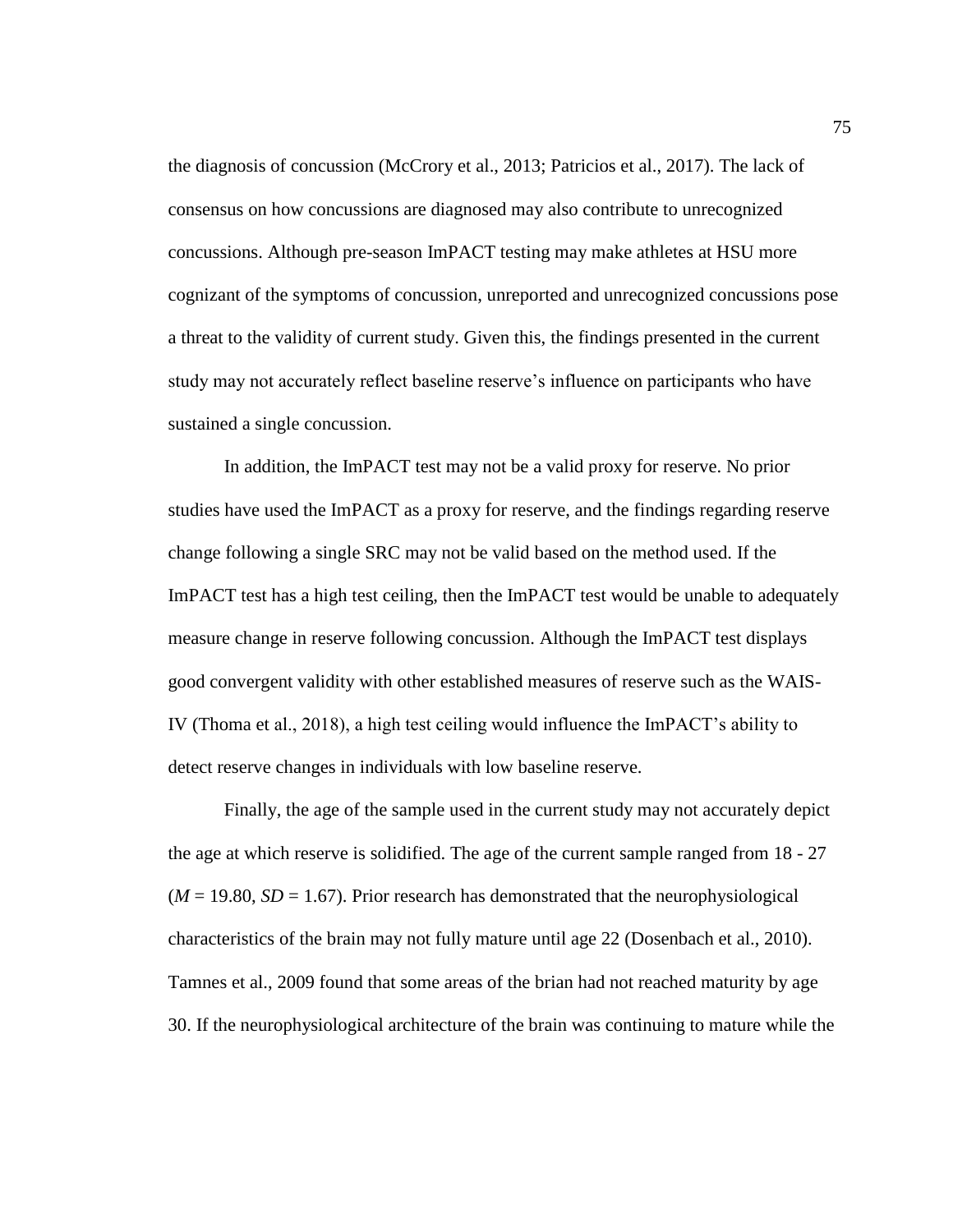the diagnosis of concussion (McCrory et al., 2013; Patricios et al., 2017). The lack of consensus on how concussions are diagnosed may also contribute to unrecognized concussions. Although pre-season ImPACT testing may make athletes at HSU more cognizant of the symptoms of concussion, unreported and unrecognized concussions pose a threat to the validity of current study. Given this, the findings presented in the current study may not accurately reflect baseline reserve's influence on participants who have sustained a single concussion.

In addition, the ImPACT test may not be a valid proxy for reserve. No prior studies have used the ImPACT as a proxy for reserve, and the findings regarding reserve change following a single SRC may not be valid based on the method used. If the ImPACT test has a high test ceiling, then the ImPACT test would be unable to adequately measure change in reserve following concussion. Although the ImPACT test displays good convergent validity with other established measures of reserve such as the WAIS-IV (Thoma et al., 2018), a high test ceiling would influence the ImPACT's ability to detect reserve changes in individuals with low baseline reserve.

Finally, the age of the sample used in the current study may not accurately depict the age at which reserve is solidified. The age of the current sample ranged from 18 - 27 (*M* = 19.80, *SD* = 1.67). Prior research has demonstrated that the neurophysiological characteristics of the brain may not fully mature until age 22 (Dosenbach et al., 2010). Tamnes et al., 2009 found that some areas of the brian had not reached maturity by age 30. If the neurophysiological architecture of the brain was continuing to mature while the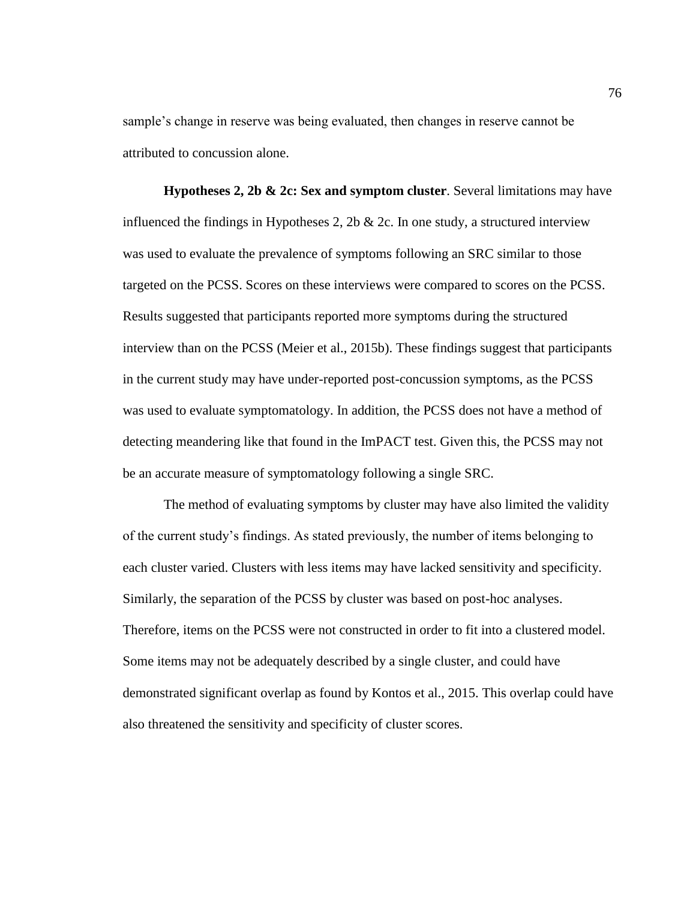sample's change in reserve was being evaluated, then changes in reserve cannot be attributed to concussion alone.

**Hypotheses 2, 2b & 2c: Sex and symptom cluster**. Several limitations may have influenced the findings in Hypotheses 2, 2b & 2c. In one study, a structured interview was used to evaluate the prevalence of symptoms following an SRC similar to those targeted on the PCSS. Scores on these interviews were compared to scores on the PCSS. Results suggested that participants reported more symptoms during the structured interview than on the PCSS (Meier et al., 2015b). These findings suggest that participants in the current study may have under-reported post-concussion symptoms, as the PCSS was used to evaluate symptomatology. In addition, the PCSS does not have a method of detecting meandering like that found in the ImPACT test. Given this, the PCSS may not be an accurate measure of symptomatology following a single SRC.

The method of evaluating symptoms by cluster may have also limited the validity of the current study's findings. As stated previously, the number of items belonging to each cluster varied. Clusters with less items may have lacked sensitivity and specificity. Similarly, the separation of the PCSS by cluster was based on post-hoc analyses. Therefore, items on the PCSS were not constructed in order to fit into a clustered model. Some items may not be adequately described by a single cluster, and could have demonstrated significant overlap as found by Kontos et al., 2015. This overlap could have also threatened the sensitivity and specificity of cluster scores.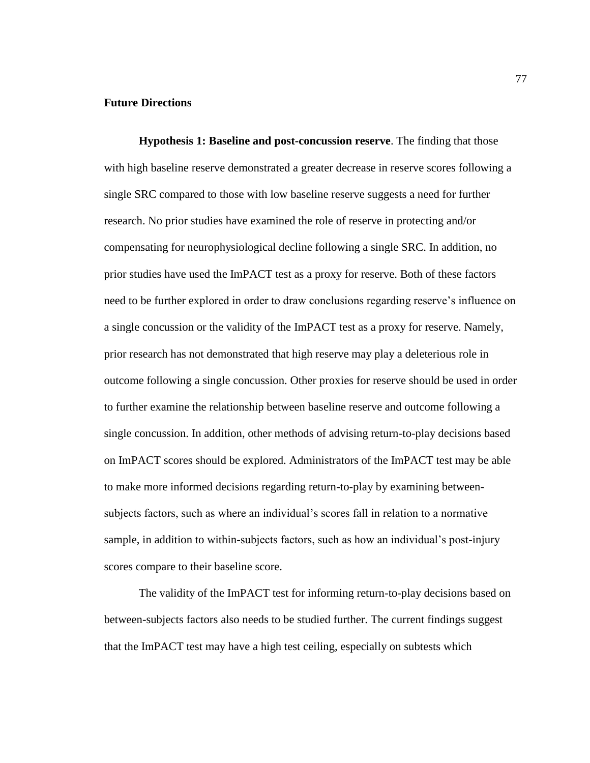## Future Directions

**Hypothesis 1: Baseline and post-concussion reserve**. The finding that those with high baseline reserve demonstrated a greater decrease in reserve scores following a single SRC compared to those with low baseline reserve suggests a need for further research. No prior studies have examined the role of reserve in protecting and/or compensating for neurophysiological decline following a single SRC. In addition, no prior studies have used the ImPACT test as a proxy for reserve. Both of these factors need to be further explored in order to draw conclusions regarding reserve's influence on a single concussion or the validity of the ImPACT test as a proxy for reserve. Namely, prior research has not demonstrated that high reserve may play a deleterious role in outcome following a single concussion. Other proxies for reserve should be used in order to further examine the relationship between baseline reserve and outcome following a single concussion. In addition, other methods of advising return-to-play decisions based on ImPACT scores should be explored. Administrators of the ImPACT test may be able to make more informed decisions regarding return-to-play by examining between-subjects factors, such as where an individual's scores fall in relation to a normative sample, in addition to within-subjects factors, such as how an individual's post-injury scores compare to their baseline score.

The validity of the ImPACT test for informing return-to-play decisions based on between-subjects factors also needs to be studied further. The current findings suggest that the ImPACT test may have a high test ceiling, especially on subtests which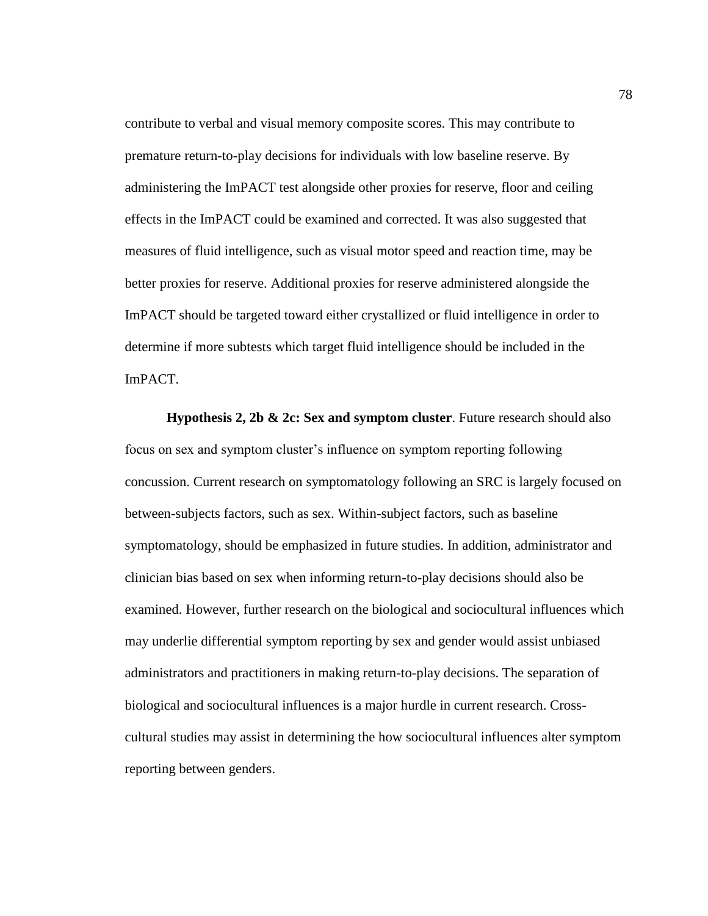contribute to verbal and visual memory composite scores. This may contribute to premature return-to-play decisions for individuals with low baseline reserve. By administering the ImPACT test alongside other proxies for reserve, floor and ceiling effects in the ImPACT could be examined and corrected. It was also suggested that measures of fluid intelligence, such as visual motor speed and reaction time, may be better proxies for reserve. Additional proxies for reserve administered alongside the ImPACT should be targeted toward either crystallized or fluid intelligence in order to determine if more subtests which target fluid intelligence should be included in the ImPACT.

**Hypothesis 2, 2b & 2c: Sex and symptom cluster**. Future research should also focus on sex and symptom cluster's influence on symptom reporting following concussion. Current research on symptomatology following an SRC is largely focused on between-subjects factors, such as sex. Within-subject factors, such as baseline symptomatology, should be emphasized in future studies. In addition, administrator and clinician bias based on sex when informing return-to-play decisions should also be examined. However, further research on the biological and sociocultural influences which may underlie differential symptom reporting by sex and gender would assist unbiased administrators and practitioners in making return-to-play decisions. The separation of biological and sociocultural influences is a major hurdle in current research. Cross-cultural studies may assist in determining the how sociocultural influences alter symptom reporting between genders.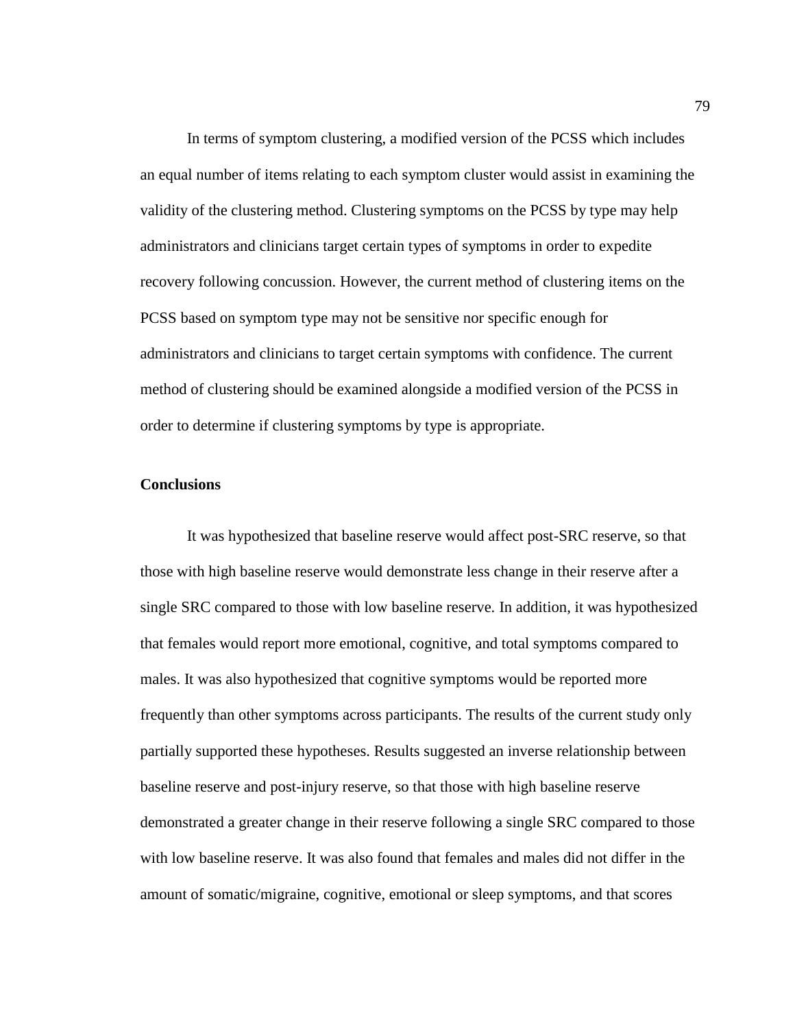In terms of symptom clustering, a modified version of the PCSS which includes an equal number of items relating to each symptom cluster would assist in examining the validity of the clustering method. Clustering symptoms on the PCSS by type may help administrators and clinicians target certain types of symptoms in order to expedite recovery following concussion. However, the current method of clustering items on the PCSS based on symptom type may not be sensitive nor specific enough for administrators and clinicians to target certain symptoms with confidence. The current method of clustering should be examined alongside a modified version of the PCSS in order to determine if clustering symptoms by type is appropriate.

## Conclusions

It was hypothesized that baseline reserve would affect post-SRC reserve, so that those with high baseline reserve would demonstrate less change in their reserve after a single SRC compared to those with low baseline reserve. In addition, it was hypothesized that females would report more emotional, cognitive, and total symptoms compared to males. It was also hypothesized that cognitive symptoms would be reported more frequently than other symptoms across participants. The results of the current study only partially supported these hypotheses. Results suggested an inverse relationship between baseline reserve and post-injury reserve, so that those with high baseline reserve demonstrated a greater change in their reserve following a single SRC compared to those with low baseline reserve. It was also found that females and males did not differ in the amount of somatic/migraine, cognitive, emotional or sleep symptoms, and that scores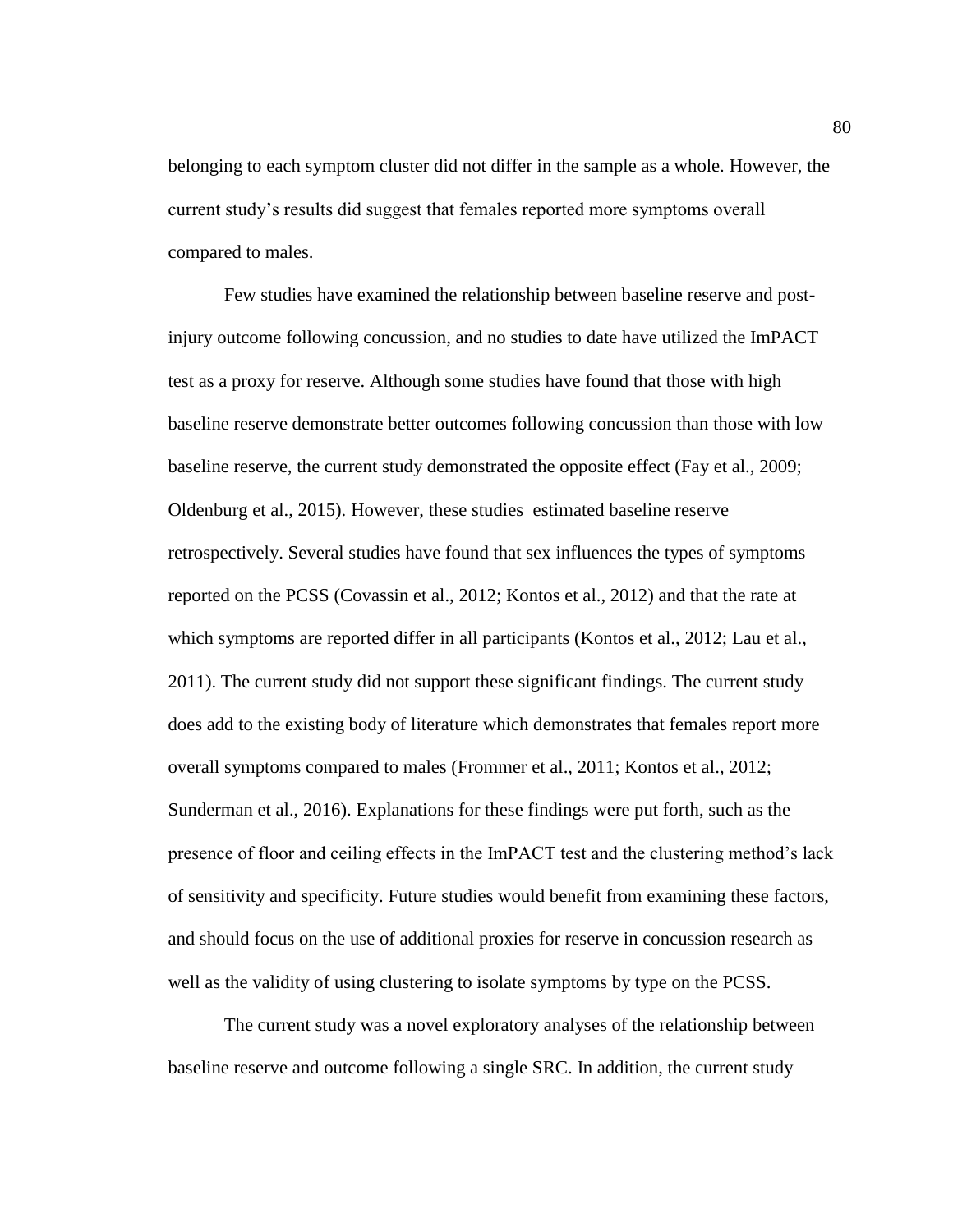belonging to each symptom cluster did not differ in the sample as a whole. However, the current study's results did suggest that females reported more symptoms overall compared to males.

Few studies have examined the relationship between baseline reserve and post-injury outcome following concussion, and no studies to date have utilized the ImPACT test as a proxy for reserve. Although some studies have found that those with high baseline reserve demonstrate better outcomes following concussion than those with low baseline reserve, the current study demonstrated the opposite effect (Fay et al., 2009; Oldenburg et al., 2015). However, these studies estimated baseline reserve retrospectively. Several studies have found that sex influences the types of symptoms reported on the PCSS (Covassin et al., 2012; Kontos et al., 2012) and that the rate at which symptoms are reported differ in all participants (Kontos et al., 2012; Lau et al., 2011). The current study did not support these significant findings. The current study does add to the existing body of literature which demonstrates that females report more overall symptoms compared to males (Frommer et al., 2011; Kontos et al., 2012; Sunderman et al., 2016). Explanations for these findings were put forth, such as the presence of floor and ceiling effects in the ImPACT test and the clustering method's lack of sensitivity and specificity. Future studies would benefit from examining these factors, and should focus on the use of additional proxies for reserve in concussion research as well as the validity of using clustering to isolate symptoms by type on the PCSS.

The current study was a novel exploratory analyses of the relationship between baseline reserve and outcome following a single SRC. In addition, the current study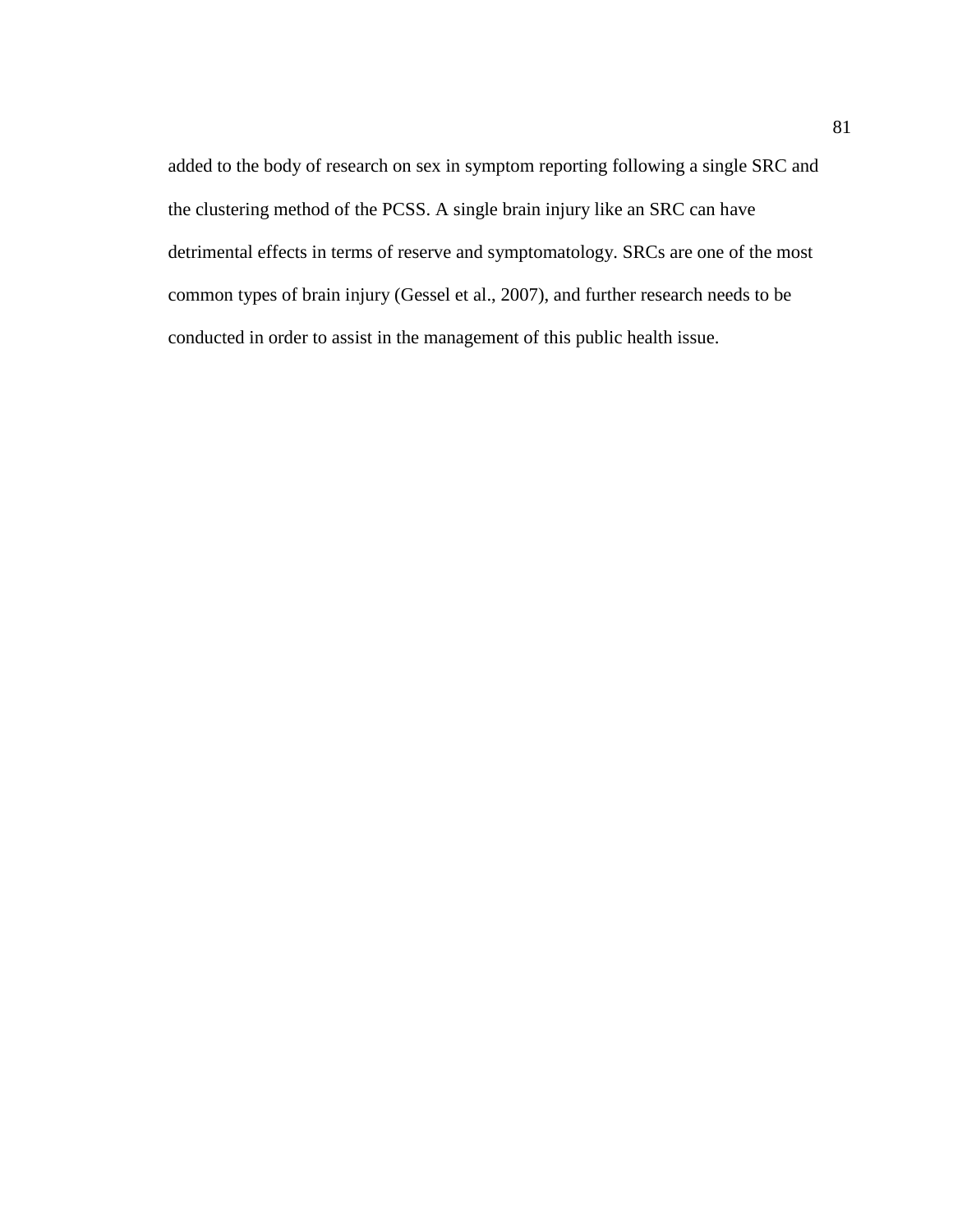added to the body of research on sex in symptom reporting following a single SRC and the clustering method of the PCSS. A single brain injury like an SRC can have detrimental effects in terms of reserve and symptomatology. SRCs are one of the most common types of brain injury (Gessel et al., 2007), and further research needs to be conducted in order to assist in the management of this public health issue.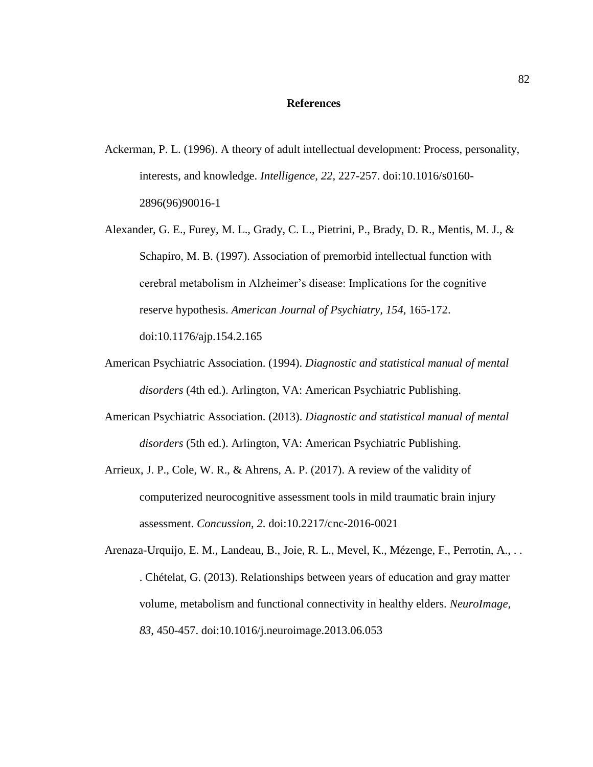# References

Ackerman, P. L. (1996). A theory of adult intellectual development: Process, personality, interests, and knowledge. *Intelligence, 22,* 227-257. doi:10.1016/s0160-2896(96)90016-1

Alexander, G. E., Furey, M. L., Grady, C. L., Pietrini, P., Brady, D. R., Mentis, M. J., & Schapiro, M. B. (1997). Association of premorbid intellectual function with cerebral metabolism in Alzheimer's disease: Implications for the cognitive reserve hypothesis. *American Journal of Psychiatry, 154,* 165-172. doi:10.1176/ajp.154.2.165

American Psychiatric Association. (1994). *Diagnostic and statistical manual of mental disorders* (4th ed.). Arlington, VA: American Psychiatric Publishing.

American Psychiatric Association. (2013). *Diagnostic and statistical manual of mental disorders* (5th ed.). Arlington, VA: American Psychiatric Publishing.

Arrieux, J. P., Cole, W. R., & Ahrens, A. P. (2017). A review of the validity of computerized neurocognitive assessment tools in mild traumatic brain injury assessment. *Concussion, 2*. doi:10.2217/cnc-2016-0021

Arenaza-Urquijo, E. M., Landeau, B., Joie, R. L., Mevel, K., Mézenge, F., Perrotin, A., . . . Chételat, G. (2013). Relationships between years of education and gray matter volume, metabolism and functional connectivity in healthy elders. *NeuroImage, 83*, 450-457. doi:10.1016/j.neuroimage.2013.06.053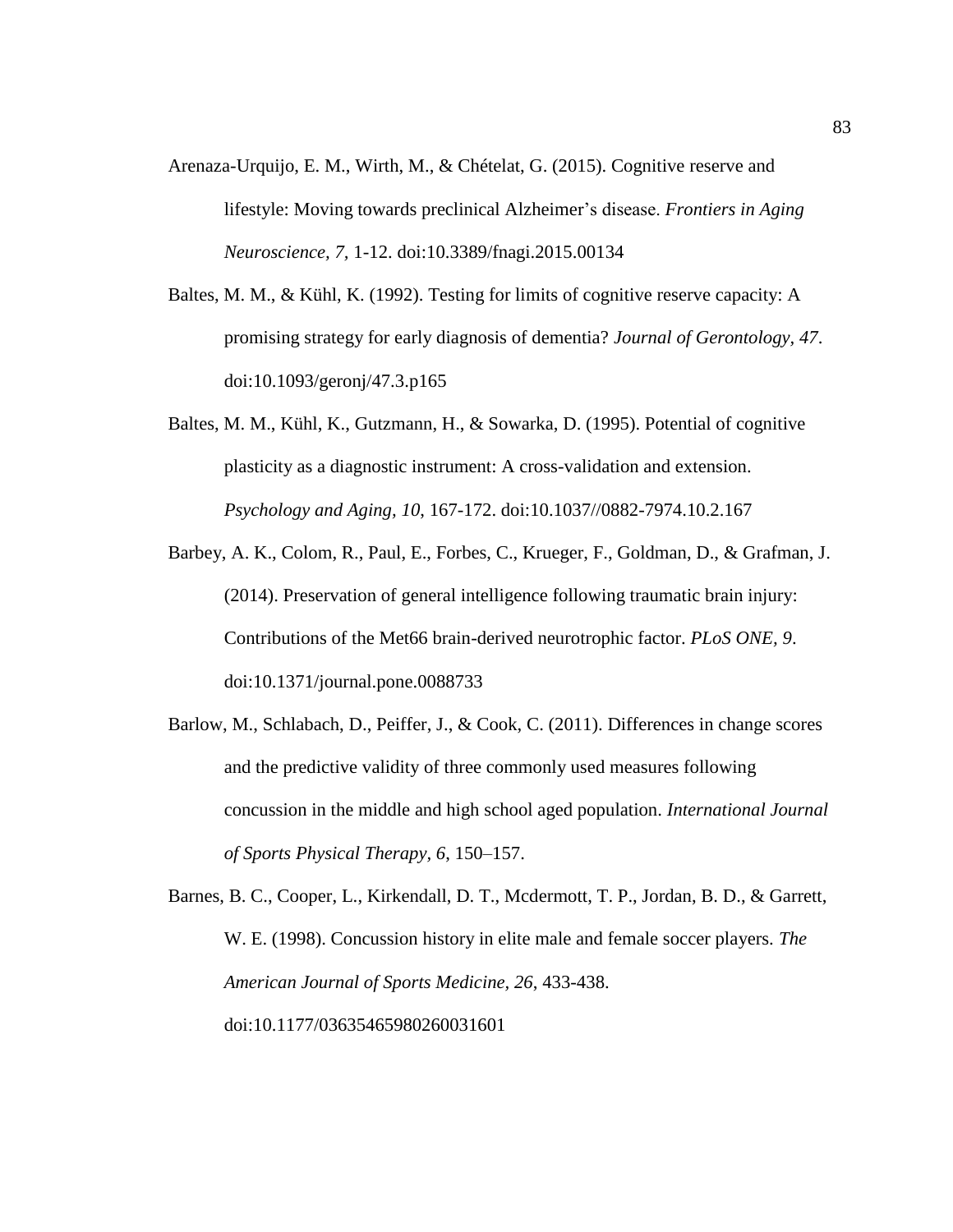Arenaza-Urquijo, E. M., Wirth, M., & Chételat, G. (2015). Cognitive reserve and lifestyle: Moving towards preclinical Alzheimer's disease. *Frontiers in Aging Neuroscience, 7,* 1-12. doi:10.3389/fnagi.2015.00134

Baltes, M. M., & Kühl, K. (1992). Testing for limits of cognitive reserve capacity: A promising strategy for early diagnosis of dementia? *Journal of Gerontology, 47*. doi:10.1093/geronj/47.3.p165

Baltes, M. M., Kühl, K., Gutzmann, H., & Sowarka, D. (1995). Potential of cognitive plasticity as a diagnostic instrument: A cross-validation and extension. *Psychology and Aging, 10*, 167-172. doi:10.1037//0882-7974.10.2.167

Barbey, A. K., Colom, R., Paul, E., Forbes, C., Krueger, F., Goldman, D., & Grafman, J. (2014). Preservation of general intelligence following traumatic brain injury: Contributions of the Met66 brain-derived neurotrophic factor. *PLoS ONE, 9*. doi:10.1371/journal.pone.0088733

Barlow, M., Schlabach, D., Peiffer, J., & Cook, C. (2011). Differences in change scores and the predictive validity of three commonly used measures following concussion in the middle and high school aged population. *International Journal of Sports Physical Therapy, 6*, 150–157.

Barnes, B. C., Cooper, L., Kirkendall, D. T., Mcdermott, T. P., Jordan, B. D., & Garrett, W. E. (1998). Concussion history in elite male and female soccer players. *The American Journal of Sports Medicine, 26*, 433-438. doi:10.1177/03635465980260031601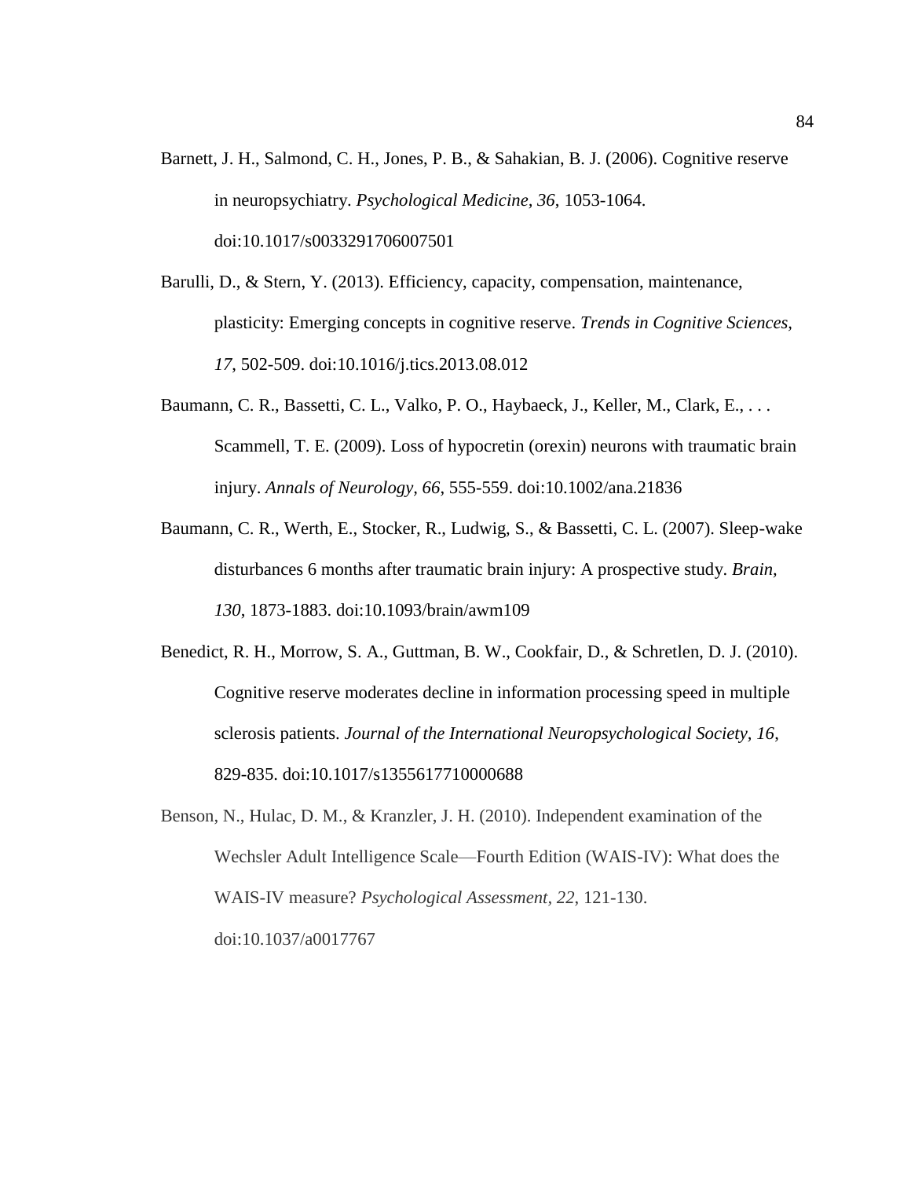Barnett, J. H., Salmond, C. H., Jones, P. B., & Sahakian, B. J. (2006). Cognitive reserve in neuropsychiatry. *Psychological Medicine*, *36*, 1053-1064. doi:10.1017/s0033291706007501

Barulli, D., & Stern, Y. (2013). Efficiency, capacity, compensation, maintenance, plasticity: Emerging concepts in cognitive reserve. *Trends in Cognitive Sciences, 17*, 502-509. doi:10.1016/j.tics.2013.08.012

Baumann, C. R., Bassetti, C. L., Valko, P. O., Haybaeck, J., Keller, M., Clark, E., . . . Scammell, T. E. (2009). Loss of hypocretin (orexin) neurons with traumatic brain injury. *Annals of Neurology, 66*, 555-559. doi:10.1002/ana.21836

Baumann, C. R., Werth, E., Stocker, R., Ludwig, S., & Bassetti, C. L. (2007). Sleep-wake disturbances 6 months after traumatic brain injury: A prospective study. *Brain, 130*, 1873-1883. doi:10.1093/brain/awm109

Benedict, R. H., Morrow, S. A., Guttman, B. W., Cookfair, D., & Schretlen, D. J. (2010). Cognitive reserve moderates decline in information processing speed in multiple sclerosis patients. *Journal of the International Neuropsychological Society, 16*, 829-835. doi:10.1017/s1355617710000688

Benson, N., Hulac, D. M., & Kranzler, J. H. (2010). Independent examination of the Wechsler Adult Intelligence Scale—Fourth Edition (WAIS-IV): What does the WAIS-IV measure? *Psychological Assessment, 22*, 121-130. doi:10.1037/a0017767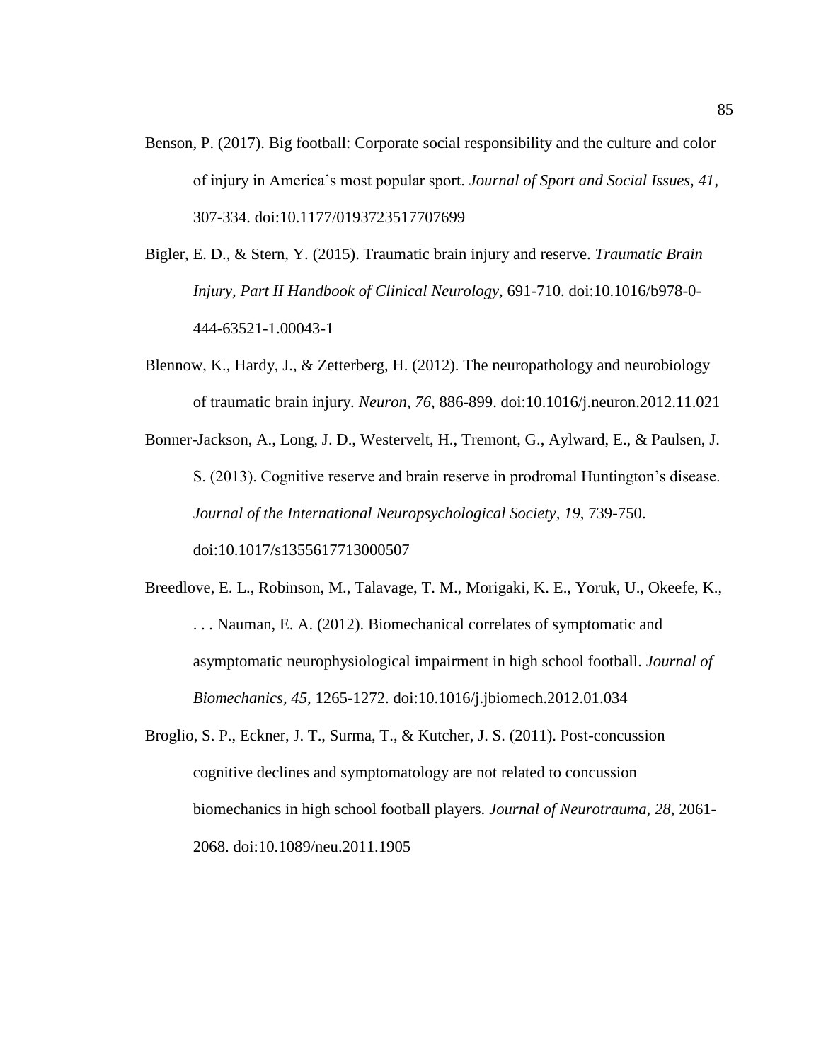Benson, P. (2017). Big football: Corporate social responsibility and the culture and color of injury in America's most popular sport. *Journal of Sport and Social Issues, 41*, 307-334. doi:10.1177/0193723517707699

Bigler, E. D., & Stern, Y. (2015). Traumatic brain injury and reserve. *Traumatic Brain Injury, Part II Handbook of Clinical Neurology*, 691-710. doi:10.1016/b978-0-444-63521-1.00043-1

Blennow, K., Hardy, J., & Zetterberg, H. (2012). The neuropathology and neurobiology of traumatic brain injury. *Neuron, 76*, 886-899. doi:10.1016/j.neuron.2012.11.021

Bonner-Jackson, A., Long, J. D., Westervelt, H., Tremont, G., Aylward, E., & Paulsen, J. S. (2013). Cognitive reserve and brain reserve in prodromal Huntington's disease. *Journal of the International Neuropsychological Society, 19*, 739-750. doi:10.1017/s1355617713000507

Breedlove, E. L., Robinson, M., Talavage, T. M., Morigaki, K. E., Yoruk, U., Okeefe, K., . . . Nauman, E. A. (2012). Biomechanical correlates of symptomatic and asymptomatic neurophysiological impairment in high school football. *Journal of Biomechanics, 45*, 1265-1272. doi:10.1016/j.jbiomech.2012.01.034

Broglio, S. P., Eckner, J. T., Surma, T., & Kutcher, J. S. (2011). Post-concussion cognitive declines and symptomatology are not related to concussion biomechanics in high school football players. *Journal of Neurotrauma, 28*, 2061-2068. doi:10.1089/neu.2011.1905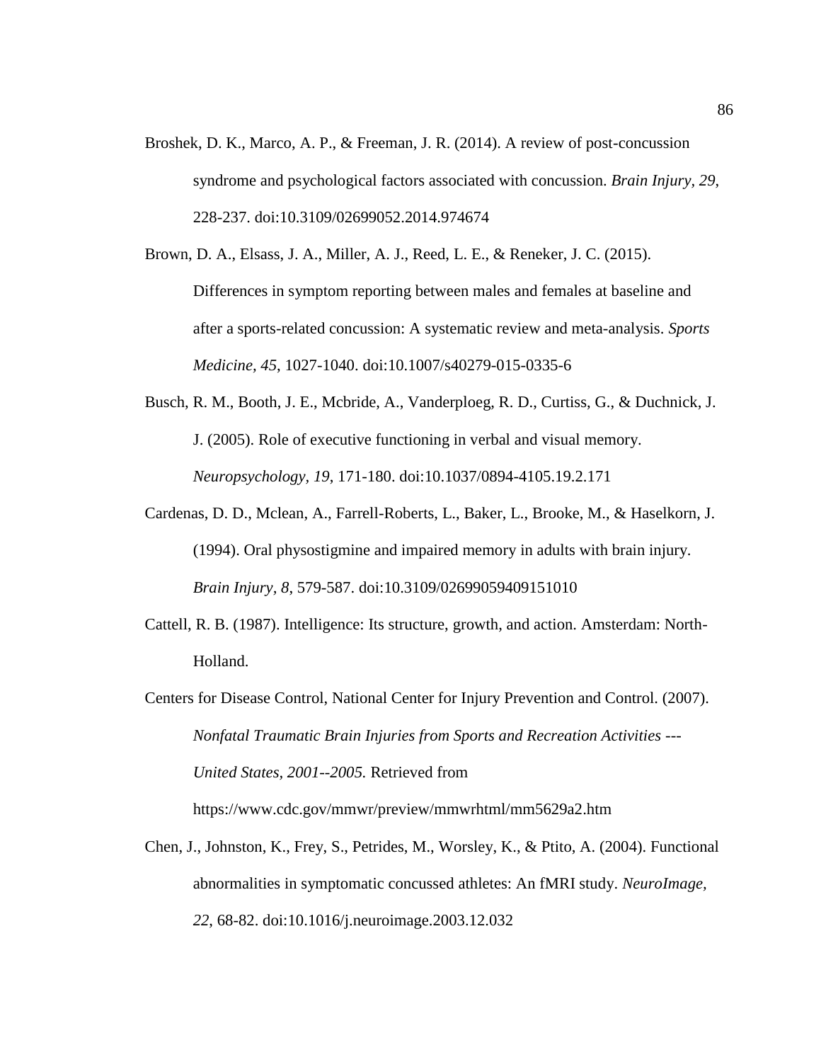Broshek, D. K., Marco, A. P., & Freeman, J. R. (2014). A review of post-concussion syndrome and psychological factors associated with concussion. *Brain Injury, 29*, 228-237. doi:10.3109/02699052.2014.974674

Brown, D. A., Elsass, J. A., Miller, A. J., Reed, L. E., & Reneker, J. C. (2015). Differences in symptom reporting between males and females at baseline and after a sports-related concussion: A systematic review and meta-analysis. *Sports Medicine, 45*, 1027-1040. doi:10.1007/s40279-015-0335-6

Busch, R. M., Booth, J. E., Mcbride, A., Vanderploeg, R. D., Curtiss, G., & Duchnick, J. J. (2005). Role of executive functioning in verbal and visual memory. *Neuropsychology, 19*, 171-180. doi:10.1037/0894-4105.19.2.171

Cardenas, D. D., Mclean, A., Farrell-Roberts, L., Baker, L., Brooke, M., & Haselkorn, J. (1994). Oral physostigmine and impaired memory in adults with brain injury. *Brain Injury, 8*, 579-587. doi:10.3109/02699059409151010

Cattell, R. B. (1987). Intelligence: Its structure, growth, and action. Amsterdam: North-Holland.

Centers for Disease Control, National Center for Injury Prevention and Control. (2007). *Nonfatal Traumatic Brain Injuries from Sports and Recreation Activities --- United States, 2001--2005.* Retrieved from https://www.cdc.gov/mmwr/preview/mmwrhtml/mm5629a2.htm

Chen, J., Johnston, K., Frey, S., Petrides, M., Worsley, K., & Ptito, A. (2004). Functional abnormalities in symptomatic concussed athletes: An fMRI study. *NeuroImage, 22*, 68-82. doi:10.1016/j.neuroimage.2003.12.032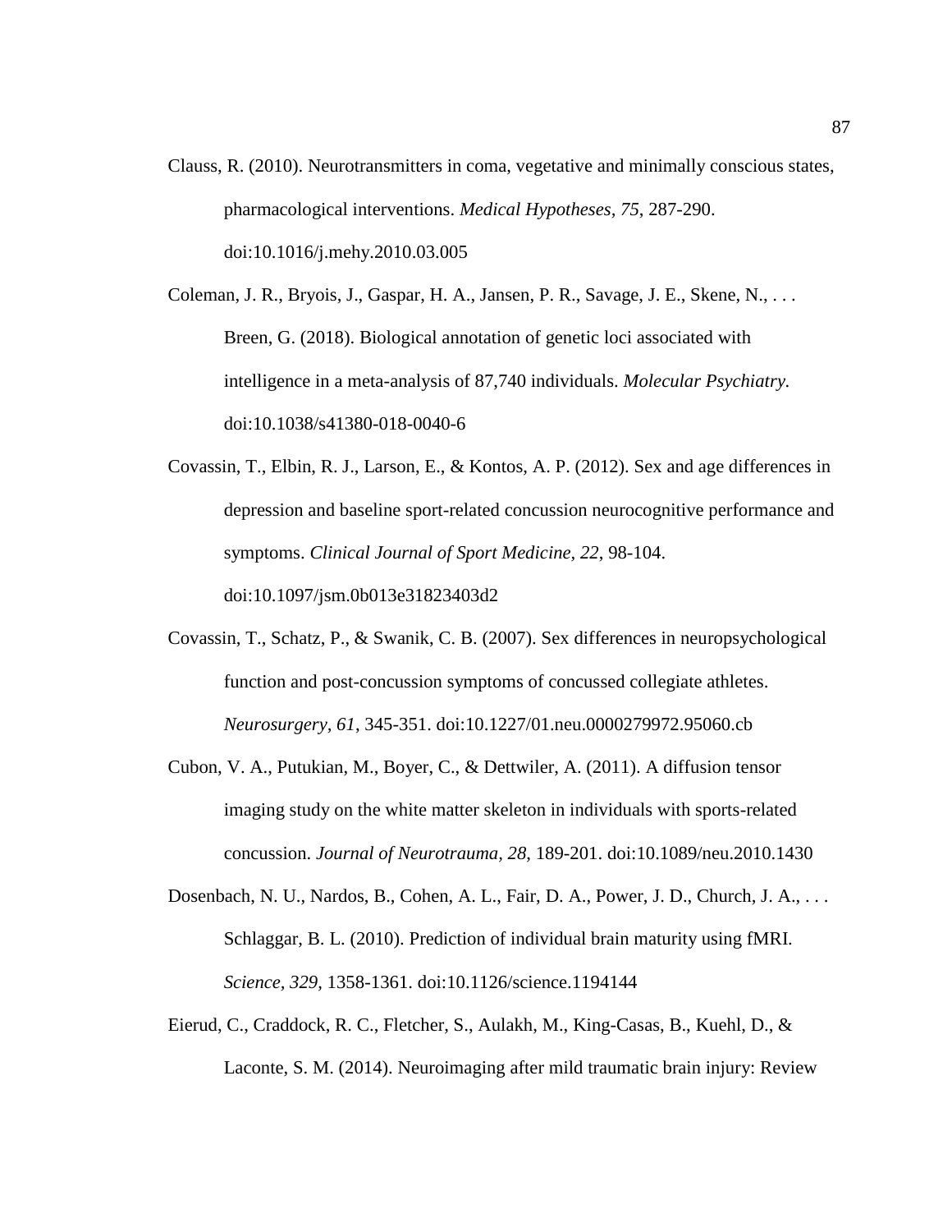Clauss, R. (2010). Neurotransmitters in coma, vegetative and minimally conscious states, pharmacological interventions. *Medical Hypotheses*, *75*, 287-290. doi:10.1016/j.mehy.2010.03.005

Coleman, J. R., Bryois, J., Gaspar, H. A., Jansen, P. R., Savage, J. E., Skene, N., . . . Breen, G. (2018). Biological annotation of genetic loci associated with intelligence in a meta-analysis of 87,740 individuals. *Molecular Psychiatry*. doi:10.1038/s41380-018-0040-6

Covassin, T., Elbin, R. J., Larson, E., & Kontos, A. P. (2012). Sex and age differences in depression and baseline sport-related concussion neurocognitive performance and symptoms. *Clinical Journal of Sport Medicine*, *22*, 98-104. doi:10.1097/jsm.0b013e31823403d2

Covassin, T., Schatz, P., & Swanik, C. B. (2007). Sex differences in neuropsychological function and post-concussion symptoms of concussed collegiate athletes. *Neurosurgery*, *61*, 345-351. doi:10.1227/01.neu.0000279972.95060.cb

Cubon, V. A., Putukian, M., Boyer, C., & Dettwiler, A. (2011). A diffusion tensor imaging study on the white matter skeleton in individuals with sports-related concussion. *Journal of Neurotrauma*, *28*, 189-201. doi:10.1089/neu.2010.1430

Dosenbach, N. U., Nardos, B., Cohen, A. L., Fair, D. A., Power, J. D., Church, J. A., . . . Schlaggar, B. L. (2010). Prediction of individual brain maturity using fMRI. *Science*, *329*, 1358-1361. doi:10.1126/science.1194144

Eierud, C., Craddock, R. C., Fletcher, S., Aulakh, M., King-Casas, B., Kuehl, D., & Laconte, S. M. (2014). Neuroimaging after mild traumatic brain injury: Review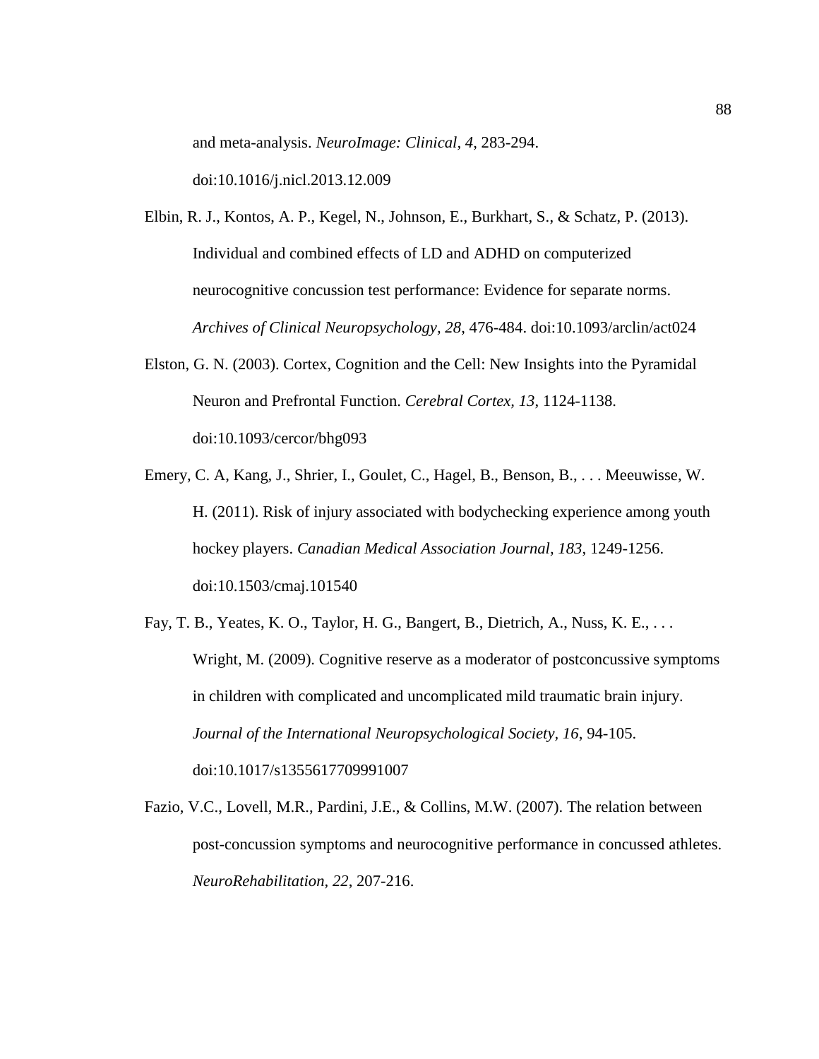and meta-analysis. *NeuroImage: Clinical, 4*, 283-294. doi:10.1016/j.nicl.2013.12.009

Elbin, R. J., Kontos, A. P., Kegel, N., Johnson, E., Burkhart, S., & Schatz, P. (2013). Individual and combined effects of LD and ADHD on computerized neurocognitive concussion test performance: Evidence for separate norms. *Archives of Clinical Neuropsychology, 28*, 476-484. doi:10.1093/arclin/act024

Elston, G. N. (2003). Cortex, Cognition and the Cell: New Insights into the Pyramidal Neuron and Prefrontal Function. *Cerebral Cortex, 13*, 1124-1138. doi:10.1093/cercor/bhg093

Emery, C. A, Kang, J., Shrier, I., Goulet, C., Hagel, B., Benson, B., . . . Meeuwisse, W. H. (2011). Risk of injury associated with bodychecking experience among youth hockey players. *Canadian Medical Association Journal, 183*, 1249-1256. doi:10.1503/cmaj.101540

Fay, T. B., Yeates, K. O., Taylor, H. G., Bangert, B., Dietrich, A., Nuss, K. E., . . . Wright, M. (2009). Cognitive reserve as a moderator of postconcussive symptoms in children with complicated and uncomplicated mild traumatic brain injury. *Journal of the International Neuropsychological Society, 16*, 94-105. doi:10.1017/s1355617709991007

Fazio, V.C., Lovell, M.R., Pardini, J.E., & Collins, M.W. (2007). The relation between post-concussion symptoms and neurocognitive performance in concussed athletes. *NeuroRehabilitation, 22*, 207-216.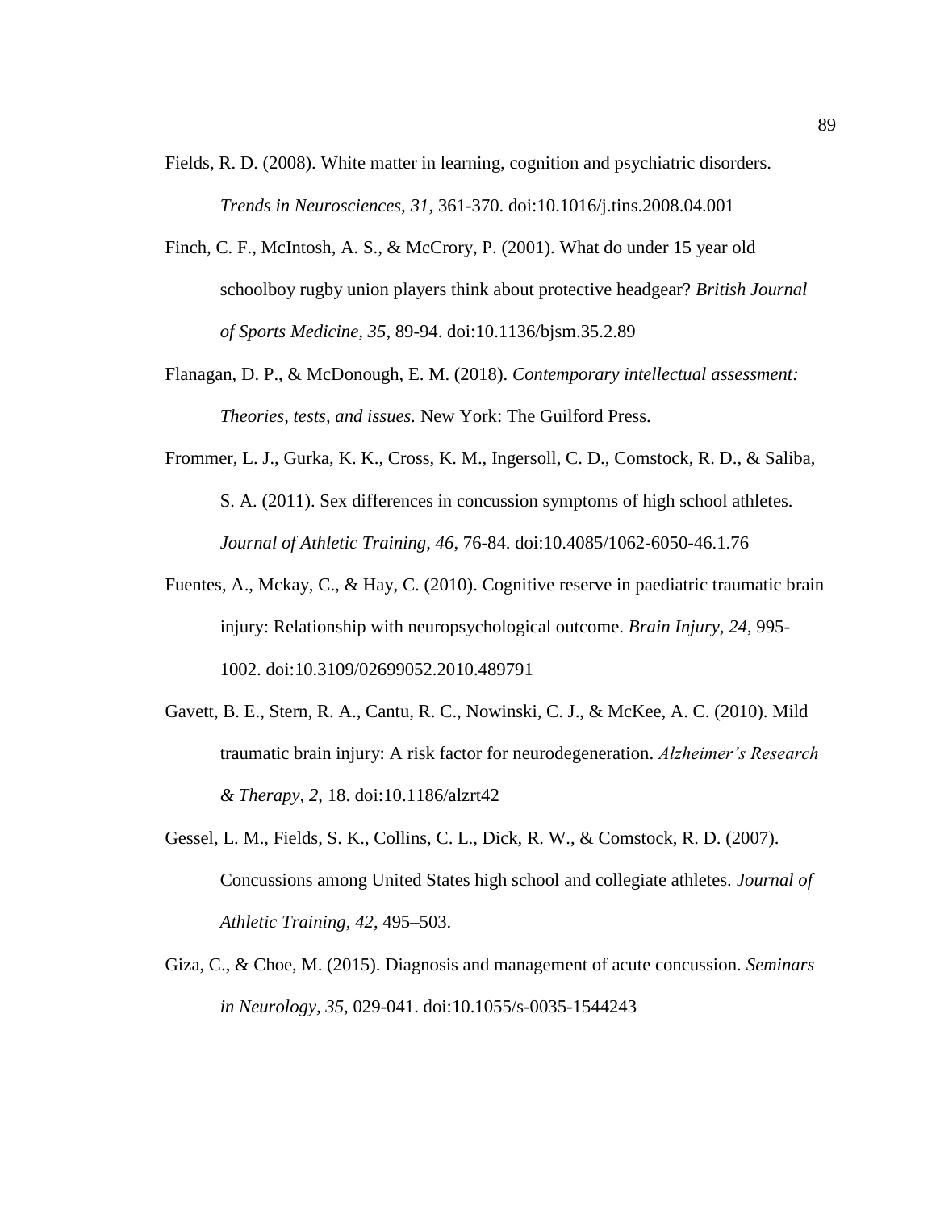Fields, R. D. (2008). White matter in learning, cognition and psychiatric disorders. *Trends in Neurosciences, 31*, 361-370. doi:10.1016/j.tins.2008.04.001

Finch, C. F., McIntosh, A. S., & McCrory, P. (2001). What do under 15 year old schoolboy rugby union players think about protective headgear? *British Journal of Sports Medicine, 35*, 89-94. doi:10.1136/bjsm.35.2.89

Flanagan, D. P., & McDonough, E. M. (2018). *Contemporary intellectual assessment: Theories, tests, and issues.* New York: The Guilford Press.

Frommer, L. J., Gurka, K. K., Cross, K. M., Ingersoll, C. D., Comstock, R. D., & Saliba, S. A. (2011). Sex differences in concussion symptoms of high school athletes. *Journal of Athletic Training, 46*, 76-84. doi:10.4085/1062-6050-46.1.76

Fuentes, A., Mckay, C., & Hay, C. (2010). Cognitive reserve in paediatric traumatic brain injury: Relationship with neuropsychological outcome. *Brain Injury, 24*, 995-1002. doi:10.3109/02699052.2010.489791

Gavett, B. E., Stern, R. A., Cantu, R. C., Nowinski, C. J., & McKee, A. C. (2010). Mild traumatic brain injury: A risk factor for neurodegeneration. *Alzheimer's Research & Therapy, 2*, 18. doi:10.1186/alzrt42

Gessel, L. M., Fields, S. K., Collins, C. L., Dick, R. W., & Comstock, R. D. (2007). Concussions among United States high school and collegiate athletes. *Journal of Athletic Training, 42*, 495–503.

Giza, C., & Choe, M. (2015). Diagnosis and management of acute concussion. *Seminars in Neurology, 35*, 029-041. doi:10.1055/s-0035-1544243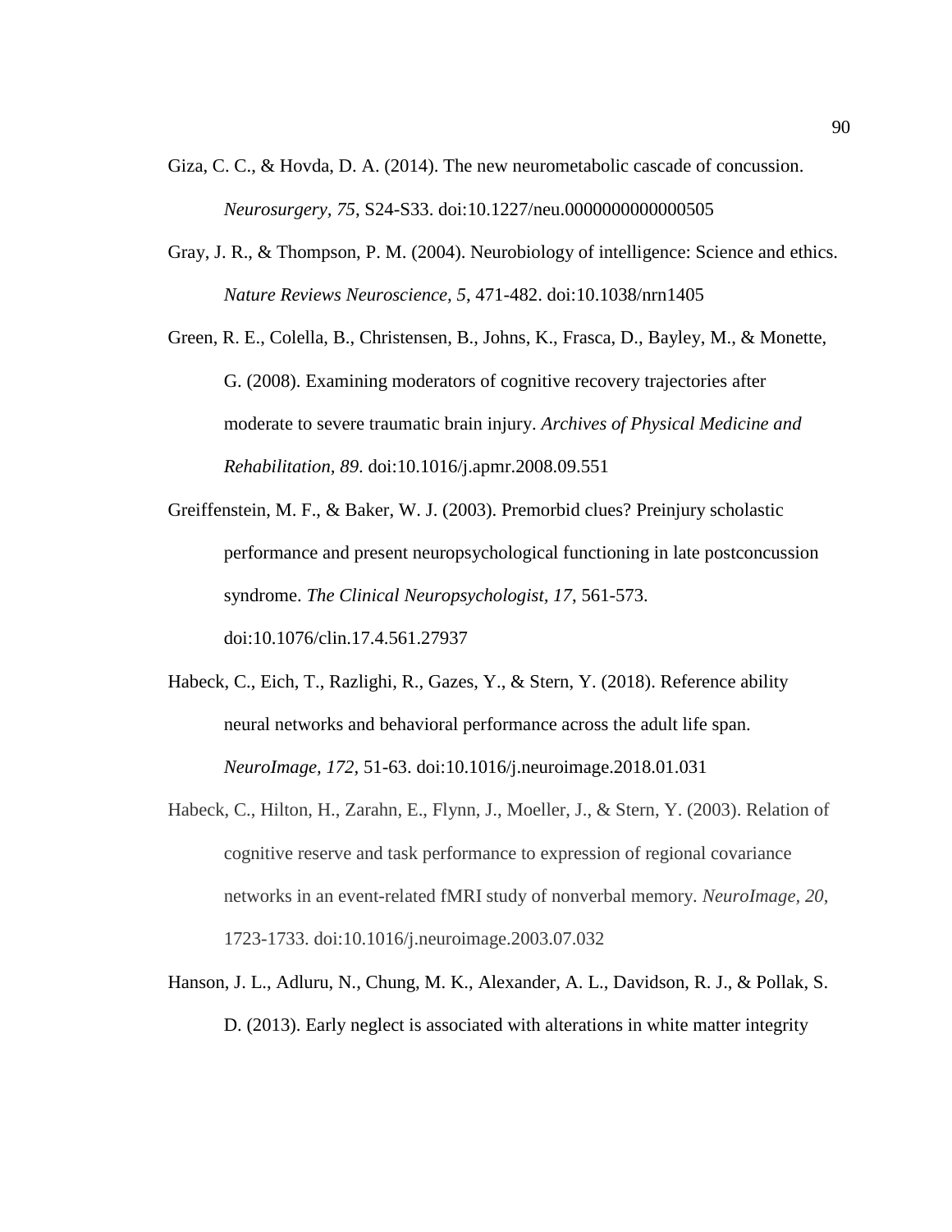Giza, C. C., & Hovda, D. A. (2014). The new neurometabolic cascade of concussion. *Neurosurgery, 75*, S24-S33. doi:10.1227/neu.0000000000000505

Gray, J. R., & Thompson, P. M. (2004). Neurobiology of intelligence: Science and ethics. *Nature Reviews Neuroscience, 5*, 471-482. doi:10.1038/nrn1405

Green, R. E., Colella, B., Christensen, B., Johns, K., Frasca, D., Bayley, M., & Monette, G. (2008). Examining moderators of cognitive recovery trajectories after moderate to severe traumatic brain injury. *Archives of Physical Medicine and Rehabilitation, 89*. doi:10.1016/j.apmr.2008.09.551

Greiffenstein, M. F., & Baker, W. J. (2003). Premorbid clues? Preinjury scholastic performance and present neuropsychological functioning in late postconcussion syndrome. *The Clinical Neuropsychologist, 17*, 561-573. doi:10.1076/clin.17.4.561.27937

Habeck, C., Eich, T., Razlighi, R., Gazes, Y., & Stern, Y. (2018). Reference ability neural networks and behavioral performance across the adult life span. *NeuroImage, 172*, 51-63. doi:10.1016/j.neuroimage.2018.01.031

Habeck, C., Hilton, H., Zarahn, E., Flynn, J., Moeller, J., & Stern, Y. (2003). Relation of cognitive reserve and task performance to expression of regional covariance networks in an event-related fMRI study of nonverbal memory. *NeuroImage, 20*, 1723-1733. doi:10.1016/j.neuroimage.2003.07.032

Hanson, J. L., Adluru, N., Chung, M. K., Alexander, A. L., Davidson, R. J., & Pollak, S. D. (2013). Early neglect is associated with alterations in white matter integrity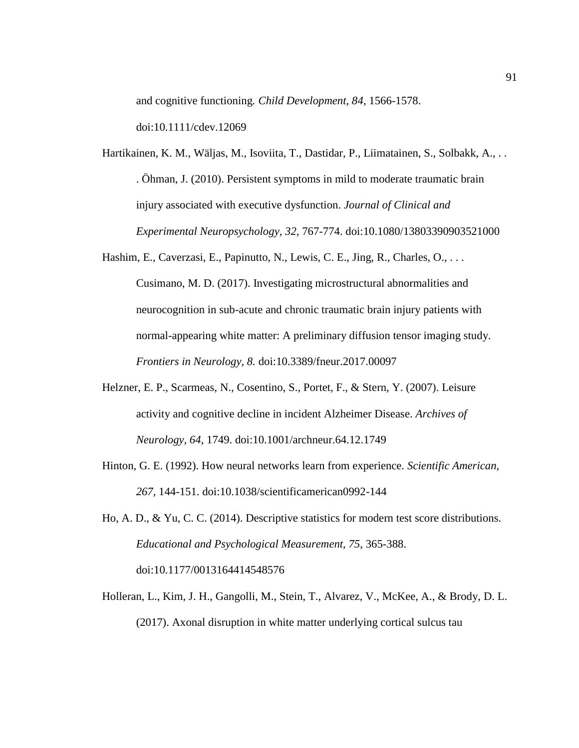and cognitive functioning. *Child Development, 84*, 1566-1578. doi:10.1111/cdev.12069

Hartikainen, K. M., Wäljas, M., Isoviita, T., Dastidar, P., Liimatainen, S., Solbakk, A., . . . Öhman, J. (2010). Persistent symptoms in mild to moderate traumatic brain injury associated with executive dysfunction. *Journal of Clinical and Experimental Neuropsychology, 32*, 767-774. doi:10.1080/13803390903521000

Hashim, E., Caverzasi, E., Papinutto, N., Lewis, C. E., Jing, R., Charles, O., . . . Cusimano, M. D. (2017). Investigating microstructural abnormalities and neurocognition in sub-acute and chronic traumatic brain injury patients with normal-appearing white matter: A preliminary diffusion tensor imaging study. *Frontiers in Neurology, 8.* doi:10.3389/fneur.2017.00097

Helzner, E. P., Scarmeas, N., Cosentino, S., Portet, F., & Stern, Y. (2007). Leisure activity and cognitive decline in incident Alzheimer Disease. *Archives of Neurology, 64*, 1749. doi:10.1001/archneur.64.12.1749

Hinton, G. E. (1992). How neural networks learn from experience. *Scientific American, 267*, 144-151. doi:10.1038/scientificamerican0992-144

Ho, A. D., & Yu, C. C. (2014). Descriptive statistics for modern test score distributions. *Educational and Psychological Measurement, 75*, 365-388. doi:10.1177/0013164414548576

Holleran, L., Kim, J. H., Gangolli, M., Stein, T., Alvarez, V., McKee, A., & Brody, D. L. (2017). Axonal disruption in white matter underlying cortical sulcus tau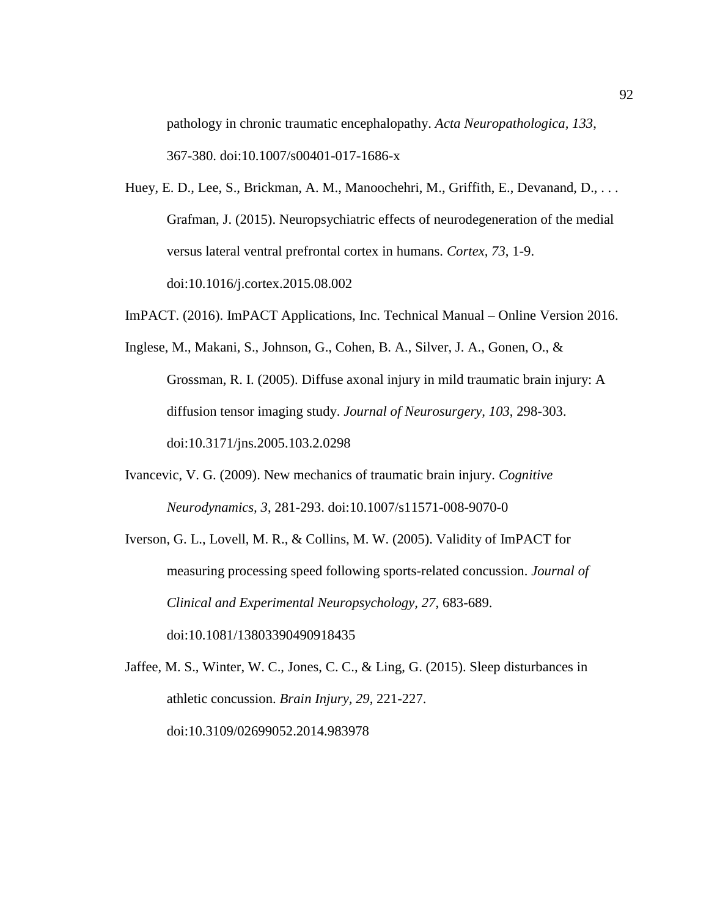pathology in chronic traumatic encephalopathy. *Acta Neuropathologica, 133*, 367-380. doi:10.1007/s00401-017-1686-x

Huey, E. D., Lee, S., Brickman, A. M., Manoochehri, M., Griffith, E., Devanand, D., . . . Grafman, J. (2015). Neuropsychiatric effects of neurodegeneration of the medial versus lateral ventral prefrontal cortex in humans. *Cortex, 73*, 1-9. doi:10.1016/j.cortex.2015.08.002

ImPACT. (2016). ImPACT Applications, Inc. Technical Manual – Online Version 2016.

Inglese, M., Makani, S., Johnson, G., Cohen, B. A., Silver, J. A., Gonen, O., & Grossman, R. I. (2005). Diffuse axonal injury in mild traumatic brain injury: A diffusion tensor imaging study. *Journal of Neurosurgery, 103*, 298-303. doi:10.3171/jns.2005.103.2.0298

Ivancevic, V. G. (2009). New mechanics of traumatic brain injury. *Cognitive Neurodynamics, 3*, 281-293. doi:10.1007/s11571-008-9070-0

Iverson, G. L., Lovell, M. R., & Collins, M. W. (2005). Validity of ImPACT for measuring processing speed following sports-related concussion. *Journal of Clinical and Experimental Neuropsychology, 27*, 683-689. doi:10.1081/13803390490918435

Jaffee, M. S., Winter, W. C., Jones, C. C., & Ling, G. (2015). Sleep disturbances in athletic concussion. *Brain Injury, 29*, 221-227. doi:10.3109/02699052.2014.983978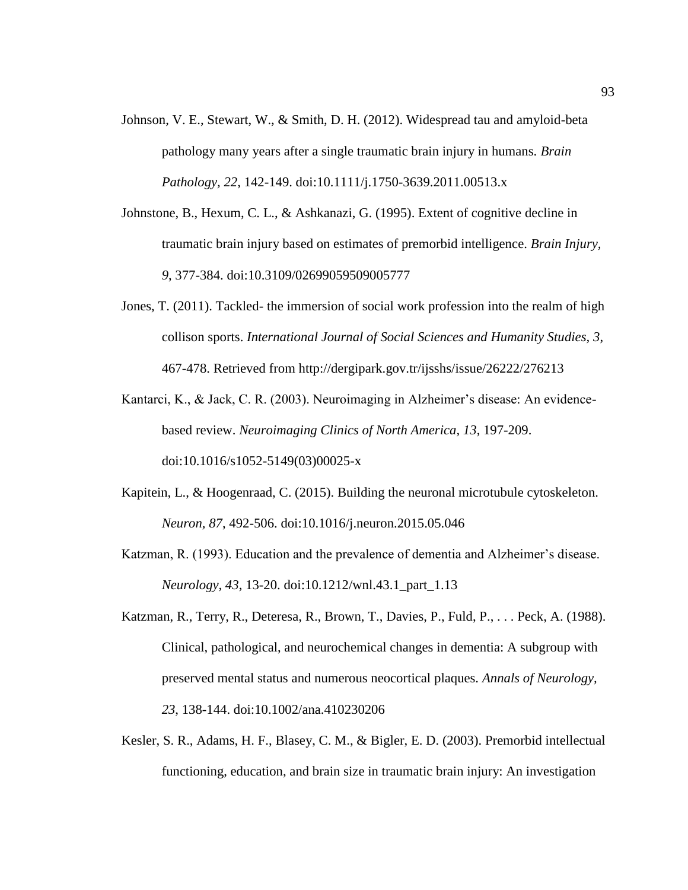Johnson, V. E., Stewart, W., & Smith, D. H. (2012). Widespread tau and amyloid-beta pathology many years after a single traumatic brain injury in humans. *Brain Pathology, 22*, 142-149. doi:10.1111/j.1750-3639.2011.00513.x

Johnstone, B., Hexum, C. L., & Ashkanazi, G. (1995). Extent of cognitive decline in traumatic brain injury based on estimates of premorbid intelligence. *Brain Injury, 9*, 377-384. doi:10.3109/02699059509005777

Jones, T. (2011). Tackled- the immersion of social work profession into the realm of high collison sports. *International Journal of Social Sciences and Humanity Studies, 3*, 467-478. Retrieved from http://dergipark.gov.tr/ijsshs/issue/26222/276213

Kantarci, K., & Jack, C. R. (2003). Neuroimaging in Alzheimer's disease: An evidence-based review. *Neuroimaging Clinics of North America, 13*, 197-209. doi:10.1016/s1052-5149(03)00025-x

Kapitein, L., & Hoogenraad, C. (2015). Building the neuronal microtubule cytoskeleton. *Neuron, 87*, 492-506. doi:10.1016/j.neuron.2015.05.046

Katzman, R. (1993). Education and the prevalence of dementia and Alzheimer's disease. *Neurology, 43*, 13-20. doi:10.1212/wnl.43.1_part_1.13

Katzman, R., Terry, R., Deteresa, R., Brown, T., Davies, P., Fuld, P., . . . Peck, A. (1988). Clinical, pathological, and neurochemical changes in dementia: A subgroup with preserved mental status and numerous neocortical plaques. *Annals of Neurology, 23*, 138-144. doi:10.1002/ana.410230206

Kesler, S. R., Adams, H. F., Blasey, C. M., & Bigler, E. D. (2003). Premorbid intellectual functioning, education, and brain size in traumatic brain injury: An investigation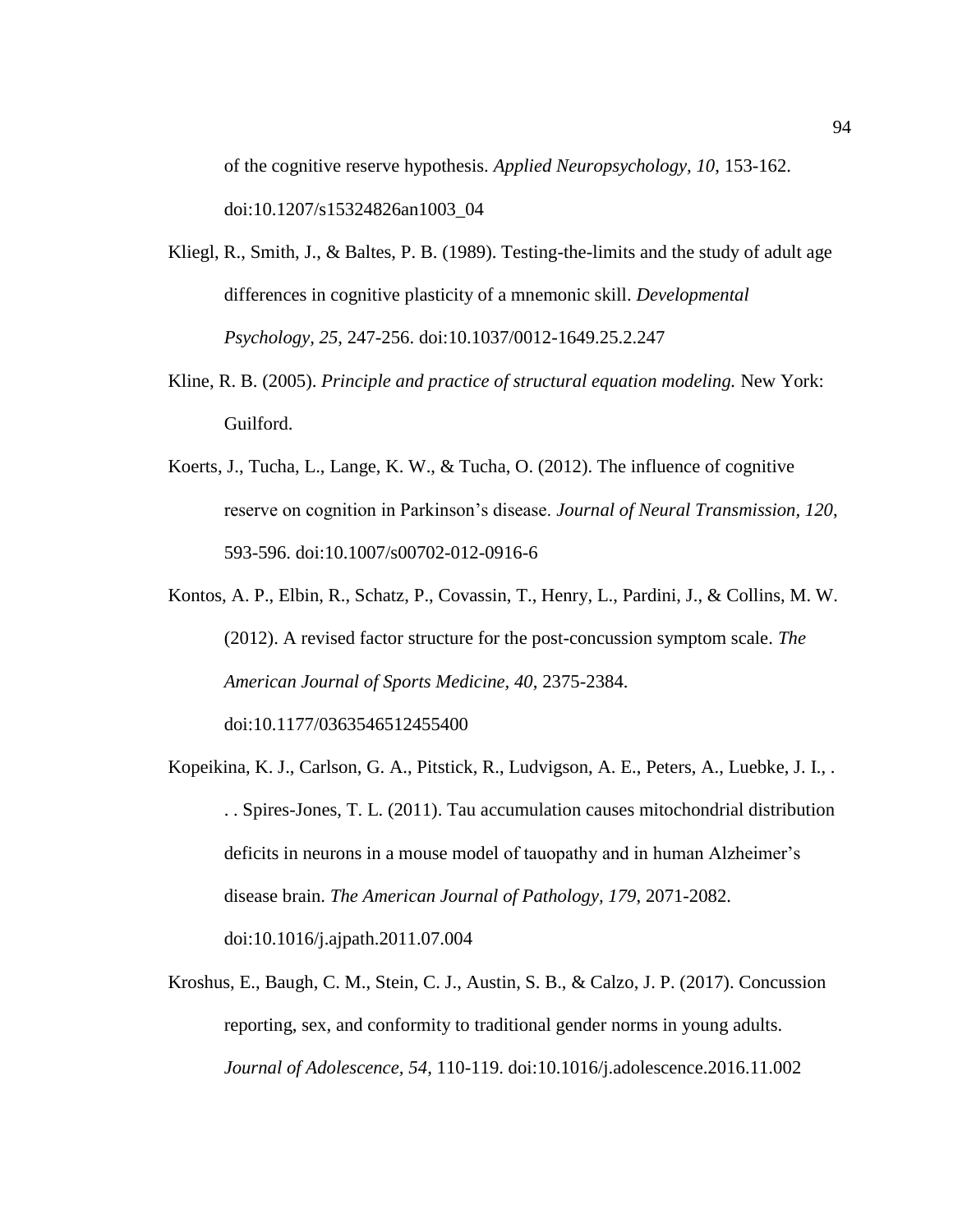of the cognitive reserve hypothesis. *Applied Neuropsychology, 10*, 153-162. doi:10.1207/s15324826an1003_04

Kliegl, R., Smith, J., & Baltes, P. B. (1989). Testing-the-limits and the study of adult age differences in cognitive plasticity of a mnemonic skill. *Developmental Psychology, 25*, 247-256. doi:10.1037/0012-1649.25.2.247

Kline, R. B. (2005). *Principle and practice of structural equation modeling.* New York: Guilford.

Koerts, J., Tucha, L., Lange, K. W., & Tucha, O. (2012). The influence of cognitive reserve on cognition in Parkinson's disease. *Journal of Neural Transmission, 120*, 593-596. doi:10.1007/s00702-012-0916-6

Kontos, A. P., Elbin, R., Schatz, P., Covassin, T., Henry, L., Pardini, J., & Collins, M. W. (2012). A revised factor structure for the post-concussion symptom scale. *The American Journal of Sports Medicine, 40*, 2375-2384. doi:10.1177/0363546512455400

Kopeikina, K. J., Carlson, G. A., Pitstick, R., Ludvigson, A. E., Peters, A., Luebke, J. I., . . . Spires-Jones, T. L. (2011). Tau accumulation causes mitochondrial distribution deficits in neurons in a mouse model of tauopathy and in human Alzheimer's disease brain. *The American Journal of Pathology, 179*, 2071-2082. doi:10.1016/j.ajpath.2011.07.004

Kroshus, E., Baugh, C. M., Stein, C. J., Austin, S. B., & Calzo, J. P. (2017). Concussion reporting, sex, and conformity to traditional gender norms in young adults. *Journal of Adolescence, 54*, 110-119. doi:10.1016/j.adolescence.2016.11.002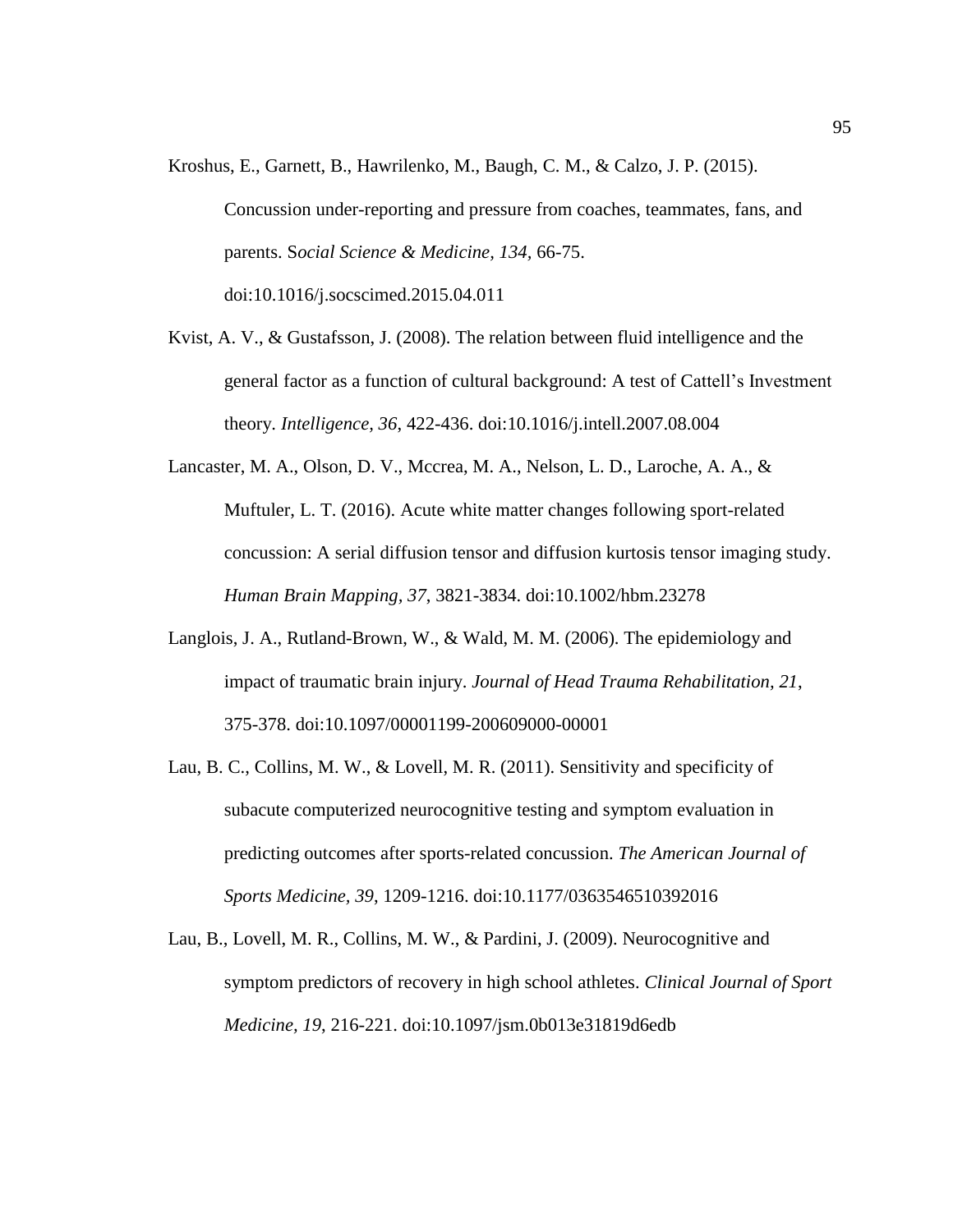Kroshus, E., Garnett, B., Hawrilenko, M., Baugh, C. M., & Calzo, J. P. (2015). Concussion under-reporting and pressure from coaches, teammates, fans, and parents. S*ocial Science & Medicine, 134,* 66-75. doi:10.1016/j.socscimed.2015.04.011

Kvist, A. V., & Gustafsson, J. (2008). The relation between fluid intelligence and the general factor as a function of cultural background: A test of Cattell's Investment theory. *Intelligence, 36*, 422-436. doi:10.1016/j.intell.2007.08.004

Lancaster, M. A., Olson, D. V., Mccrea, M. A., Nelson, L. D., Laroche, A. A., & Muftuler, L. T. (2016). Acute white matter changes following sport-related concussion: A serial diffusion tensor and diffusion kurtosis tensor imaging study. *Human Brain Mapping, 37*, 3821-3834. doi:10.1002/hbm.23278

Langlois, J. A., Rutland-Brown, W., & Wald, M. M. (2006). The epidemiology and impact of traumatic brain injury. *Journal of Head Trauma Rehabilitation, 21*, 375-378. doi:10.1097/00001199-200609000-00001

Lau, B. C., Collins, M. W., & Lovell, M. R. (2011). Sensitivity and specificity of subacute computerized neurocognitive testing and symptom evaluation in predicting outcomes after sports-related concussion. *The American Journal of Sports Medicine, 39*, 1209-1216. doi:10.1177/0363546510392016

Lau, B., Lovell, M. R., Collins, M. W., & Pardini, J. (2009). Neurocognitive and symptom predictors of recovery in high school athletes. *Clinical Journal of Sport Medicine, 19*, 216-221. doi:10.1097/jsm.0b013e31819d6edb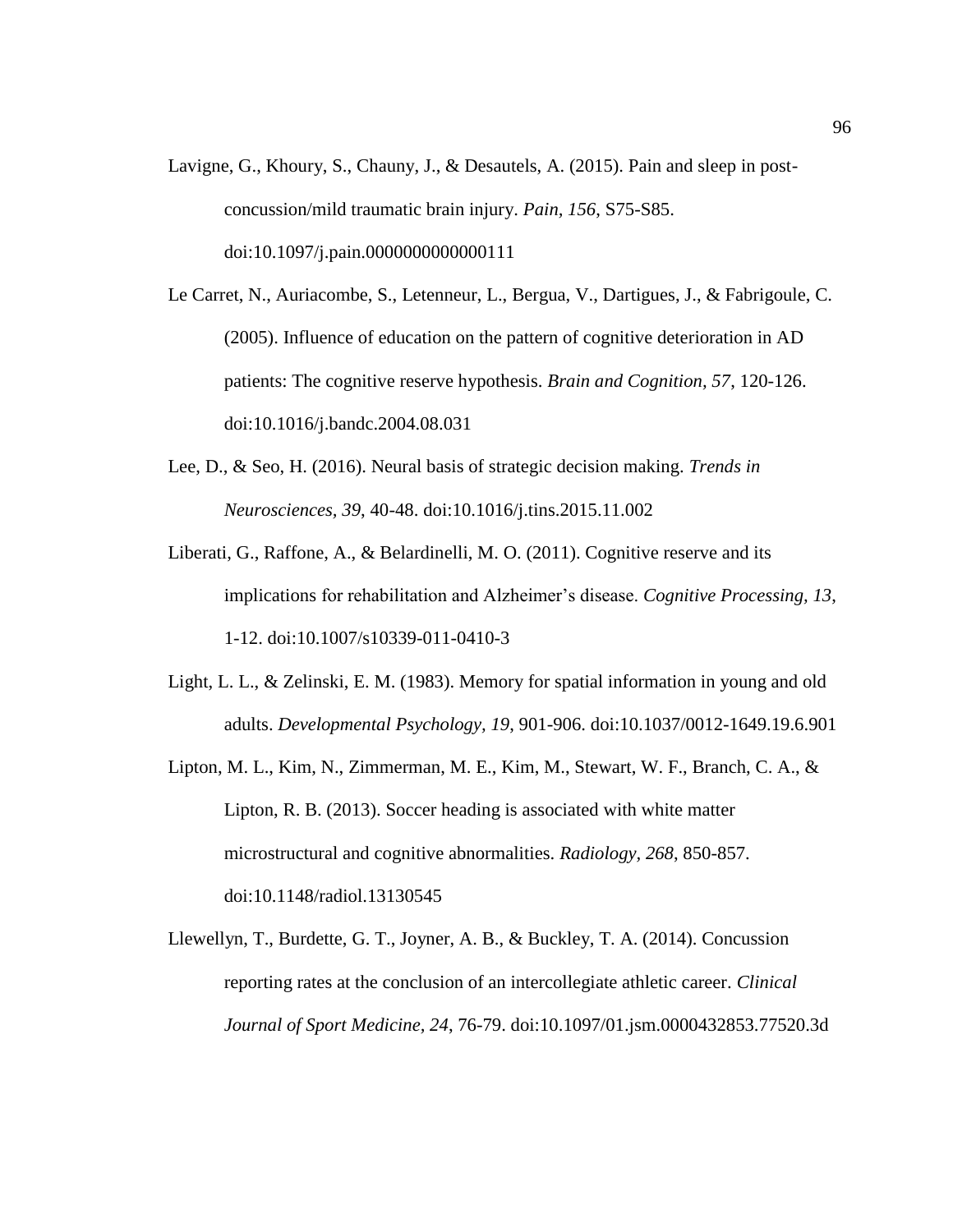Lavigne, G., Khoury, S., Chauny, J., & Desautels, A. (2015). Pain and sleep in post-concussion/mild traumatic brain injury. *Pain, 156*, S75-S85. doi:10.1097/j.pain.0000000000000111

Le Carret, N., Auriacombe, S., Letenneur, L., Bergua, V., Dartigues, J., & Fabrigoule, C. (2005). Influence of education on the pattern of cognitive deterioration in AD patients: The cognitive reserve hypothesis. *Brain and Cognition, 57*, 120-126. doi:10.1016/j.bandc.2004.08.031

Lee, D., & Seo, H. (2016). Neural basis of strategic decision making. *Trends in Neurosciences, 39*, 40-48. doi:10.1016/j.tins.2015.11.002

Liberati, G., Raffone, A., & Belardinelli, M. O. (2011). Cognitive reserve and its implications for rehabilitation and Alzheimer's disease. *Cognitive Processing, 13*, 1-12. doi:10.1007/s10339-011-0410-3

Light, L. L., & Zelinski, E. M. (1983). Memory for spatial information in young and old adults. *Developmental Psychology, 19*, 901-906. doi:10.1037/0012-1649.19.6.901

Lipton, M. L., Kim, N., Zimmerman, M. E., Kim, M., Stewart, W. F., Branch, C. A., & Lipton, R. B. (2013). Soccer heading is associated with white matter microstructural and cognitive abnormalities. *Radiology, 268*, 850-857. doi:10.1148/radiol.13130545

Llewellyn, T., Burdette, G. T., Joyner, A. B., & Buckley, T. A. (2014). Concussion reporting rates at the conclusion of an intercollegiate athletic career. *Clinical Journal of Sport Medicine, 24*, 76-79. doi:10.1097/01.jsm.0000432853.77520.3d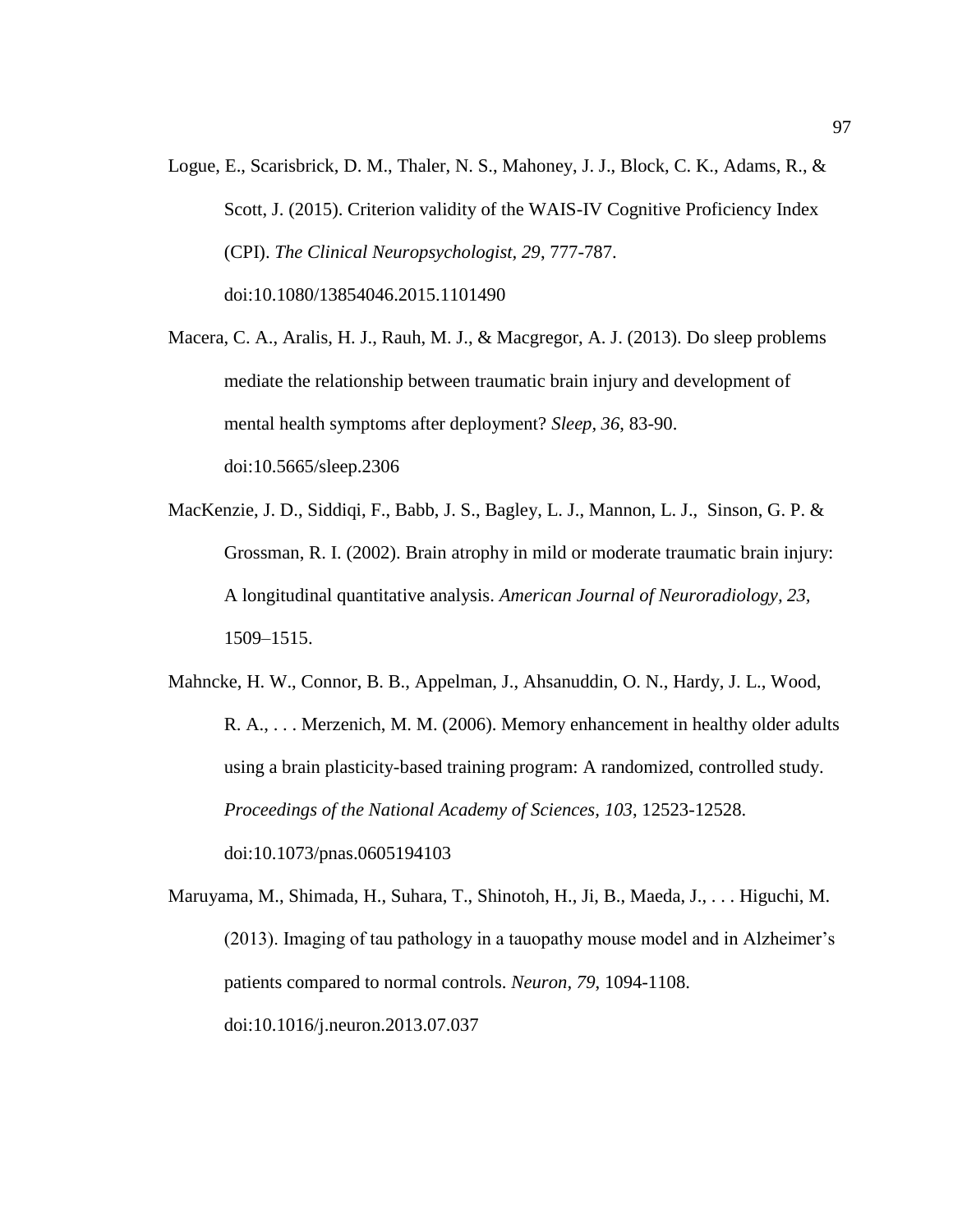Logue, E., Scarisbrick, D. M., Thaler, N. S., Mahoney, J. J., Block, C. K., Adams, R., & Scott, J. (2015). Criterion validity of the WAIS-IV Cognitive Proficiency Index (CPI). *The Clinical Neuropsychologist, 29*, 777-787. doi:10.1080/13854046.2015.1101490

Macera, C. A., Aralis, H. J., Rauh, M. J., & Macgregor, A. J. (2013). Do sleep problems mediate the relationship between traumatic brain injury and development of mental health symptoms after deployment? *Sleep, 36*, 83-90. doi:10.5665/sleep.2306

MacKenzie, J. D., Siddiqi, F., Babb, J. S., Bagley, L. J., Mannon, L. J., Sinson, G. P. & Grossman, R. I. (2002). Brain atrophy in mild or moderate traumatic brain injury: A longitudinal quantitative analysis. *American Journal of Neuroradiology, 23*, 1509–1515.

Mahncke, H. W., Connor, B. B., Appelman, J., Ahsanuddin, O. N., Hardy, J. L., Wood, R. A., . . . Merzenich, M. M. (2006). Memory enhancement in healthy older adults using a brain plasticity-based training program: A randomized, controlled study. *Proceedings of the National Academy of Sciences, 103*, 12523-12528. doi:10.1073/pnas.0605194103

Maruyama, M., Shimada, H., Suhara, T., Shinotoh, H., Ji, B., Maeda, J., . . . Higuchi, M. (2013). Imaging of tau pathology in a tauopathy mouse model and in Alzheimer's patients compared to normal controls. *Neuron, 79*, 1094-1108. doi:10.1016/j.neuron.2013.07.037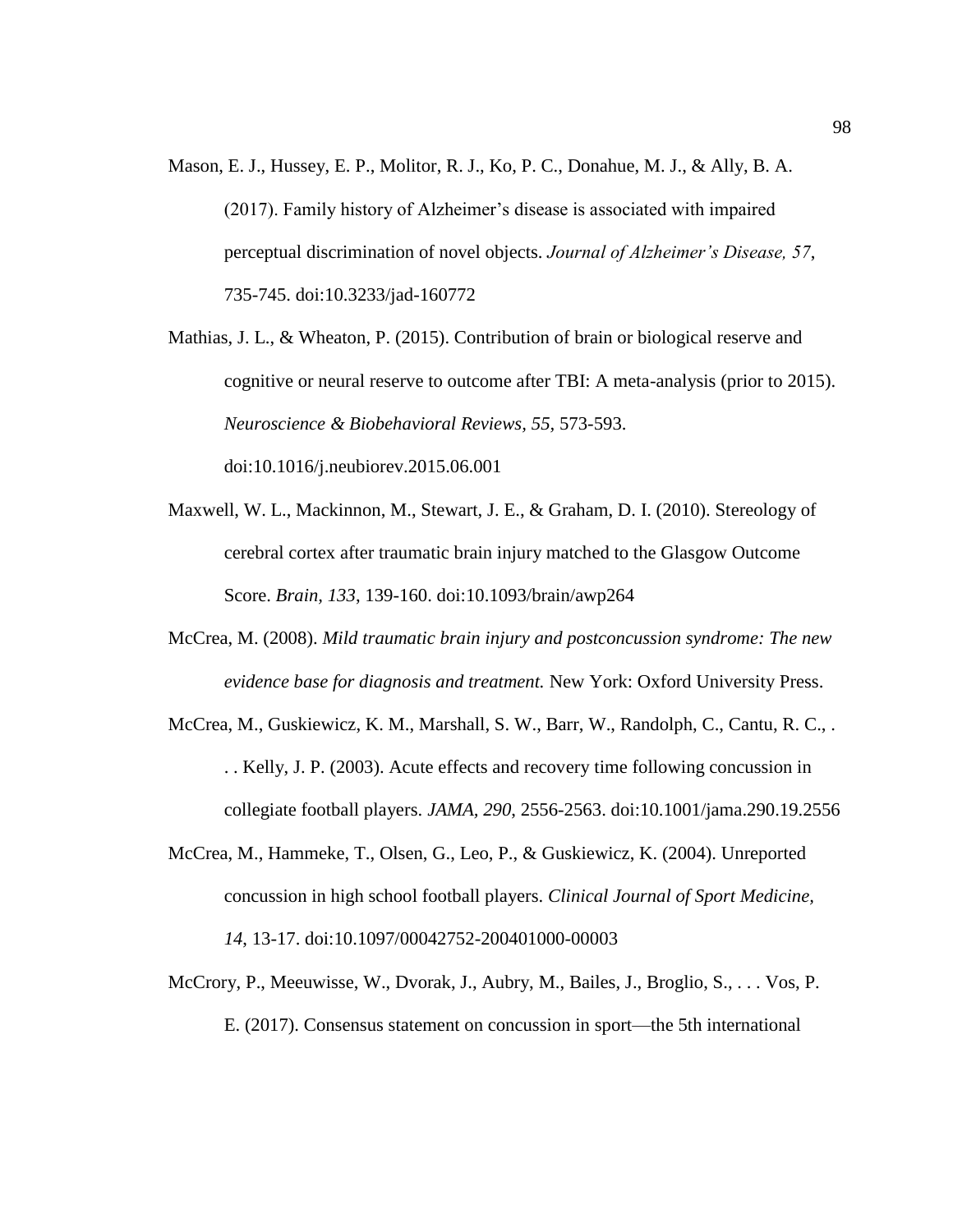Mason, E. J., Hussey, E. P., Molitor, R. J., Ko, P. C., Donahue, M. J., & Ally, B. A. (2017). Family history of Alzheimer's disease is associated with impaired perceptual discrimination of novel objects. *Journal of Alzheimer's Disease, 57*, 735-745. doi:10.3233/jad-160772

Mathias, J. L., & Wheaton, P. (2015). Contribution of brain or biological reserve and cognitive or neural reserve to outcome after TBI: A meta-analysis (prior to 2015). *Neuroscience & Biobehavioral Reviews, 55,* 573-593. doi:10.1016/j.neubiorev.2015.06.001

Maxwell, W. L., Mackinnon, M., Stewart, J. E., & Graham, D. I. (2010). Stereology of cerebral cortex after traumatic brain injury matched to the Glasgow Outcome Score. *Brain, 133*, 139-160. doi:10.1093/brain/awp264

McCrea, M. (2008). *Mild traumatic brain injury and postconcussion syndrome: The new evidence base for diagnosis and treatment.* New York: Oxford University Press.

McCrea, M., Guskiewicz, K. M., Marshall, S. W., Barr, W., Randolph, C., Cantu, R. C., . . . Kelly, J. P. (2003). Acute effects and recovery time following concussion in collegiate football players. *JAMA, 290*, 2556-2563. doi:10.1001/jama.290.19.2556

McCrea, M., Hammeke, T., Olsen, G., Leo, P., & Guskiewicz, K. (2004). Unreported concussion in high school football players. *Clinical Journal of Sport Medicine, 14*, 13-17. doi:10.1097/00042752-200401000-00003

McCrory, P., Meeuwisse, W., Dvorak, J., Aubry, M., Bailes, J., Broglio, S., . . . Vos, P. E. (2017). Consensus statement on concussion in sport—the 5th international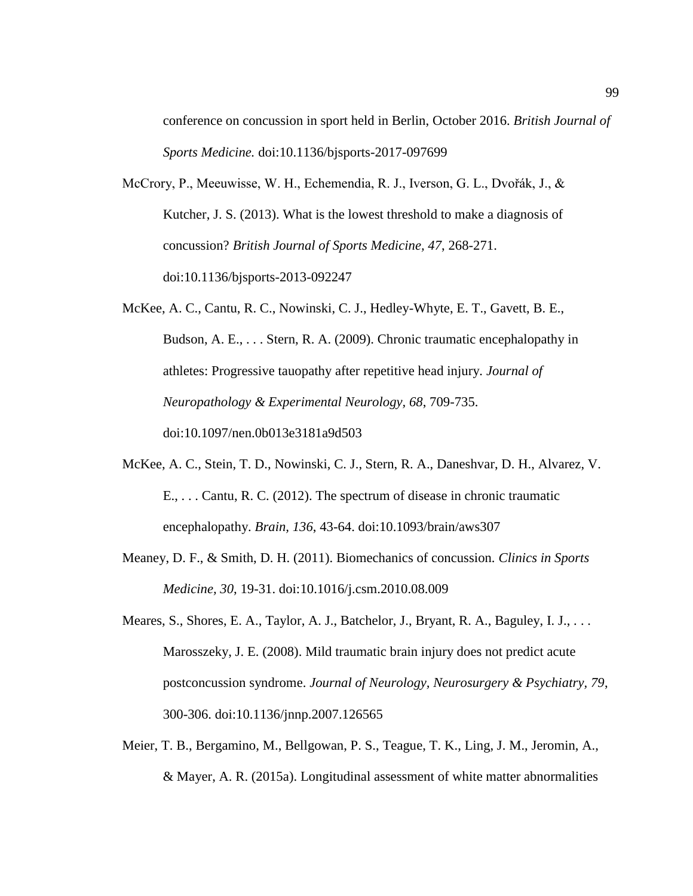conference on concussion in sport held in Berlin, October 2016. *British Journal of Sports Medicine.* doi:10.1136/bjsports-2017-097699

McCrory, P., Meeuwisse, W. H., Echemendia, R. J., Iverson, G. L., Dvořák, J., & Kutcher, J. S. (2013). What is the lowest threshold to make a diagnosis of concussion? *British Journal of Sports Medicine, 47*, 268-271. doi:10.1136/bjsports-2013-092247

McKee, A. C., Cantu, R. C., Nowinski, C. J., Hedley-Whyte, E. T., Gavett, B. E., Budson, A. E., . . . Stern, R. A. (2009). Chronic traumatic encephalopathy in athletes: Progressive tauopathy after repetitive head injury. *Journal of Neuropathology & Experimental Neurology, 68*, 709-735. doi:10.1097/nen.0b013e3181a9d503

McKee, A. C., Stein, T. D., Nowinski, C. J., Stern, R. A., Daneshvar, D. H., Alvarez, V. E., . . . Cantu, R. C. (2012). The spectrum of disease in chronic traumatic encephalopathy. *Brain, 136*, 43-64. doi:10.1093/brain/aws307

Meaney, D. F., & Smith, D. H. (2011). Biomechanics of concussion. *Clinics in Sports Medicine, 30*, 19-31. doi:10.1016/j.csm.2010.08.009

Meares, S., Shores, E. A., Taylor, A. J., Batchelor, J., Bryant, R. A., Baguley, I. J., . . . Marosszeky, J. E. (2008). Mild traumatic brain injury does not predict acute postconcussion syndrome. *Journal of Neurology, Neurosurgery & Psychiatry, 79*, 300-306. doi:10.1136/jnnp.2007.126565

Meier, T. B., Bergamino, M., Bellgowan, P. S., Teague, T. K., Ling, J. M., Jeromin, A., & Mayer, A. R. (2015a). Longitudinal assessment of white matter abnormalities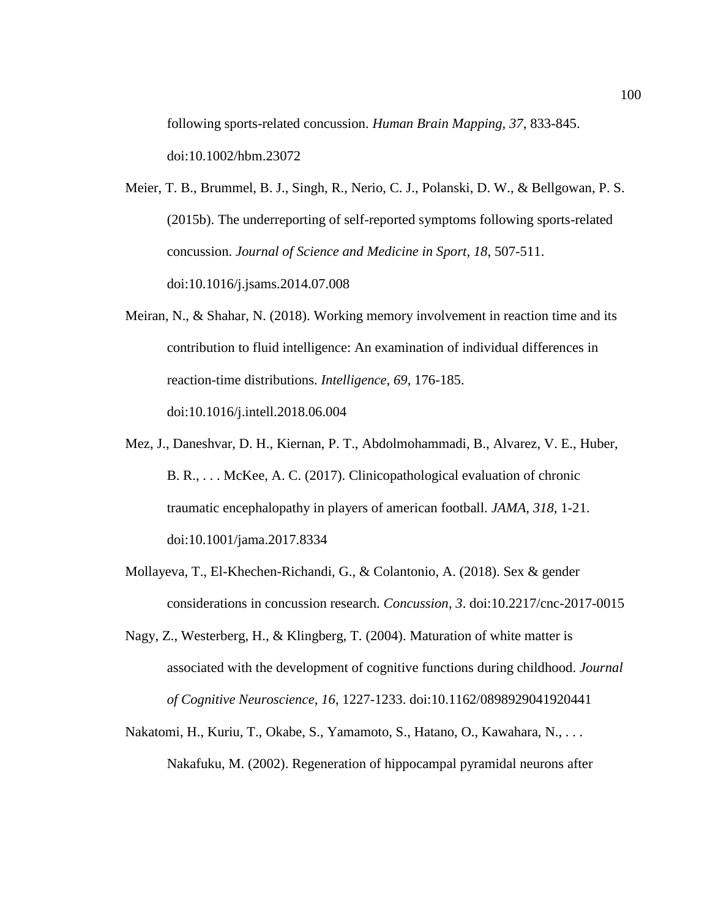following sports-related concussion. *Human Brain Mapping, 37*, 833-845. doi:10.1002/hbm.23072

Meier, T. B., Brummel, B. J., Singh, R., Nerio, C. J., Polanski, D. W., & Bellgowan, P. S. (2015b). The underreporting of self-reported symptoms following sports-related concussion. *Journal of Science and Medicine in Sport, 18*, 507-511. doi:10.1016/j.jsams.2014.07.008

Meiran, N., & Shahar, N. (2018). Working memory involvement in reaction time and its contribution to fluid intelligence: An examination of individual differences in reaction-time distributions. *Intelligence, 69*, 176-185. doi:10.1016/j.intell.2018.06.004

Mez, J., Daneshvar, D. H., Kiernan, P. T., Abdolmohammadi, B., Alvarez, V. E., Huber, B. R., . . . McKee, A. C. (2017). Clinicopathological evaluation of chronic traumatic encephalopathy in players of american football. *JAMA, 318*, 1-21. doi:10.1001/jama.2017.8334

Mollayeva, T., El-Khechen-Richandi, G., & Colantonio, A. (2018). Sex & gender considerations in concussion research. *Concussion, 3*. doi:10.2217/cnc-2017-0015

Nagy, Z., Westerberg, H., & Klingberg, T. (2004). Maturation of white matter is associated with the development of cognitive functions during childhood. *Journal of Cognitive Neuroscience, 16*, 1227-1233. doi:10.1162/0898929041920441

Nakatomi, H., Kuriu, T., Okabe, S., Yamamoto, S., Hatano, O., Kawahara, N., . . . Nakafuku, M. (2002). Regeneration of hippocampal pyramidal neurons after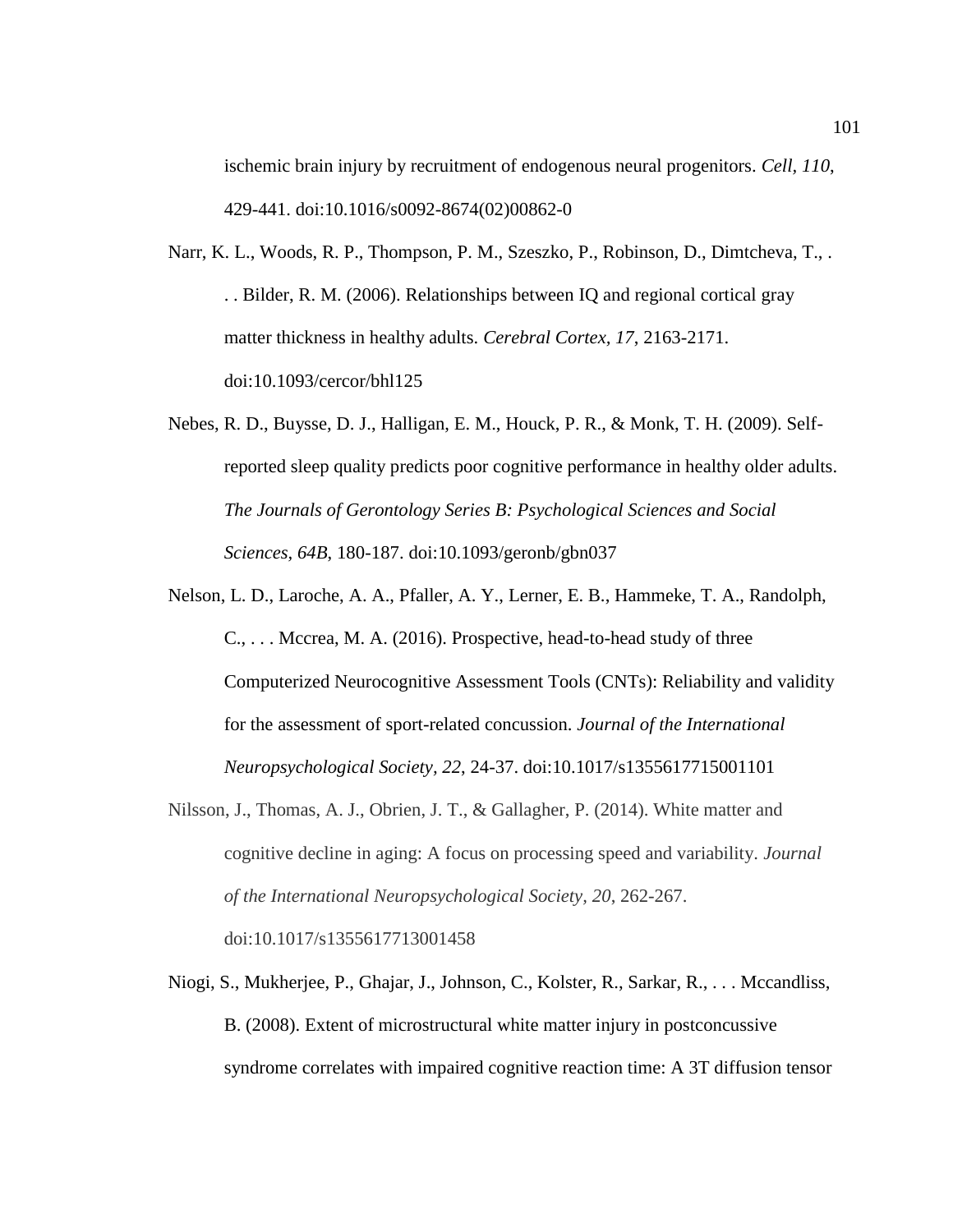ischemic brain injury by recruitment of endogenous neural progenitors. *Cell, 110*, 429-441. doi:10.1016/s0092-8674(02)00862-0

Narr, K. L., Woods, R. P., Thompson, P. M., Szeszko, P., Robinson, D., Dimtcheva, T., . . . Bilder, R. M. (2006). Relationships between IQ and regional cortical gray matter thickness in healthy adults. *Cerebral Cortex, 17*, 2163-2171. doi:10.1093/cercor/bhl125

Nebes, R. D., Buysse, D. J., Halligan, E. M., Houck, P. R., & Monk, T. H. (2009). Self-reported sleep quality predicts poor cognitive performance in healthy older adults. *The Journals of Gerontology Series B: Psychological Sciences and Social Sciences, 64B*, 180-187. doi:10.1093/geronb/gbn037

Nelson, L. D., Laroche, A. A., Pfaller, A. Y., Lerner, E. B., Hammeke, T. A., Randolph, C., . . . Mccrea, M. A. (2016). Prospective, head-to-head study of three Computerized Neurocognitive Assessment Tools (CNTs): Reliability and validity for the assessment of sport-related concussion. *Journal of the International Neuropsychological Society, 22*, 24-37. doi:10.1017/s1355617715001101

Nilsson, J., Thomas, A. J., Obrien, J. T., & Gallagher, P. (2014). White matter and cognitive decline in aging: A focus on processing speed and variability. *Journal of the International Neuropsychological Society, 20*, 262-267. doi:10.1017/s1355617713001458

Niogi, S., Mukherjee, P., Ghajar, J., Johnson, C., Kolster, R., Sarkar, R., . . . Mccandliss, B. (2008). Extent of microstructural white matter injury in postconcussive syndrome correlates with impaired cognitive reaction time: A 3T diffusion tensor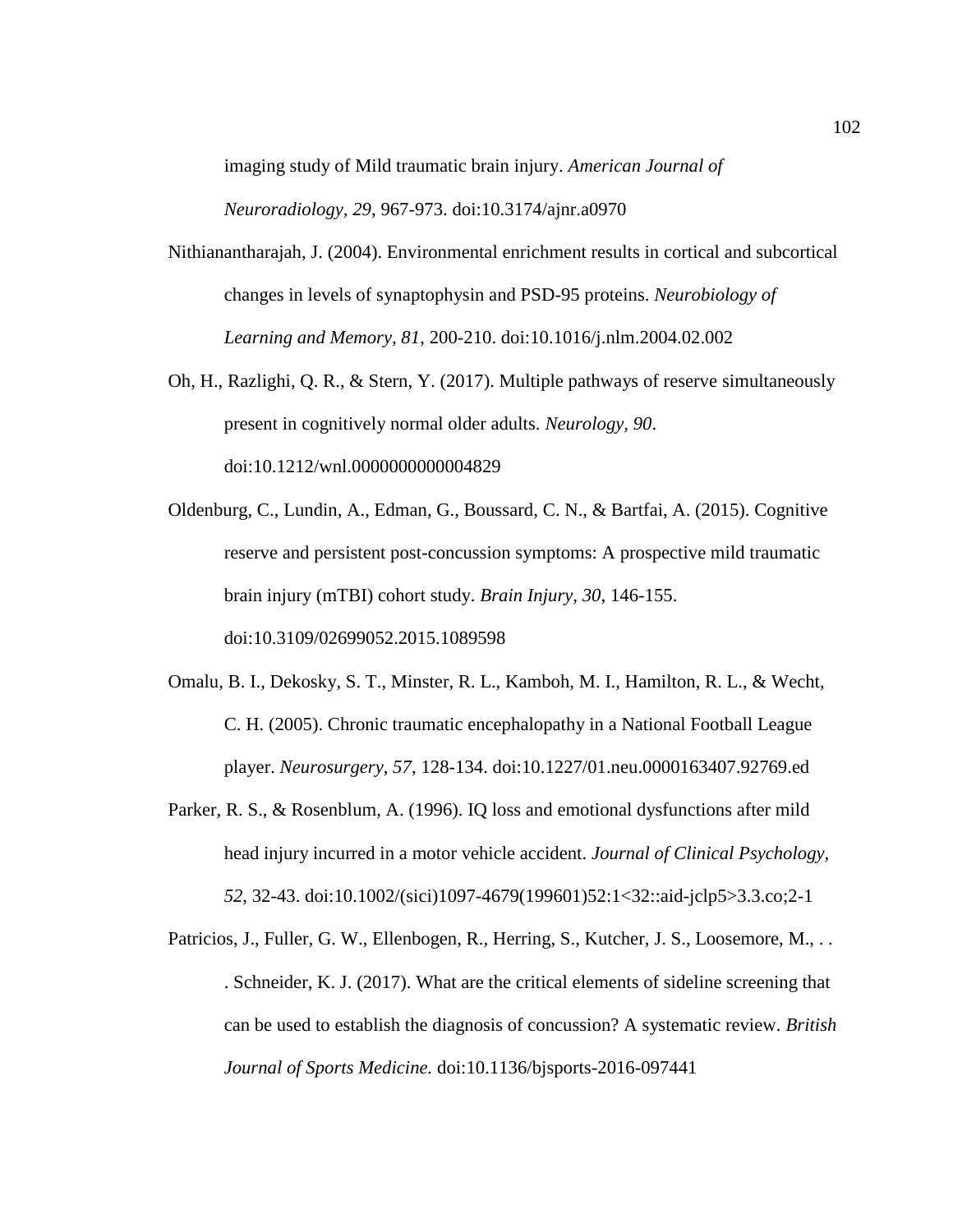imaging study of Mild traumatic brain injury. *American Journal of Neuroradiology, 29*, 967-973. doi:10.3174/ajnr.a0970

Nithianantharajah, J. (2004). Environmental enrichment results in cortical and subcortical changes in levels of synaptophysin and PSD-95 proteins. *Neurobiology of Learning and Memory, 81*, 200-210. doi:10.1016/j.nlm.2004.02.002

Oh, H., Razlighi, Q. R., & Stern, Y. (2017). Multiple pathways of reserve simultaneously present in cognitively normal older adults. *Neurology, 90*. doi:10.1212/wnl.0000000000004829

Oldenburg, C., Lundin, A., Edman, G., Boussard, C. N., & Bartfai, A. (2015). Cognitive reserve and persistent post-concussion symptoms: A prospective mild traumatic brain injury (mTBI) cohort study. *Brain Injury, 30*, 146-155. doi:10.3109/02699052.2015.1089598

Omalu, B. I., Dekosky, S. T., Minster, R. L., Kamboh, M. I., Hamilton, R. L., & Wecht, C. H. (2005). Chronic traumatic encephalopathy in a National Football League player. *Neurosurgery, 57*, 128-134. doi:10.1227/01.neu.0000163407.92769.ed

Parker, R. S., & Rosenblum, A. (1996). IQ loss and emotional dysfunctions after mild head injury incurred in a motor vehicle accident. *Journal of Clinical Psychology, 52*, 32-43. doi:10.1002/(sici)1097-4679(199601)52:1<32::aid-jclp5>3.3.co;2-1

Patricios, J., Fuller, G. W., Ellenbogen, R., Herring, S., Kutcher, J. S., Loosemore, M., . . . Schneider, K. J. (2017). What are the critical elements of sideline screening that can be used to establish the diagnosis of concussion? A systematic review. *British Journal of Sports Medicine.* doi:10.1136/bjsports-2016-097441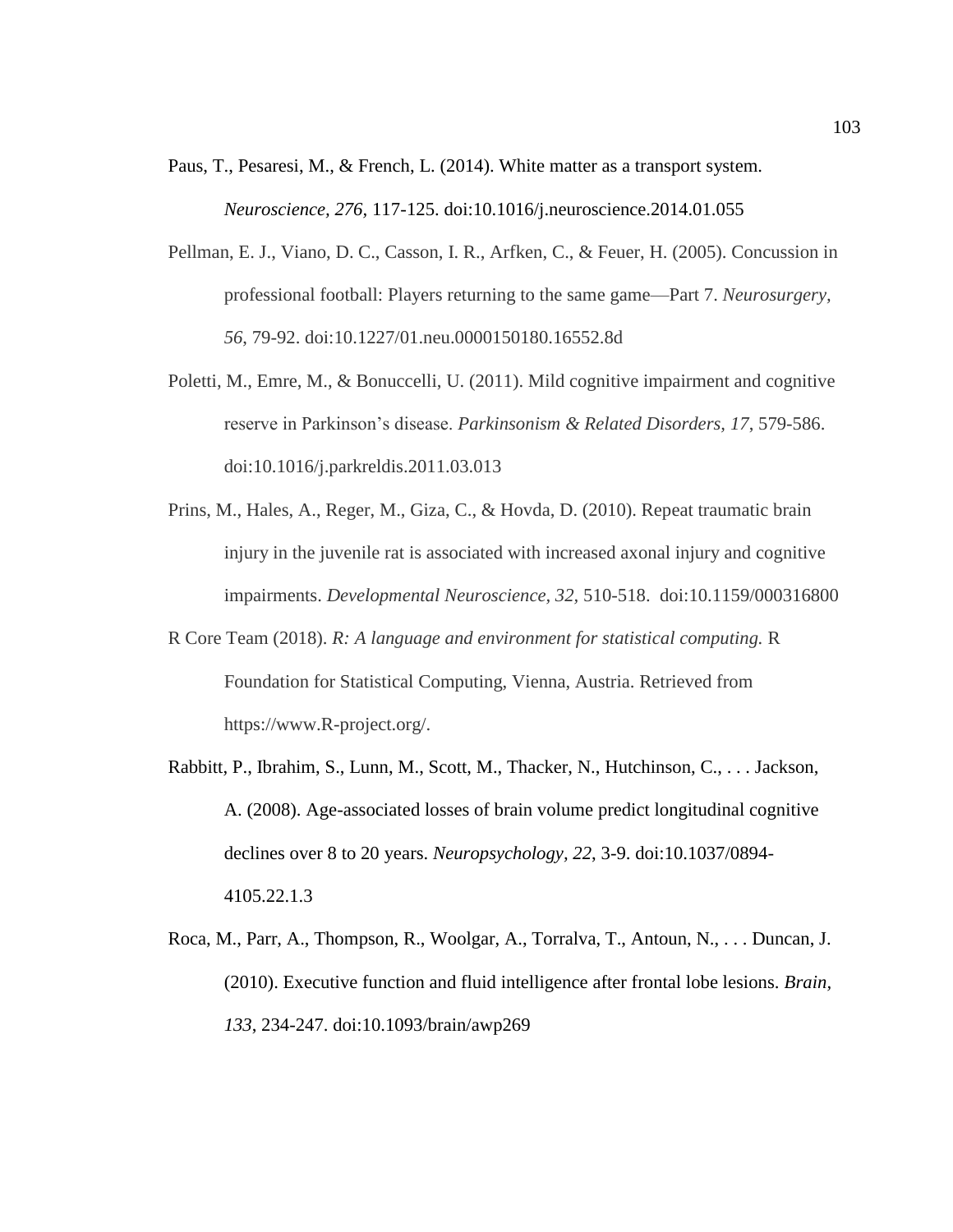Paus, T., Pesaresi, M., & French, L. (2014). White matter as a transport system. *Neuroscience, 276*, 117-125. doi:10.1016/j.neuroscience.2014.01.055

Pellman, E. J., Viano, D. C., Casson, I. R., Arfken, C., & Feuer, H. (2005). Concussion in professional football: Players returning to the same game—Part 7. *Neurosurgery, 56*, 79-92. doi:10.1227/01.neu.0000150180.16552.8d

Poletti, M., Emre, M., & Bonuccelli, U. (2011). Mild cognitive impairment and cognitive reserve in Parkinson's disease. *Parkinsonism & Related Disorders, 17*, 579-586. doi:10.1016/j.parkreldis.2011.03.013

Prins, M., Hales, A., Reger, M., Giza, C., & Hovda, D. (2010). Repeat traumatic brain injury in the juvenile rat is associated with increased axonal injury and cognitive impairments. *Developmental Neuroscience, 32*, 510-518. doi:10.1159/000316800

R Core Team (2018). *R: A language and environment for statistical computing.* R Foundation for Statistical Computing, Vienna, Austria. Retrieved from https://www.R-project.org/.

Rabbitt, P., Ibrahim, S., Lunn, M., Scott, M., Thacker, N., Hutchinson, C., . . . Jackson, A. (2008). Age-associated losses of brain volume predict longitudinal cognitive declines over 8 to 20 years. *Neuropsychology, 22*, 3-9. doi:10.1037/0894-4105.22.1.3

Roca, M., Parr, A., Thompson, R., Woolgar, A., Torralva, T., Antoun, N., . . . Duncan, J. (2010). Executive function and fluid intelligence after frontal lobe lesions. *Brain, 133*, 234-247. doi:10.1093/brain/awp269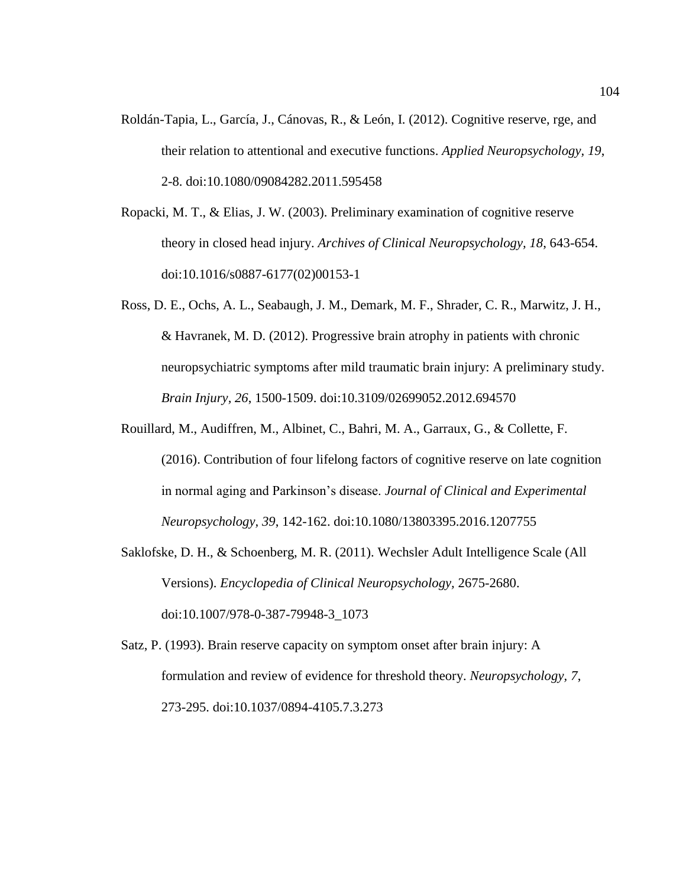Roldán-Tapia, L., García, J., Cánovas, R., & León, I. (2012). Cognitive reserve, rge, and their relation to attentional and executive functions. *Applied Neuropsychology, 19*, 2-8. doi:10.1080/09084282.2011.595458

Ropacki, M. T., & Elias, J. W. (2003). Preliminary examination of cognitive reserve theory in closed head injury. *Archives of Clinical Neuropsychology, 18*, 643-654. doi:10.1016/s0887-6177(02)00153-1

Ross, D. E., Ochs, A. L., Seabaugh, J. M., Demark, M. F., Shrader, C. R., Marwitz, J. H., & Havranek, M. D. (2012). Progressive brain atrophy in patients with chronic neuropsychiatric symptoms after mild traumatic brain injury: A preliminary study. *Brain Injury, 26*, 1500-1509. doi:10.3109/02699052.2012.694570

Rouillard, M., Audiffren, M., Albinet, C., Bahri, M. A., Garraux, G., & Collette, F. (2016). Contribution of four lifelong factors of cognitive reserve on late cognition in normal aging and Parkinson's disease. *Journal of Clinical and Experimental Neuropsychology, 39*, 142-162. doi:10.1080/13803395.2016.1207755

Saklofske, D. H., & Schoenberg, M. R. (2011). Wechsler Adult Intelligence Scale (All Versions). *Encyclopedia of Clinical Neuropsychology,* 2675-2680. doi:10.1007/978-0-387-79948-3_1073

Satz, P. (1993). Brain reserve capacity on symptom onset after brain injury: A formulation and review of evidence for threshold theory. *Neuropsychology, 7*, 273-295. doi:10.1037/0894-4105.7.3.273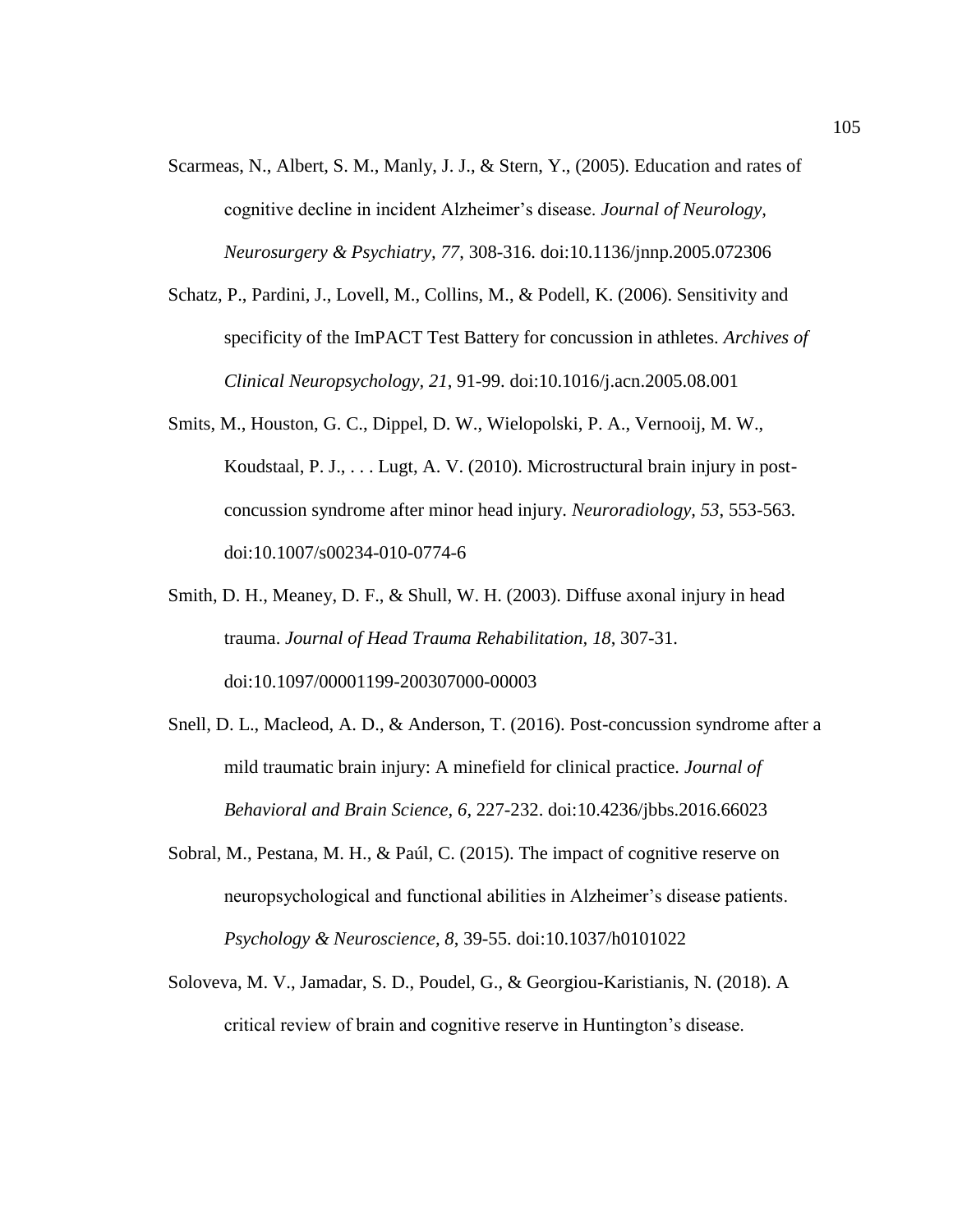Scarmeas, N., Albert, S. M., Manly, J. J., & Stern, Y., (2005). Education and rates of cognitive decline in incident Alzheimer's disease. *Journal of Neurology, Neurosurgery & Psychiatry, 77*, 308-316. doi:10.1136/jnnp.2005.072306

Schatz, P., Pardini, J., Lovell, M., Collins, M., & Podell, K. (2006). Sensitivity and specificity of the ImPACT Test Battery for concussion in athletes. *Archives of Clinical Neuropsychology, 21*, 91-99. doi:10.1016/j.acn.2005.08.001

Smits, M., Houston, G. C., Dippel, D. W., Wielopolski, P. A., Vernooij, M. W., Koudstaal, P. J., . . . Lugt, A. V. (2010). Microstructural brain injury in post-concussion syndrome after minor head injury. *Neuroradiology, 53*, 553-563. doi:10.1007/s00234-010-0774-6

Smith, D. H., Meaney, D. F., & Shull, W. H. (2003). Diffuse axonal injury in head trauma. *Journal of Head Trauma Rehabilitation, 18*, 307-31. doi:10.1097/00001199-200307000-00003

Snell, D. L., Macleod, A. D., & Anderson, T. (2016). Post-concussion syndrome after a mild traumatic brain injury: A minefield for clinical practice. *Journal of Behavioral and Brain Science, 6*, 227-232. doi:10.4236/jbbs.2016.66023

Sobral, M., Pestana, M. H., & Paúl, C. (2015). The impact of cognitive reserve on neuropsychological and functional abilities in Alzheimer's disease patients. *Psychology & Neuroscience, 8*, 39-55. doi:10.1037/h0101022

Soloveva, M. V., Jamadar, S. D., Poudel, G., & Georgiou-Karistianis, N. (2018). A critical review of brain and cognitive reserve in Huntington's disease.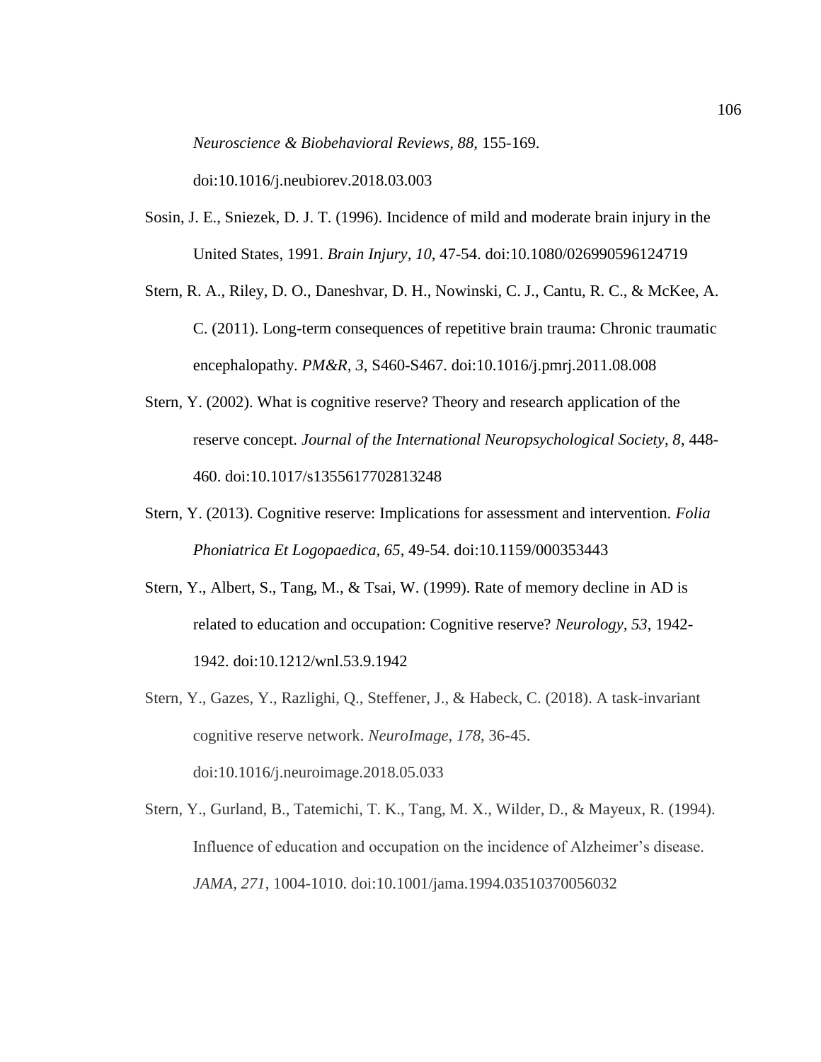*Neuroscience & Biobehavioral Reviews, 88*, 155-169. doi:10.1016/j.neubiorev.2018.03.003

Sosin, J. E., Sniezek, D. J. T. (1996). Incidence of mild and moderate brain injury in the United States, 1991. *Brain Injury, 10*, 47-54. doi:10.1080/026990596124719

Stern, R. A., Riley, D. O., Daneshvar, D. H., Nowinski, C. J., Cantu, R. C., & McKee, A. C. (2011). Long-term consequences of repetitive brain trauma: Chronic traumatic encephalopathy. *PM&R, 3*, S460-S467. doi:10.1016/j.pmrj.2011.08.008

Stern, Y. (2002). What is cognitive reserve? Theory and research application of the reserve concept. *Journal of the International Neuropsychological Society, 8*, 448-460. doi:10.1017/s1355617702813248

Stern, Y. (2013). Cognitive reserve: Implications for assessment and intervention. *Folia Phoniatrica Et Logopaedica, 65*, 49-54. doi:10.1159/000353443

Stern, Y., Albert, S., Tang, M., & Tsai, W. (1999). Rate of memory decline in AD is related to education and occupation: Cognitive reserve? *Neurology, 53*, 1942-1942. doi:10.1212/wnl.53.9.1942

Stern, Y., Gazes, Y., Razlighi, Q., Steffener, J., & Habeck, C. (2018). A task-invariant cognitive reserve network. *NeuroImage, 178*, 36-45. doi:10.1016/j.neuroimage.2018.05.033

Stern, Y., Gurland, B., Tatemichi, T. K., Tang, M. X., Wilder, D., & Mayeux, R. (1994). Influence of education and occupation on the incidence of Alzheimer's disease. *JAMA, 271*, 1004-1010. doi:10.1001/jama.1994.03510370056032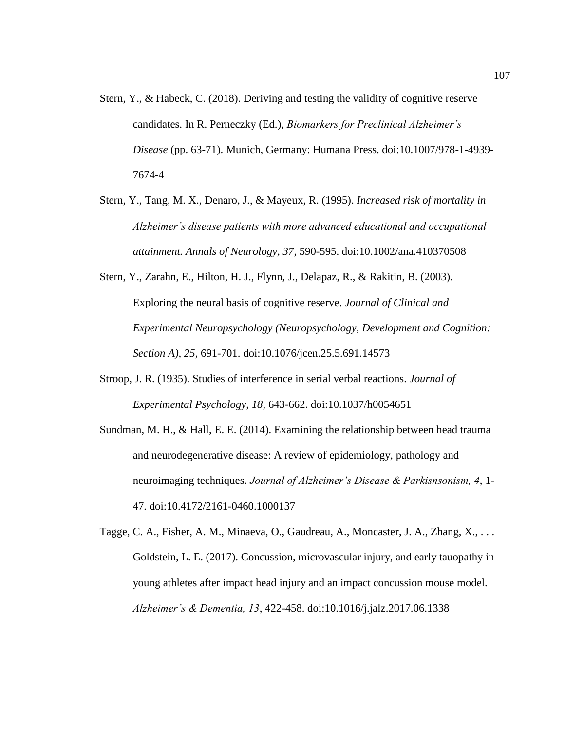Stern, Y., & Habeck, C. (2018). Deriving and testing the validity of cognitive reserve candidates. In R. Perneczky (Ed.), *Biomarkers for Preclinical Alzheimer's Disease* (pp. 63-71). Munich, Germany: Humana Press. doi:10.1007/978-1-4939-7674-4

Stern, Y., Tang, M. X., Denaro, J., & Mayeux, R. (1995). *Increased risk of mortality in Alzheimer's disease patients with more advanced educational and occupational attainment. Annals of Neurology, 37*, 590-595. doi:10.1002/ana.410370508

Stern, Y., Zarahn, E., Hilton, H. J., Flynn, J., Delapaz, R., & Rakitin, B. (2003). Exploring the neural basis of cognitive reserve. *Journal of Clinical and Experimental Neuropsychology (Neuropsychology, Development and Cognition: Section A), 25*, 691-701. doi:10.1076/jcen.25.5.691.14573

Stroop, J. R. (1935). Studies of interference in serial verbal reactions. *Journal of Experimental Psychology, 18*, 643-662. doi:10.1037/h0054651

Sundman, M. H., & Hall, E. E. (2014). Examining the relationship between head trauma and neurodegenerative disease: A review of epidemiology, pathology and neuroimaging techniques. *Journal of Alzheimer's Disease & Parkisnsonism, 4*, 1-47. doi:10.4172/2161-0460.1000137

Tagge, C. A., Fisher, A. M., Minaeva, O., Gaudreau, A., Moncaster, J. A., Zhang, X., . . . Goldstein, L. E. (2017). Concussion, microvascular injury, and early tauopathy in young athletes after impact head injury and an impact concussion mouse model. *Alzheimer's & Dementia, 13*, 422-458. doi:10.1016/j.jalz.2017.06.1338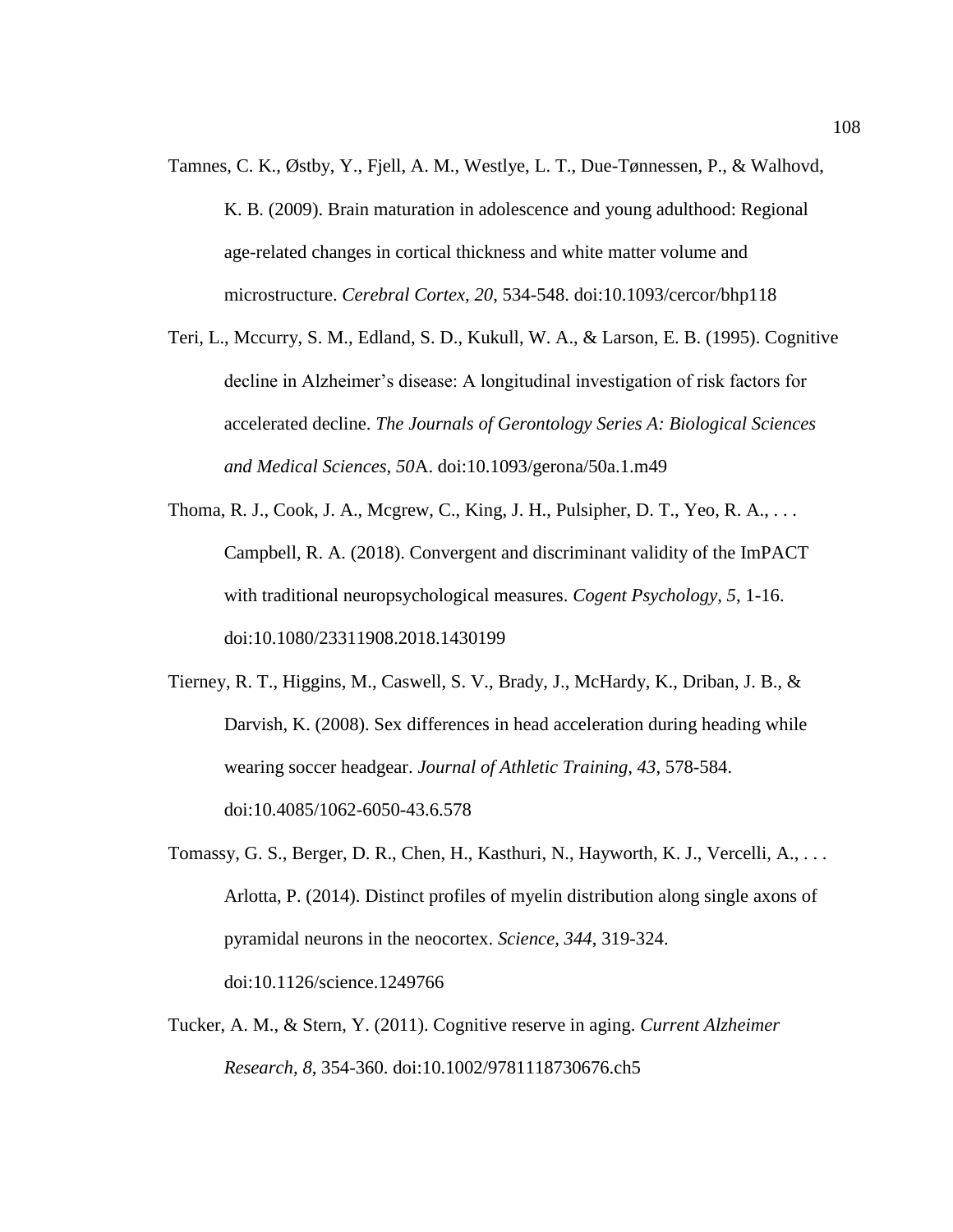Tamnes, C. K., Østby, Y., Fjell, A. M., Westlye, L. T., Due-Tønnessen, P., & Walhovd, K. B. (2009). Brain maturation in adolescence and young adulthood: Regional age-related changes in cortical thickness and white matter volume and microstructure. *Cerebral Cortex, 20*, 534-548. doi:10.1093/cercor/bhp118

Teri, L., Mccurry, S. M., Edland, S. D., Kukull, W. A., & Larson, E. B. (1995). Cognitive decline in Alzheimer's disease: A longitudinal investigation of risk factors for accelerated decline. *The Journals of Gerontology Series A: Biological Sciences and Medical Sciences, 50*A. doi:10.1093/gerona/50a.1.m49

Thoma, R. J., Cook, J. A., Mcgrew, C., King, J. H., Pulsipher, D. T., Yeo, R. A., . . . Campbell, R. A. (2018). Convergent and discriminant validity of the ImPACT with traditional neuropsychological measures. *Cogent Psychology, 5*, 1-16. doi:10.1080/23311908.2018.1430199

Tierney, R. T., Higgins, M., Caswell, S. V., Brady, J., McHardy, K., Driban, J. B., & Darvish, K. (2008). Sex differences in head acceleration during heading while wearing soccer headgear. *Journal of Athletic Training, 43*, 578-584. doi:10.4085/1062-6050-43.6.578

Tomassy, G. S., Berger, D. R., Chen, H., Kasthuri, N., Hayworth, K. J., Vercelli, A., . . . Arlotta, P. (2014). Distinct profiles of myelin distribution along single axons of pyramidal neurons in the neocortex. *Science, 344*, 319-324. doi:10.1126/science.1249766

Tucker, A. M., & Stern, Y. (2011). Cognitive reserve in aging. *Current Alzheimer Research, 8*, 354-360. doi:10.1002/9781118730676.ch5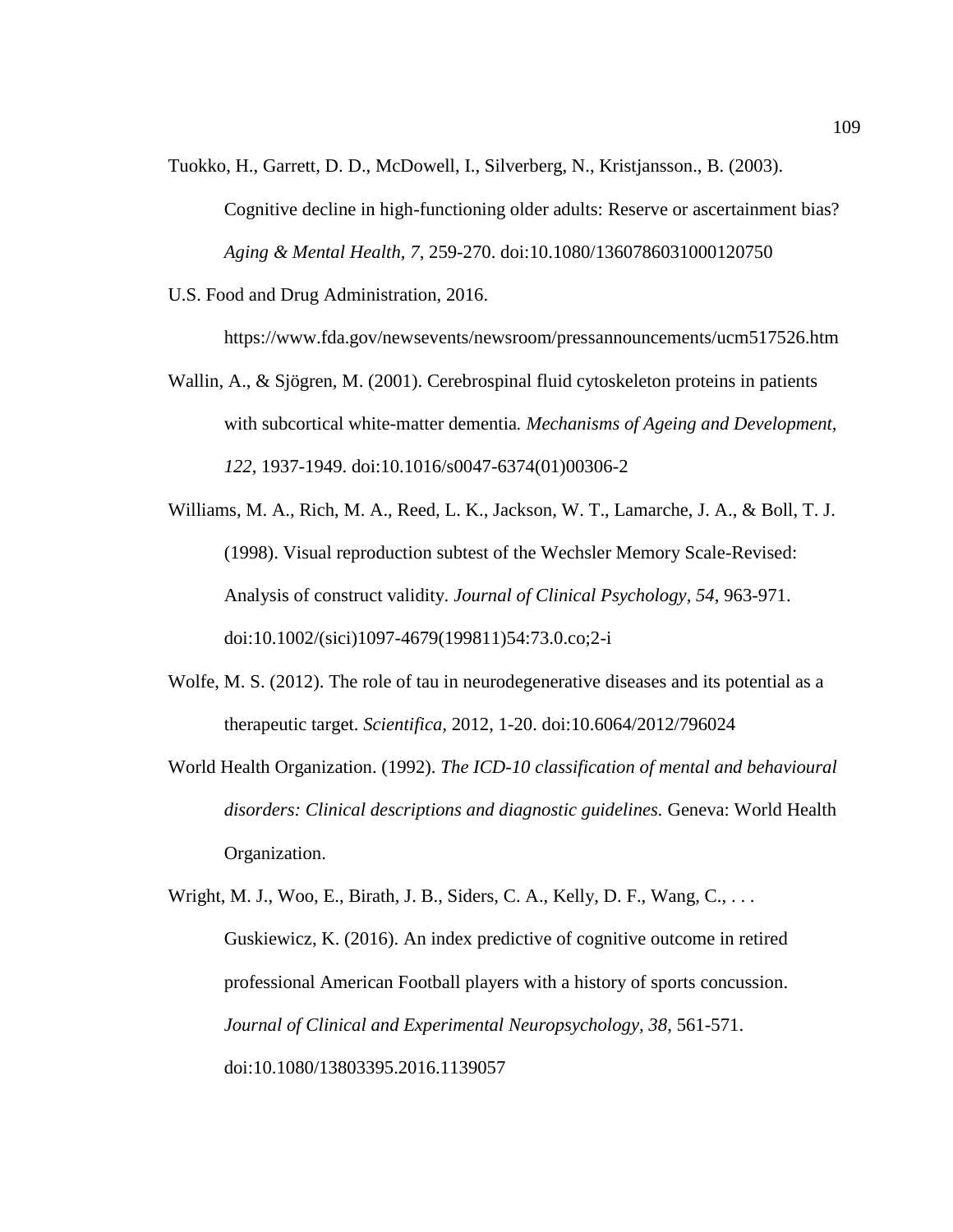Tuokko, H., Garrett, D. D., McDowell, I., Silverberg, N., Kristjansson., B. (2003). Cognitive decline in high-functioning older adults: Reserve or ascertainment bias? *Aging & Mental Health, 7*, 259-270. doi:10.1080/1360786031000120750

U.S. Food and Drug Administration, 2016. https://www.fda.gov/newsevents/newsroom/pressannouncements/ucm517526.htm

Wallin, A., & Sjögren, M. (2001). Cerebrospinal fluid cytoskeleton proteins in patients with subcortical white-matter dementia*. Mechanisms of Ageing and Development, 122*, 1937-1949. doi:10.1016/s0047-6374(01)00306-2

Williams, M. A., Rich, M. A., Reed, L. K., Jackson, W. T., Lamarche, J. A., & Boll, T. J. (1998). Visual reproduction subtest of the Wechsler Memory Scale-Revised: Analysis of construct validity*. Journal of Clinical Psychology, 54*, 963-971. doi:10.1002/(sici)1097-4679(199811)54:73.0.co;2-i

Wolfe, M. S. (2012). The role of tau in neurodegenerative diseases and its potential as a therapeutic target. *Scientifica*, 2012, 1-20. doi:10.6064/2012/796024

World Health Organization. (1992). *The ICD-10 classification of mental and behavioural disorders: Clinical descriptions and diagnostic guidelines.* Geneva: World Health Organization.

Wright, M. J., Woo, E., Birath, J. B., Siders, C. A., Kelly, D. F., Wang, C., . . . Guskiewicz, K. (2016). An index predictive of cognitive outcome in retired professional American Football players with a history of sports concussion. *Journal of Clinical and Experimental Neuropsychology, 38*, 561-571. doi:10.1080/13803395.2016.1139057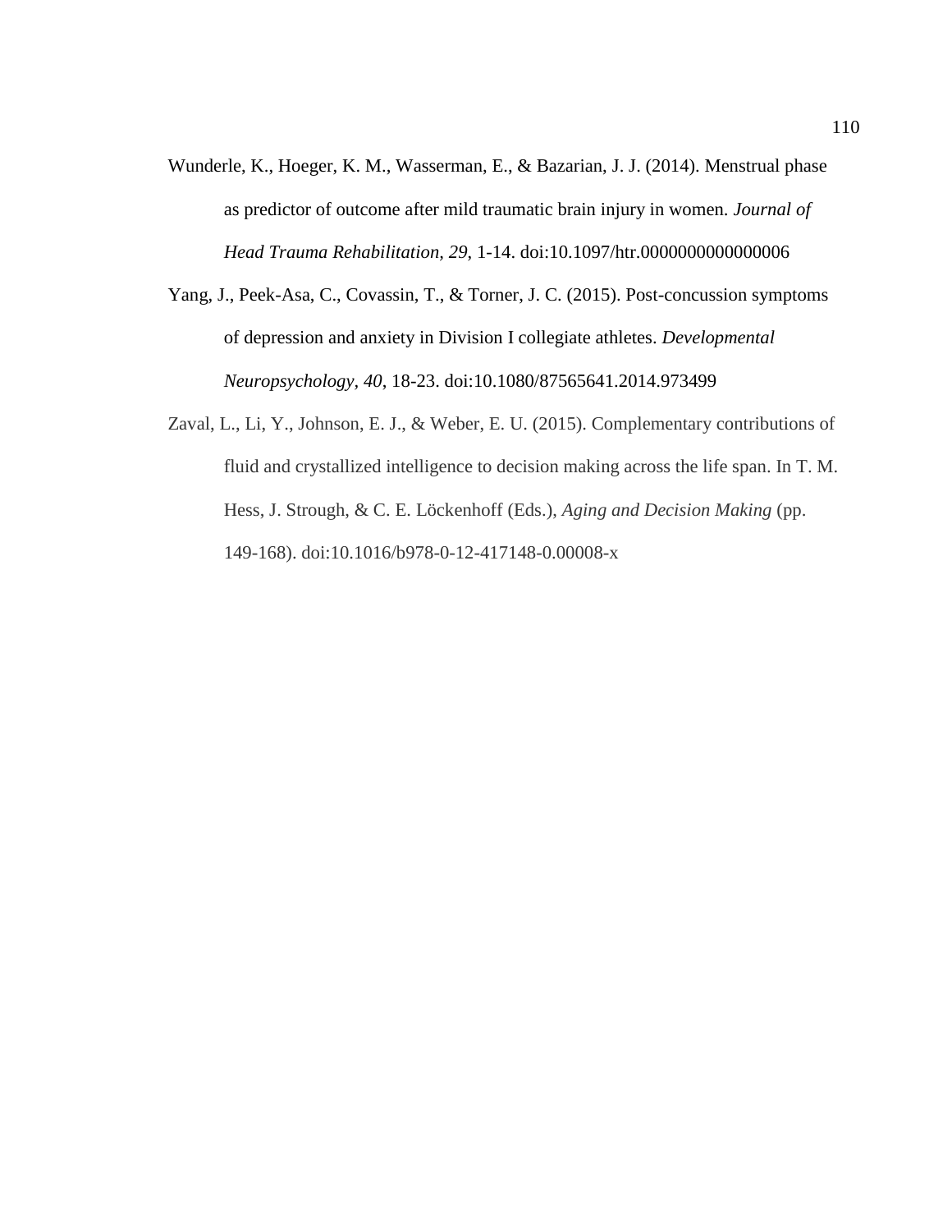Wunderle, K., Hoeger, K. M., Wasserman, E., & Bazarian, J. J. (2014). Menstrual phase as predictor of outcome after mild traumatic brain injury in women. *Journal of Head Trauma Rehabilitation, 29*, 1-14. doi:10.1097/htr.0000000000000006

Yang, J., Peek-Asa, C., Covassin, T., & Torner, J. C. (2015). Post-concussion symptoms of depression and anxiety in Division I collegiate athletes. *Developmental Neuropsychology, 40*, 18-23. doi:10.1080/87565641.2014.973499

Zaval, L., Li, Y., Johnson, E. J., & Weber, E. U. (2015). Complementary contributions of fluid and crystallized intelligence to decision making across the life span. In T. M. Hess, J. Strough, & C. E. Löckenhoff (Eds.), *Aging and Decision Making* (pp. 149-168). doi:10.1016/b978-0-12-417148-0.00008-x